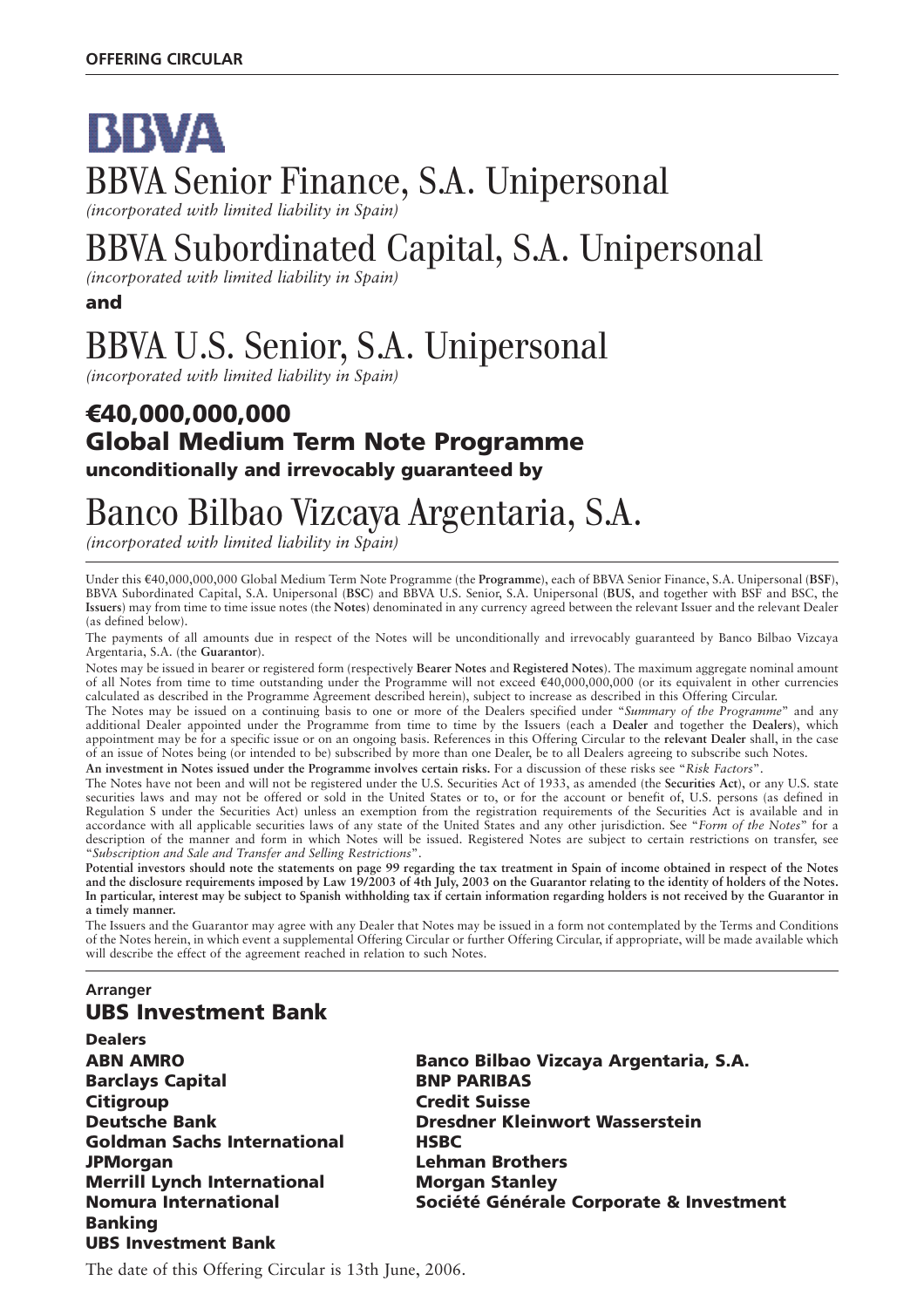**OFFERING CIRCULAR**

**BBVA**

# BBVA Senior Finance, S.A. Unipersonal

*(incorporated with limited liability in Spain)*

# BBVA Subordinated Capital, S.A. Unipersonal

*(incorporated with limited liability in Spain)*

**and**

# BBVA U.S. Senior, S.A. Unipersonal

*(incorporated with limited liability in Spain)*

## €40,000,000,000
## Global Medium Term Note Programme

**unconditionally and irrevocably guaranteed by**

# Banco Bilbao Vizcaya Argentaria, S.A.

*(incorporated with limited liability in Spain)*

---

Under this €40,000,000,000 Global Medium Term Note Programme (the **Programme**), each of BBVA Senior Finance, S.A. Unipersonal (**BSF**), BBVA Subordinated Capital, S.A. Unipersonal (**BSC**) and BBVA U.S. Senior, S.A. Unipersonal (**BUS**, and together with BSF and BSC, the **Issuers**) may from time to time issue notes (the **Notes**) denominated in any currency agreed between the relevant Issuer and the relevant Dealer (as defined below).

The payments of all amounts due in respect of the Notes will be unconditionally and irrevocably guaranteed by Banco Bilbao Vizcaya Argentaria, S.A. (the **Guarantor**).

Notes may be issued in bearer or registered form (respectively **Bearer Notes** and **Registered Notes**). The maximum aggregate nominal amount of all Notes from time to time outstanding under the Programme will not exceed €40,000,000,000 (or its equivalent in other currencies calculated as described in the Programme Agreement described herein), subject to increase as described in this Offering Circular.

The Notes may be issued on a continuing basis to one or more of the Dealers specified under "*Summary of the Programme*" and any additional Dealer appointed under the Programme from time to time by the Issuers (each a **Dealer** and together the **Dealers**), which appointment may be for a specific issue or on an ongoing basis. References in this Offering Circular to the **relevant Dealer** shall, in the case of an issue of Notes being (or intended to be) subscribed by more than one Dealer, be to all Dealers agreeing to subscribe such Notes.

**An investment in Notes issued under the Programme involves certain risks.** For a discussion of these risks see "*Risk Factors*".

The Notes have not been and will not be registered under the U.S. Securities Act of 1933, as amended (the **Securities Act**), or any U.S. state securities laws and may not be offered or sold in the United States or to, or for the account or benefit of, U.S. persons (as defined in Regulation S under the Securities Act) unless an exemption from the registration requirements of the Securities Act is available and in accordance with all applicable securities laws of any state of the United States and any other jurisdiction. See "*Form of the Notes*" for a description of the manner and form in which Notes will be issued. Registered Notes are subject to certain restrictions on transfer, see "*Subscription and Sale and Transfer and Selling Restrictions*".

**Potential investors should note the statements on page 99 regarding the tax treatment in Spain of income obtained in respect of the Notes and the disclosure requirements imposed by Law 19/2003 of 4th July, 2003 on the Guarantor relating to the identity of holders of the Notes. In particular, interest may be subject to Spanish withholding tax if certain information regarding holders is not received by the Guarantor in a timely manner.**

The Issuers and the Guarantor may agree with any Dealer that Notes may be issued in a form not contemplated by the Terms and Conditions of the Notes herein, in which event a supplemental Offering Circular or further Offering Circular, if appropriate, will be made available which will describe the effect of the agreement reached in relation to such Notes.

---

**Arranger**

**UBS Investment Bank**

**Dealers**

**ABN AMRO**
**Banco Bilbao Vizcaya Argentaria, S.A.**
**Barclays Capital**
**BNP PARIBAS**
**Citigroup**
**Credit Suisse**
**Deutsche Bank**
**Dresdner Kleinwort Wasserstein**
**Goldman Sachs International**
**HSBC**
**JPMorgan**
**Lehman Brothers**
**Merrill Lynch International**
**Morgan Stanley**
**Nomura International**
**Société Générale Corporate & Investment Banking**
**UBS Investment Bank**

The date of this Offering Circular is 13th June, 2006.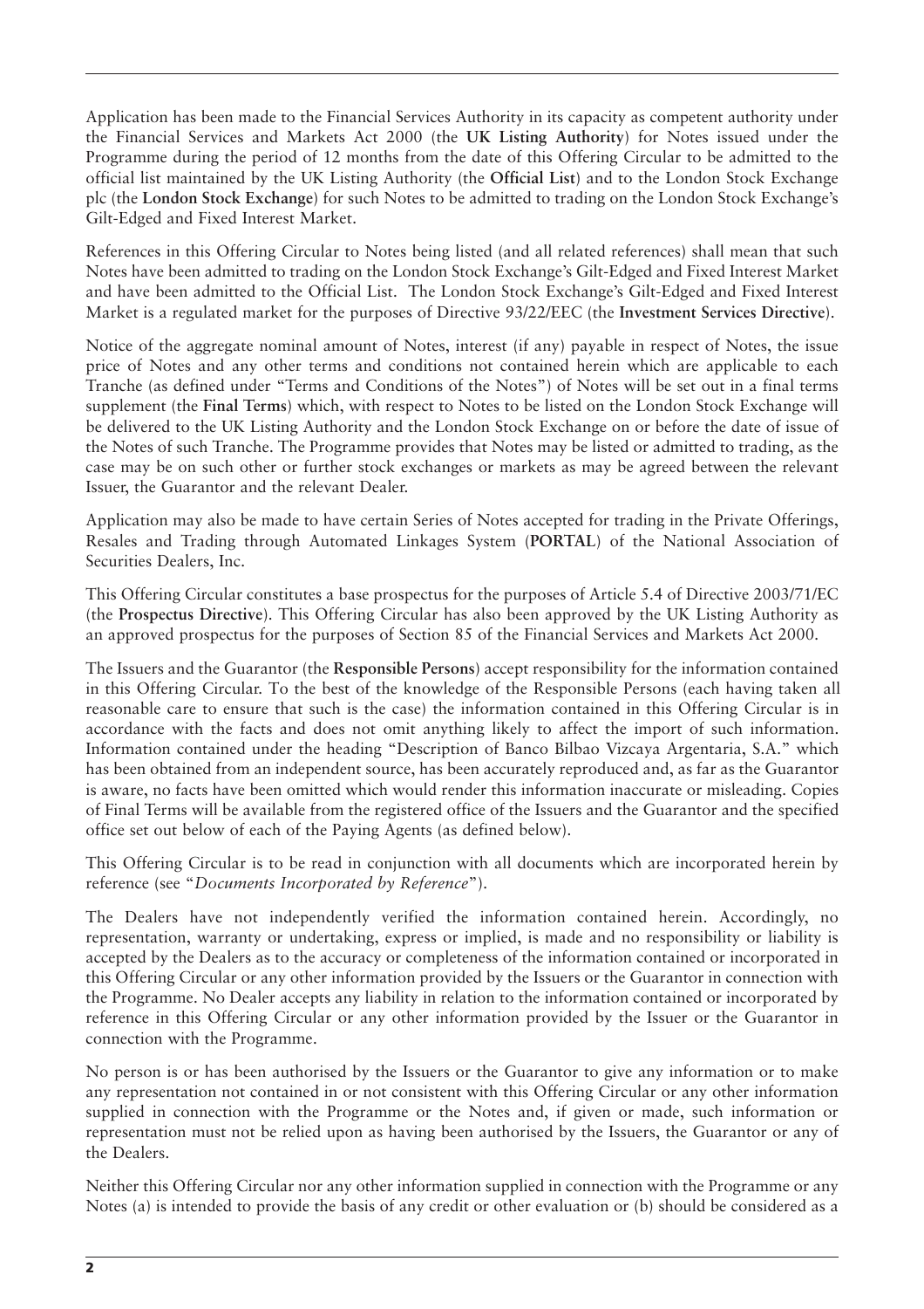Application has been made to the Financial Services Authority in its capacity as competent authority under the Financial Services and Markets Act 2000 (the **UK Listing Authority**) for Notes issued under the Programme during the period of 12 months from the date of this Offering Circular to be admitted to the official list maintained by the UK Listing Authority (the **Official List**) and to the London Stock Exchange plc (the **London Stock Exchange**) for such Notes to be admitted to trading on the London Stock Exchange's Gilt-Edged and Fixed Interest Market.

References in this Offering Circular to Notes being listed (and all related references) shall mean that such Notes have been admitted to trading on the London Stock Exchange's Gilt-Edged and Fixed Interest Market and have been admitted to the Official List. The London Stock Exchange's Gilt-Edged and Fixed Interest Market is a regulated market for the purposes of Directive 93/22/EEC (the **Investment Services Directive**).

Notice of the aggregate nominal amount of Notes, interest (if any) payable in respect of Notes, the issue price of Notes and any other terms and conditions not contained herein which are applicable to each Tranche (as defined under "Terms and Conditions of the Notes") of Notes will be set out in a final terms supplement (the **Final Terms**) which, with respect to Notes to be listed on the London Stock Exchange will be delivered to the UK Listing Authority and the London Stock Exchange on or before the date of issue of the Notes of such Tranche. The Programme provides that Notes may be listed or admitted to trading, as the case may be on such other or further stock exchanges or markets as may be agreed between the relevant Issuer, the Guarantor and the relevant Dealer.

Application may also be made to have certain Series of Notes accepted for trading in the Private Offerings, Resales and Trading through Automated Linkages System (**PORTAL**) of the National Association of Securities Dealers, Inc.

This Offering Circular constitutes a base prospectus for the purposes of Article 5.4 of Directive 2003/71/EC (the **Prospectus Directive**). This Offering Circular has also been approved by the UK Listing Authority as an approved prospectus for the purposes of Section 85 of the Financial Services and Markets Act 2000.

The Issuers and the Guarantor (the **Responsible Persons**) accept responsibility for the information contained in this Offering Circular. To the best of the knowledge of the Responsible Persons (each having taken all reasonable care to ensure that such is the case) the information contained in this Offering Circular is in accordance with the facts and does not omit anything likely to affect the import of such information. Information contained under the heading "Description of Banco Bilbao Vizcaya Argentaria, S.A." which has been obtained from an independent source, has been accurately reproduced and, as far as the Guarantor is aware, no facts have been omitted which would render this information inaccurate or misleading. Copies of Final Terms will be available from the registered office of the Issuers and the Guarantor and the specified office set out below of each of the Paying Agents (as defined below).

This Offering Circular is to be read in conjunction with all documents which are incorporated herein by reference (see "*Documents Incorporated by Reference*").

The Dealers have not independently verified the information contained herein. Accordingly, no representation, warranty or undertaking, express or implied, is made and no responsibility or liability is accepted by the Dealers as to the accuracy or completeness of the information contained or incorporated in this Offering Circular or any other information provided by the Issuers or the Guarantor in connection with the Programme. No Dealer accepts any liability in relation to the information contained or incorporated by reference in this Offering Circular or any other information provided by the Issuer or the Guarantor in connection with the Programme.

No person is or has been authorised by the Issuers or the Guarantor to give any information or to make any representation not contained in or not consistent with this Offering Circular or any other information supplied in connection with the Programme or the Notes and, if given or made, such information or representation must not be relied upon as having been authorised by the Issuers, the Guarantor or any of the Dealers.

Neither this Offering Circular nor any other information supplied in connection with the Programme or any Notes (a) is intended to provide the basis of any credit or other evaluation or (b) should be considered as a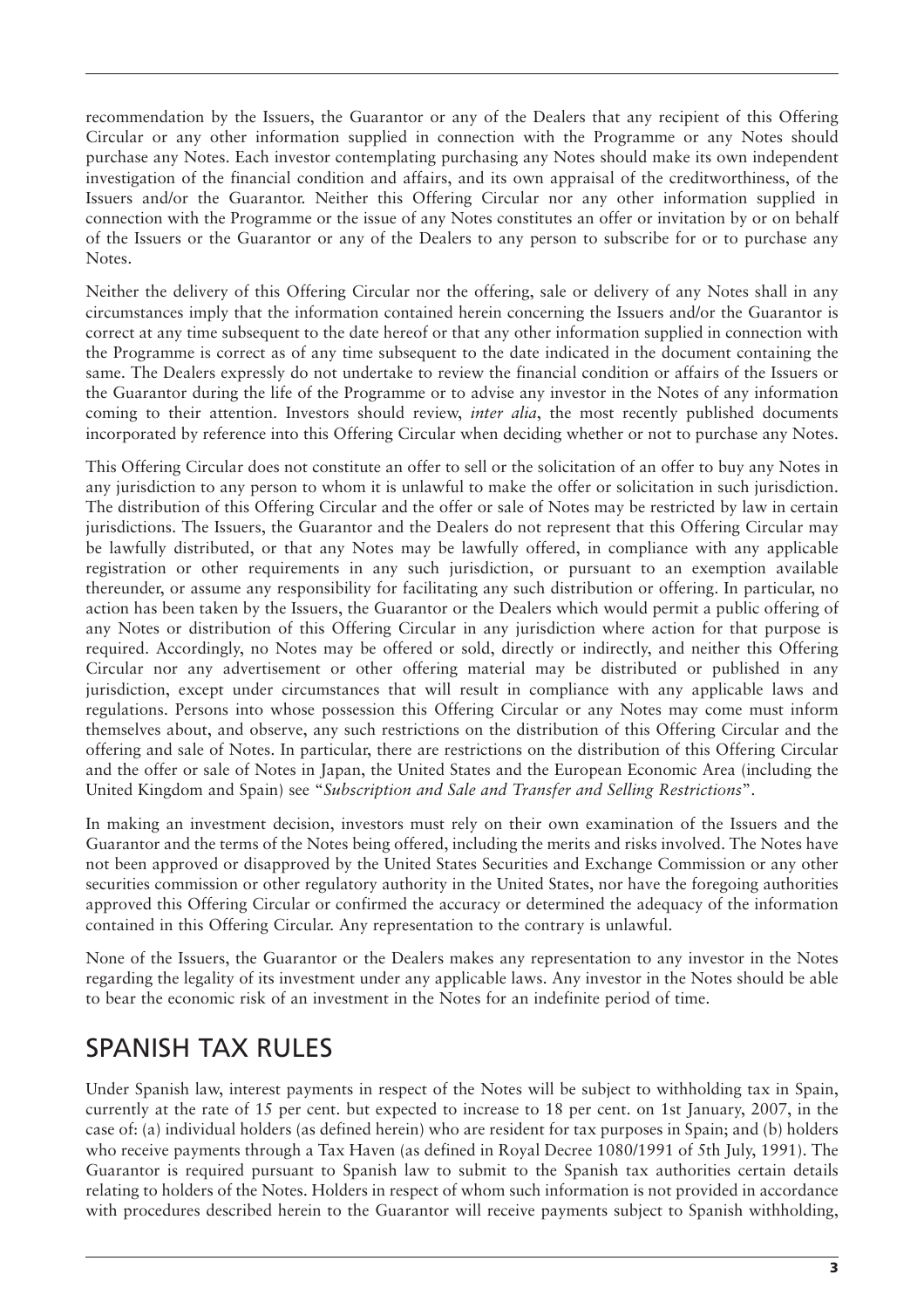recommendation by the Issuers, the Guarantor or any of the Dealers that any recipient of this Offering Circular or any other information supplied in connection with the Programme or any Notes should purchase any Notes. Each investor contemplating purchasing any Notes should make its own independent investigation of the financial condition and affairs, and its own appraisal of the creditworthiness, of the Issuers and/or the Guarantor. Neither this Offering Circular nor any other information supplied in connection with the Programme or the issue of any Notes constitutes an offer or invitation by or on behalf of the Issuers or the Guarantor or any of the Dealers to any person to subscribe for or to purchase any Notes.

Neither the delivery of this Offering Circular nor the offering, sale or delivery of any Notes shall in any circumstances imply that the information contained herein concerning the Issuers and/or the Guarantor is correct at any time subsequent to the date hereof or that any other information supplied in connection with the Programme is correct as of any time subsequent to the date indicated in the document containing the same. The Dealers expressly do not undertake to review the financial condition or affairs of the Issuers or the Guarantor during the life of the Programme or to advise any investor in the Notes of any information coming to their attention. Investors should review, *inter alia*, the most recently published documents incorporated by reference into this Offering Circular when deciding whether or not to purchase any Notes.

This Offering Circular does not constitute an offer to sell or the solicitation of an offer to buy any Notes in any jurisdiction to any person to whom it is unlawful to make the offer or solicitation in such jurisdiction. The distribution of this Offering Circular and the offer or sale of Notes may be restricted by law in certain jurisdictions. The Issuers, the Guarantor and the Dealers do not represent that this Offering Circular may be lawfully distributed, or that any Notes may be lawfully offered, in compliance with any applicable registration or other requirements in any such jurisdiction, or pursuant to an exemption available thereunder, or assume any responsibility for facilitating any such distribution or offering. In particular, no action has been taken by the Issuers, the Guarantor or the Dealers which would permit a public offering of any Notes or distribution of this Offering Circular in any jurisdiction where action for that purpose is required. Accordingly, no Notes may be offered or sold, directly or indirectly, and neither this Offering Circular nor any advertisement or other offering material may be distributed or published in any jurisdiction, except under circumstances that will result in compliance with any applicable laws and regulations. Persons into whose possession this Offering Circular or any Notes may come must inform themselves about, and observe, any such restrictions on the distribution of this Offering Circular and the offering and sale of Notes. In particular, there are restrictions on the distribution of this Offering Circular and the offer or sale of Notes in Japan, the United States and the European Economic Area (including the United Kingdom and Spain) see "*Subscription and Sale and Transfer and Selling Restrictions*".

In making an investment decision, investors must rely on their own examination of the Issuers and the Guarantor and the terms of the Notes being offered, including the merits and risks involved. The Notes have not been approved or disapproved by the United States Securities and Exchange Commission or any other securities commission or other regulatory authority in the United States, nor have the foregoing authorities approved this Offering Circular or confirmed the accuracy or determined the adequacy of the information contained in this Offering Circular. Any representation to the contrary is unlawful.

None of the Issuers, the Guarantor or the Dealers makes any representation to any investor in the Notes regarding the legality of its investment under any applicable laws. Any investor in the Notes should be able to bear the economic risk of an investment in the Notes for an indefinite period of time.

## SPANISH TAX RULES

Under Spanish law, interest payments in respect of the Notes will be subject to withholding tax in Spain, currently at the rate of 15 per cent. but expected to increase to 18 per cent. on 1st January, 2007, in the case of: (a) individual holders (as defined herein) who are resident for tax purposes in Spain; and (b) holders who receive payments through a Tax Haven (as defined in Royal Decree 1080/1991 of 5th July, 1991). The Guarantor is required pursuant to Spanish law to submit to the Spanish tax authorities certain details relating to holders of the Notes. Holders in respect of whom such information is not provided in accordance with procedures described herein to the Guarantor will receive payments subject to Spanish withholding,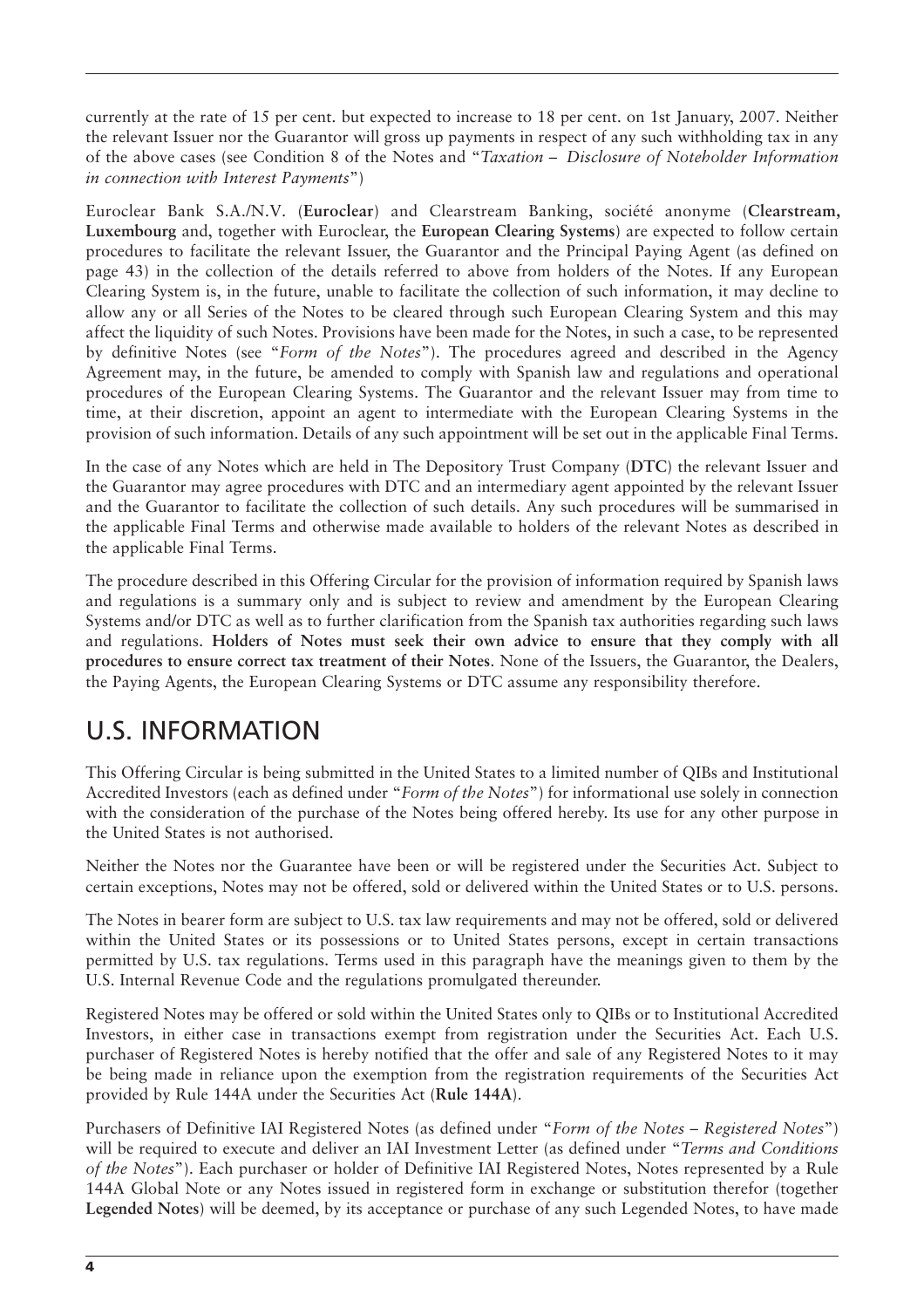currently at the rate of 15 per cent. but expected to increase to 18 per cent. on 1st January, 2007. Neither the relevant Issuer nor the Guarantor will gross up payments in respect of any such withholding tax in any of the above cases (see Condition 8 of the Notes and "*Taxation – Disclosure of Noteholder Information in connection with Interest Payments*")

Euroclear Bank S.A./N.V. (**Euroclear**) and Clearstream Banking, société anonyme (**Clearstream, Luxembourg** and, together with Euroclear, the **European Clearing Systems**) are expected to follow certain procedures to facilitate the relevant Issuer, the Guarantor and the Principal Paying Agent (as defined on page 43) in the collection of the details referred to above from holders of the Notes. If any European Clearing System is, in the future, unable to facilitate the collection of such information, it may decline to allow any or all Series of the Notes to be cleared through such European Clearing System and this may affect the liquidity of such Notes. Provisions have been made for the Notes, in such a case, to be represented by definitive Notes (see "*Form of the Notes*"). The procedures agreed and described in the Agency Agreement may, in the future, be amended to comply with Spanish law and regulations and operational procedures of the European Clearing Systems. The Guarantor and the relevant Issuer may from time to time, at their discretion, appoint an agent to intermediate with the European Clearing Systems in the provision of such information. Details of any such appointment will be set out in the applicable Final Terms.

In the case of any Notes which are held in The Depository Trust Company (**DTC**) the relevant Issuer and the Guarantor may agree procedures with DTC and an intermediary agent appointed by the relevant Issuer and the Guarantor to facilitate the collection of such details. Any such procedures will be summarised in the applicable Final Terms and otherwise made available to holders of the relevant Notes as described in the applicable Final Terms.

The procedure described in this Offering Circular for the provision of information required by Spanish laws and regulations is a summary only and is subject to review and amendment by the European Clearing Systems and/or DTC as well as to further clarification from the Spanish tax authorities regarding such laws and regulations. **Holders of Notes must seek their own advice to ensure that they comply with all procedures to ensure correct tax treatment of their Notes**. None of the Issuers, the Guarantor, the Dealers, the Paying Agents, the European Clearing Systems or DTC assume any responsibility therefore.

## U.S. INFORMATION

This Offering Circular is being submitted in the United States to a limited number of QIBs and Institutional Accredited Investors (each as defined under "*Form of the Notes*") for informational use solely in connection with the consideration of the purchase of the Notes being offered hereby. Its use for any other purpose in the United States is not authorised.

Neither the Notes nor the Guarantee have been or will be registered under the Securities Act. Subject to certain exceptions, Notes may not be offered, sold or delivered within the United States or to U.S. persons.

The Notes in bearer form are subject to U.S. tax law requirements and may not be offered, sold or delivered within the United States or its possessions or to United States persons, except in certain transactions permitted by U.S. tax regulations. Terms used in this paragraph have the meanings given to them by the U.S. Internal Revenue Code and the regulations promulgated thereunder.

Registered Notes may be offered or sold within the United States only to QIBs or to Institutional Accredited Investors, in either case in transactions exempt from registration under the Securities Act. Each U.S. purchaser of Registered Notes is hereby notified that the offer and sale of any Registered Notes to it may be being made in reliance upon the exemption from the registration requirements of the Securities Act provided by Rule 144A under the Securities Act (**Rule 144A**).

Purchasers of Definitive IAI Registered Notes (as defined under "*Form of the Notes – Registered Notes*") will be required to execute and deliver an IAI Investment Letter (as defined under "*Terms and Conditions of the Notes*"). Each purchaser or holder of Definitive IAI Registered Notes, Notes represented by a Rule 144A Global Note or any Notes issued in registered form in exchange or substitution therefor (together **Legended Notes**) will be deemed, by its acceptance or purchase of any such Legended Notes, to have made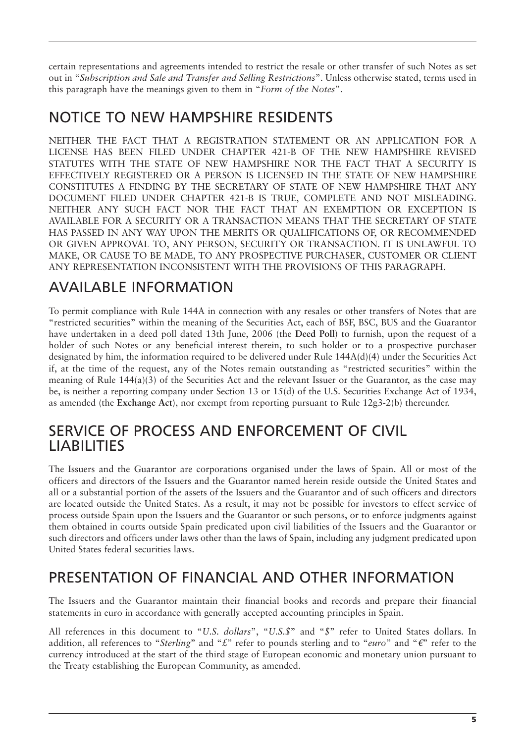certain representations and agreements intended to restrict the resale or other transfer of such Notes as set out in "*Subscription and Sale and Transfer and Selling Restrictions*". Unless otherwise stated, terms used in this paragraph have the meanings given to them in "*Form of the Notes*".

## NOTICE TO NEW HAMPSHIRE RESIDENTS

NEITHER THE FACT THAT A REGISTRATION STATEMENT OR AN APPLICATION FOR A LICENSE HAS BEEN FILED UNDER CHAPTER 421-B OF THE NEW HAMPSHIRE REVISED STATUTES WITH THE STATE OF NEW HAMPSHIRE NOR THE FACT THAT A SECURITY IS EFFECTIVELY REGISTERED OR A PERSON IS LICENSED IN THE STATE OF NEW HAMPSHIRE CONSTITUTES A FINDING BY THE SECRETARY OF STATE OF NEW HAMPSHIRE THAT ANY DOCUMENT FILED UNDER CHAPTER 421-B IS TRUE, COMPLETE AND NOT MISLEADING. NEITHER ANY SUCH FACT NOR THE FACT THAT AN EXEMPTION OR EXCEPTION IS AVAILABLE FOR A SECURITY OR A TRANSACTION MEANS THAT THE SECRETARY OF STATE HAS PASSED IN ANY WAY UPON THE MERITS OR QUALIFICATIONS OF, OR RECOMMENDED OR GIVEN APPROVAL TO, ANY PERSON, SECURITY OR TRANSACTION. IT IS UNLAWFUL TO MAKE, OR CAUSE TO BE MADE, TO ANY PROSPECTIVE PURCHASER, CUSTOMER OR CLIENT ANY REPRESENTATION INCONSISTENT WITH THE PROVISIONS OF THIS PARAGRAPH.

## AVAILABLE INFORMATION

To permit compliance with Rule 144A in connection with any resales or other transfers of Notes that are "restricted securities" within the meaning of the Securities Act, each of BSF, BSC, BUS and the Guarantor have undertaken in a deed poll dated 13th June, 2006 (the **Deed Poll**) to furnish, upon the request of a holder of such Notes or any beneficial interest therein, to such holder or to a prospective purchaser designated by him, the information required to be delivered under Rule 144A(d)(4) under the Securities Act if, at the time of the request, any of the Notes remain outstanding as "restricted securities" within the meaning of Rule 144(a)(3) of the Securities Act and the relevant Issuer or the Guarantor, as the case may be, is neither a reporting company under Section 13 or 15(d) of the U.S. Securities Exchange Act of 1934, as amended (the **Exchange Act**), nor exempt from reporting pursuant to Rule 12g3-2(b) thereunder.

## SERVICE OF PROCESS AND ENFORCEMENT OF CIVIL LIABILITIES

The Issuers and the Guarantor are corporations organised under the laws of Spain. All or most of the officers and directors of the Issuers and the Guarantor named herein reside outside the United States and all or a substantial portion of the assets of the Issuers and the Guarantor and of such officers and directors are located outside the United States. As a result, it may not be possible for investors to effect service of process outside Spain upon the Issuers and the Guarantor or such persons, or to enforce judgments against them obtained in courts outside Spain predicated upon civil liabilities of the Issuers and the Guarantor or such directors and officers under laws other than the laws of Spain, including any judgment predicated upon United States federal securities laws.

## PRESENTATION OF FINANCIAL AND OTHER INFORMATION

The Issuers and the Guarantor maintain their financial books and records and prepare their financial statements in euro in accordance with generally accepted accounting principles in Spain.

All references in this document to "*U.S. dollars*", "*U.S.$*" and "*$*" refer to United States dollars. In addition, all references to "*Sterling*" and "*£*" refer to pounds sterling and to "*euro*" and "*€*" refer to the currency introduced at the start of the third stage of European economic and monetary union pursuant to the Treaty establishing the European Community, as amended.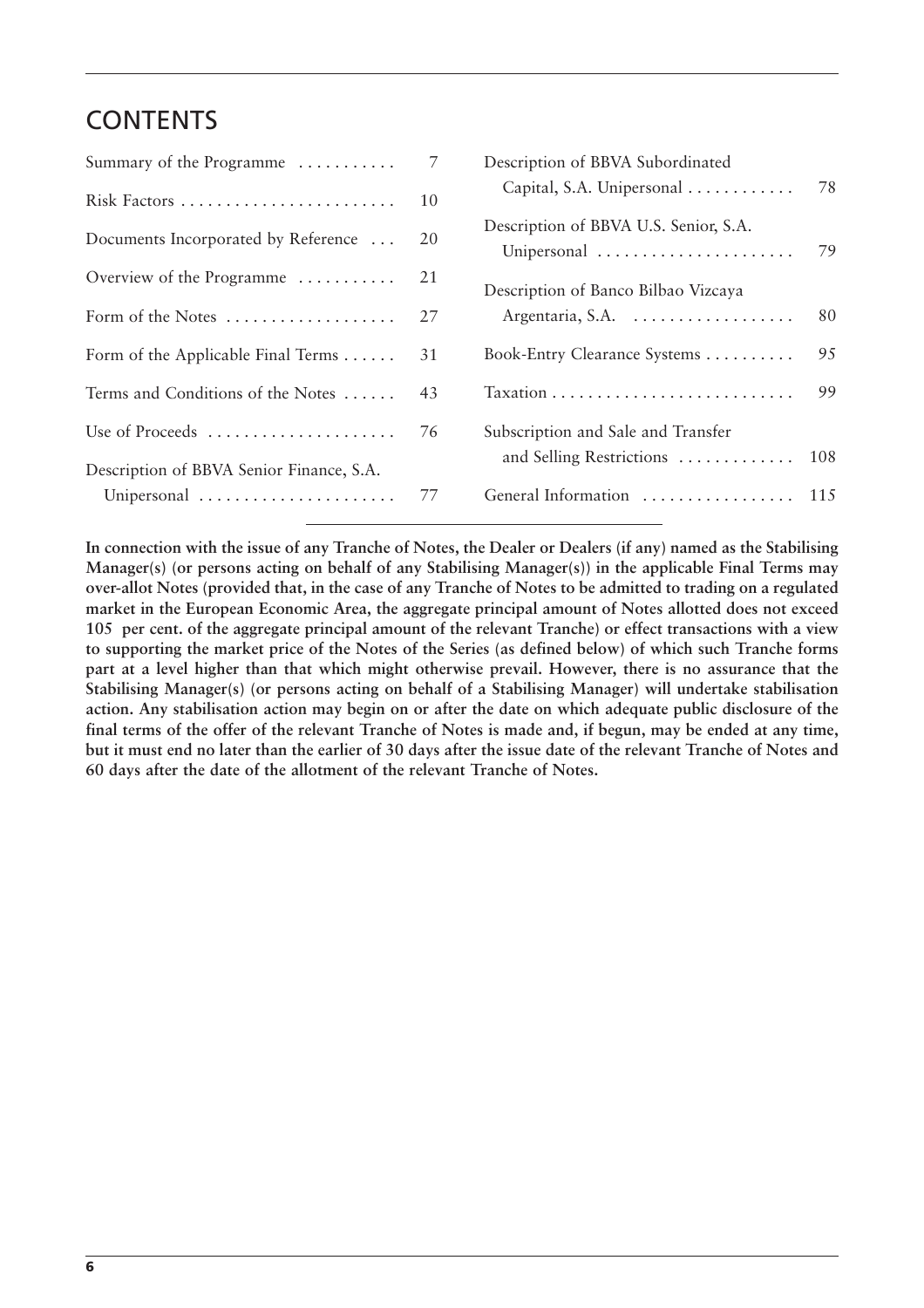# CONTENTS

| | |
|---|---|
| Summary of the Programme | 7 |
| Risk Factors | 10 |
| Documents Incorporated by Reference | 20 |
| Overview of the Programme | 21 |
| Form of the Notes | 27 |
| Form of the Applicable Final Terms | 31 |
| Terms and Conditions of the Notes | 43 |
| Use of Proceeds | 76 |
| Description of BBVA Senior Finance, S.A. Unipersonal | 77 |
| Description of BBVA Subordinated Capital, S.A. Unipersonal | 78 |
| Description of BBVA U.S. Senior, S.A. Unipersonal | 79 |
| Description of Banco Bilbao Vizcaya Argentaria, S.A. | 80 |
| Book-Entry Clearance Systems | 95 |
| Taxation | 99 |
| Subscription and Sale and Transfer and Selling Restrictions | 108 |
| General Information | 115 |

**In connection with the issue of any Tranche of Notes, the Dealer or Dealers (if any) named as the Stabilising Manager(s) (or persons acting on behalf of any Stabilising Manager(s)) in the applicable Final Terms may over-allot Notes (provided that, in the case of any Tranche of Notes to be admitted to trading on a regulated market in the European Economic Area, the aggregate principal amount of Notes allotted does not exceed 105 per cent. of the aggregate principal amount of the relevant Tranche) or effect transactions with a view to supporting the market price of the Notes of the Series (as defined below) of which such Tranche forms part at a level higher than that which might otherwise prevail. However, there is no assurance that the Stabilising Manager(s) (or persons acting on behalf of a Stabilising Manager) will undertake stabilisation action. Any stabilisation action may begin on or after the date on which adequate public disclosure of the final terms of the offer of the relevant Tranche of Notes is made and, if begun, may be ended at any time, but it must end no later than the earlier of 30 days after the issue date of the relevant Tranche of Notes and 60 days after the date of the allotment of the relevant Tranche of Notes.**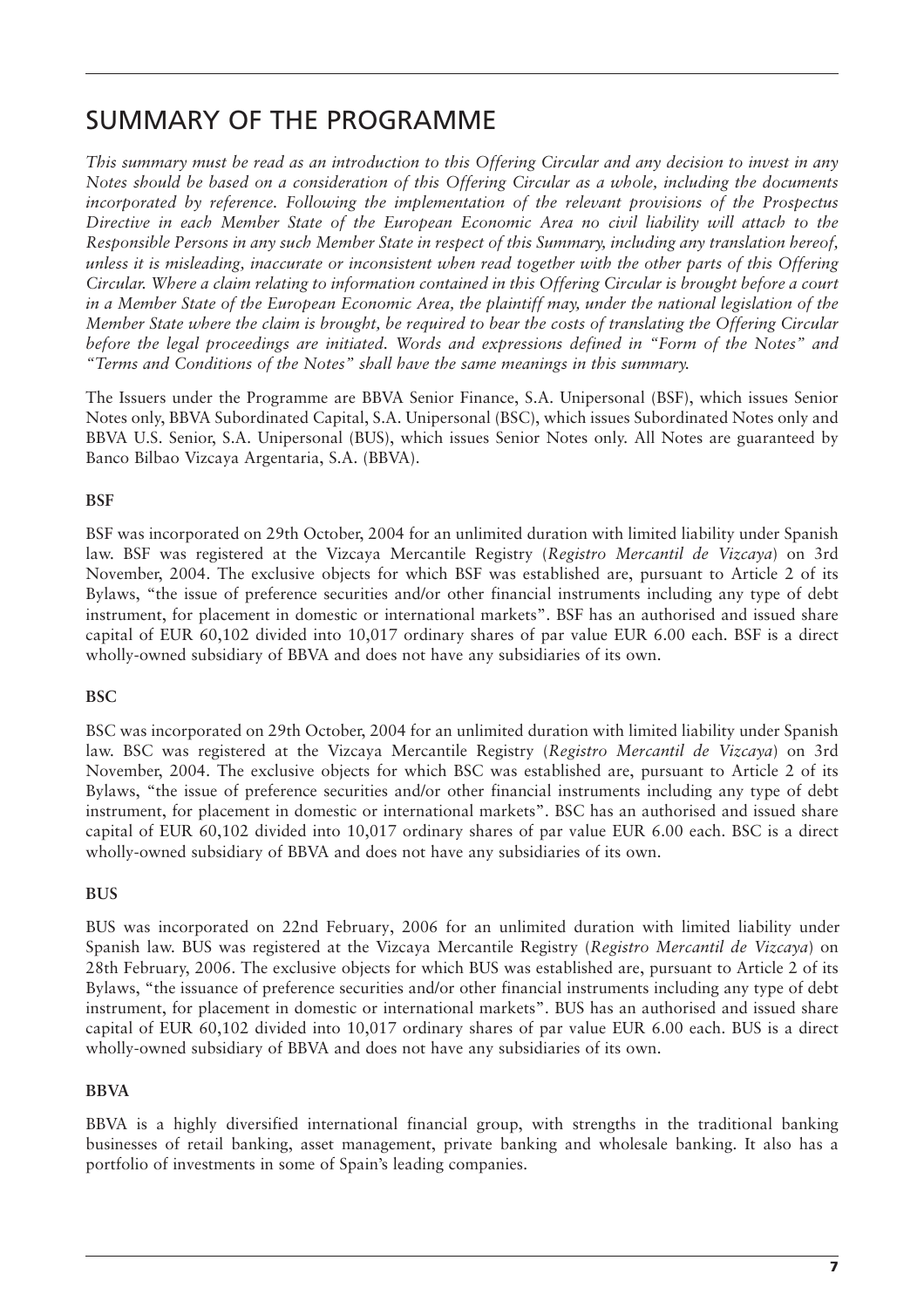# SUMMARY OF THE PROGRAMME

*This summary must be read as an introduction to this Offering Circular and any decision to invest in any Notes should be based on a consideration of this Offering Circular as a whole, including the documents incorporated by reference. Following the implementation of the relevant provisions of the Prospectus Directive in each Member State of the European Economic Area no civil liability will attach to the Responsible Persons in any such Member State in respect of this Summary, including any translation hereof, unless it is misleading, inaccurate or inconsistent when read together with the other parts of this Offering Circular. Where a claim relating to information contained in this Offering Circular is brought before a court in a Member State of the European Economic Area, the plaintiff may, under the national legislation of the Member State where the claim is brought, be required to bear the costs of translating the Offering Circular before the legal proceedings are initiated. Words and expressions defined in "Form of the Notes" and "Terms and Conditions of the Notes" shall have the same meanings in this summary.*

The Issuers under the Programme are BBVA Senior Finance, S.A. Unipersonal (BSF), which issues Senior Notes only, BBVA Subordinated Capital, S.A. Unipersonal (BSC), which issues Subordinated Notes only and BBVA U.S. Senior, S.A. Unipersonal (BUS), which issues Senior Notes only. All Notes are guaranteed by Banco Bilbao Vizcaya Argentaria, S.A. (BBVA).

**BSF**

BSF was incorporated on 29th October, 2004 for an unlimited duration with limited liability under Spanish law. BSF was registered at the Vizcaya Mercantile Registry (*Registro Mercantil de Vizcaya*) on 3rd November, 2004. The exclusive objects for which BSF was established are, pursuant to Article 2 of its Bylaws, "the issue of preference securities and/or other financial instruments including any type of debt instrument, for placement in domestic or international markets". BSF has an authorised and issued share capital of EUR 60,102 divided into 10,017 ordinary shares of par value EUR 6.00 each. BSF is a direct wholly-owned subsidiary of BBVA and does not have any subsidiaries of its own.

**BSC**

BSC was incorporated on 29th October, 2004 for an unlimited duration with limited liability under Spanish law. BSC was registered at the Vizcaya Mercantile Registry (*Registro Mercantil de Vizcaya*) on 3rd November, 2004. The exclusive objects for which BSC was established are, pursuant to Article 2 of its Bylaws, "the issue of preference securities and/or other financial instruments including any type of debt instrument, for placement in domestic or international markets". BSC has an authorised and issued share capital of EUR 60,102 divided into 10,017 ordinary shares of par value EUR 6.00 each. BSC is a direct wholly-owned subsidiary of BBVA and does not have any subsidiaries of its own.

**BUS**

BUS was incorporated on 22nd February, 2006 for an unlimited duration with limited liability under Spanish law. BUS was registered at the Vizcaya Mercantile Registry (*Registro Mercantil de Vizcaya*) on 28th February, 2006. The exclusive objects for which BUS was established are, pursuant to Article 2 of its Bylaws, "the issuance of preference securities and/or other financial instruments including any type of debt instrument, for placement in domestic or international markets". BUS has an authorised and issued share capital of EUR 60,102 divided into 10,017 ordinary shares of par value EUR 6.00 each. BUS is a direct wholly-owned subsidiary of BBVA and does not have any subsidiaries of its own.

**BBVA**

BBVA is a highly diversified international financial group, with strengths in the traditional banking businesses of retail banking, asset management, private banking and wholesale banking. It also has a portfolio of investments in some of Spain's leading companies.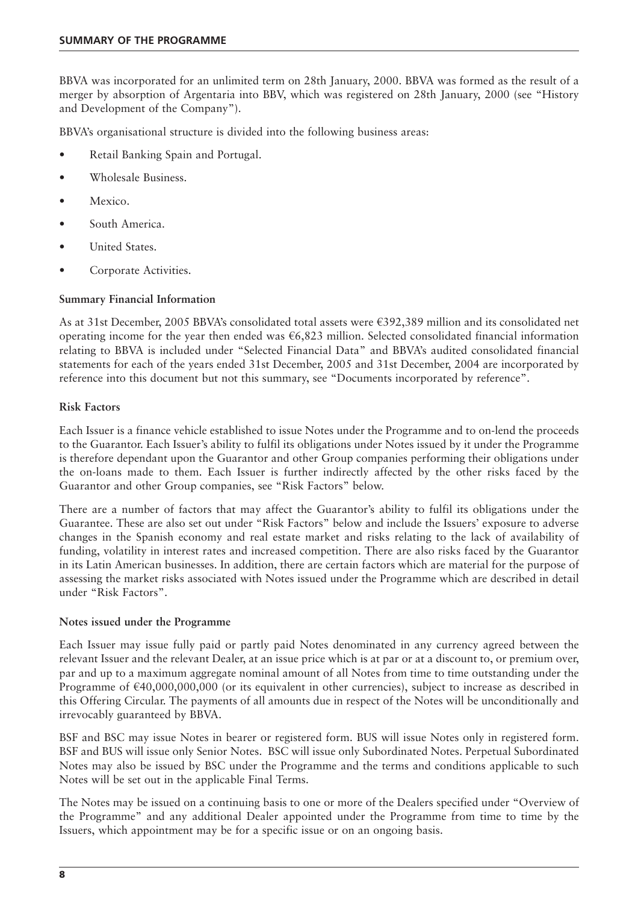BBVA was incorporated for an unlimited term on 28th January, 2000. BBVA was formed as the result of a merger by absorption of Argentaria into BBV, which was registered on 28th January, 2000 (see "History and Development of the Company").

BBVA's organisational structure is divided into the following business areas:

- Retail Banking Spain and Portugal.
- Wholesale Business.
- Mexico.
- South America.
- United States.
- Corporate Activities.

**Summary Financial Information**

As at 31st December, 2005 BBVA's consolidated total assets were €392,389 million and its consolidated net operating income for the year then ended was €6,823 million. Selected consolidated financial information relating to BBVA is included under "Selected Financial Data" and BBVA's audited consolidated financial statements for each of the years ended 31st December, 2005 and 31st December, 2004 are incorporated by reference into this document but not this summary, see "Documents incorporated by reference".

**Risk Factors**

Each Issuer is a finance vehicle established to issue Notes under the Programme and to on-lend the proceeds to the Guarantor. Each Issuer's ability to fulfil its obligations under Notes issued by it under the Programme is therefore dependant upon the Guarantor and other Group companies performing their obligations under the on-loans made to them. Each Issuer is further indirectly affected by the other risks faced by the Guarantor and other Group companies, see "Risk Factors" below.

There are a number of factors that may affect the Guarantor's ability to fulfil its obligations under the Guarantee. These are also set out under "Risk Factors" below and include the Issuers' exposure to adverse changes in the Spanish economy and real estate market and risks relating to the lack of availability of funding, volatility in interest rates and increased competition. There are also risks faced by the Guarantor in its Latin American businesses. In addition, there are certain factors which are material for the purpose of assessing the market risks associated with Notes issued under the Programme which are described in detail under "Risk Factors".

**Notes issued under the Programme**

Each Issuer may issue fully paid or partly paid Notes denominated in any currency agreed between the relevant Issuer and the relevant Dealer, at an issue price which is at par or at a discount to, or premium over, par and up to a maximum aggregate nominal amount of all Notes from time to time outstanding under the Programme of €40,000,000,000 (or its equivalent in other currencies), subject to increase as described in this Offering Circular. The payments of all amounts due in respect of the Notes will be unconditionally and irrevocably guaranteed by BBVA.

BSF and BSC may issue Notes in bearer or registered form. BUS will issue Notes only in registered form. BSF and BUS will issue only Senior Notes. BSC will issue only Subordinated Notes. Perpetual Subordinated Notes may also be issued by BSC under the Programme and the terms and conditions applicable to such Notes will be set out in the applicable Final Terms.

The Notes may be issued on a continuing basis to one or more of the Dealers specified under "Overview of the Programme" and any additional Dealer appointed under the Programme from time to time by the Issuers, which appointment may be for a specific issue or on an ongoing basis.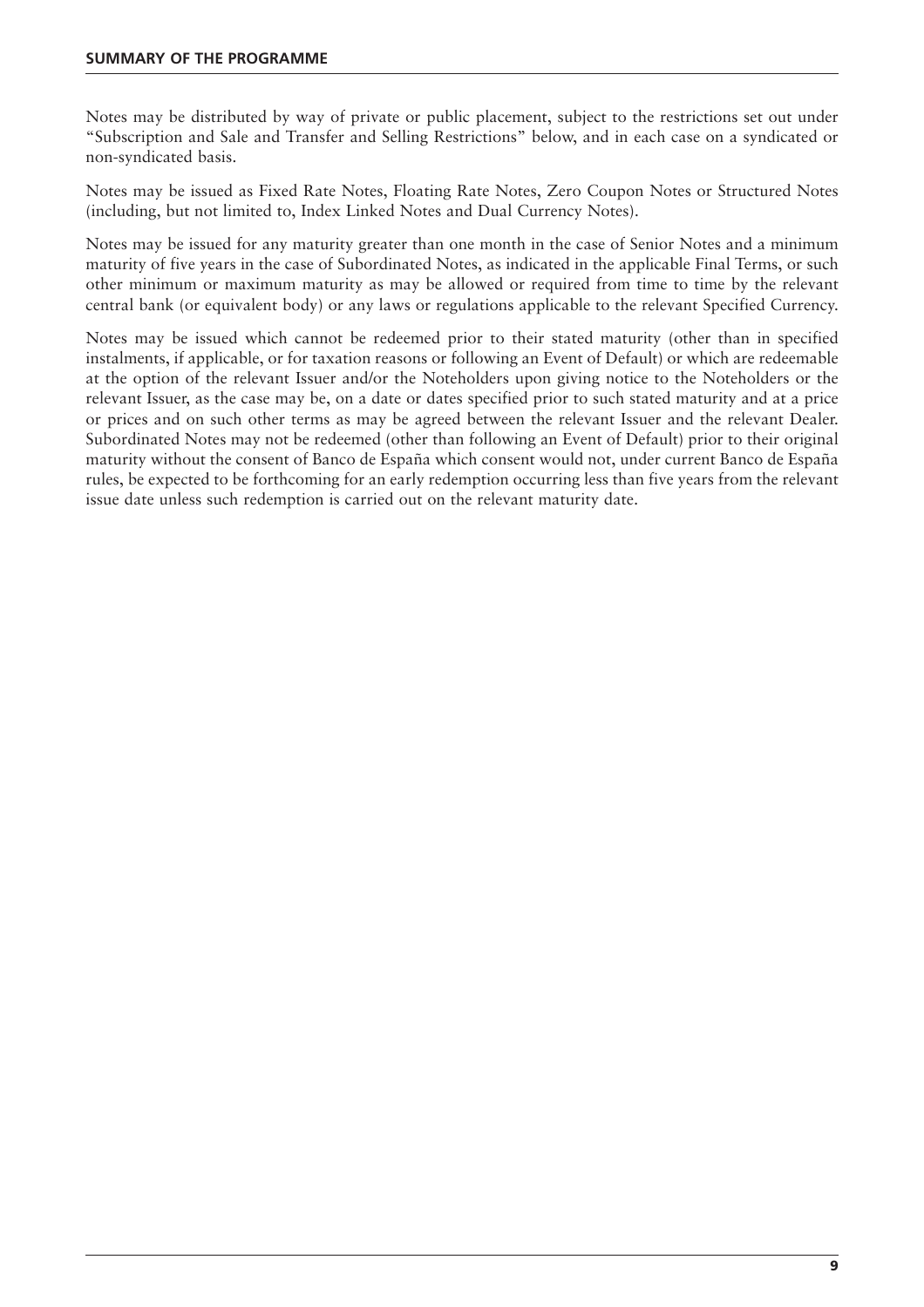Notes may be distributed by way of private or public placement, subject to the restrictions set out under "Subscription and Sale and Transfer and Selling Restrictions" below, and in each case on a syndicated or non-syndicated basis.

Notes may be issued as Fixed Rate Notes, Floating Rate Notes, Zero Coupon Notes or Structured Notes (including, but not limited to, Index Linked Notes and Dual Currency Notes).

Notes may be issued for any maturity greater than one month in the case of Senior Notes and a minimum maturity of five years in the case of Subordinated Notes, as indicated in the applicable Final Terms, or such other minimum or maximum maturity as may be allowed or required from time to time by the relevant central bank (or equivalent body) or any laws or regulations applicable to the relevant Specified Currency.

Notes may be issued which cannot be redeemed prior to their stated maturity (other than in specified instalments, if applicable, or for taxation reasons or following an Event of Default) or which are redeemable at the option of the relevant Issuer and/or the Noteholders upon giving notice to the Noteholders or the relevant Issuer, as the case may be, on a date or dates specified prior to such stated maturity and at a price or prices and on such other terms as may be agreed between the relevant Issuer and the relevant Dealer. Subordinated Notes may not be redeemed (other than following an Event of Default) prior to their original maturity without the consent of Banco de España which consent would not, under current Banco de España rules, be expected to be forthcoming for an early redemption occurring less than five years from the relevant issue date unless such redemption is carried out on the relevant maturity date.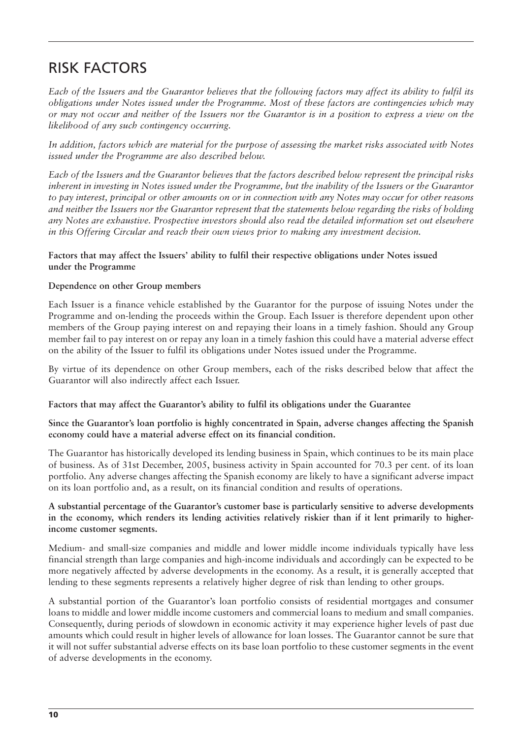# RISK FACTORS

*Each of the Issuers and the Guarantor believes that the following factors may affect its ability to fulfil its obligations under Notes issued under the Programme. Most of these factors are contingencies which may or may not occur and neither of the Issuers nor the Guarantor is in a position to express a view on the likelihood of any such contingency occurring.*

*In addition, factors which are material for the purpose of assessing the market risks associated with Notes issued under the Programme are also described below.*

*Each of the Issuers and the Guarantor believes that the factors described below represent the principal risks inherent in investing in Notes issued under the Programme, but the inability of the Issuers or the Guarantor to pay interest, principal or other amounts on or in connection with any Notes may occur for other reasons and neither the Issuers nor the Guarantor represent that the statements below regarding the risks of holding any Notes are exhaustive. Prospective investors should also read the detailed information set out elsewhere in this Offering Circular and reach their own views prior to making any investment decision.*

**Factors that may affect the Issuers' ability to fulfil their respective obligations under Notes issued under the Programme**

**Dependence on other Group members**

Each Issuer is a finance vehicle established by the Guarantor for the purpose of issuing Notes under the Programme and on-lending the proceeds within the Group. Each Issuer is therefore dependent upon other members of the Group paying interest on and repaying their loans in a timely fashion. Should any Group member fail to pay interest on or repay any loan in a timely fashion this could have a material adverse effect on the ability of the Issuer to fulfil its obligations under Notes issued under the Programme.

By virtue of its dependence on other Group members, each of the risks described below that affect the Guarantor will also indirectly affect each Issuer.

**Factors that may affect the Guarantor's ability to fulfil its obligations under the Guarantee**

**Since the Guarantor's loan portfolio is highly concentrated in Spain, adverse changes affecting the Spanish economy could have a material adverse effect on its financial condition.**

The Guarantor has historically developed its lending business in Spain, which continues to be its main place of business. As of 31st December, 2005, business activity in Spain accounted for 70.3 per cent. of its loan portfolio. Any adverse changes affecting the Spanish economy are likely to have a significant adverse impact on its loan portfolio and, as a result, on its financial condition and results of operations.

**A substantial percentage of the Guarantor's customer base is particularly sensitive to adverse developments in the economy, which renders its lending activities relatively riskier than if it lent primarily to higher-income customer segments.**

Medium- and small-size companies and middle and lower middle income individuals typically have less financial strength than large companies and high-income individuals and accordingly can be expected to be more negatively affected by adverse developments in the economy. As a result, it is generally accepted that lending to these segments represents a relatively higher degree of risk than lending to other groups.

A substantial portion of the Guarantor's loan portfolio consists of residential mortgages and consumer loans to middle and lower middle income customers and commercial loans to medium and small companies. Consequently, during periods of slowdown in economic activity it may experience higher levels of past due amounts which could result in higher levels of allowance for loan losses. The Guarantor cannot be sure that it will not suffer substantial adverse effects on its base loan portfolio to these customer segments in the event of adverse developments in the economy.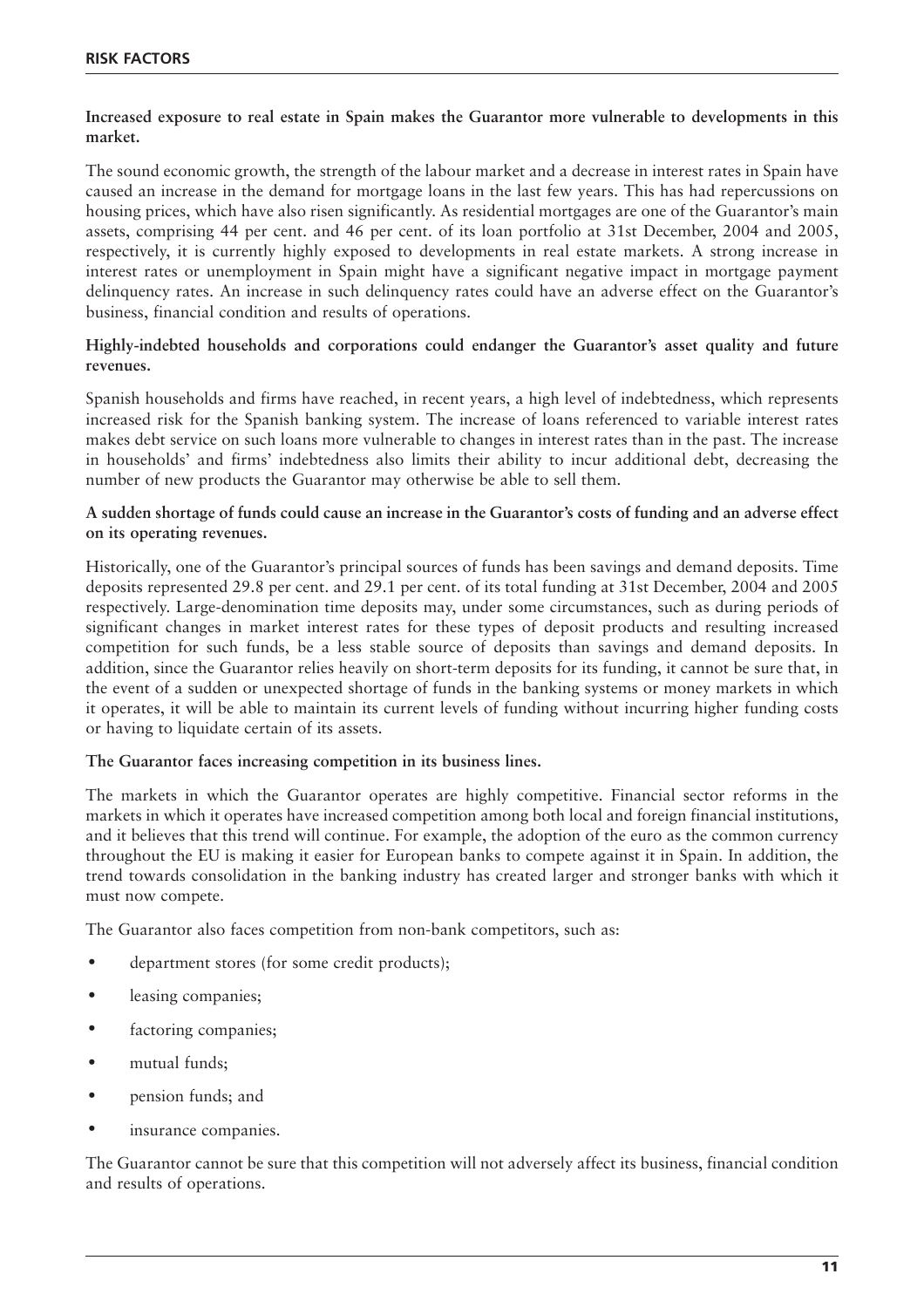**Increased exposure to real estate in Spain makes the Guarantor more vulnerable to developments in this market.**

The sound economic growth, the strength of the labour market and a decrease in interest rates in Spain have caused an increase in the demand for mortgage loans in the last few years. This has had repercussions on housing prices, which have also risen significantly. As residential mortgages are one of the Guarantor's main assets, comprising 44 per cent. and 46 per cent. of its loan portfolio at 31st December, 2004 and 2005, respectively, it is currently highly exposed to developments in real estate markets. A strong increase in interest rates or unemployment in Spain might have a significant negative impact in mortgage payment delinquency rates. An increase in such delinquency rates could have an adverse effect on the Guarantor's business, financial condition and results of operations.

**Highly-indebted households and corporations could endanger the Guarantor's asset quality and future revenues.**

Spanish households and firms have reached, in recent years, a high level of indebtedness, which represents increased risk for the Spanish banking system. The increase of loans referenced to variable interest rates makes debt service on such loans more vulnerable to changes in interest rates than in the past. The increase in households' and firms' indebtedness also limits their ability to incur additional debt, decreasing the number of new products the Guarantor may otherwise be able to sell them.

**A sudden shortage of funds could cause an increase in the Guarantor's costs of funding and an adverse effect on its operating revenues.**

Historically, one of the Guarantor's principal sources of funds has been savings and demand deposits. Time deposits represented 29.8 per cent. and 29.1 per cent. of its total funding at 31st December, 2004 and 2005 respectively. Large-denomination time deposits may, under some circumstances, such as during periods of significant changes in market interest rates for these types of deposit products and resulting increased competition for such funds, be a less stable source of deposits than savings and demand deposits. In addition, since the Guarantor relies heavily on short-term deposits for its funding, it cannot be sure that, in the event of a sudden or unexpected shortage of funds in the banking systems or money markets in which it operates, it will be able to maintain its current levels of funding without incurring higher funding costs or having to liquidate certain of its assets.

**The Guarantor faces increasing competition in its business lines.**

The markets in which the Guarantor operates are highly competitive. Financial sector reforms in the markets in which it operates have increased competition among both local and foreign financial institutions, and it believes that this trend will continue. For example, the adoption of the euro as the common currency throughout the EU is making it easier for European banks to compete against it in Spain. In addition, the trend towards consolidation in the banking industry has created larger and stronger banks with which it must now compete.

The Guarantor also faces competition from non-bank competitors, such as:

- department stores (for some credit products);
- leasing companies;
- factoring companies;
- mutual funds;
- pension funds; and
- insurance companies.

The Guarantor cannot be sure that this competition will not adversely affect its business, financial condition and results of operations.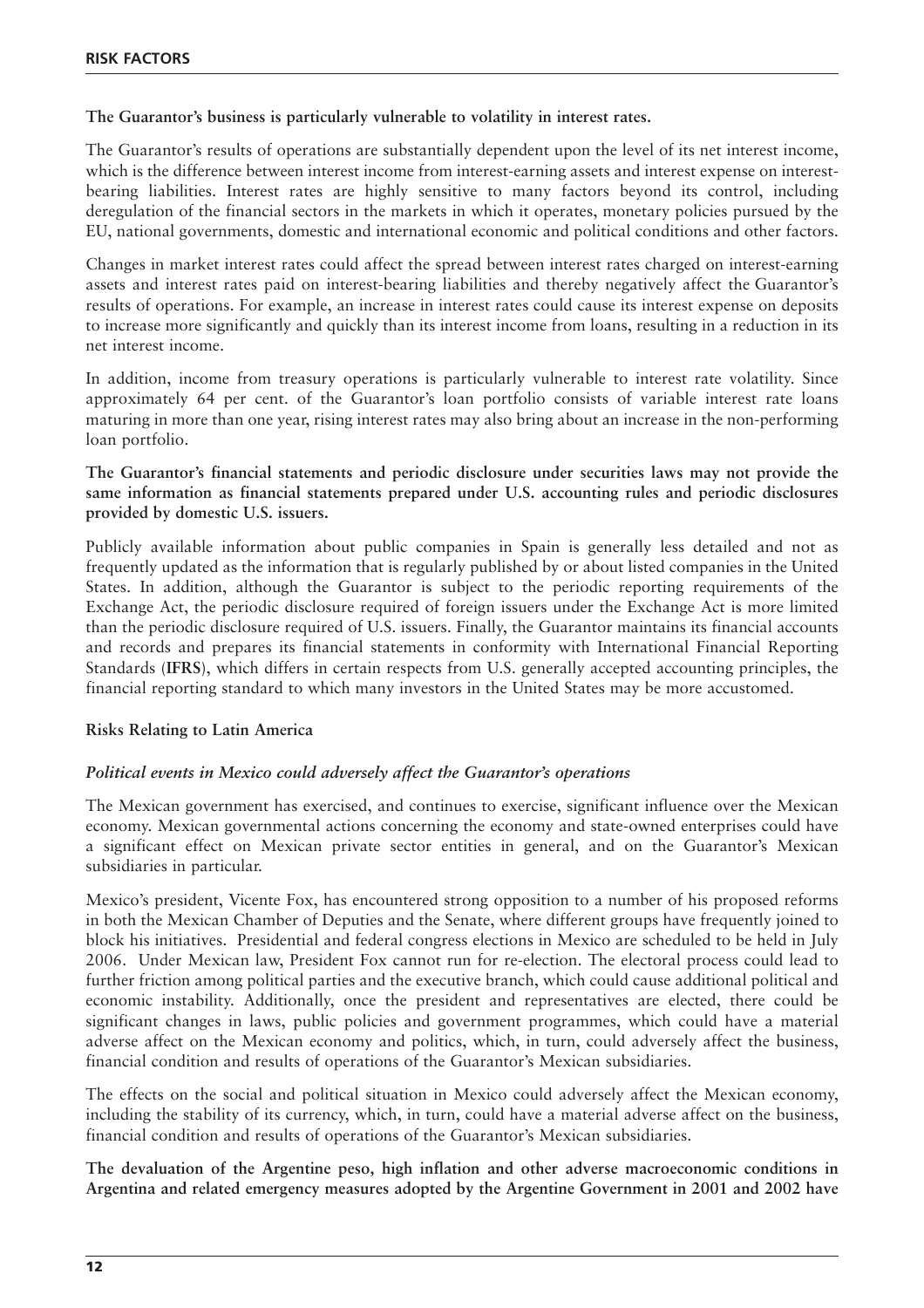**The Guarantor's business is particularly vulnerable to volatility in interest rates.**

The Guarantor's results of operations are substantially dependent upon the level of its net interest income, which is the difference between interest income from interest-earning assets and interest expense on interest-bearing liabilities. Interest rates are highly sensitive to many factors beyond its control, including deregulation of the financial sectors in the markets in which it operates, monetary policies pursued by the EU, national governments, domestic and international economic and political conditions and other factors.

Changes in market interest rates could affect the spread between interest rates charged on interest-earning assets and interest rates paid on interest-bearing liabilities and thereby negatively affect the Guarantor's results of operations. For example, an increase in interest rates could cause its interest expense on deposits to increase more significantly and quickly than its interest income from loans, resulting in a reduction in its net interest income.

In addition, income from treasury operations is particularly vulnerable to interest rate volatility. Since approximately 64 per cent. of the Guarantor's loan portfolio consists of variable interest rate loans maturing in more than one year, rising interest rates may also bring about an increase in the non-performing loan portfolio.

**The Guarantor's financial statements and periodic disclosure under securities laws may not provide the same information as financial statements prepared under U.S. accounting rules and periodic disclosures provided by domestic U.S. issuers.**

Publicly available information about public companies in Spain is generally less detailed and not as frequently updated as the information that is regularly published by or about listed companies in the United States. In addition, although the Guarantor is subject to the periodic reporting requirements of the Exchange Act, the periodic disclosure required of foreign issuers under the Exchange Act is more limited than the periodic disclosure required of U.S. issuers. Finally, the Guarantor maintains its financial accounts and records and prepares its financial statements in conformity with International Financial Reporting Standards (**IFRS**), which differs in certain respects from U.S. generally accepted accounting principles, the financial reporting standard to which many investors in the United States may be more accustomed.

**Risks Relating to Latin America**

***Political events in Mexico could adversely affect the Guarantor's operations***

The Mexican government has exercised, and continues to exercise, significant influence over the Mexican economy. Mexican governmental actions concerning the economy and state-owned enterprises could have a significant effect on Mexican private sector entities in general, and on the Guarantor's Mexican subsidiaries in particular.

Mexico's president, Vicente Fox, has encountered strong opposition to a number of his proposed reforms in both the Mexican Chamber of Deputies and the Senate, where different groups have frequently joined to block his initiatives. Presidential and federal congress elections in Mexico are scheduled to be held in July 2006. Under Mexican law, President Fox cannot run for re-election. The electoral process could lead to further friction among political parties and the executive branch, which could cause additional political and economic instability. Additionally, once the president and representatives are elected, there could be significant changes in laws, public policies and government programmes, which could have a material adverse affect on the Mexican economy and politics, which, in turn, could adversely affect the business, financial condition and results of operations of the Guarantor's Mexican subsidiaries.

The effects on the social and political situation in Mexico could adversely affect the Mexican economy, including the stability of its currency, which, in turn, could have a material adverse affect on the business, financial condition and results of operations of the Guarantor's Mexican subsidiaries.

**The devaluation of the Argentine peso, high inflation and other adverse macroeconomic conditions in Argentina and related emergency measures adopted by the Argentine Government in 2001 and 2002 have**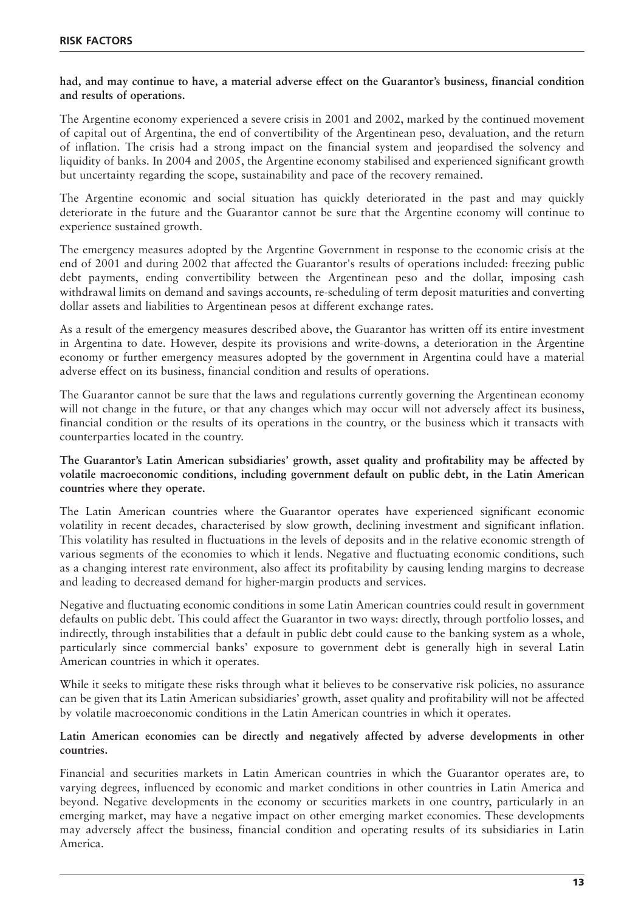**had, and may continue to have, a material adverse effect on the Guarantor's business, financial condition and results of operations.**

The Argentine economy experienced a severe crisis in 2001 and 2002, marked by the continued movement of capital out of Argentina, the end of convertibility of the Argentinean peso, devaluation, and the return of inflation. The crisis had a strong impact on the financial system and jeopardised the solvency and liquidity of banks. In 2004 and 2005, the Argentine economy stabilised and experienced significant growth but uncertainty regarding the scope, sustainability and pace of the recovery remained.

The Argentine economic and social situation has quickly deteriorated in the past and may quickly deteriorate in the future and the Guarantor cannot be sure that the Argentine economy will continue to experience sustained growth.

The emergency measures adopted by the Argentine Government in response to the economic crisis at the end of 2001 and during 2002 that affected the Guarantor's results of operations included: freezing public debt payments, ending convertibility between the Argentinean peso and the dollar, imposing cash withdrawal limits on demand and savings accounts, re-scheduling of term deposit maturities and converting dollar assets and liabilities to Argentinean pesos at different exchange rates.

As a result of the emergency measures described above, the Guarantor has written off its entire investment in Argentina to date. However, despite its provisions and write-downs, a deterioration in the Argentine economy or further emergency measures adopted by the government in Argentina could have a material adverse effect on its business, financial condition and results of operations.

The Guarantor cannot be sure that the laws and regulations currently governing the Argentinean economy will not change in the future, or that any changes which may occur will not adversely affect its business, financial condition or the results of its operations in the country, or the business which it transacts with counterparties located in the country.

**The Guarantor's Latin American subsidiaries' growth, asset quality and profitability may be affected by volatile macroeconomic conditions, including government default on public debt, in the Latin American countries where they operate.**

The Latin American countries where the Guarantor operates have experienced significant economic volatility in recent decades, characterised by slow growth, declining investment and significant inflation. This volatility has resulted in fluctuations in the levels of deposits and in the relative economic strength of various segments of the economies to which it lends. Negative and fluctuating economic conditions, such as a changing interest rate environment, also affect its profitability by causing lending margins to decrease and leading to decreased demand for higher-margin products and services.

Negative and fluctuating economic conditions in some Latin American countries could result in government defaults on public debt. This could affect the Guarantor in two ways: directly, through portfolio losses, and indirectly, through instabilities that a default in public debt could cause to the banking system as a whole, particularly since commercial banks' exposure to government debt is generally high in several Latin American countries in which it operates.

While it seeks to mitigate these risks through what it believes to be conservative risk policies, no assurance can be given that its Latin American subsidiaries' growth, asset quality and profitability will not be affected by volatile macroeconomic conditions in the Latin American countries in which it operates.

**Latin American economies can be directly and negatively affected by adverse developments in other countries.**

Financial and securities markets in Latin American countries in which the Guarantor operates are, to varying degrees, influenced by economic and market conditions in other countries in Latin America and beyond. Negative developments in the economy or securities markets in one country, particularly in an emerging market, may have a negative impact on other emerging market economies. These developments may adversely affect the business, financial condition and operating results of its subsidiaries in Latin America.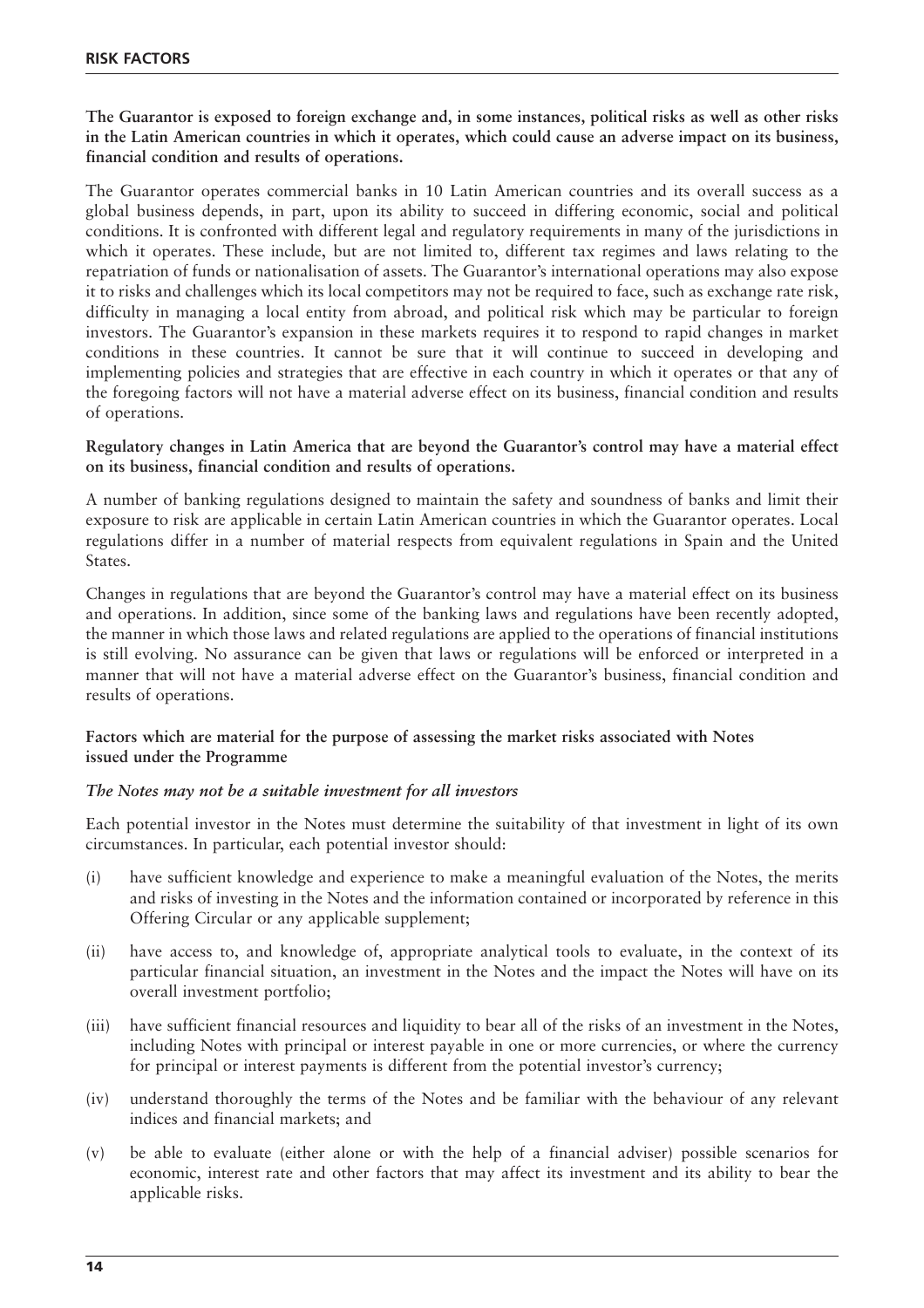**The Guarantor is exposed to foreign exchange and, in some instances, political risks as well as other risks in the Latin American countries in which it operates, which could cause an adverse impact on its business, financial condition and results of operations.**

The Guarantor operates commercial banks in 10 Latin American countries and its overall success as a global business depends, in part, upon its ability to succeed in differing economic, social and political conditions. It is confronted with different legal and regulatory requirements in many of the jurisdictions in which it operates. These include, but are not limited to, different tax regimes and laws relating to the repatriation of funds or nationalisation of assets. The Guarantor's international operations may also expose it to risks and challenges which its local competitors may not be required to face, such as exchange rate risk, difficulty in managing a local entity from abroad, and political risk which may be particular to foreign investors. The Guarantor's expansion in these markets requires it to respond to rapid changes in market conditions in these countries. It cannot be sure that it will continue to succeed in developing and implementing policies and strategies that are effective in each country in which it operates or that any of the foregoing factors will not have a material adverse effect on its business, financial condition and results of operations.

**Regulatory changes in Latin America that are beyond the Guarantor's control may have a material effect on its business, financial condition and results of operations.**

A number of banking regulations designed to maintain the safety and soundness of banks and limit their exposure to risk are applicable in certain Latin American countries in which the Guarantor operates. Local regulations differ in a number of material respects from equivalent regulations in Spain and the United States.

Changes in regulations that are beyond the Guarantor's control may have a material effect on its business and operations. In addition, since some of the banking laws and regulations have been recently adopted, the manner in which those laws and related regulations are applied to the operations of financial institutions is still evolving. No assurance can be given that laws or regulations will be enforced or interpreted in a manner that will not have a material adverse effect on the Guarantor's business, financial condition and results of operations.

**Factors which are material for the purpose of assessing the market risks associated with Notes issued under the Programme**

***The Notes may not be a suitable investment for all investors***

Each potential investor in the Notes must determine the suitability of that investment in light of its own circumstances. In particular, each potential investor should:

(i) have sufficient knowledge and experience to make a meaningful evaluation of the Notes, the merits and risks of investing in the Notes and the information contained or incorporated by reference in this Offering Circular or any applicable supplement;

(ii) have access to, and knowledge of, appropriate analytical tools to evaluate, in the context of its particular financial situation, an investment in the Notes and the impact the Notes will have on its overall investment portfolio;

(iii) have sufficient financial resources and liquidity to bear all of the risks of an investment in the Notes, including Notes with principal or interest payable in one or more currencies, or where the currency for principal or interest payments is different from the potential investor's currency;

(iv) understand thoroughly the terms of the Notes and be familiar with the behaviour of any relevant indices and financial markets; and

(v) be able to evaluate (either alone or with the help of a financial adviser) possible scenarios for economic, interest rate and other factors that may affect its investment and its ability to bear the applicable risks.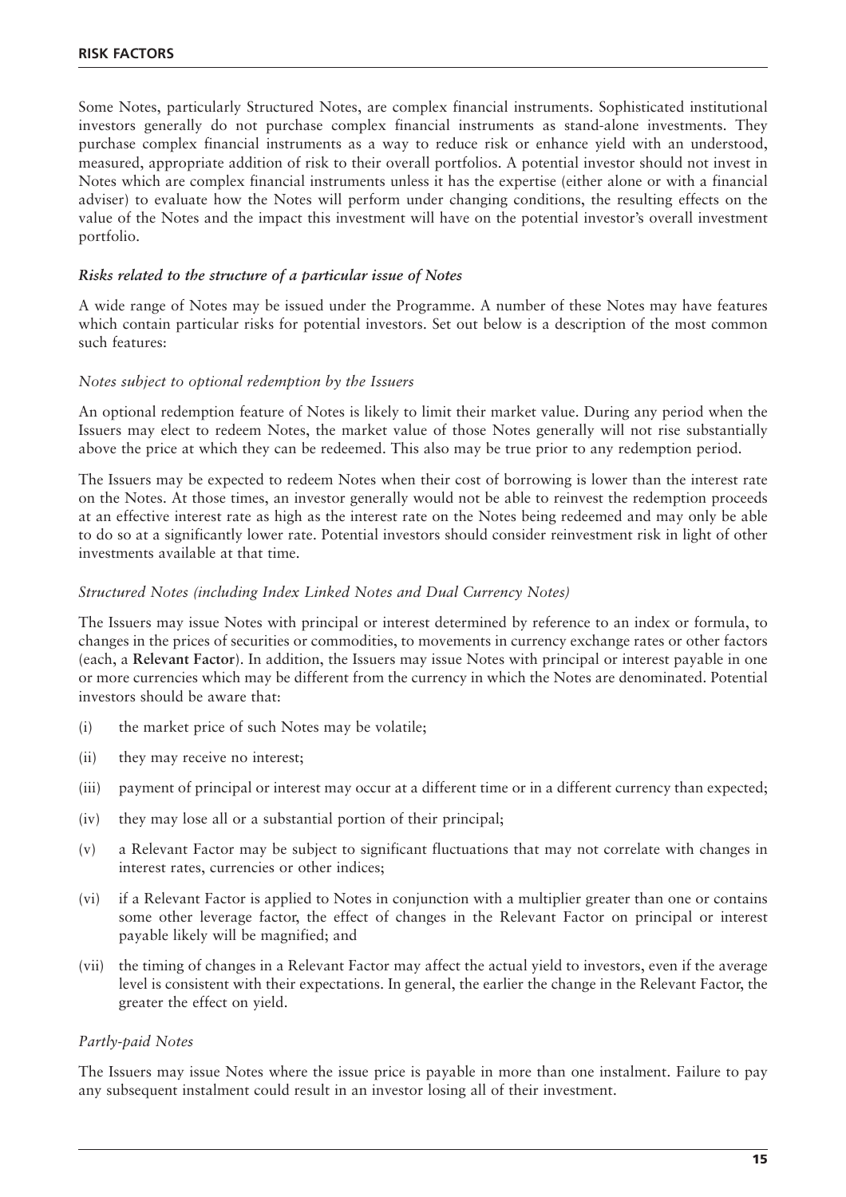Some Notes, particularly Structured Notes, are complex financial instruments. Sophisticated institutional investors generally do not purchase complex financial instruments as stand-alone investments. They purchase complex financial instruments as a way to reduce risk or enhance yield with an understood, measured, appropriate addition of risk to their overall portfolios. A potential investor should not invest in Notes which are complex financial instruments unless it has the expertise (either alone or with a financial adviser) to evaluate how the Notes will perform under changing conditions, the resulting effects on the value of the Notes and the impact this investment will have on the potential investor's overall investment portfolio.

### *Risks related to the structure of a particular issue of Notes*

A wide range of Notes may be issued under the Programme. A number of these Notes may have features which contain particular risks for potential investors. Set out below is a description of the most common such features:

#### *Notes subject to optional redemption by the Issuers*

An optional redemption feature of Notes is likely to limit their market value. During any period when the Issuers may elect to redeem Notes, the market value of those Notes generally will not rise substantially above the price at which they can be redeemed. This also may be true prior to any redemption period.

The Issuers may be expected to redeem Notes when their cost of borrowing is lower than the interest rate on the Notes. At those times, an investor generally would not be able to reinvest the redemption proceeds at an effective interest rate as high as the interest rate on the Notes being redeemed and may only be able to do so at a significantly lower rate. Potential investors should consider reinvestment risk in light of other investments available at that time.

#### *Structured Notes (including Index Linked Notes and Dual Currency Notes)*

The Issuers may issue Notes with principal or interest determined by reference to an index or formula, to changes in the prices of securities or commodities, to movements in currency exchange rates or other factors (each, a **Relevant Factor**). In addition, the Issuers may issue Notes with principal or interest payable in one or more currencies which may be different from the currency in which the Notes are denominated. Potential investors should be aware that:

(i) the market price of such Notes may be volatile;

(ii) they may receive no interest;

(iii) payment of principal or interest may occur at a different time or in a different currency than expected;

(iv) they may lose all or a substantial portion of their principal;

(v) a Relevant Factor may be subject to significant fluctuations that may not correlate with changes in interest rates, currencies or other indices;

(vi) if a Relevant Factor is applied to Notes in conjunction with a multiplier greater than one or contains some other leverage factor, the effect of changes in the Relevant Factor on principal or interest payable likely will be magnified; and

(vii) the timing of changes in a Relevant Factor may affect the actual yield to investors, even if the average level is consistent with their expectations. In general, the earlier the change in the Relevant Factor, the greater the effect on yield.

#### *Partly-paid Notes*

The Issuers may issue Notes where the issue price is payable in more than one instalment. Failure to pay any subsequent instalment could result in an investor losing all of their investment.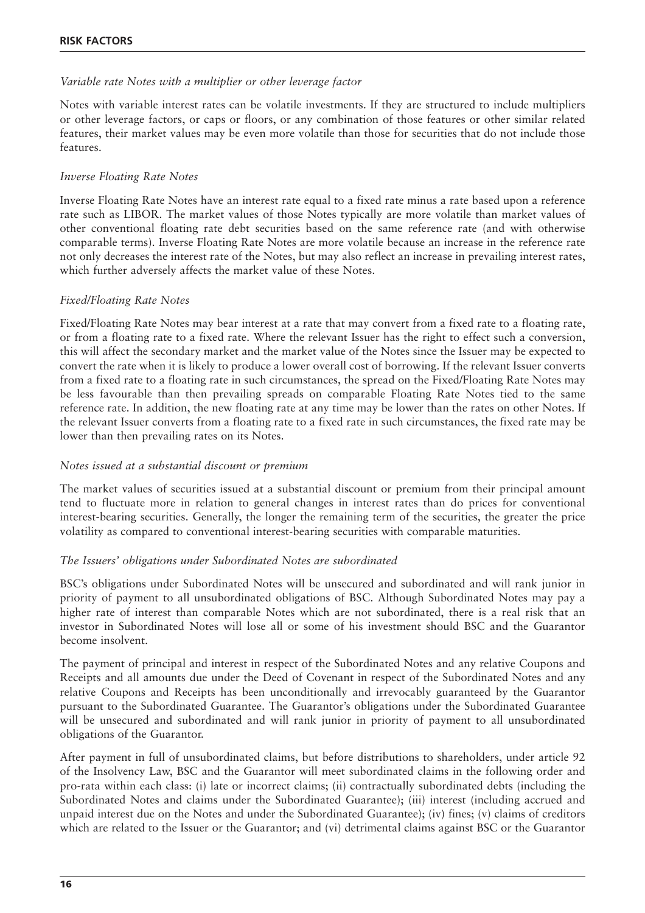*Variable rate Notes with a multiplier or other leverage factor*

Notes with variable interest rates can be volatile investments. If they are structured to include multipliers or other leverage factors, or caps or floors, or any combination of those features or other similar related features, their market values may be even more volatile than those for securities that do not include those features.

*Inverse Floating Rate Notes*

Inverse Floating Rate Notes have an interest rate equal to a fixed rate minus a rate based upon a reference rate such as LIBOR. The market values of those Notes typically are more volatile than market values of other conventional floating rate debt securities based on the same reference rate (and with otherwise comparable terms). Inverse Floating Rate Notes are more volatile because an increase in the reference rate not only decreases the interest rate of the Notes, but may also reflect an increase in prevailing interest rates, which further adversely affects the market value of these Notes.

*Fixed/Floating Rate Notes*

Fixed/Floating Rate Notes may bear interest at a rate that may convert from a fixed rate to a floating rate, or from a floating rate to a fixed rate. Where the relevant Issuer has the right to effect such a conversion, this will affect the secondary market and the market value of the Notes since the Issuer may be expected to convert the rate when it is likely to produce a lower overall cost of borrowing. If the relevant Issuer converts from a fixed rate to a floating rate in such circumstances, the spread on the Fixed/Floating Rate Notes may be less favourable than then prevailing spreads on comparable Floating Rate Notes tied to the same reference rate. In addition, the new floating rate at any time may be lower than the rates on other Notes. If the relevant Issuer converts from a floating rate to a fixed rate in such circumstances, the fixed rate may be lower than then prevailing rates on its Notes.

*Notes issued at a substantial discount or premium*

The market values of securities issued at a substantial discount or premium from their principal amount tend to fluctuate more in relation to general changes in interest rates than do prices for conventional interest-bearing securities. Generally, the longer the remaining term of the securities, the greater the price volatility as compared to conventional interest-bearing securities with comparable maturities.

*The Issuers' obligations under Subordinated Notes are subordinated*

BSC's obligations under Subordinated Notes will be unsecured and subordinated and will rank junior in priority of payment to all unsubordinated obligations of BSC. Although Subordinated Notes may pay a higher rate of interest than comparable Notes which are not subordinated, there is a real risk that an investor in Subordinated Notes will lose all or some of his investment should BSC and the Guarantor become insolvent.

The payment of principal and interest in respect of the Subordinated Notes and any relative Coupons and Receipts and all amounts due under the Deed of Covenant in respect of the Subordinated Notes and any relative Coupons and Receipts has been unconditionally and irrevocably guaranteed by the Guarantor pursuant to the Subordinated Guarantee. The Guarantor's obligations under the Subordinated Guarantee will be unsecured and subordinated and will rank junior in priority of payment to all unsubordinated obligations of the Guarantor.

After payment in full of unsubordinated claims, but before distributions to shareholders, under article 92 of the Insolvency Law, BSC and the Guarantor will meet subordinated claims in the following order and pro-rata within each class: (i) late or incorrect claims; (ii) contractually subordinated debts (including the Subordinated Notes and claims under the Subordinated Guarantee); (iii) interest (including accrued and unpaid interest due on the Notes and under the Subordinated Guarantee); (iv) fines; (v) claims of creditors which are related to the Issuer or the Guarantor; and (vi) detrimental claims against BSC or the Guarantor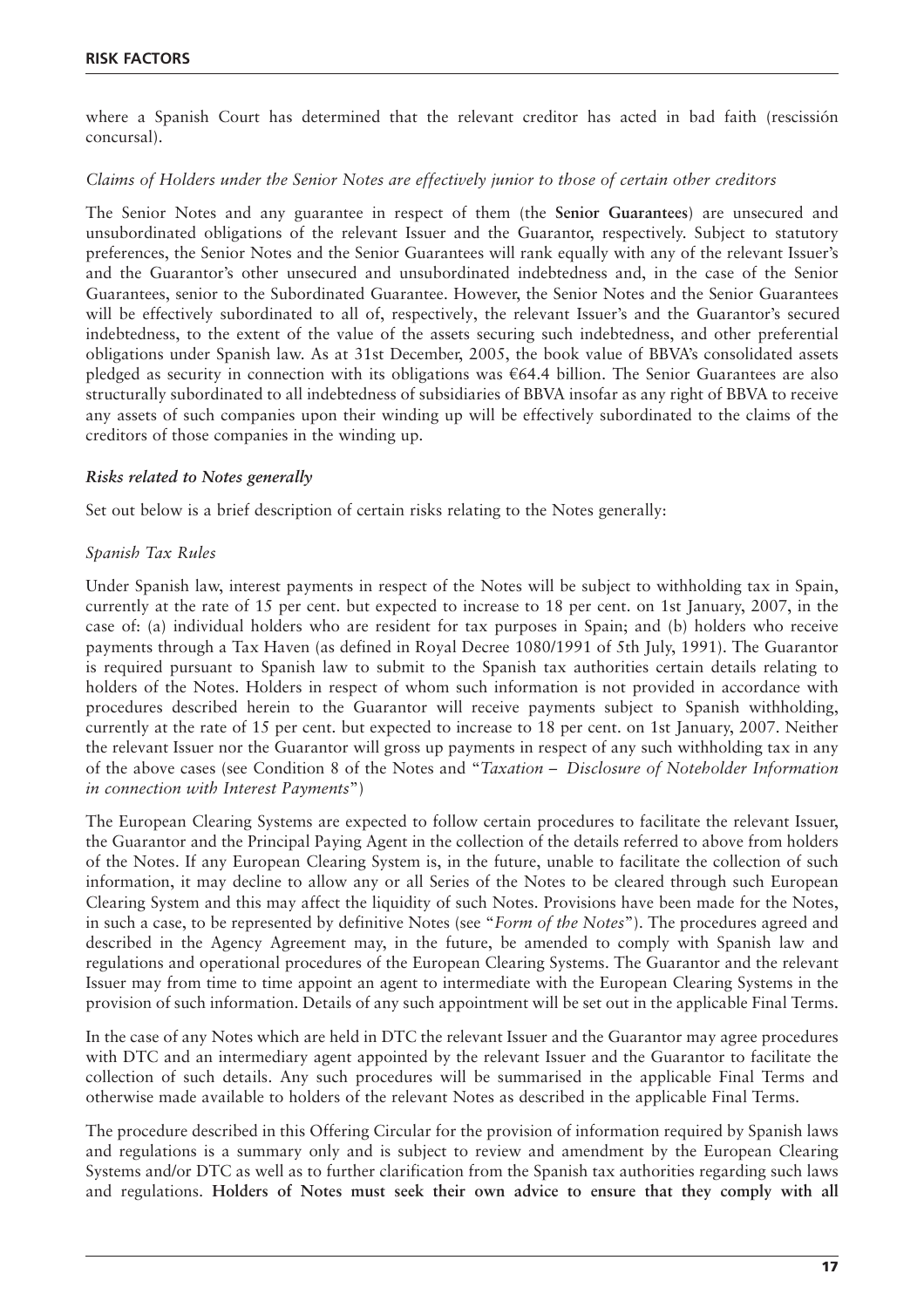where a Spanish Court has determined that the relevant creditor has acted in bad faith (rescissión concursal).

*Claims of Holders under the Senior Notes are effectively junior to those of certain other creditors*

The Senior Notes and any guarantee in respect of them (the **Senior Guarantees**) are unsecured and unsubordinated obligations of the relevant Issuer and the Guarantor, respectively. Subject to statutory preferences, the Senior Notes and the Senior Guarantees will rank equally with any of the relevant Issuer's and the Guarantor's other unsecured and unsubordinated indebtedness and, in the case of the Senior Guarantees, senior to the Subordinated Guarantee. However, the Senior Notes and the Senior Guarantees will be effectively subordinated to all of, respectively, the relevant Issuer's and the Guarantor's secured indebtedness, to the extent of the value of the assets securing such indebtedness, and other preferential obligations under Spanish law. As at 31st December, 2005, the book value of BBVA's consolidated assets pledged as security in connection with its obligations was €64.4 billion. The Senior Notes are also structurally subordinated to all indebtedness of subsidiaries of BBVA insofar as any right of BBVA to receive any assets of such companies upon their winding up will be effectively subordinated to the claims of the creditors of those companies in the winding up.

### *Risks related to Notes generally*

Set out below is a brief description of certain risks relating to the Notes generally:

*Spanish Tax Rules*

Under Spanish law, interest payments in respect of the Notes will be subject to withholding tax in Spain, currently at the rate of 15 per cent. but expected to increase to 18 per cent. on 1st January, 2007, in the case of: (a) individual holders who are resident for tax purposes in Spain; and (b) holders who receive payments through a Tax Haven (as defined in Royal Decree 1080/1991 of 5th July, 1991). The Guarantor is required pursuant to Spanish law to submit to the Spanish tax authorities certain details relating to holders of the Notes. Holders in respect of whom such information is not provided in accordance with procedures described herein to the Guarantor will receive payments subject to Spanish withholding, currently at the rate of 15 per cent. but expected to increase to 18 per cent. on 1st January, 2007. Neither the relevant Issuer nor the Guarantor will gross up payments in respect of any such withholding tax in any of the above cases (see Condition 8 of the Notes and "*Taxation – Disclosure of Noteholder Information in connection with Interest Payments*")

The European Clearing Systems are expected to follow certain procedures to facilitate the relevant Issuer, the Guarantor and the Principal Paying Agent in the collection of the details referred to above from holders of the Notes. If any European Clearing System is, in the future, unable to facilitate the collection of such information, it may decline to allow any or all Series of the Notes to be cleared through such European Clearing System and this may affect the liquidity of such Notes. Provisions have been made for the Notes, in such a case, to be represented by definitive Notes (see "*Form of the Notes*"). The procedures agreed and described in the Agency Agreement may, in the future, be amended to comply with Spanish law and regulations and operational procedures of the European Clearing Systems. The Guarantor and the relevant Issuer may from time to time appoint an agent to intermediate with the European Clearing Systems in the provision of such information. Details of any such appointment will be set out in the applicable Final Terms.

In the case of any Notes which are held in DTC the relevant Issuer and the Guarantor may agree procedures with DTC and an intermediary agent appointed by the relevant Issuer and the Guarantor to facilitate the collection of such details. Any such procedures will be summarised in the applicable Final Terms and otherwise made available to holders of the relevant Notes as described in the applicable Final Terms.

The procedure described in this Offering Circular for the provision of information required by Spanish laws and regulations is a summary only and is subject to review and amendment by the European Clearing Systems and/or DTC as well as to further clarification from the Spanish tax authorities regarding such laws and regulations. **Holders of Notes must seek their own advice to ensure that they comply with all**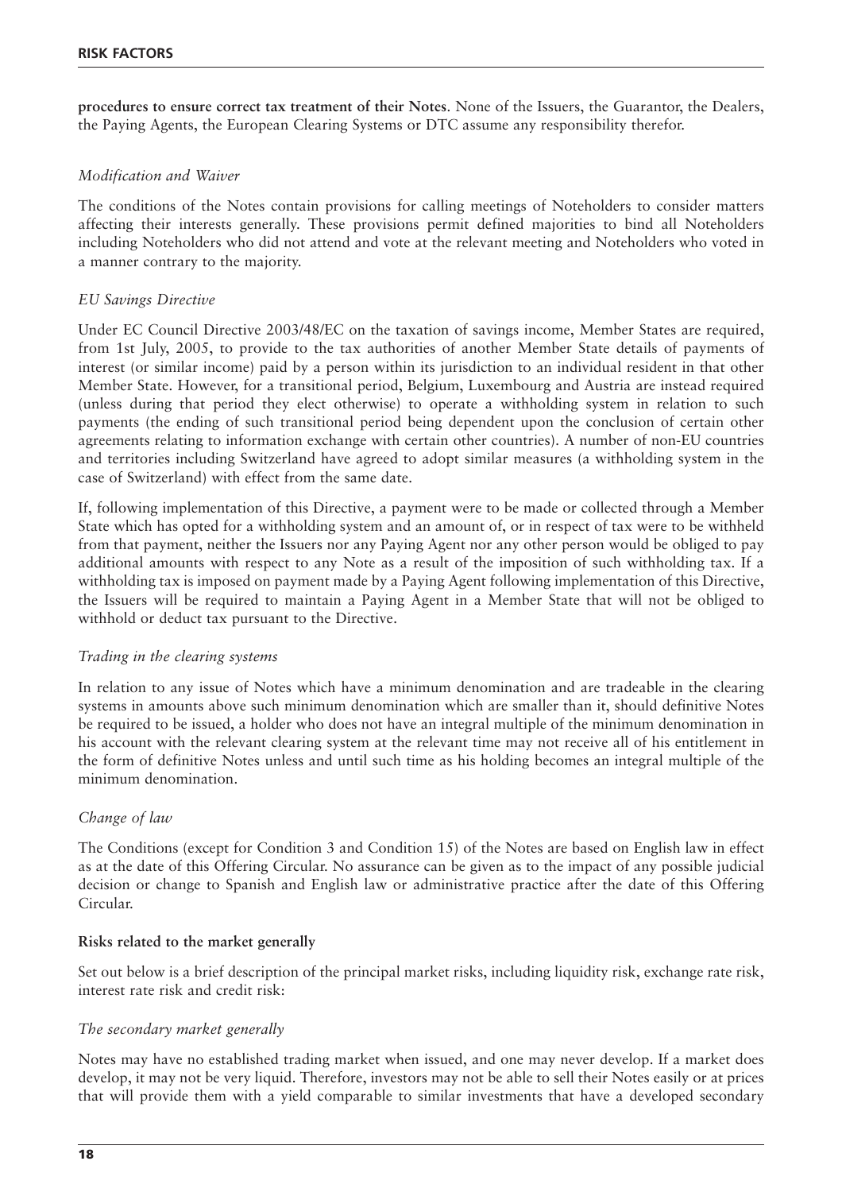**procedures to ensure correct tax treatment of their Notes**. None of the Issuers, the Guarantor, the Dealers, the Paying Agents, the European Clearing Systems or DTC assume any responsibility therefor.

*Modification and Waiver*

The conditions of the Notes contain provisions for calling meetings of Noteholders to consider matters affecting their interests generally. These provisions permit defined majorities to bind all Noteholders including Noteholders who did not attend and vote at the relevant meeting and Noteholders who voted in a manner contrary to the majority.

*EU Savings Directive*

Under EC Council Directive 2003/48/EC on the taxation of savings income, Member States are required, from 1st July, 2005, to provide to the tax authorities of another Member State details of payments of interest (or similar income) paid by a person within its jurisdiction to an individual resident in that other Member State. However, for a transitional period, Belgium, Luxembourg and Austria are instead required (unless during that period they elect otherwise) to operate a withholding system in relation to such payments (the ending of such transitional period being dependent upon the conclusion of certain other agreements relating to information exchange with certain other countries). A number of non-EU countries and territories including Switzerland have agreed to adopt similar measures (a withholding system in the case of Switzerland) with effect from the same date.

If, following implementation of this Directive, a payment were to be made or collected through a Member State which has opted for a withholding system and an amount of, or in respect of tax were to be withheld from that payment, neither the Issuers nor any Paying Agent nor any other person would be obliged to pay additional amounts with respect to any Note as a result of the imposition of such withholding tax. If a withholding tax is imposed on payment made by a Paying Agent following implementation of this Directive, the Issuers will be required to maintain a Paying Agent in a Member State that will not be obliged to withhold or deduct tax pursuant to the Directive.

*Trading in the clearing systems*

In relation to any issue of Notes which have a minimum denomination and are tradeable in the clearing systems in amounts above such minimum denomination which are smaller than it, should definitive Notes be required to be issued, a holder who does not have an integral multiple of the minimum denomination in his account with the relevant clearing system at the relevant time may not receive all of his entitlement in the form of definitive Notes unless and until such time as his holding becomes an integral multiple of the minimum denomination.

*Change of law*

The Conditions (except for Condition 3 and Condition 15) of the Notes are based on English law in effect as at the date of this Offering Circular. No assurance can be given as to the impact of any possible judicial decision or change to Spanish and English law or administrative practice after the date of this Offering Circular.

**Risks related to the market generally**

Set out below is a brief description of the principal market risks, including liquidity risk, exchange rate risk, interest rate risk and credit risk:

*The secondary market generally*

Notes may have no established trading market when issued, and one may never develop. If a market does develop, it may not be very liquid. Therefore, investors may not be able to sell their Notes easily or at prices that will provide them with a yield comparable to similar investments that have a developed secondary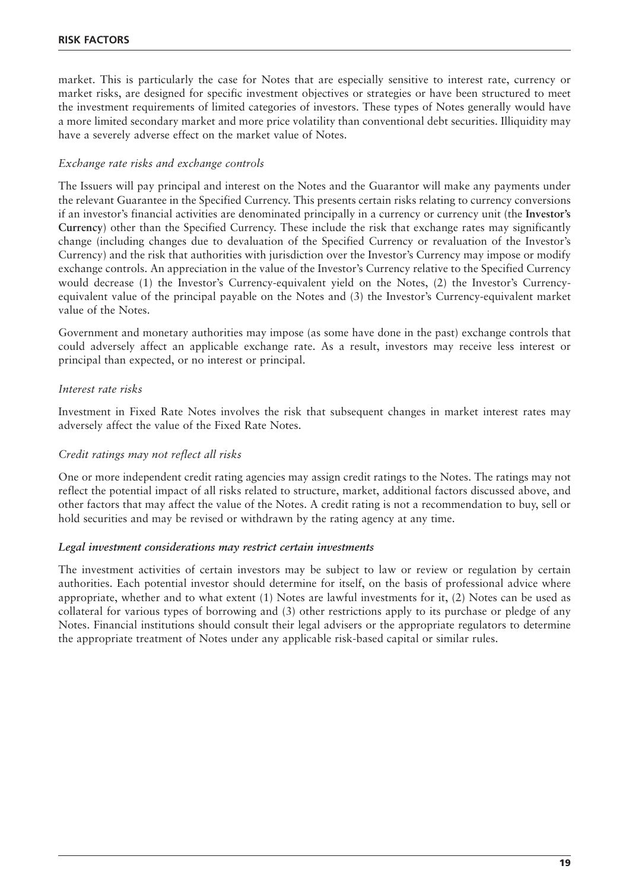market. This is particularly the case for Notes that are especially sensitive to interest rate, currency or market risks, are designed for specific investment objectives or strategies or have been structured to meet the investment requirements of limited categories of investors. These types of Notes generally would have a more limited secondary market and more price volatility than conventional debt securities. Illiquidity may have a severely adverse effect on the market value of Notes.

*Exchange rate risks and exchange controls*

The Issuers will pay principal and interest on the Notes and the Guarantor will make any payments under the relevant Guarantee in the Specified Currency. This presents certain risks relating to currency conversions if an investor's financial activities are denominated principally in a currency or currency unit (the **Investor's Currency**) other than the Specified Currency. These include the risk that exchange rates may significantly change (including changes due to devaluation of the Specified Currency or revaluation of the Investor's Currency) and the risk that authorities with jurisdiction over the Investor's Currency may impose or modify exchange controls. An appreciation in the value of the Investor's Currency relative to the Specified Currency would decrease (1) the Investor's Currency-equivalent yield on the Notes, (2) the Investor's Currency-equivalent value of the principal payable on the Notes and (3) the Investor's Currency-equivalent market value of the Notes.

Government and monetary authorities may impose (as some have done in the past) exchange controls that could adversely affect an applicable exchange rate. As a result, investors may receive less interest or principal than expected, or no interest or principal.

*Interest rate risks*

Investment in Fixed Rate Notes involves the risk that subsequent changes in market interest rates may adversely affect the value of the Fixed Rate Notes.

*Credit ratings may not reflect all risks*

One or more independent credit rating agencies may assign credit ratings to the Notes. The ratings may not reflect the potential impact of all risks related to structure, market, additional factors discussed above, and other factors that may affect the value of the Notes. A credit rating is not a recommendation to buy, sell or hold securities and may be revised or withdrawn by the rating agency at any time.

***Legal investment considerations may restrict certain investments***

The investment activities of certain investors may be subject to law or review or regulation by certain authorities. Each potential investor should determine for itself, on the basis of professional advice where appropriate, whether and to what extent (1) Notes are lawful investments for it, (2) Notes can be used as collateral for various types of borrowing and (3) other restrictions apply to its purchase or pledge of any Notes. Financial institutions should consult their legal advisers or the appropriate regulators to determine the appropriate treatment of Notes under any applicable risk-based capital or similar rules.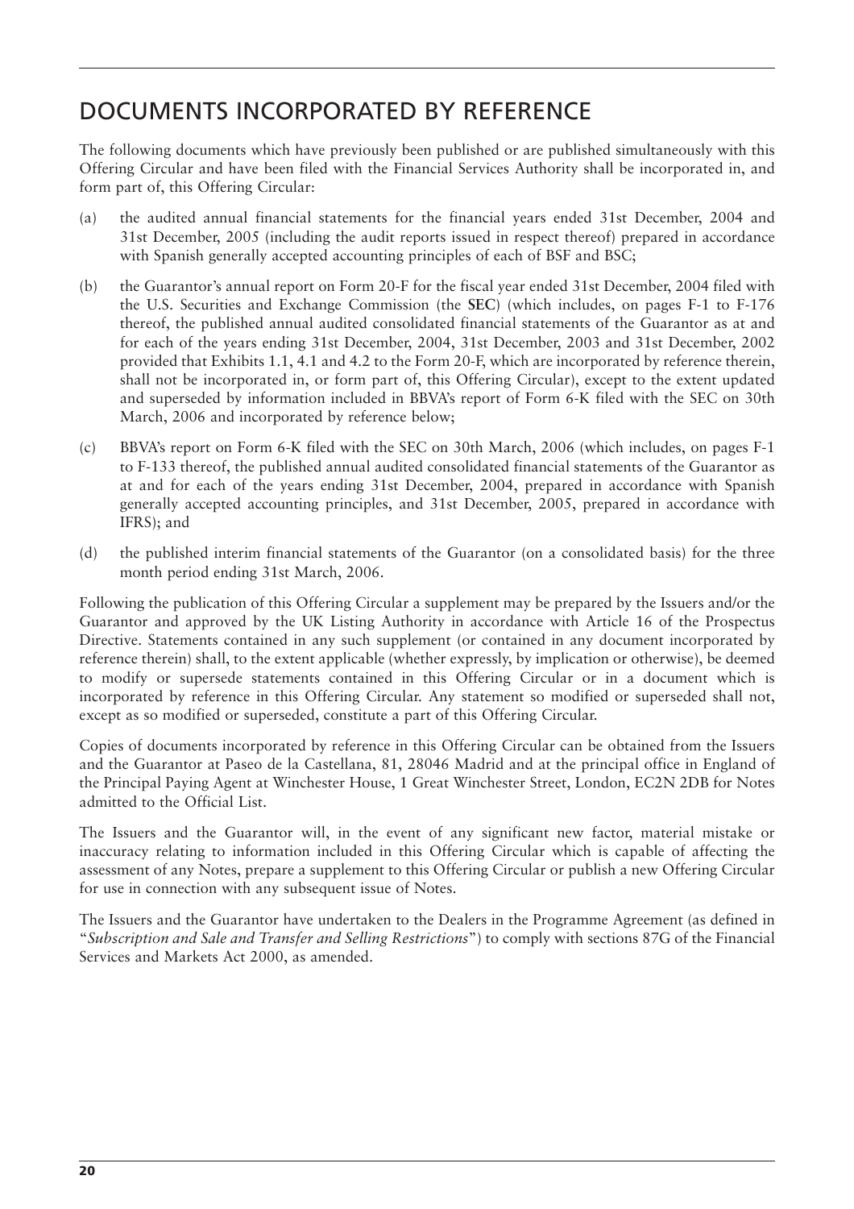# DOCUMENTS INCORPORATED BY REFERENCE

The following documents which have previously been published or are published simultaneously with this Offering Circular and have been filed with the Financial Services Authority shall be incorporated in, and form part of, this Offering Circular:

(a) the audited annual financial statements for the financial years ended 31st December, 2004 and 31st December, 2005 (including the audit reports issued in respect thereof) prepared in accordance with Spanish generally accepted accounting principles of each of BSF and BSC;

(b) the Guarantor's annual report on Form 20-F for the fiscal year ended 31st December, 2004 filed with the U.S. Securities and Exchange Commission (the **SEC**) (which includes, on pages F-1 to F-176 thereof, the published annual audited consolidated financial statements of the Guarantor as at and for each of the years ending 31st December, 2004, 31st December, 2003 and 31st December, 2002 provided that Exhibits 1.1, 4.1 and 4.2 to the Form 20-F, which are incorporated by reference therein, shall not be incorporated in, or form part of, this Offering Circular), except to the extent updated and superseded by information included in BBVA's report of Form 6-K filed with the SEC on 30th March, 2006 and incorporated by reference below;

(c) BBVA's report on Form 6-K filed with the SEC on 30th March, 2006 (which includes, on pages F-1 to F-133 thereof, the published annual audited consolidated financial statements of the Guarantor as at and for each of the years ending 31st December, 2004, prepared in accordance with Spanish generally accepted accounting principles, and 31st December, 2005, prepared in accordance with IFRS); and

(d) the published interim financial statements of the Guarantor (on a consolidated basis) for the three month period ending 31st March, 2006.

Following the publication of this Offering Circular a supplement may be prepared by the Issuers and/or the Guarantor and approved by the UK Listing Authority in accordance with Article 16 of the Prospectus Directive. Statements contained in any such supplement (or contained in any document incorporated by reference therein) shall, to the extent applicable (whether expressly, by implication or otherwise), be deemed to modify or supersede statements contained in this Offering Circular or in a document which is incorporated by reference in this Offering Circular. Any statement so modified or superseded shall not, except as so modified or superseded, constitute a part of this Offering Circular.

Copies of documents incorporated by reference in this Offering Circular can be obtained from the Issuers and the Guarantor at Paseo de la Castellana, 81, 28046 Madrid and at the principal office in England of the Principal Paying Agent at Winchester House, 1 Great Winchester Street, London, EC2N 2DB for Notes admitted to the Official List.

The Issuers and the Guarantor will, in the event of any significant new factor, material mistake or inaccuracy relating to information included in this Offering Circular which is capable of affecting the assessment of any Notes, prepare a supplement to this Offering Circular or publish a new Offering Circular for use in connection with any subsequent issue of Notes.

The Issuers and the Guarantor have undertaken to the Dealers in the Programme Agreement (as defined in "*Subscription and Sale and Transfer and Selling Restrictions*") to comply with sections 87G of the Financial Services and Markets Act 2000, as amended.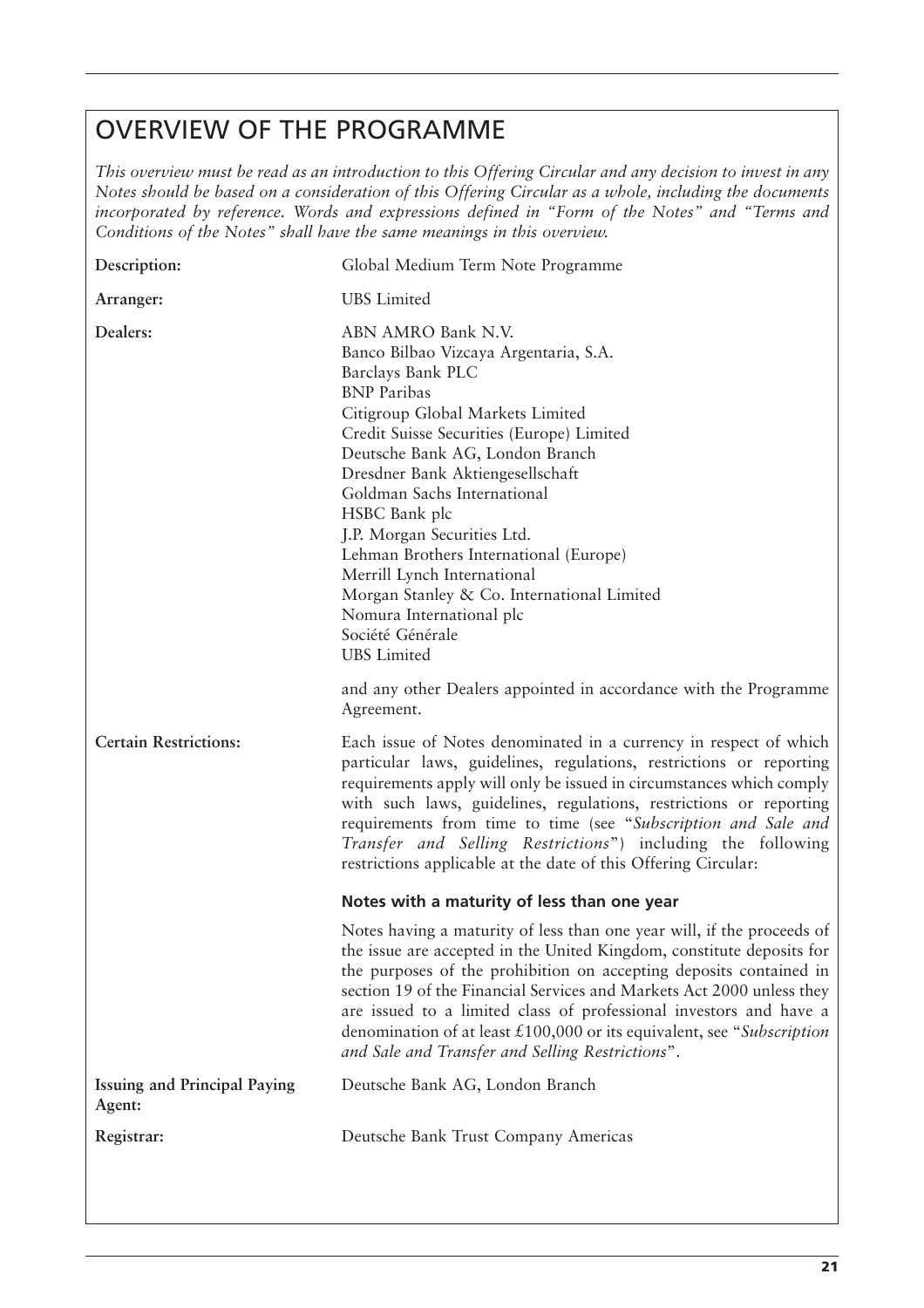# OVERVIEW OF THE PROGRAMME

*This overview must be read as an introduction to this Offering Circular and any decision to invest in any Notes should be based on a consideration of this Offering Circular as a whole, including the documents incorporated by reference. Words and expressions defined in "Form of the Notes" and "Terms and Conditions of the Notes" shall have the same meanings in this overview.*

| | |
|---|---|
| **Description:** | Global Medium Term Note Programme |
| **Arranger:** | UBS Limited |
| **Dealers:** | ABN AMRO Bank N.V.<br>Banco Bilbao Vizcaya Argentaria, S.A.<br>Barclays Bank PLC<br>BNP Paribas<br>Citigroup Global Markets Limited<br>Credit Suisse Securities (Europe) Limited<br>Deutsche Bank AG, London Branch<br>Dresdner Bank Aktiengesellschaft<br>Goldman Sachs International<br>HSBC Bank plc<br>J.P. Morgan Securities Ltd.<br>Lehman Brothers International (Europe)<br>Merrill Lynch International<br>Morgan Stanley & Co. International Limited<br>Nomura International plc<br>Société Générale<br>UBS Limited<br><br>and any other Dealers appointed in accordance with the Programme Agreement. |
| **Certain Restrictions:** | Each issue of Notes denominated in a currency in respect of which particular laws, guidelines, regulations, restrictions or reporting requirements apply will only be issued in circumstances which comply with such laws, guidelines, regulations, restrictions or reporting requirements from time to time (see "*Subscription and Sale and Transfer and Selling Restrictions*") including the following restrictions applicable at the date of this Offering Circular:<br><br>**Notes with a maturity of less than one year**<br><br>Notes having a maturity of less than one year will, if the proceeds of the issue are accepted in the United Kingdom, constitute deposits for the purposes of the prohibition on accepting deposits contained in section 19 of the Financial Services and Markets Act 2000 unless they are issued to a limited class of professional investors and have a denomination of at least £100,000 or its equivalent, see "*Subscription and Sale and Transfer and Selling Restrictions*". |
| **Issuing and Principal Paying Agent:** | Deutsche Bank AG, London Branch |
| **Registrar:** | Deutsche Bank Trust Company Americas |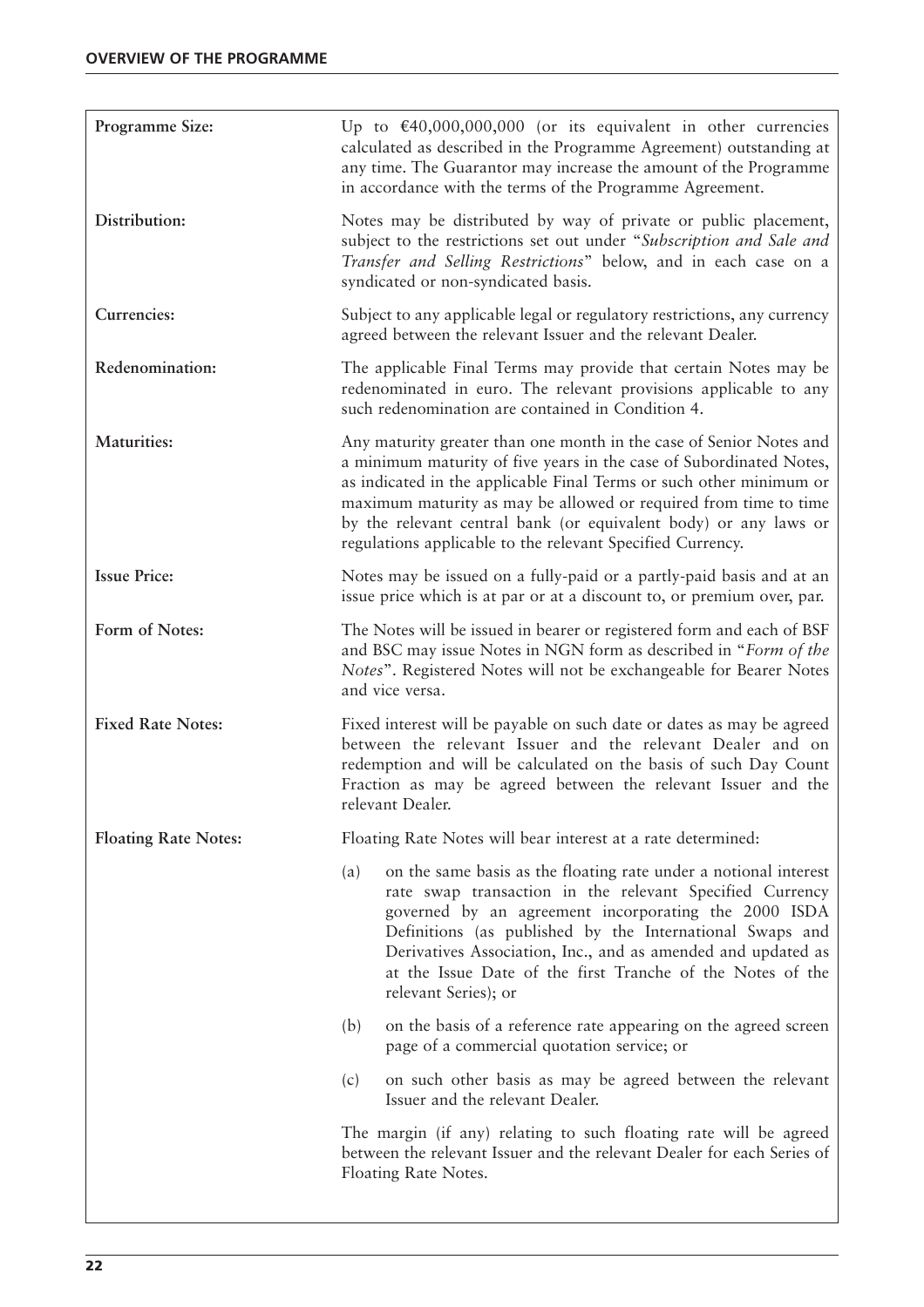## OVERVIEW OF THE PROGRAMME

| | |
|---|---|
| **Programme Size:** | Up to €40,000,000,000 (or its equivalent in other currencies calculated as described in the Programme Agreement) outstanding at any time. The Guarantor may increase the amount of the Programme in accordance with the terms of the Programme Agreement. |
| **Distribution:** | Notes may be distributed by way of private or public placement, subject to the restrictions set out under "*Subscription and Sale and Transfer and Selling Restrictions*" below, and in each case on a syndicated or non-syndicated basis. |
| **Currencies:** | Subject to any applicable legal or regulatory restrictions, any currency agreed between the relevant Issuer and the relevant Dealer. |
| **Redenomination:** | The applicable Final Terms may provide that certain Notes may be redenominated in euro. The relevant provisions applicable to any such redenomination are contained in Condition 4. |
| **Maturities:** | Any maturity greater than one month in the case of Senior Notes and a minimum maturity of five years in the case of Subordinated Notes, as indicated in the applicable Final Terms or such other minimum or maximum maturity as may be allowed or required from time to time by the relevant central bank (or equivalent body) or any laws or regulations applicable to the relevant Specified Currency. |
| **Issue Price:** | Notes may be issued on a fully-paid or a partly-paid basis and at an issue price which is at par or at a discount to, or premium over, par. |
| **Form of Notes:** | The Notes will be issued in bearer or registered form and each of BSF and BSC may issue Notes in NGN form as described in "*Form of the Notes*". Registered Notes will not be exchangeable for Bearer Notes and vice versa. |
| **Fixed Rate Notes:** | Fixed interest will be payable on such date or dates as may be agreed between the relevant Issuer and the relevant Dealer and on redemption and will be calculated on the basis of such Day Count Fraction as may be agreed between the relevant Issuer and the relevant Dealer. |
| **Floating Rate Notes:** | Floating Rate Notes will bear interest at a rate determined:<br><br>(a) on the same basis as the floating rate under a notional interest rate swap transaction in the relevant Specified Currency governed by an agreement incorporating the 2000 ISDA Definitions (as published by the International Swaps and Derivatives Association, Inc., and as amended and updated as at the Issue Date of the first Tranche of the Notes of the relevant Series); or<br><br>(b) on the basis of a reference rate appearing on the agreed screen page of a commercial quotation service; or<br><br>(c) on such other basis as may be agreed between the relevant Issuer and the relevant Dealer.<br><br>The margin (if any) relating to such floating rate will be agreed between the relevant Issuer and the relevant Dealer for each Series of Floating Rate Notes. |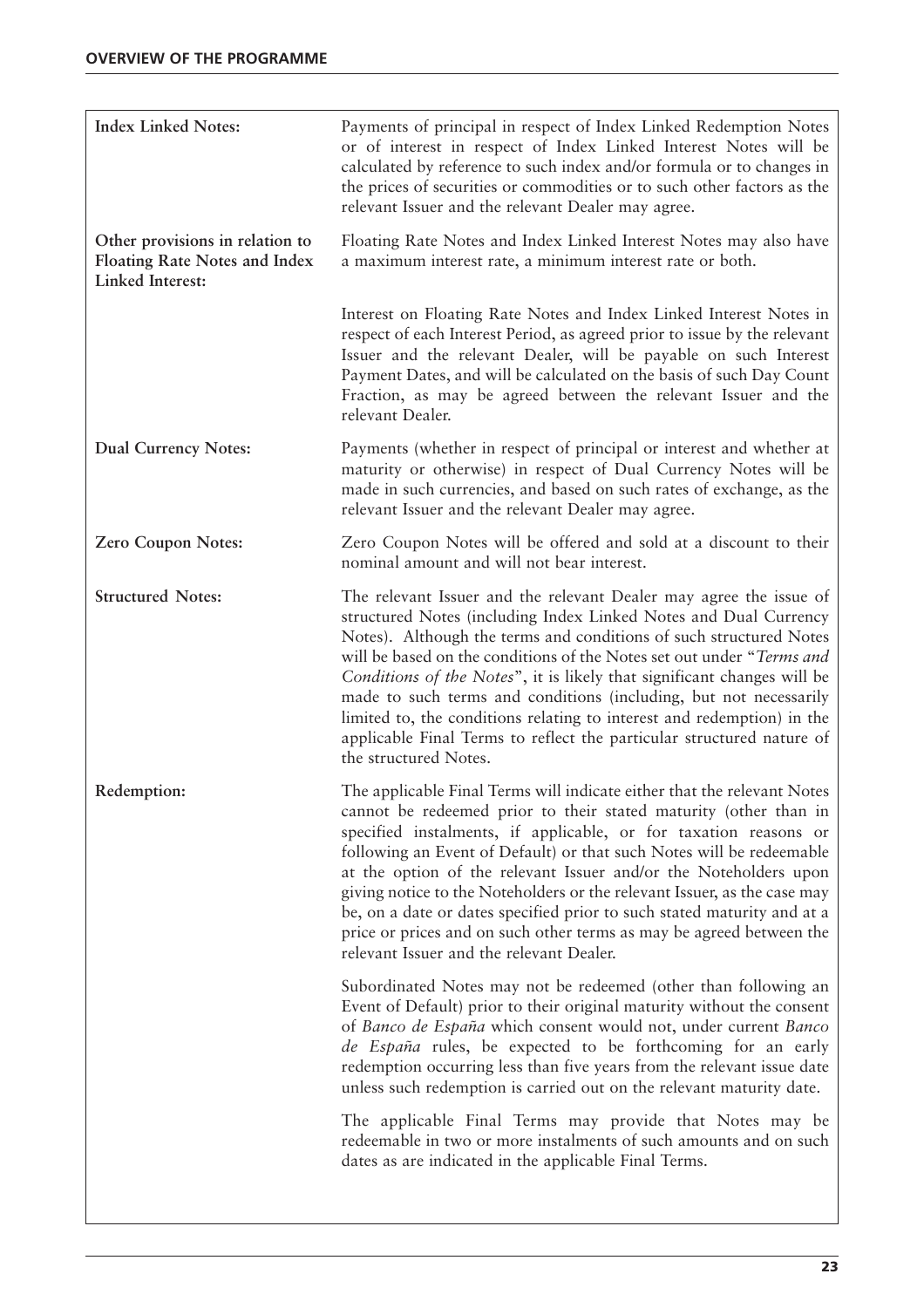| | |
|---|---|
| **Index Linked Notes:** | Payments of principal in respect of Index Linked Redemption Notes or of interest in respect of Index Linked Interest Notes will be calculated by reference to such index and/or formula or to changes in the prices of securities or commodities or to such other factors as the relevant Issuer and the relevant Dealer may agree. |
| **Other provisions in relation to Floating Rate Notes and Index Linked Interest:** | Floating Rate Notes and Index Linked Interest Notes may also have a maximum interest rate, a minimum interest rate or both. |
| | Interest on Floating Rate Notes and Index Linked Interest Notes in respect of each Interest Period, as agreed prior to issue by the relevant Issuer and the relevant Dealer, will be payable on such Interest Payment Dates, and will be calculated on the basis of such Day Count Fraction, as may be agreed between the relevant Issuer and the relevant Dealer. |
| **Dual Currency Notes:** | Payments (whether in respect of principal or interest and whether at maturity or otherwise) in respect of Dual Currency Notes will be made in such currencies, and based on such rates of exchange, as the relevant Issuer and the relevant Dealer may agree. |
| **Zero Coupon Notes:** | Zero Coupon Notes will be offered and sold at a discount to their nominal amount and will not bear interest. |
| **Structured Notes:** | The relevant Issuer and the relevant Dealer may agree the issue of structured Notes (including Index Linked Notes and Dual Currency Notes). Although the terms and conditions of such structured Notes will be based on the conditions of the Notes set out under "*Terms and Conditions of the Notes*", it is likely that significant changes will be made to such terms and conditions (including, but not necessarily limited to, the conditions relating to interest and redemption) in the applicable Final Terms to reflect the particular structured nature of the structured Notes. |
| **Redemption:** | The applicable Final Terms will indicate either that the relevant Notes cannot be redeemed prior to their stated maturity (other than in specified instalments, if applicable, or for taxation reasons or following an Event of Default) or that such Notes will be redeemable at the option of the relevant Issuer and/or the Noteholders upon giving notice to the Noteholders or the relevant Issuer, as the case may be, on a date or dates specified prior to such stated maturity and at a price or prices and on such other terms as may be agreed between the relevant Issuer and the relevant Dealer. |
| | Subordinated Notes may not be redeemed (other than following an Event of Default) prior to their original maturity without the consent of *Banco de España* which consent would not, under current *Banco de España* rules, be expected to be forthcoming for an early redemption occurring less than five years from the relevant issue date unless such redemption is carried out on the relevant maturity date. |
| | The applicable Final Terms may provide that Notes may be redeemable in two or more instalments of such amounts and on such dates as are indicated in the applicable Final Terms. |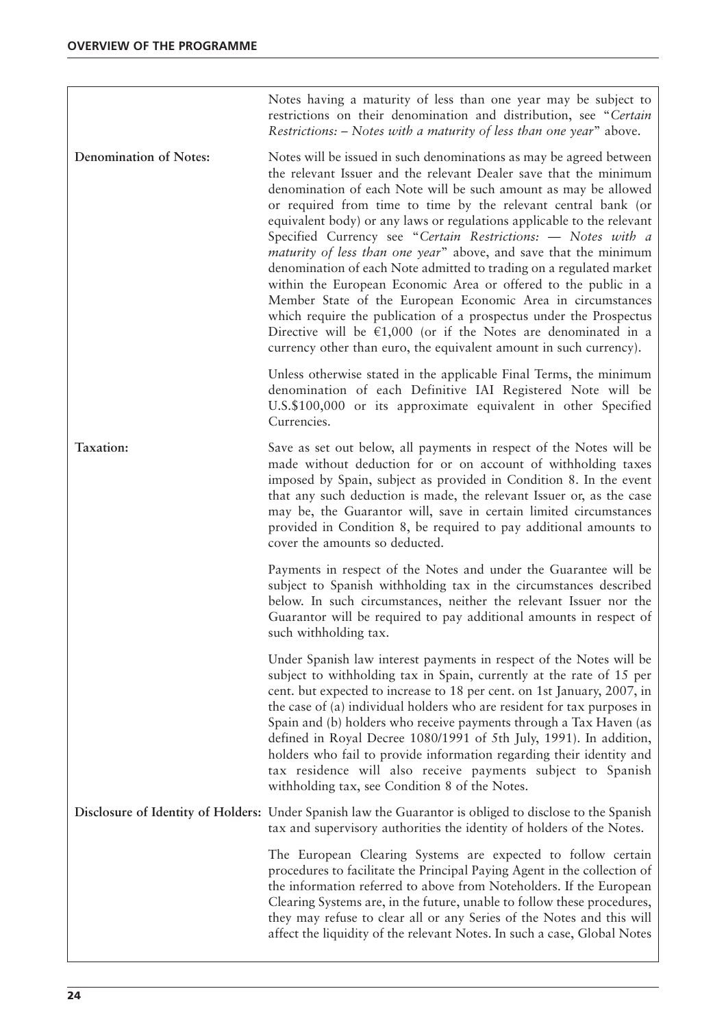| | |
|---|---|
| | Notes having a maturity of less than one year may be subject to restrictions on their denomination and distribution, see "*Certain Restrictions: – Notes with a maturity of less than one year*" above. |
| **Denomination of Notes:** | Notes will be issued in such denominations as may be agreed between the relevant Issuer and the relevant Dealer save that the minimum denomination of each Note will be such amount as may be allowed or required from time to time by the relevant central bank (or equivalent body) or any laws or regulations applicable to the relevant Specified Currency see "*Certain Restrictions: — Notes with a maturity of less than one year*" above, and save that the minimum denomination of each Note admitted to trading on a regulated market within the European Economic Area or offered to the public in a Member State of the European Economic Area in circumstances which require the publication of a prospectus under the Prospectus Directive will be €1,000 (or if the Notes are denominated in a currency other than euro, the equivalent amount in such currency).<br><br>Unless otherwise stated in the applicable Final Terms, the minimum denomination of each Definitive IAI Registered Note will be U.S.$100,000 or its approximate equivalent in other Specified Currencies. |
| **Taxation:** | Save as set out below, all payments in respect of the Notes will be made without deduction for or on account of withholding taxes imposed by Spain, subject as provided in Condition 8. In the event that any such deduction is made, the relevant Issuer or, as the case may be, the Guarantor will, save in certain limited circumstances provided in Condition 8, be required to pay additional amounts to cover the amounts so deducted.<br><br>Payments in respect of the Notes and under the Guarantee will be subject to Spanish withholding tax in the circumstances described below. In such circumstances, neither the relevant Issuer nor the Guarantor will be required to pay additional amounts in respect of such withholding tax.<br><br>Under Spanish law interest payments in respect of the Notes will be subject to withholding tax in Spain, currently at the rate of 15 per cent. but expected to increase to 18 per cent. on 1st January, 2007, in the case of (a) individual holders who are resident for tax purposes in Spain and (b) holders who receive payments through a Tax Haven (as defined in Royal Decree 1080/1991 of 5th July, 1991). In addition, holders who fail to provide information regarding their identity and tax residence will also receive payments subject to Spanish withholding tax, see Condition 8 of the Notes. |
| **Disclosure of Identity of Holders:** | Under Spanish law the Guarantor is obliged to disclose to the Spanish tax and supervisory authorities the identity of holders of the Notes.<br><br>The European Clearing Systems are expected to follow certain procedures to facilitate the Principal Paying Agent in the collection of the information referred to above from Noteholders. If the European Clearing Systems are, in the future, unable to follow these procedures, they may refuse to clear all or any Series of the Notes and this will affect the liquidity of the relevant Notes. In such a case, Global Notes |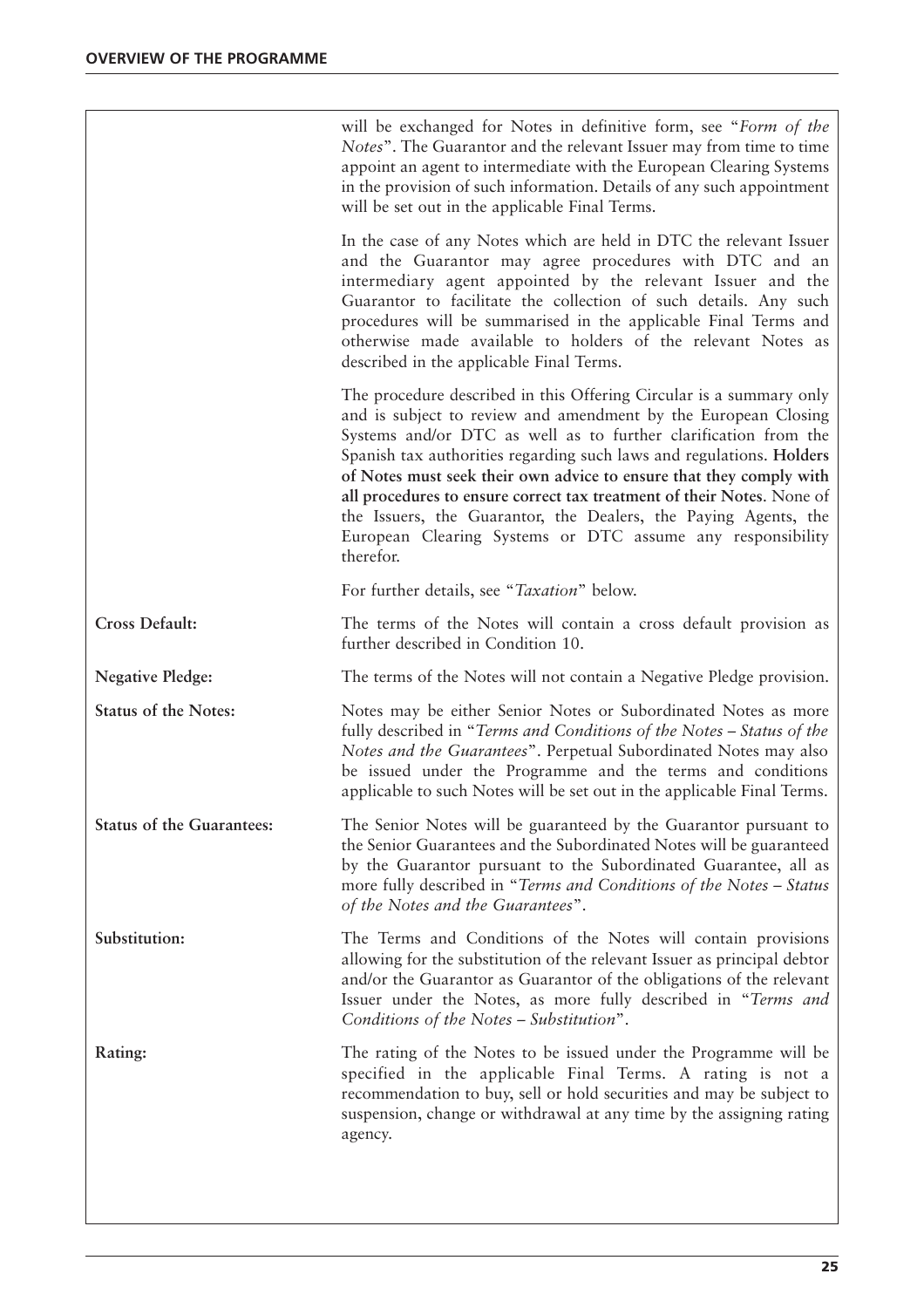| | |
|---|---|
| | will be exchanged for Notes in definitive form, see "*Form of the Notes*". The Guarantor and the relevant Issuer may from time to time appoint an agent to intermediate with the European Clearing Systems in the provision of such information. Details of any such appointment will be set out in the applicable Final Terms.<br><br>In the case of any Notes which are held in DTC the relevant Issuer and the Guarantor may agree procedures with DTC and an intermediary agent appointed by the relevant Issuer and the Guarantor to facilitate the collection of such details. Any such procedures will be summarised in the applicable Final Terms and otherwise made available to holders of the relevant Notes as described in the applicable Final Terms.<br><br>The procedure described in this Offering Circular is a summary only and is subject to review and amendment by the European Closing Systems and/or DTC as well as to further clarification from the Spanish tax authorities regarding such laws and regulations. **Holders of Notes must seek their own advice to ensure that they comply with all procedures to ensure correct tax treatment of their Notes**. None of the Issuers, the Guarantor, the Dealers, the Paying Agents, the European Clearing Systems or DTC assume any responsibility therefor.<br><br>For further details, see "*Taxation*" below. |
| **Cross Default:** | The terms of the Notes will contain a cross default provision as further described in Condition 10. |
| **Negative Pledge:** | The terms of the Notes will not contain a Negative Pledge provision. |
| **Status of the Notes:** | Notes may be either Senior Notes or Subordinated Notes as more fully described in "*Terms and Conditions of the Notes – Status of the Notes and the Guarantees*". Perpetual Subordinated Notes may also be issued under the Programme and the terms and conditions applicable to such Notes will be set out in the applicable Final Terms. |
| **Status of the Guarantees:** | The Senior Notes will be guaranteed by the Guarantor pursuant to the Senior Guarantees and the Subordinated Notes will be guaranteed by the Guarantor pursuant to the Subordinated Guarantee, all as more fully described in "*Terms and Conditions of the Notes – Status of the Notes and the Guarantees*". |
| **Substitution:** | The Terms and Conditions of the Notes will contain provisions allowing for the substitution of the relevant Issuer as principal debtor and/or the Guarantor as Guarantor of the obligations of the relevant Issuer under the Notes, as more fully described in "*Terms and Conditions of the Notes – Substitution*". |
| **Rating:** | The rating of the Notes to be issued under the Programme will be specified in the applicable Final Terms. A rating is not a recommendation to buy, sell or hold securities and may be subject to suspension, change or withdrawal at any time by the assigning rating agency. |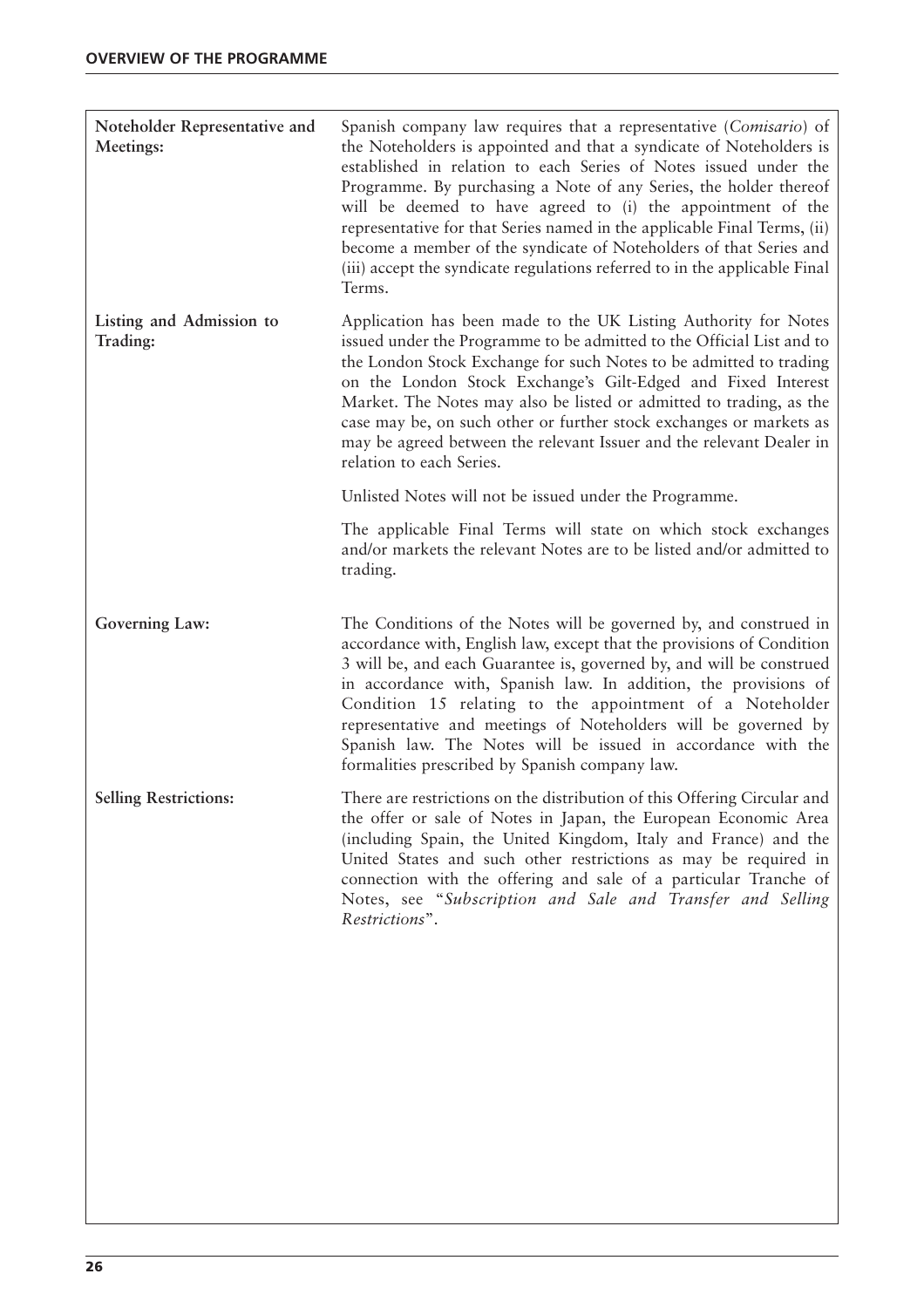| | |
|---|---|
| **Noteholder Representative and Meetings:** | Spanish company law requires that a representative (*Comisario*) of the Noteholders is appointed and that a syndicate of Noteholders is established in relation to each Series of Notes issued under the Programme. By purchasing a Note of any Series, the holder thereof will be deemed to have agreed to (i) the appointment of the representative for that Series named in the applicable Final Terms, (ii) become a member of the syndicate of Noteholders of that Series and (iii) accept the syndicate regulations referred to in the applicable Final Terms. |
| **Listing and Admission to Trading:** | Application has been made to the UK Listing Authority for Notes issued under the Programme to be admitted to the Official List and to the London Stock Exchange for such Notes to be admitted to trading on the London Stock Exchange's Gilt-Edged and Fixed Interest Market. The Notes may also be listed or admitted to trading, as the case may be, on such other or further stock exchanges or markets as may be agreed between the relevant Issuer and the relevant Dealer in relation to each Series.<br><br>Unlisted Notes will not be issued under the Programme.<br><br>The applicable Final Terms will state on which stock exchanges and/or markets the relevant Notes are to be listed and/or admitted to trading. |
| **Governing Law:** | The Conditions of the Notes will be governed by, and construed in accordance with, English law, except that the provisions of Condition 3 will be, and each Guarantee is, governed by, and will be construed in accordance with, Spanish law. In addition, the provisions of Condition 15 relating to the appointment of a Noteholder representative and meetings of Noteholders will be governed by Spanish law. The Notes will be issued in accordance with the formalities prescribed by Spanish company law. |
| **Selling Restrictions:** | There are restrictions on the distribution of this Offering Circular and the offer or sale of Notes in Japan, the European Economic Area (including Spain, the United Kingdom, Italy and France) and the United States and such other restrictions as may be required in connection with the offering and sale of a particular Tranche of Notes, see "*Subscription and Sale and Transfer and Selling Restrictions*". |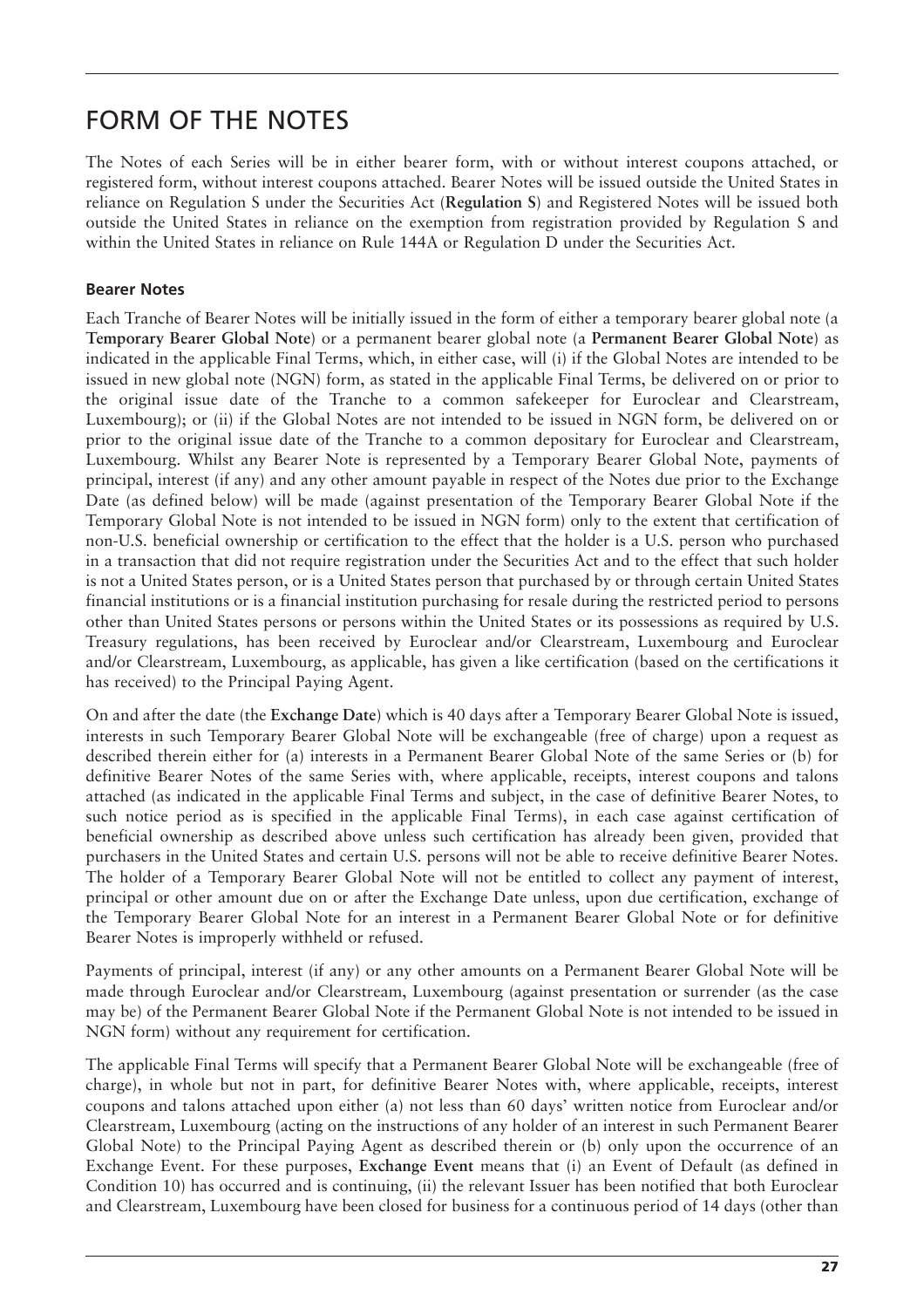# FORM OF THE NOTES

The Notes of each Series will be in either bearer form, with or without interest coupons attached, or registered form, without interest coupons attached. Bearer Notes will be issued outside the United States in reliance on Regulation S under the Securities Act (**Regulation S**) and Registered Notes will be issued both outside the United States in reliance on the exemption from registration provided by Regulation S and within the United States in reliance on Rule 144A or Regulation D under the Securities Act.

### Bearer Notes

Each Tranche of Bearer Notes will be initially issued in the form of either a temporary bearer global note (a **Temporary Bearer Global Note**) or a permanent bearer global note (a **Permanent Bearer Global Note**) as indicated in the applicable Final Terms, which, in either case, will (i) if the Global Notes are intended to be issued in new global note (NGN) form, as stated in the applicable Final Terms, be delivered on or prior to the original issue date of the Tranche to a common safekeeper for Euroclear and Clearstream, Luxembourg); or (ii) if the Global Notes are not intended to be issued in NGN form, be delivered on or prior to the original issue date of the Tranche to a common depositary for Euroclear and Clearstream, Luxembourg. Whilst any Bearer Note is represented by a Temporary Bearer Global Note, payments of principal, interest (if any) and any other amount payable in respect of the Notes due prior to the Exchange Date (as defined below) will be made (against presentation of the Temporary Bearer Global Note if the Temporary Global Note is not intended to be issued in NGN form) only to the extent that certification of non-U.S. beneficial ownership or certification to the effect that the holder is a U.S. person who purchased in a transaction that did not require registration under the Securities Act and to the effect that such holder is not a United States person, or is a United States person that purchased by or through certain United States financial institutions or is a financial institution purchasing for resale during the restricted period to persons other than United States persons or persons within the United States or its possessions as required by U.S. Treasury regulations, has been received by Euroclear and/or Clearstream, Luxembourg and Euroclear and/or Clearstream, Luxembourg, as applicable, has given a like certification (based on the certifications it has received) to the Principal Paying Agent.

On and after the date (the **Exchange Date**) which is 40 days after a Temporary Bearer Global Note is issued, interests in such Temporary Bearer Global Note will be exchangeable (free of charge) upon a request as described therein either for (a) interests in a Permanent Bearer Global Note of the same Series or (b) for definitive Bearer Notes of the same Series with, where applicable, receipts, interest coupons and talons attached (as indicated in the applicable Final Terms and subject, in the case of definitive Bearer Notes, to such notice period as is specified in the applicable Final Terms), in each case against certification of beneficial ownership as described above unless such certification has already been given, provided that purchasers in the United States and certain U.S. persons will not be able to receive definitive Bearer Notes. The holder of a Temporary Bearer Global Note will not be entitled to collect any payment of interest, principal or other amount due on or after the Exchange Date unless, upon due certification, exchange of the Temporary Bearer Global Note for an interest in a Permanent Bearer Global Note or for definitive Bearer Notes is improperly withheld or refused.

Payments of principal, interest (if any) or any other amounts on a Permanent Bearer Global Note will be made through Euroclear and/or Clearstream, Luxembourg (against presentation or surrender (as the case may be) of the Permanent Bearer Global Note if the Permanent Global Note is not intended to be issued in NGN form) without any requirement for certification.

The applicable Final Terms will specify that a Permanent Bearer Global Note will be exchangeable (free of charge), in whole but not in part, for definitive Bearer Notes with, where applicable, receipts, interest coupons and talons attached upon either (a) not less than 60 days' written notice from Euroclear and/or Clearstream, Luxembourg (acting on the instructions of any holder of an interest in such Permanent Bearer Global Note) to the Principal Paying Agent as described therein or (b) only upon the occurrence of an Exchange Event. For these purposes, **Exchange Event** means that (i) an Event of Default (as defined in Condition 10) has occurred and is continuing, (ii) the relevant Issuer has been notified that both Euroclear and Clearstream, Luxembourg have been closed for business for a continuous period of 14 days (other than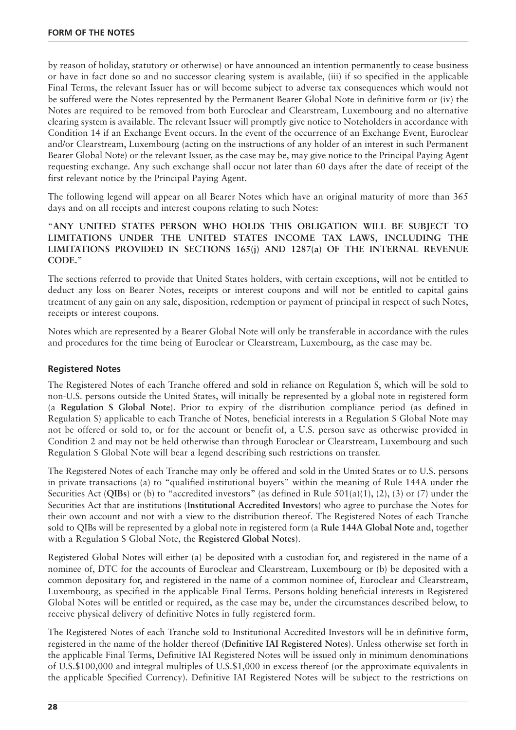by reason of holiday, statutory or otherwise) or have announced an intention permanently to cease business or have in fact done so and no successor clearing system is available, (iii) if so specified in the applicable Final Terms, the relevant Issuer has or will become subject to adverse tax consequences which would not be suffered were the Notes represented by the Permanent Bearer Global Note in definitive form or (iv) the Notes are required to be removed from both Euroclear and Clearstream, Luxembourg and no alternative clearing system is available. The relevant Issuer will promptly give notice to Noteholders in accordance with Condition 14 if an Exchange Event occurs. In the event of the occurrence of an Exchange Event, Euroclear and/or Clearstream, Luxembourg (acting on the instructions of any holder of an interest in such Permanent Bearer Global Note) or the relevant Issuer, as the case may be, may give notice to the Principal Paying Agent requesting exchange. Any such exchange shall occur not later than 60 days after the date of receipt of the first relevant notice by the Principal Paying Agent.

The following legend will appear on all Bearer Notes which have an original maturity of more than 365 days and on all receipts and interest coupons relating to such Notes:

"**ANY UNITED STATES PERSON WHO HOLDS THIS OBLIGATION WILL BE SUBJECT TO LIMITATIONS UNDER THE UNITED STATES INCOME TAX LAWS, INCLUDING THE LIMITATIONS PROVIDED IN SECTIONS 165(j) AND 1287(a) OF THE INTERNAL REVENUE CODE.**"

The sections referred to provide that United States holders, with certain exceptions, will not be entitled to deduct any loss on Bearer Notes, receipts or interest coupons and will not be entitled to capital gains treatment of any gain on any sale, disposition, redemption or payment of principal in respect of such Notes, receipts or interest coupons.

Notes which are represented by a Bearer Global Note will only be transferable in accordance with the rules and procedures for the time being of Euroclear or Clearstream, Luxembourg, as the case may be.

## Registered Notes

The Registered Notes of each Tranche offered and sold in reliance on Regulation S, which will be sold to non-U.S. persons outside the United States, will initially be represented by a global note in registered form (a **Regulation S Global Note**). Prior to expiry of the distribution compliance period (as defined in Regulation S) applicable to each Tranche of Notes, beneficial interests in a Regulation S Global Note may not be offered or sold to, or for the account or benefit of, a U.S. person save as otherwise provided in Condition 2 and may not be held otherwise than through Euroclear or Clearstream, Luxembourg and such Regulation S Global Note will bear a legend describing such restrictions on transfer.

The Registered Notes of each Tranche may only be offered and sold in the United States or to U.S. persons in private transactions (a) to "qualified institutional buyers" within the meaning of Rule 144A under the Securities Act (**QIBs**) or (b) to "accredited investors" (as defined in Rule 501(a)(1), (2), (3) or (7) under the Securities Act that are institutions (**Institutional Accredited Investors**) who agree to purchase the Notes for their own account and not with a view to the distribution thereof. The Registered Notes of each Tranche sold to QIBs will be represented by a global note in registered form (a **Rule 144A Global Note** and, together with a Regulation S Global Note, the **Registered Global Notes**).

Registered Global Notes will either (a) be deposited with a custodian for, and registered in the name of a nominee of, DTC for the accounts of Euroclear and Clearstream, Luxembourg or (b) be deposited with a common depositary for, and registered in the name of a common nominee of, Euroclear and Clearstream, Luxembourg, as specified in the applicable Final Terms. Persons holding beneficial interests in Registered Global Notes will be entitled or required, as the case may be, under the circumstances described below, to receive physical delivery of definitive Notes in fully registered form.

The Registered Notes of each Tranche sold to Institutional Accredited Investors will be in definitive form, registered in the name of the holder thereof (**Definitive IAI Registered Notes**). Unless otherwise set forth in the applicable Final Terms, Definitive IAI Registered Notes will be issued only in minimum denominations of U.S.$100,000 and integral multiples of U.S.$1,000 in excess thereof (or the approximate equivalents in the applicable Specified Currency). Definitive IAI Registered Notes will be subject to the restrictions on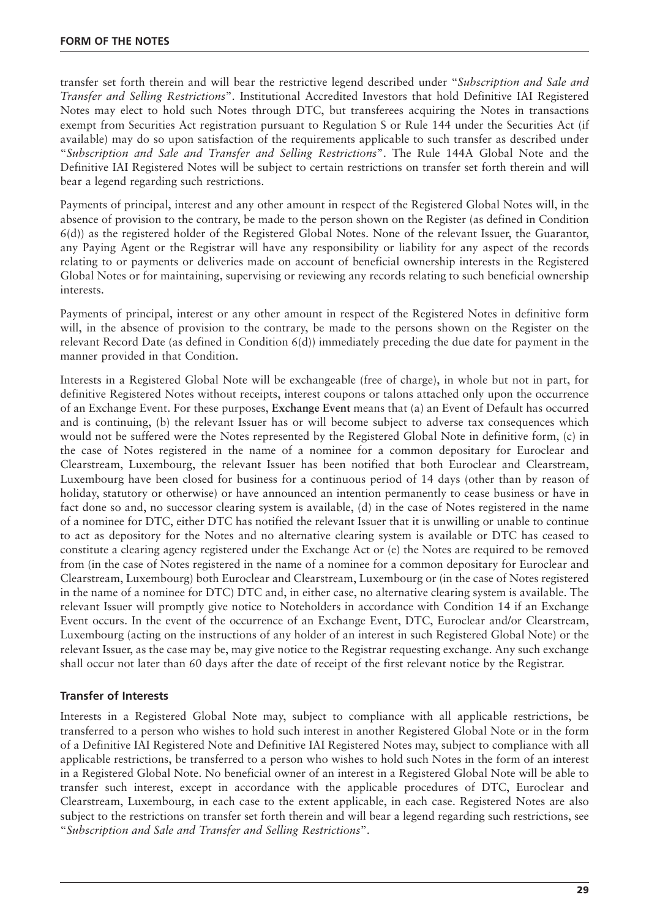transfer set forth therein and will bear the restrictive legend described under "*Subscription and Sale and Transfer and Selling Restrictions*". Institutional Accredited Investors that hold Definitive IAI Registered Notes may elect to hold such Notes through DTC, but transferees acquiring the Notes in transactions exempt from Securities Act registration pursuant to Regulation S or Rule 144 under the Securities Act (if available) may do so upon satisfaction of the requirements applicable to such transfer as described under "*Subscription and Sale and Transfer and Selling Restrictions*". The Rule 144A Global Note and the Definitive IAI Registered Notes will be subject to certain restrictions on transfer set forth therein and will bear a legend regarding such restrictions.

Payments of principal, interest and any other amount in respect of the Registered Global Notes will, in the absence of provision to the contrary, be made to the person shown on the Register (as defined in Condition 6(d)) as the registered holder of the Registered Global Notes. None of the relevant Issuer, the Guarantor, any Paying Agent or the Registrar will have any responsibility or liability for any aspect of the records relating to or payments or deliveries made on account of beneficial ownership interests in the Registered Global Notes or for maintaining, supervising or reviewing any records relating to such beneficial ownership interests.

Payments of principal, interest or any other amount in respect of the Registered Notes in definitive form will, in the absence of provision to the contrary, be made to the persons shown on the Register on the relevant Record Date (as defined in Condition 6(d)) immediately preceding the due date for payment in the manner provided in that Condition.

Interests in a Registered Global Note will be exchangeable (free of charge), in whole but not in part, for definitive Registered Notes without receipts, interest coupons or talons attached only upon the occurrence of an Exchange Event. For these purposes, **Exchange Event** means that (a) an Event of Default has occurred and is continuing, (b) the relevant Issuer has or will become subject to adverse tax consequences which would not be suffered were the Notes represented by the Registered Global Note in definitive form, (c) in the case of Notes registered in the name of a nominee for a common depositary for Euroclear and Clearstream, Luxembourg, the relevant Issuer has been notified that both Euroclear and Clearstream, Luxembourg have been closed for business for a continuous period of 14 days (other than by reason of holiday, statutory or otherwise) or have announced an intention permanently to cease business or have in fact done so and, no successor clearing system is available, (d) in the case of Notes registered in the name of a nominee for DTC, either DTC has notified the relevant Issuer that it is unwilling or unable to continue to act as depository for the Notes and no alternative clearing system is available or DTC has ceased to constitute a clearing agency registered under the Exchange Act or (e) the Notes are required to be removed from (in the case of Notes registered in the name of a nominee for a common depositary for Euroclear and Clearstream, Luxembourg) both Euroclear and Clearstream, Luxembourg or (in the case of Notes registered in the name of a nominee for DTC) DTC and, in either case, no alternative clearing system is available. The relevant Issuer will promptly give notice to Noteholders in accordance with Condition 14 if an Exchange Event occurs. In the event of the occurrence of an Exchange Event, DTC, Euroclear and/or Clearstream, Luxembourg (acting on the instructions of any holder of an interest in such Registered Global Note) or the relevant Issuer, as the case may be, may give notice to the Registrar requesting exchange. Any such exchange shall occur not later than 60 days after the date of receipt of the first relevant notice by the Registrar.

## Transfer of Interests

Interests in a Registered Global Note may, subject to compliance with all applicable restrictions, be transferred to a person who wishes to hold such interest in another Registered Global Note or in the form of a Definitive IAI Registered Note and Definitive IAI Registered Notes may, subject to compliance with all applicable restrictions, be transferred to a person who wishes to hold such Notes in the form of an interest in a Registered Global Note. No beneficial owner of an interest in a Registered Global Note will be able to transfer such interest, except in accordance with the applicable procedures of DTC, Euroclear and Clearstream, Luxembourg, in each case to the extent applicable, in each case. Registered Notes are also subject to the restrictions on transfer set forth therein and will bear a legend regarding such restrictions, see "*Subscription and Sale and Transfer and Selling Restrictions*".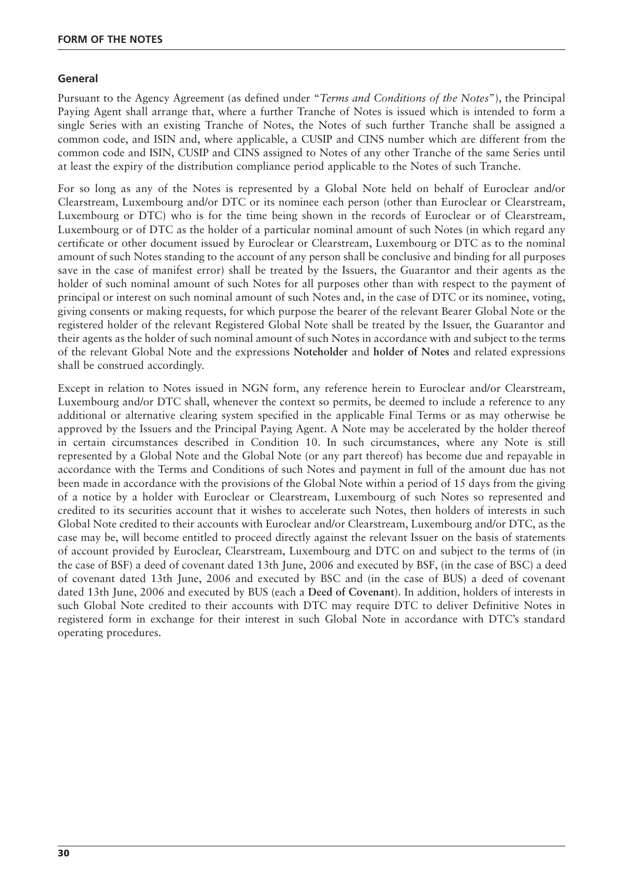## General

Pursuant to the Agency Agreement (as defined under "*Terms and Conditions of the Notes*"), the Principal Paying Agent shall arrange that, where a further Tranche of Notes is issued which is intended to form a single Series with an existing Tranche of Notes, the Notes of such further Tranche shall be assigned a common code, and ISIN and, where applicable, a CUSIP and CINS number which are different from the common code and ISIN, CUSIP and CINS assigned to Notes of any other Tranche of the same Series until at least the expiry of the distribution compliance period applicable to the Notes of such Tranche.

For so long as any of the Notes is represented by a Global Note held on behalf of Euroclear and/or Clearstream, Luxembourg and/or DTC or its nominee each person (other than Euroclear or Clearstream, Luxembourg or DTC) who is for the time being shown in the records of Euroclear or of Clearstream, Luxembourg or of DTC as the holder of a particular nominal amount of such Notes (in which regard any certificate or other document issued by Euroclear or Clearstream, Luxembourg or DTC as to the nominal amount of such Notes standing to the account of any person shall be conclusive and binding for all purposes save in the case of manifest error) shall be treated by the Issuers, the Guarantor and their agents as the holder of such nominal amount of such Notes for all purposes other than with respect to the payment of principal or interest on such nominal amount of such Notes and, in the case of DTC or its nominee, voting, giving consents or making requests, for which purpose the bearer of the relevant Bearer Global Note or the registered holder of the relevant Registered Global Note shall be treated by the Issuer, the Guarantor and their agents as the holder of such nominal amount of such Notes in accordance with and subject to the terms of the relevant Global Note and the expressions **Noteholder** and **holder of Notes** and related expressions shall be construed accordingly.

Except in relation to Notes issued in NGN form, any reference herein to Euroclear and/or Clearstream, Luxembourg and/or DTC shall, whenever the context so permits, be deemed to include a reference to any additional or alternative clearing system specified in the applicable Final Terms or as may otherwise be approved by the Issuers and the Principal Paying Agent. A Note may be accelerated by the holder thereof in certain circumstances described in Condition 10. In such circumstances, where any Note is still represented by a Global Note and the Global Note (or any part thereof) has become due and repayable in accordance with the Terms and Conditions of such Notes and payment in full of the amount due has not been made in accordance with the provisions of the Global Note within a period of 15 days from the giving of a notice by a holder with Euroclear or Clearstream, Luxembourg of such Notes so represented and credited to its securities account that it wishes to accelerate such Notes, then holders of interests in such Global Note credited to their accounts with Euroclear and/or Clearstream, Luxembourg and/or DTC, as the case may be, will become entitled to proceed directly against the relevant Issuer on the basis of statements of account provided by Euroclear, Clearstream, Luxembourg and DTC on and subject to the terms of (in the case of BSF) a deed of covenant dated 13th June, 2006 and executed by BSF, (in the case of BSC) a deed of covenant dated 13th June, 2006 and executed by BSC and (in the case of BUS) a deed of covenant dated 13th June, 2006 and executed by BUS (each a **Deed of Covenant**). In addition, holders of interests in such Global Note credited to their accounts with DTC may require DTC to deliver Definitive Notes in registered form in exchange for their interest in such Global Note in accordance with DTC's standard operating procedures.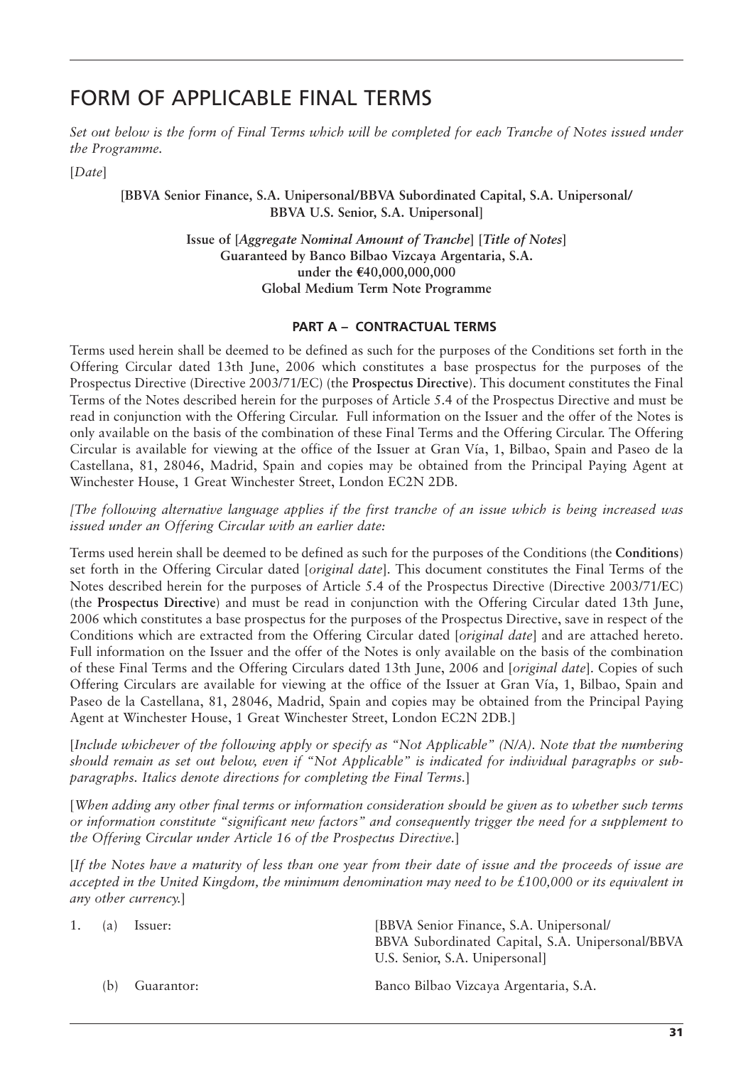# FORM OF APPLICABLE FINAL TERMS

*Set out below is the form of Final Terms which will be completed for each Tranche of Notes issued under the Programme.*

[*Date*]

**[BBVA Senior Finance, S.A. Unipersonal/BBVA Subordinated Capital, S.A. Unipersonal/ BBVA U.S. Senior, S.A. Unipersonal]**

**Issue of [*Aggregate Nominal Amount of Tranche*] [*Title of Notes*]**
**Guaranteed by Banco Bilbao Vizcaya Argentaria, S.A.**
**under the €40,000,000,000**
**Global Medium Term Note Programme**

## PART A – CONTRACTUAL TERMS

Terms used herein shall be deemed to be defined as such for the purposes of the Conditions set forth in the Offering Circular dated 13th June, 2006 which constitutes a base prospectus for the purposes of the Prospectus Directive (Directive 2003/71/EC) (the **Prospectus Directive**). This document constitutes the Final Terms of the Notes described herein for the purposes of Article 5.4 of the Prospectus Directive and must be read in conjunction with the Offering Circular. Full information on the Issuer and the offer of the Notes is only available on the basis of the combination of these Final Terms and the Offering Circular. The Offering Circular is available for viewing at the office of the Issuer at Gran Vía, 1, Bilbao, Spain and Paseo de la Castellana, 81, 28046, Madrid, Spain and copies may be obtained from the Principal Paying Agent at Winchester House, 1 Great Winchester Street, London EC2N 2DB.

*[The following alternative language applies if the first tranche of an issue which is being increased was issued under an Offering Circular with an earlier date:*

Terms used herein shall be deemed to be defined as such for the purposes of the Conditions (the **Conditions**) set forth in the Offering Circular dated [*original date*]. This document constitutes the Final Terms of the Notes described herein for the purposes of Article 5.4 of the Prospectus Directive (Directive 2003/71/EC) (the **Prospectus Directive**) and must be read in conjunction with the Offering Circular dated 13th June, 2006 which constitutes a base prospectus for the purposes of the Prospectus Directive, save in respect of the Conditions which are extracted from the Offering Circular dated [*original date*] and are attached hereto. Full information on the Issuer and the offer of the Notes is only available on the basis of the combination of these Final Terms and the Offering Circulars dated 13th June, 2006 and [*original date*]. Copies of such Offering Circulars are available for viewing at the office of the Issuer at Gran Vía, 1, Bilbao, Spain and Paseo de la Castellana, 81, 28046, Madrid, Spain and copies may be obtained from the Principal Paying Agent at Winchester House, 1 Great Winchester Street, London EC2N 2DB.]

[*Include whichever of the following apply or specify as "Not Applicable" (N/A). Note that the numbering should remain as set out below, even if "Not Applicable" is indicated for individual paragraphs or sub-paragraphs. Italics denote directions for completing the Final Terms.*]

[*When adding any other final terms or information consideration should be given as to whether such terms or information constitute "significant new factors" and consequently trigger the need for a supplement to the Offering Circular under Article 16 of the Prospectus Directive.*]

[*If the Notes have a maturity of less than one year from their date of issue and the proceeds of issue are accepted in the United Kingdom, the minimum denomination may need to be £100,000 or its equivalent in any other currency.*]

| | | |
|---|---|---|
| 1. | (a) Issuer: | [BBVA Senior Finance, S.A. Unipersonal/ BBVA Subordinated Capital, S.A. Unipersonal/BBVA U.S. Senior, S.A. Unipersonal] |
| | (b) Guarantor: | Banco Bilbao Vizcaya Argentaria, S.A. |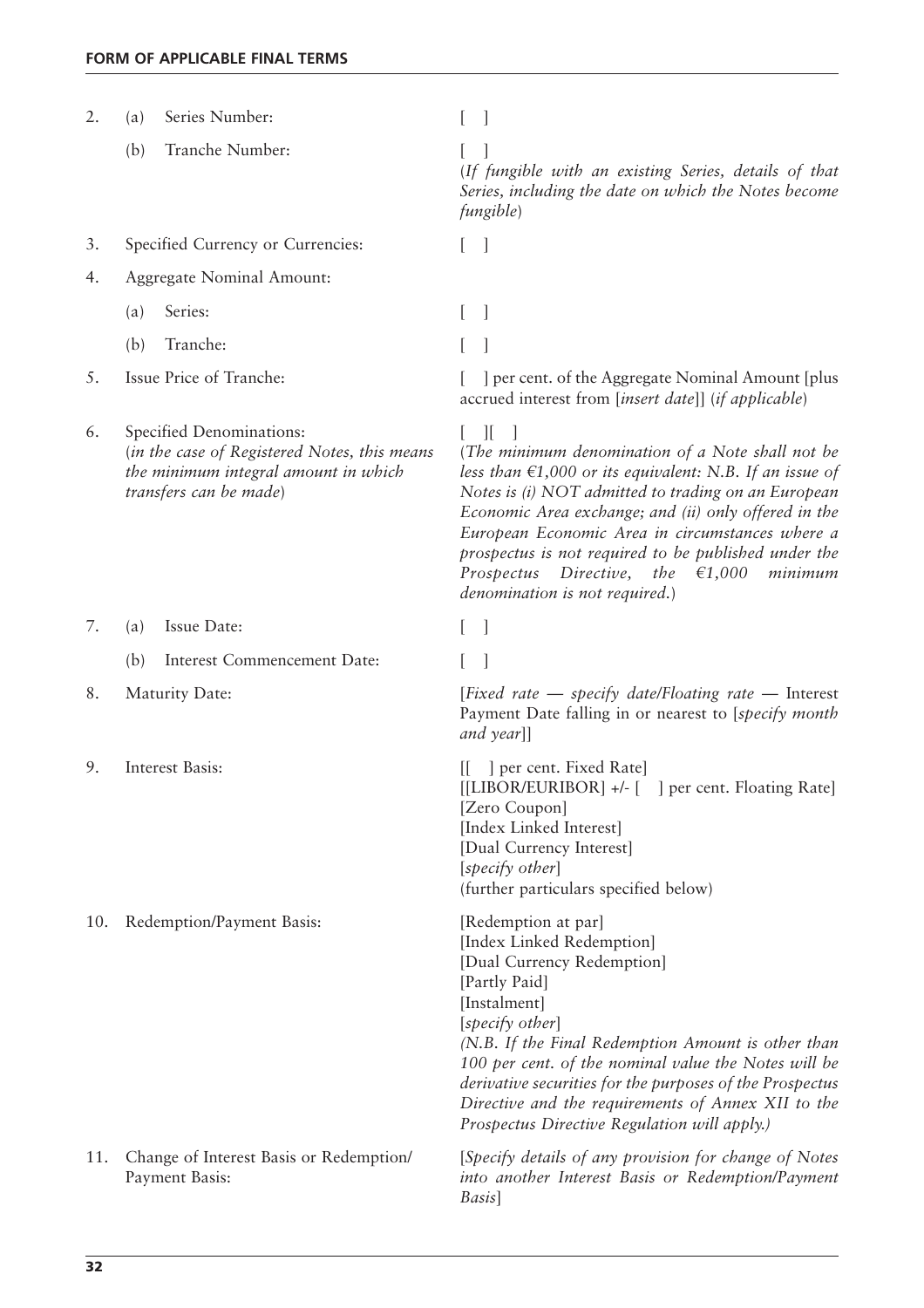| | | |
|---|---|---|
| 2. | (a) Series Number: | [ ] |
| | (b) Tranche Number: | [ ]<br>(*If fungible with an existing Series, details of that Series, including the date on which the Notes become fungible*) |
| 3. | Specified Currency or Currencies: | [ ] |
| 4. | Aggregate Nominal Amount: | |
| | (a) Series: | [ ] |
| | (b) Tranche: | [ ] |
| 5. | Issue Price of Tranche: | [ ] per cent. of the Aggregate Nominal Amount [plus accrued interest from [*insert date*]] (*if applicable*) |
| 6. | Specified Denominations:<br>(*in the case of Registered Notes, this means the minimum integral amount in which transfers can be made*) | [ ][ ]<br>(*The minimum denomination of a Note shall not be less than €1,000 or its equivalent: N.B. If an issue of Notes is (i) NOT admitted to trading on an European Economic Area exchange; and (ii) only offered in the European Economic Area in circumstances where a prospectus is not required to be published under the Prospectus Directive, the €1,000 minimum denomination is not required.*) |
| 7. | (a) Issue Date: | [ ] |
| | (b) Interest Commencement Date: | [ ] |
| 8. | Maturity Date: | [*Fixed rate — specify date/Floating rate —* Interest Payment Date falling in or nearest to [*specify month and year*]] |
| 9. | Interest Basis: | [[ ] per cent. Fixed Rate]<br>[[LIBOR/EURIBOR] +/- [ ] per cent. Floating Rate]<br>[Zero Coupon]<br>[Index Linked Interest]<br>[Dual Currency Interest]<br>[*specify other*]<br>(further particulars specified below) |
| 10. | Redemption/Payment Basis: | [Redemption at par]<br>[Index Linked Redemption]<br>[Dual Currency Redemption]<br>[Partly Paid]<br>[Instalment]<br>[*specify other*]<br>*(N.B. If the Final Redemption Amount is other than 100 per cent. of the nominal value the Notes will be derivative securities for the purposes of the Prospectus Directive and the requirements of Annex XII to the Prospectus Directive Regulation will apply.)* |
| 11. | Change of Interest Basis or Redemption/ Payment Basis: | [*Specify details of any provision for change of Notes into another Interest Basis or Redemption/Payment Basis*] |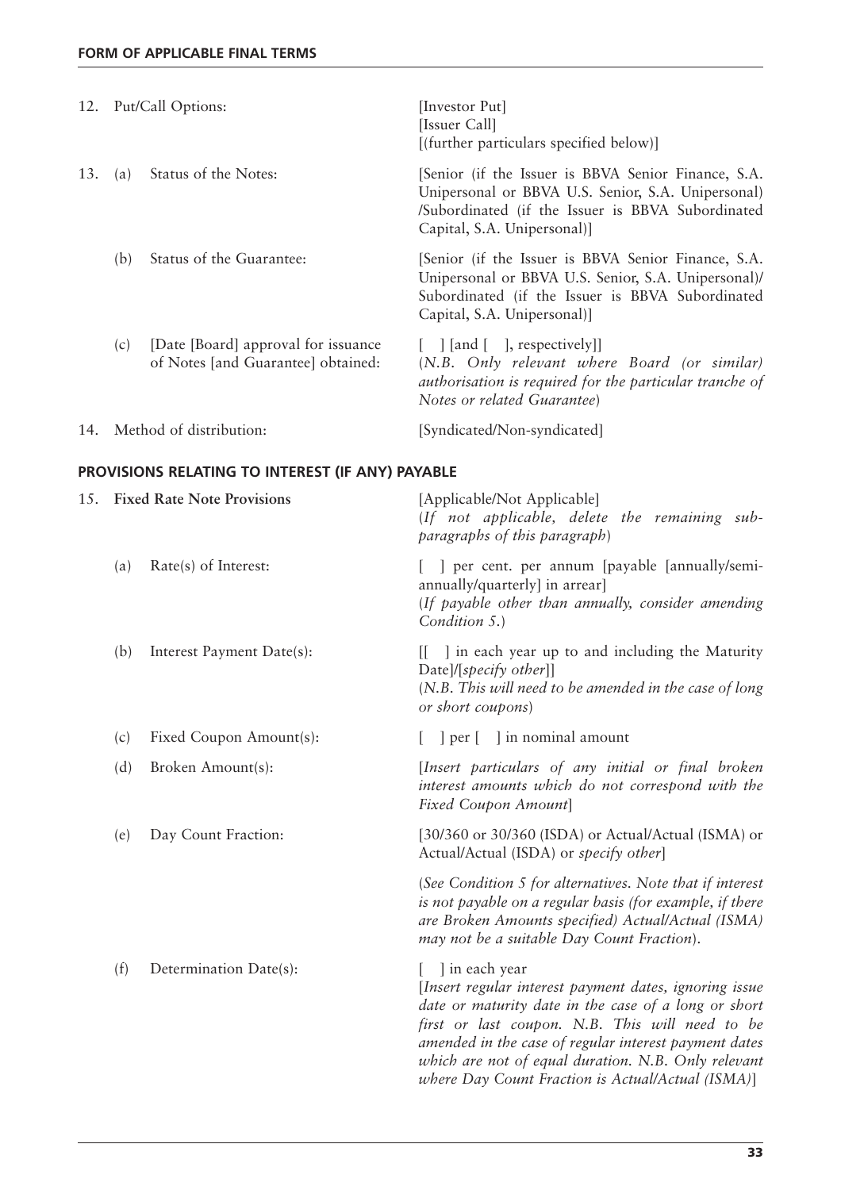| | | |
|---|---|---|
| 12. | Put/Call Options: | [Investor Put]<br>[Issuer Call]<br>[(further particulars specified below)] |
| 13. (a) | Status of the Notes: | [Senior (if the Issuer is BBVA Senior Finance, S.A. Unipersonal or BBVA U.S. Senior, S.A. Unipersonal) /Subordinated (if the Issuer is BBVA Subordinated Capital, S.A. Unipersonal)] |
| (b) | Status of the Guarantee: | [Senior (if the Issuer is BBVA Senior Finance, S.A. Unipersonal or BBVA U.S. Senior, S.A. Unipersonal)/ Subordinated (if the Issuer is BBVA Subordinated Capital, S.A. Unipersonal)] |
| (c) | [Date [Board] approval for issuance of Notes [and Guarantee] obtained: | [ ] [and [ ], respectively]]<br>(*N.B. Only relevant where Board (or similar) authorisation is required for the particular tranche of Notes or related Guarantee*) |
| 14. | Method of distribution: | [Syndicated/Non-syndicated] |

**PROVISIONS RELATING TO INTEREST (IF ANY) PAYABLE**

| | | |
|---|---|---|
| 15. | **Fixed Rate Note Provisions** | [Applicable/Not Applicable]<br>(*If not applicable, delete the remaining sub-paragraphs of this paragraph*) |
| (a) | Rate(s) of Interest: | [ ] per cent. per annum [payable [annually/semi-annually/quarterly] in arrear]<br>(*If payable other than annually, consider amending Condition 5.*) |
| (b) | Interest Payment Date(s): | [[ ] in each year up to and including the Maturity Date]/[*specify other*]]<br>(*N.B. This will need to be amended in the case of long or short coupons*) |
| (c) | Fixed Coupon Amount(s): | [ ] per [ ] in nominal amount |
| (d) | Broken Amount(s): | [*Insert particulars of any initial or final broken interest amounts which do not correspond with the Fixed Coupon Amount*] |
| (e) | Day Count Fraction: | [30/360 or 30/360 (ISDA) or Actual/Actual (ISMA) or Actual/Actual (ISDA) or *specify other*]<br><br>(*See Condition 5 for alternatives. Note that if interest is not payable on a regular basis (for example, if there are Broken Amounts specified) Actual/Actual (ISMA) may not be a suitable Day Count Fraction*). |
| (f) | Determination Date(s): | [ ] in each year<br>[*Insert regular interest payment dates, ignoring issue date or maturity date in the case of a long or short first or last coupon. N.B. This will need to be amended in the case of regular interest payment dates which are not of equal duration. N.B. Only relevant where Day Count Fraction is Actual/Actual (ISMA)*] |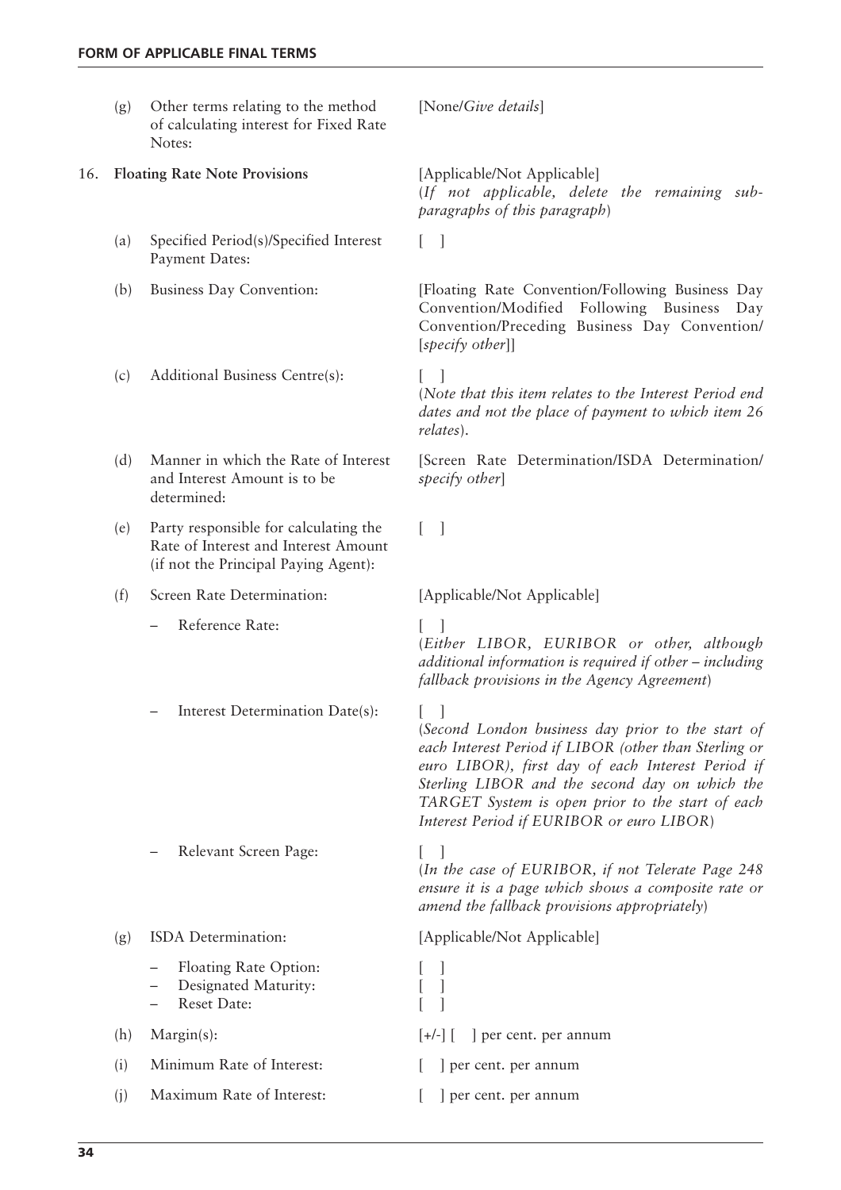| | | | |
|---|---|---|---|
| | (g) | Other terms relating to the method of calculating interest for Fixed Rate Notes: | [None/*Give details*] |
| 16. | **Floating Rate Note Provisions** | | [Applicable/Not Applicable] (*If not applicable, delete the remaining sub-paragraphs of this paragraph*) |
| | (a) | Specified Period(s)/Specified Interest Payment Dates: | [ ] |
| | (b) | Business Day Convention: | [Floating Rate Convention/Following Business Day Convention/Modified Following Business Day Convention/Preceding Business Day Convention/ [*specify other*]] |
| | (c) | Additional Business Centre(s): | [ ] (*Note that this item relates to the Interest Period end dates and not the place of payment to which item 26 relates*). |
| | (d) | Manner in which the Rate of Interest and Interest Amount is to be determined: | [Screen Rate Determination/ISDA Determination/ *specify other*] |
| | (e) | Party responsible for calculating the Rate of Interest and Interest Amount (if not the Principal Paying Agent): | [ ] |
| | (f) | Screen Rate Determination: | [Applicable/Not Applicable] |
| | | – Reference Rate: | [ ] (*Either LIBOR, EURIBOR or other, although additional information is required if other – including fallback provisions in the Agency Agreement*) |
| | | – Interest Determination Date(s): | [ ] (*Second London business day prior to the start of each Interest Period if LIBOR (other than Sterling or euro LIBOR), first day of each Interest Period if Sterling LIBOR and the second day on which the TARGET System is open prior to the start of each Interest Period if EURIBOR or euro LIBOR*) |
| | | – Relevant Screen Page: | [ ] (*In the case of EURIBOR, if not Telerate Page 248 ensure it is a page which shows a composite rate or amend the fallback provisions appropriately*) |
| | (g) | ISDA Determination: | [Applicable/Not Applicable] |
| | | – Floating Rate Option: | [ ] |
| | | – Designated Maturity: | [ ] |
| | | – Reset Date: | [ ] |
| | (h) | Margin(s): | [+/-] [ ] per cent. per annum |
| | (i) | Minimum Rate of Interest: | [ ] per cent. per annum |
| | (j) | Maximum Rate of Interest: | [ ] per cent. per annum |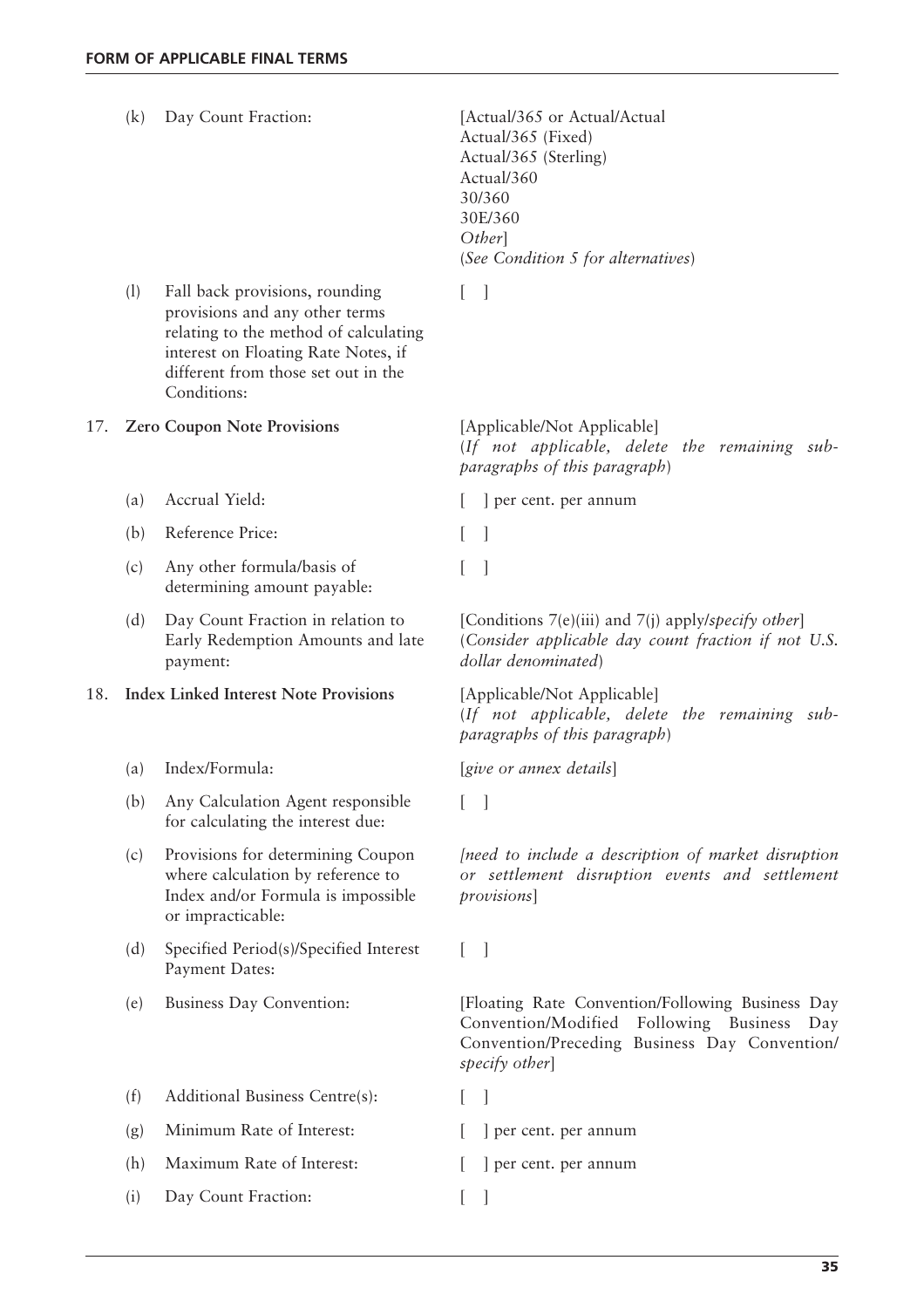| | | |
|---|---|---|
| (k) | Day Count Fraction: | [Actual/365 or Actual/Actual<br>Actual/365 (Fixed)<br>Actual/365 (Sterling)<br>Actual/360<br>30/360<br>30E/360<br>*Other*]<br>(*See Condition 5 for alternatives*) |
| (l) | Fall back provisions, rounding provisions and any other terms relating to the method of calculating interest on Floating Rate Notes, if different from those set out in the Conditions: | [ ] |

| | | |
|---|---|---|
| **17.** | **Zero Coupon Note Provisions** | [Applicable/Not Applicable]<br>(*If not applicable, delete the remaining sub-paragraphs of this paragraph*) |
| (a) | Accrual Yield: | [ ] per cent. per annum |
| (b) | Reference Price: | [ ] |
| (c) | Any other formula/basis of determining amount payable: | [ ] |
| (d) | Day Count Fraction in relation to Early Redemption Amounts and late payment: | [Conditions 7(e)(iii) and 7(j) apply/*specify other*]<br>(*Consider applicable day count fraction if not U.S. dollar denominated*) |

| | | |
|---|---|---|
| **18.** | **Index Linked Interest Note Provisions** | [Applicable/Not Applicable]<br>(*If not applicable, delete the remaining sub-paragraphs of this paragraph*) |
| (a) | Index/Formula: | [*give or annex details*] |
| (b) | Any Calculation Agent responsible for calculating the interest due: | [ ] |
| (c) | Provisions for determining Coupon where calculation by reference to Index and/or Formula is impossible or impracticable: | *[need to include a description of market disruption or settlement disruption events and settlement provisions*] |
| (d) | Specified Period(s)/Specified Interest Payment Dates: | [ ] |
| (e) | Business Day Convention: | [Floating Rate Convention/Following Business Day Convention/Modified Following Business Day Convention/Preceding Business Day Convention/ *specify other*] |
| (f) | Additional Business Centre(s): | [ ] |
| (g) | Minimum Rate of Interest: | [ ] per cent. per annum |
| (h) | Maximum Rate of Interest: | [ ] per cent. per annum |
| (i) | Day Count Fraction: | [ ] |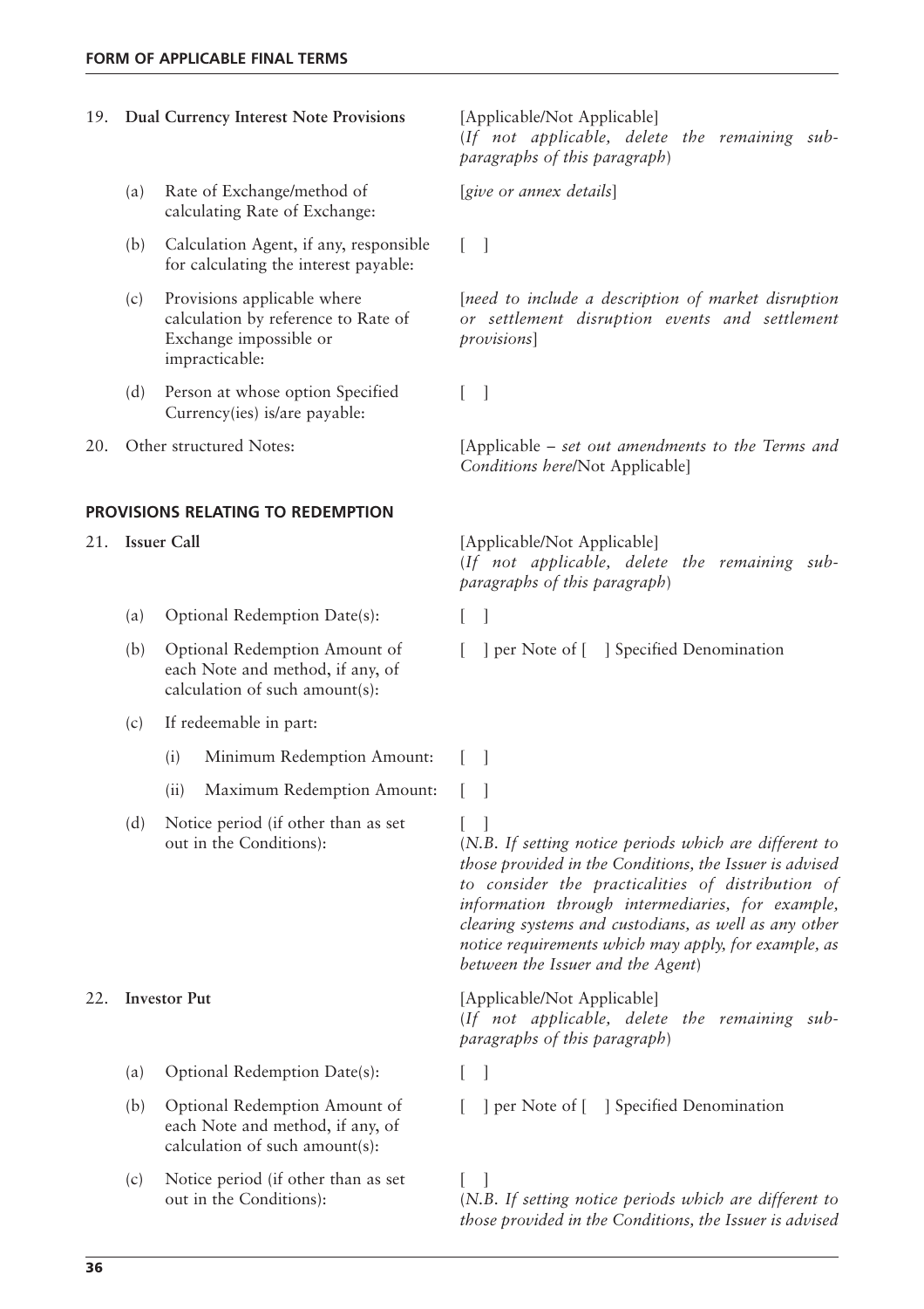| | | |
|---|---|---|
| 19. | **Dual Currency Interest Note Provisions** | [Applicable/Not Applicable] (*If not applicable, delete the remaining sub-paragraphs of this paragraph*) |
| | (a) Rate of Exchange/method of calculating Rate of Exchange: | [*give or annex details*] |
| | (b) Calculation Agent, if any, responsible for calculating the interest payable: | [ ] |
| | (c) Provisions applicable where calculation by reference to Rate of Exchange impossible or impracticable: | [*need to include a description of market disruption or settlement disruption events and settlement provisions*] |
| | (d) Person at whose option Specified Currency(ies) is/are payable: | [ ] |
| 20. | Other structured Notes: | [Applicable – *set out amendments to the Terms and Conditions here*/Not Applicable] |

## PROVISIONS RELATING TO REDEMPTION

| | | |
|---|---|---|
| 21. | **Issuer Call** | [Applicable/Not Applicable] (*If not applicable, delete the remaining sub-paragraphs of this paragraph*) |
| | (a) Optional Redemption Date(s): | [ ] |
| | (b) Optional Redemption Amount of each Note and method, if any, of calculation of such amount(s): | [ ] per Note of [ ] Specified Denomination |
| | (c) If redeemable in part: | |
| | (i) Minimum Redemption Amount: | [ ] |
| | (ii) Maximum Redemption Amount: | [ ] |
| | (d) Notice period (if other than as set out in the Conditions): | [ ] (*N.B. If setting notice periods which are different to those provided in the Conditions, the Issuer is advised to consider the practicalities of distribution of information through intermediaries, for example, clearing systems and custodians, as well as any other notice requirements which may apply, for example, as between the Issuer and the Agent*) |
| 22. | **Investor Put** | [Applicable/Not Applicable] (*If not applicable, delete the remaining sub-paragraphs of this paragraph*) |
| | (a) Optional Redemption Date(s): | [ ] |
| | (b) Optional Redemption Amount of each Note and method, if any, of calculation of such amount(s): | [ ] per Note of [ ] Specified Denomination |
| | (c) Notice period (if other than as set out in the Conditions): | [ ] (*N.B. If setting notice periods which are different to those provided in the Conditions, the Issuer is advised* |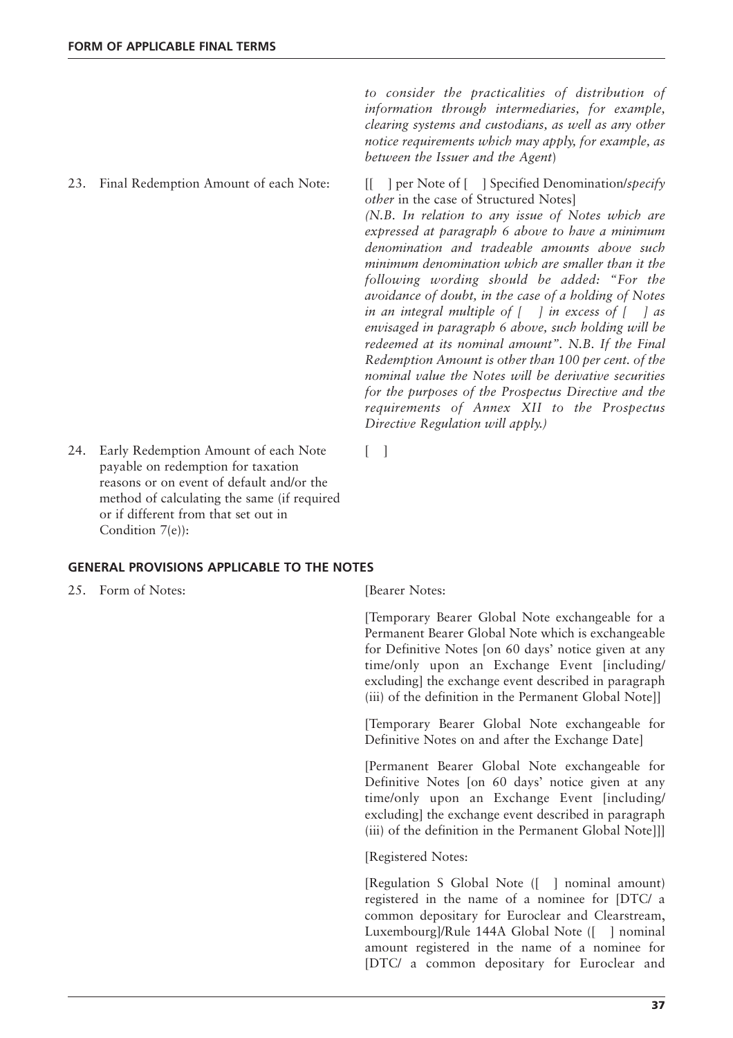*to consider the practicalities of distribution of information through intermediaries, for example, clearing systems and custodians, as well as any other notice requirements which may apply, for example, as between the Issuer and the Agent*)

23. Final Redemption Amount of each Note: [[ ] per Note of [ ] Specified Denomination/*specify other* in the case of Structured Notes]

*(N.B. In relation to any issue of Notes which are expressed at paragraph 6 above to have a minimum denomination and tradeable amounts above such minimum denomination which are smaller than it the following wording should be added: "For the avoidance of doubt, in the case of a holding of Notes in an integral multiple of [ ] in excess of [ ] as envisaged in paragraph 6 above, such holding will be redeemed at its nominal amount". N.B. If the Final Redemption Amount is other than 100 per cent. of the nominal value the Notes will be derivative securities for the purposes of the Prospectus Directive and the requirements of Annex XII to the Prospectus Directive Regulation will apply.)*

24. Early Redemption Amount of each Note payable on redemption for taxation reasons or on event of default and/or the method of calculating the same (if required or if different from that set out in Condition 7(e)): [ ]

## GENERAL PROVISIONS APPLICABLE TO THE NOTES

25. Form of Notes: [Bearer Notes:

[Temporary Bearer Global Note exchangeable for a Permanent Bearer Global Note which is exchangeable for Definitive Notes [on 60 days' notice given at any time/only upon an Exchange Event [including/excluding] the exchange event described in paragraph (iii) of the definition in the Permanent Global Note]]

[Temporary Bearer Global Note exchangeable for Definitive Notes on and after the Exchange Date]

[Permanent Bearer Global Note exchangeable for Definitive Notes [on 60 days' notice given at any time/only upon an Exchange Event [including/excluding] the exchange event described in paragraph (iii) of the definition in the Permanent Global Note]]]

[Registered Notes:

[Regulation S Global Note ([ ] nominal amount) registered in the name of a nominee for [DTC/ a common depositary for Euroclear and Clearstream, Luxembourg]/Rule 144A Global Note ([ ] nominal amount registered in the name of a nominee for [DTC/ a common depositary for Euroclear and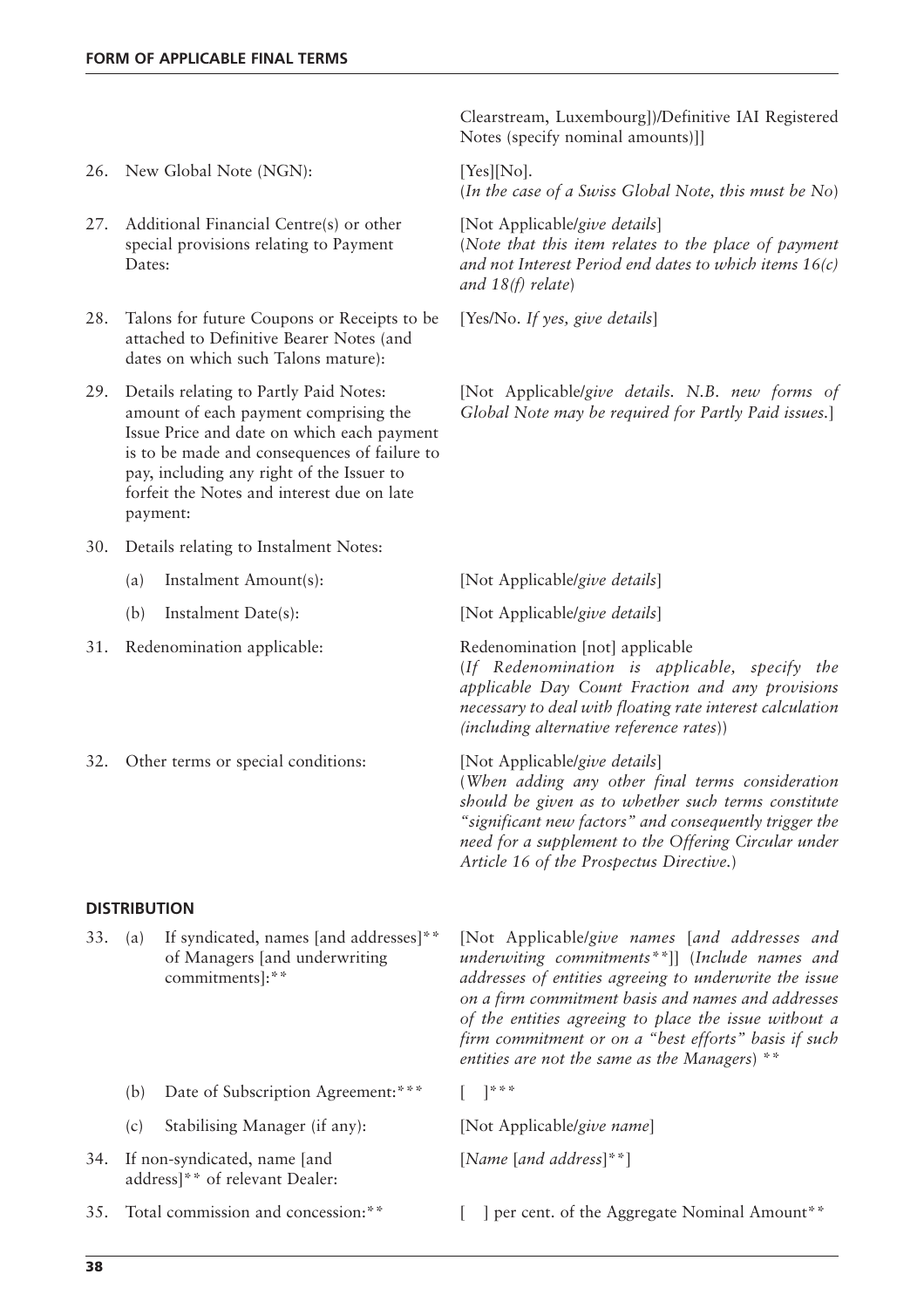| | | |
|---|---|---|
| | | Clearstream, Luxembourg])/Definitive IAI Registered Notes (specify nominal amounts)]] |
| 26. | New Global Note (NGN): | [Yes][No].<br>(*In the case of a Swiss Global Note, this must be No*) |
| 27. | Additional Financial Centre(s) or other special provisions relating to Payment Dates: | [Not Applicable/*give details*]<br>(*Note that this item relates to the place of payment and not Interest Period end dates to which items 16(c) and 18(f) relate*) |
| 28. | Talons for future Coupons or Receipts to be attached to Definitive Bearer Notes (and dates on which such Talons mature): | [Yes/No. *If yes, give details*] |
| 29. | Details relating to Partly Paid Notes: amount of each payment comprising the Issue Price and date on which each payment is to be made and consequences of failure to pay, including any right of the Issuer to forfeit the Notes and interest due on late payment: | [Not Applicable/*give details. N.B. new forms of Global Note may be required for Partly Paid issues.*] |
| 30. | Details relating to Instalment Notes: | |
| | (a) Instalment Amount(s): | [Not Applicable/*give details*] |
| | (b) Instalment Date(s): | [Not Applicable/*give details*] |
| 31. | Redenomination applicable: | Redenomination [not] applicable<br>(*If Redenomination is applicable, specify the applicable Day Count Fraction and any provisions necessary to deal with floating rate interest calculation (including alternative reference rates)*) |
| 32. | Other terms or special conditions: | [Not Applicable/*give details*]<br>(*When adding any other final terms consideration should be given as to whether such terms constitute "significant new factors" and consequently trigger the need for a supplement to the Offering Circular under Article 16 of the Prospectus Directive.*) |

**DISTRIBUTION**

| | | |
|---|---|---|
| 33. | (a) If syndicated, names [and addresses]** of Managers [and underwriting commitments]:** | [Not Applicable/*give names* [*and addresses and underwriting commitments***]] (*Include names and addresses of entities agreeing to underwrite the issue on a firm commitment basis and names and addresses of the entities agreeing to place the issue without a firm commitment or on a "best efforts" basis if such entities are not the same as the Managers*) ** |
| | (b) Date of Subscription Agreement:*** | [ ]*** |
| | (c) Stabilising Manager (if any): | [Not Applicable/*give name*] |
| 34. | If non-syndicated, name [and address]** of relevant Dealer: | [*Name* [*and address*]**] |
| 35. | Total commission and concession:** | [ ] per cent. of the Aggregate Nominal Amount** |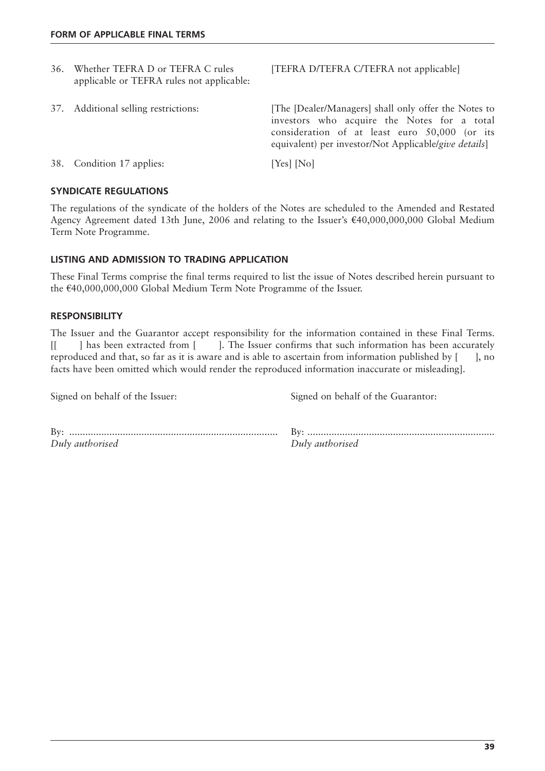| | | |
|---|---|---|
| 36. | Whether TEFRA D or TEFRA C rules applicable or TEFRA rules not applicable: | [TEFRA D/TEFRA C/TEFRA not applicable] |
| 37. | Additional selling restrictions: | [The [Dealer/Managers] shall only offer the Notes to investors who acquire the Notes for a total consideration of at least euro 50,000 (or its equivalent) per investor/Not Applicable/*give details*] |
| 38. | Condition 17 applies: | [Yes] [No] |

## SYNDICATE REGULATIONS

The regulations of the syndicate of the holders of the Notes are scheduled to the Amended and Restated Agency Agreement dated 13th June, 2006 and relating to the Issuer's €40,000,000,000 Global Medium Term Note Programme.

## LISTING AND ADMISSION TO TRADING APPLICATION

These Final Terms comprise the final terms required to list the issue of Notes described herein pursuant to the €40,000,000,000 Global Medium Term Note Programme of the Issuer.

## RESPONSIBILITY

The Issuer and the Guarantor accept responsibility for the information contained in these Final Terms. [[ ] has been extracted from [ ]. The Issuer confirms that such information has been accurately reproduced and that, so far as it is aware and is able to ascertain from information published by [ ], no facts have been omitted which would render the reproduced information inaccurate or misleading].

| | |
|---|---|
| Signed on behalf of the Issuer: | Signed on behalf of the Guarantor: |
| By: ............................................................................ | By: ..................................................................... |
| *Duly authorised* | *Duly authorised* |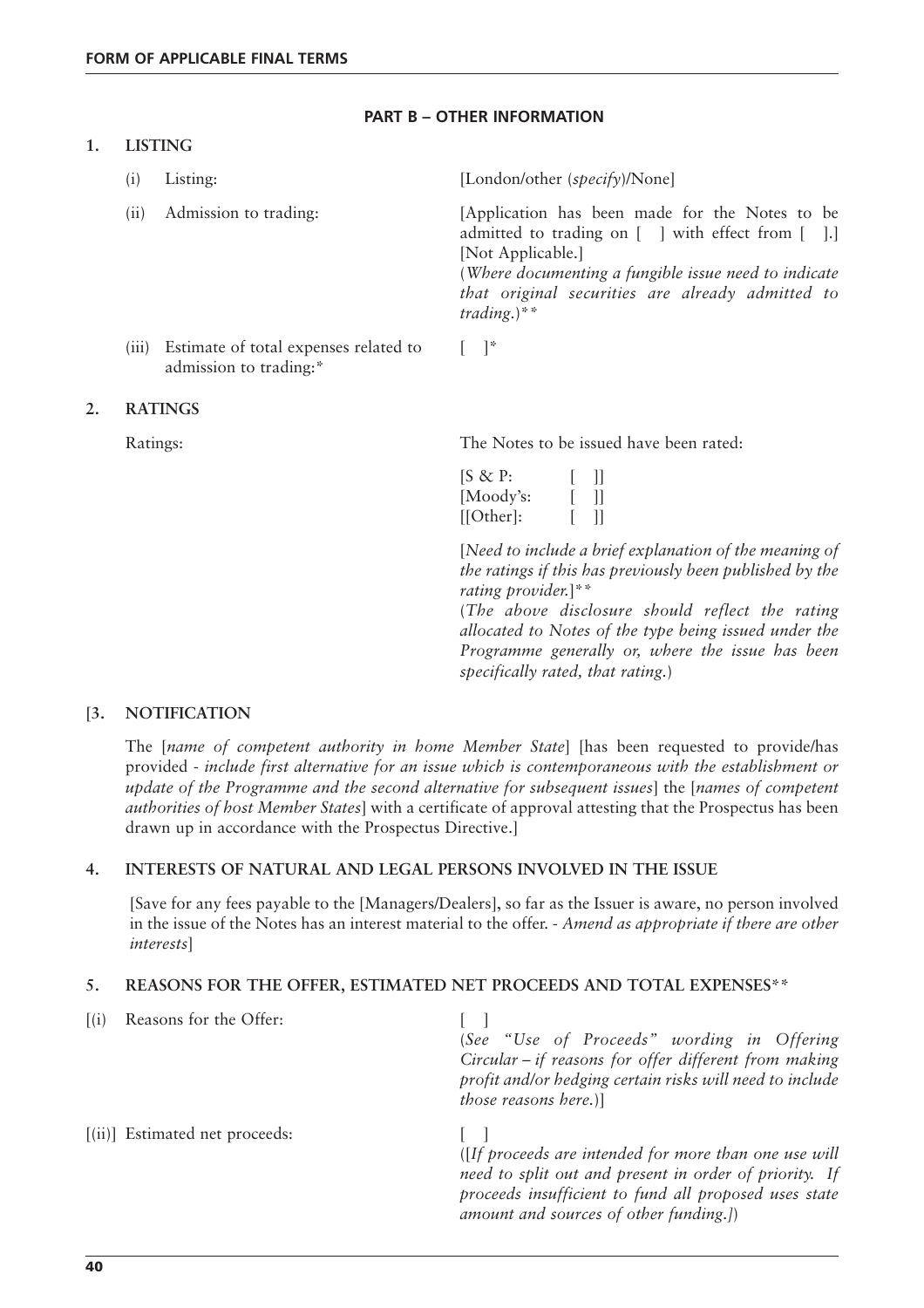## PART B – OTHER INFORMATION

### 1. LISTING

| | |
|---|---|
| (i) Listing: | [London/other (*specify*)/None] |
| (ii) Admission to trading: | [Application has been made for the Notes to be admitted to trading on [ ] with effect from [ ].] [Not Applicable.] (*Where documenting a fungible issue need to indicate that original securities are already admitted to trading.*)** |
| (iii) Estimate of total expenses related to admission to trading:* | [ ]* |

### 2. RATINGS

| | |
|---|---|
| Ratings: | The Notes to be issued have been rated: |
| | [S & P: [ ]] |
| | [Moody's: [ ]] |
| | [[Other]: [ ]] |
| | [*Need to include a brief explanation of the meaning of the ratings if this has previously been published by the rating provider.*]** |
| | (*The above disclosure should reflect the rating allocated to Notes of the type being issued under the Programme generally or, where the issue has been specifically rated, that rating.*) |

### [3. NOTIFICATION

The [*name of competent authority in home Member State*] [has been requested to provide/has provided - *include first alternative for an issue which is contemporaneous with the establishment or update of the Programme and the second alternative for subsequent issues*] the [*names of competent authorities of host Member States*] with a certificate of approval attesting that the Prospectus has been drawn up in accordance with the Prospectus Directive.]

### 4. INTERESTS OF NATURAL AND LEGAL PERSONS INVOLVED IN THE ISSUE

[Save for any fees payable to the [Managers/Dealers], so far as the Issuer is aware, no person involved in the issue of the Notes has an interest material to the offer. - *Amend as appropriate if there are other interests*]

### 5. REASONS FOR THE OFFER, ESTIMATED NET PROCEEDS AND TOTAL EXPENSES**

| | |
|---|---|
| [(i) Reasons for the Offer: | [ ] (*See "Use of Proceeds" wording in Offering Circular – if reasons for offer different from making profit and/or hedging certain risks will need to include those reasons here.*)] |
| [(ii)] Estimated net proceeds: | [ ] ([*If proceeds are intended for more than one use will need to split out and present in order of priority. If proceeds insufficient to fund all proposed uses state amount and sources of other funding.*]) |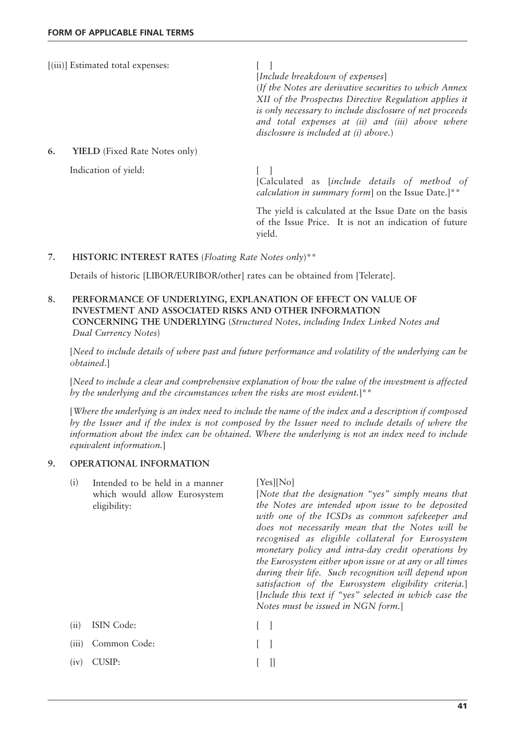[(iii)] Estimated total expenses: [ ]

[*Include breakdown of expenses*]

(*If the Notes are derivative securities to which Annex XII of the Prospectus Directive Regulation applies it is only necessary to include disclosure of net proceeds and total expenses at (ii) and (iii) above where disclosure is included at (i) above.*)

**6. YIELD** (Fixed Rate Notes only)

Indication of yield: [ ]

[Calculated as [*include details of method of calculation in summary form*] on the Issue Date.]**

The yield is calculated at the Issue Date on the basis of the Issue Price. It is not an indication of future yield.

**7. HISTORIC INTEREST RATES** (*Floating Rate Notes only*)**

Details of historic [LIBOR/EURIBOR/other] rates can be obtained from [Telerate].

**8. PERFORMANCE OF UNDERLYING, EXPLANATION OF EFFECT ON VALUE OF INVESTMENT AND ASSOCIATED RISKS AND OTHER INFORMATION CONCERNING THE UNDERLYING** (*Structured Notes, including Index Linked Notes and Dual Currency Notes*)

[*Need to include details of where past and future performance and volatility of the underlying can be obtained.*]

[*Need to include a clear and comprehensive explanation of how the value of the investment is affected by the underlying and the circumstances when the risks are most evident.*]**

[*Where the underlying is an index need to include the name of the index and a description if composed by the Issuer and if the index is not composed by the Issuer need to include details of where the information about the index can be obtained. Where the underlying is not an index need to include equivalent information.*]

**9. OPERATIONAL INFORMATION**

(i) Intended to be held in a manner which would allow Eurosystem eligibility: [Yes][No]

[*Note that the designation "yes" simply means that the Notes are intended upon issue to be deposited with one of the ICSDs as common safekeeper and does not necessarily mean that the Notes will be recognised as eligible collateral for Eurosystem monetary policy and intra-day credit operations by the Eurosystem either upon issue or at any or all times during their life. Such recognition will depend upon satisfaction of the Eurosystem eligibility criteria.*] [*Include this text if "yes" selected in which case the Notes must be issued in NGN form.*]

(ii) ISIN Code: [ ]

(iii) Common Code: [ ]

(iv) CUSIP: [ ]]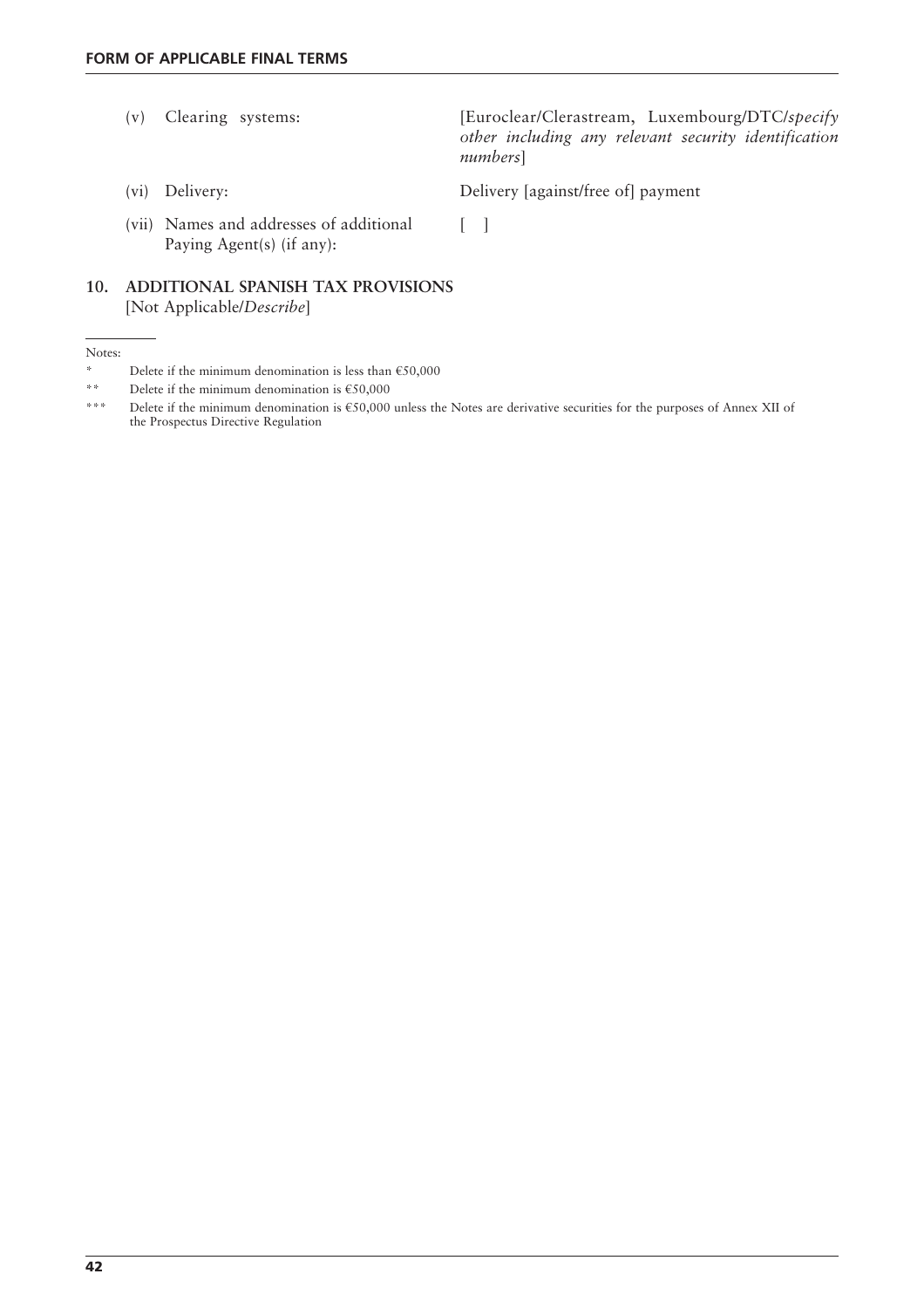| | | |
|---|---|---|
| (v) | Clearing systems: | [Euroclear/Clearstream, Luxembourg/DTC/*specify other including any relevant security identification numbers*] |
| (vi) | Delivery: | Delivery [against/free of] payment |
| (vii) | Names and addresses of additional Paying Agent(s) (if any): | [ ] |

**10. ADDITIONAL SPANISH TAX PROVISIONS**
[Not Applicable/*Describe*]

Notes:

\* Delete if the minimum denomination is less than €50,000

\*\* Delete if the minimum denomination is €50,000

\*\*\* Delete if the minimum denomination is €50,000 unless the Notes are derivative securities for the purposes of Annex XII of the Prospectus Directive Regulation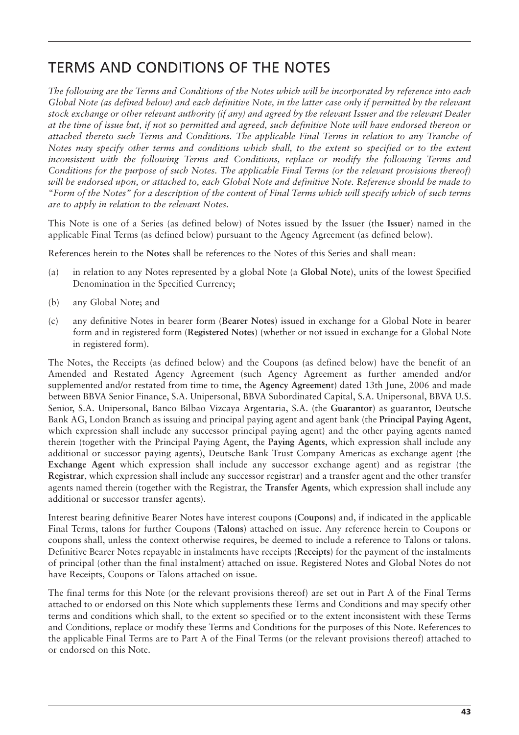# TERMS AND CONDITIONS OF THE NOTES

*The following are the Terms and Conditions of the Notes which will be incorporated by reference into each Global Note (as defined below) and each definitive Note, in the latter case only if permitted by the relevant stock exchange or other relevant authority (if any) and agreed by the relevant Issuer and the relevant Dealer at the time of issue but, if not so permitted and agreed, such definitive Note will have endorsed thereon or attached thereto such Terms and Conditions. The applicable Final Terms in relation to any Tranche of Notes may specify other terms and conditions which shall, to the extent so specified or to the extent inconsistent with the following Terms and Conditions, replace or modify the following Terms and Conditions for the purpose of such Notes. The applicable Final Terms (or the relevant provisions thereof) will be endorsed upon, or attached to, each Global Note and definitive Note. Reference should be made to "Form of the Notes" for a description of the content of Final Terms which will specify which of such terms are to apply in relation to the relevant Notes.*

This Note is one of a Series (as defined below) of Notes issued by the Issuer (the **Issuer**) named in the applicable Final Terms (as defined below) pursuant to the Agency Agreement (as defined below).

References herein to the **Notes** shall be references to the Notes of this Series and shall mean:

(a) in relation to any Notes represented by a global Note (a **Global Note**), units of the lowest Specified Denomination in the Specified Currency;

(b) any Global Note; and

(c) any definitive Notes in bearer form (**Bearer Notes**) issued in exchange for a Global Note in bearer form and in registered form (**Registered Notes**) (whether or not issued in exchange for a Global Note in registered form).

The Notes, the Receipts (as defined below) and the Coupons (as defined below) have the benefit of an Amended and Restated Agency Agreement (such Agency Agreement as further amended and/or supplemented and/or restated from time to time, the **Agency Agreement**) dated 13th June, 2006 and made between BBVA Senior Finance, S.A. Unipersonal, BBVA Subordinated Capital, S.A. Unipersonal, BBVA U.S. Senior, S.A. Unipersonal, Banco Bilbao Vizcaya Argentaria, S.A. (the **Guarantor**) as guarantor, Deutsche Bank AG, London Branch as issuing and principal paying agent and agent bank (the **Principal Paying Agent**, which expression shall include any successor principal paying agent) and the other paying agents named therein (together with the Principal Paying Agent, the **Paying Agents**, which expression shall include any additional or successor paying agents), Deutsche Bank Trust Company Americas as exchange agent (the **Exchange Agent** which expression shall include any successor exchange agent) and as registrar (the **Registrar**, which expression shall include any successor registrar) and a transfer agent and the other transfer agents named therein (together with the Registrar, the **Transfer Agents**, which expression shall include any additional or successor transfer agents).

Interest bearing definitive Bearer Notes have interest coupons (**Coupons**) and, if indicated in the applicable Final Terms, talons for further Coupons (**Talons**) attached on issue. Any reference herein to Coupons or coupons shall, unless the context otherwise requires, be deemed to include a reference to Talons or talons. Definitive Bearer Notes repayable in instalments have receipts (**Receipts**) for the payment of the instalments of principal (other than the final instalment) attached on issue. Registered Notes and Global Notes do not have Receipts, Coupons or Talons attached on issue.

The final terms for this Note (or the relevant provisions thereof) are set out in Part A of the Final Terms attached to or endorsed on this Note which supplements these Terms and Conditions and may specify other terms and conditions which shall, to the extent so specified or to the extent inconsistent with these Terms and Conditions, replace or modify these Terms and Conditions for the purposes of this Note. References to the applicable Final Terms are to Part A of the Final Terms (or the relevant provisions thereof) attached to or endorsed on this Note.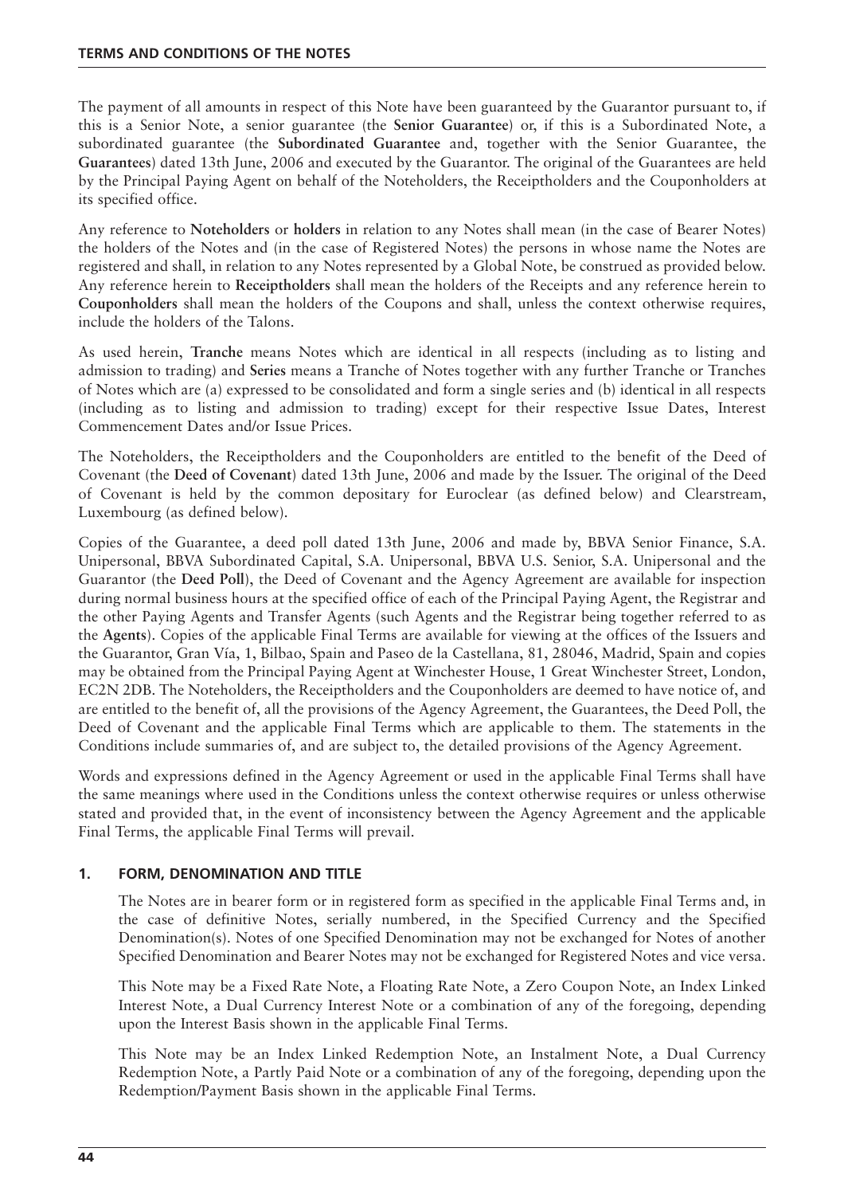The payment of all amounts in respect of this Note have been guaranteed by the Guarantor pursuant to, if this is a Senior Note, a senior guarantee (the **Senior Guarantee**) or, if this is a Subordinated Note, a subordinated guarantee (the **Subordinated Guarantee** and, together with the Senior Guarantee, the **Guarantees**) dated 13th June, 2006 and executed by the Guarantor. The original of the Guarantees are held by the Principal Paying Agent on behalf of the Noteholders, the Receiptholders and the Couponholders at its specified office.

Any reference to **Noteholders** or **holders** in relation to any Notes shall mean (in the case of Bearer Notes) the holders of the Notes and (in the case of Registered Notes) the persons in whose name the Notes are registered and shall, in relation to any Notes represented by a Global Note, be construed as provided below. Any reference herein to **Receiptholders** shall mean the holders of the Receipts and any reference herein to **Couponholders** shall mean the holders of the Coupons and shall, unless the context otherwise requires, include the holders of the Talons.

As used herein, **Tranche** means Notes which are identical in all respects (including as to listing and admission to trading) and **Series** means a Tranche of Notes together with any further Tranche or Tranches of Notes which are (a) expressed to be consolidated and form a single series and (b) identical in all respects (including as to listing and admission to trading) except for their respective Issue Dates, Interest Commencement Dates and/or Issue Prices.

The Noteholders, the Receiptholders and the Couponholders are entitled to the benefit of the Deed of Covenant (the **Deed of Covenant**) dated 13th June, 2006 and made by the Issuer. The original of the Deed of Covenant is held by the common depositary for Euroclear (as defined below) and Clearstream, Luxembourg (as defined below).

Copies of the Guarantee, a deed poll dated 13th June, 2006 and made by, BBVA Senior Finance, S.A. Unipersonal, BBVA Subordinated Capital, S.A. Unipersonal, BBVA U.S. Senior, S.A. Unipersonal and the Guarantor (the **Deed Poll**), the Deed of Covenant and the Agency Agreement are available for inspection during normal business hours at the specified office of each of the Principal Paying Agent, the Registrar and the other Paying Agents and Transfer Agents (such Agents and the Registrar being together referred to as the **Agents**). Copies of the applicable Final Terms are available for viewing at the offices of the Issuers and the Guarantor, Gran Vía, 1, Bilbao, Spain and Paseo de la Castellana, 81, 28046, Madrid, Spain and copies may be obtained from the Principal Paying Agent at Winchester House, 1 Great Winchester Street, London, EC2N 2DB. The Noteholders, the Receiptholders and the Couponholders are deemed to have notice of, and are entitled to the benefit of, all the provisions of the Agency Agreement, the Guarantees, the Deed Poll, the Deed of Covenant and the applicable Final Terms which are applicable to them. The statements in the Conditions include summaries of, and are subject to, the detailed provisions of the Agency Agreement.

Words and expressions defined in the Agency Agreement or used in the applicable Final Terms shall have the same meanings where used in the Conditions unless the context otherwise requires or unless otherwise stated and provided that, in the event of inconsistency between the Agency Agreement and the applicable Final Terms, the applicable Final Terms will prevail.

## 1. FORM, DENOMINATION AND TITLE

The Notes are in bearer form or in registered form as specified in the applicable Final Terms and, in the case of definitive Notes, serially numbered, in the Specified Currency and the Specified Denomination(s). Notes of one Specified Denomination may not be exchanged for Notes of another Specified Denomination and Bearer Notes may not be exchanged for Registered Notes and vice versa.

This Note may be a Fixed Rate Note, a Floating Rate Note, a Zero Coupon Note, an Index Linked Interest Note, a Dual Currency Interest Note or a combination of any of the foregoing, depending upon the Interest Basis shown in the applicable Final Terms.

This Note may be an Index Linked Redemption Note, an Instalment Note, a Dual Currency Redemption Note, a Partly Paid Note or a combination of any of the foregoing, depending upon the Redemption/Payment Basis shown in the applicable Final Terms.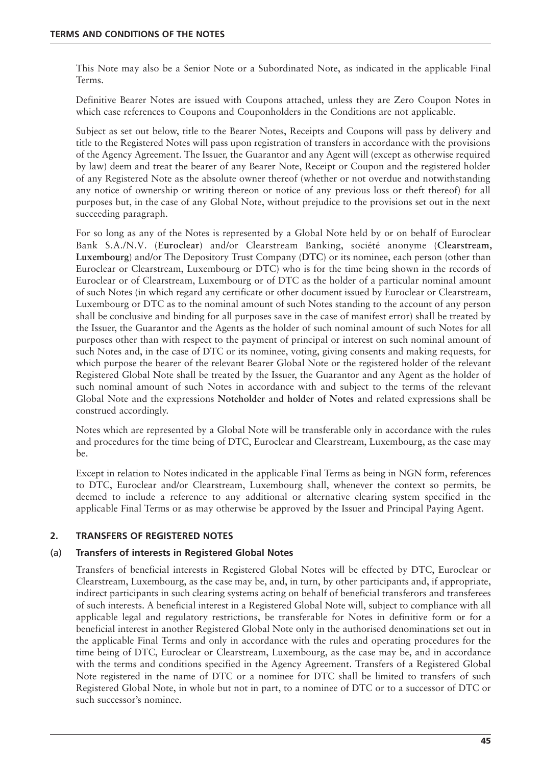This Note may also be a Senior Note or a Subordinated Note, as indicated in the applicable Final Terms.

Definitive Bearer Notes are issued with Coupons attached, unless they are Zero Coupon Notes in which case references to Coupons and Couponholders in the Conditions are not applicable.

Subject as set out below, title to the Bearer Notes, Receipts and Coupons will pass by delivery and title to the Registered Notes will pass upon registration of transfers in accordance with the provisions of the Agency Agreement. The Issuer, the Guarantor and any Agent will (except as otherwise required by law) deem and treat the bearer of any Bearer Note, Receipt or Coupon and the registered holder of any Registered Note as the absolute owner thereof (whether or not overdue and notwithstanding any notice of ownership or writing thereon or notice of any previous loss or theft thereof) for all purposes but, in the case of any Global Note, without prejudice to the provisions set out in the next succeeding paragraph.

For so long as any of the Notes is represented by a Global Note held by or on behalf of Euroclear Bank S.A./N.V. (**Euroclear**) and/or Clearstream Banking, société anonyme (**Clearstream, Luxembourg**) and/or The Depository Trust Company (**DTC**) or its nominee, each person (other than Euroclear or Clearstream, Luxembourg or DTC) who is for the time being shown in the records of Euroclear or of Clearstream, Luxembourg or of DTC as the holder of a particular nominal amount of such Notes (in which regard any certificate or other document issued by Euroclear or Clearstream, Luxembourg or DTC as to the nominal amount of such Notes standing to the account of any person shall be conclusive and binding for all purposes save in the case of manifest error) shall be treated by the Issuer, the Guarantor and the Agents as the holder of such nominal amount of such Notes for all purposes other than with respect to the payment of principal or interest on such nominal amount of such Notes and, in the case of DTC or its nominee, voting, giving consents and making requests, for which purpose the bearer of the relevant Bearer Global Note or the registered holder of the relevant Registered Global Note shall be treated by the Issuer, the Guarantor and any Agent as the holder of such nominal amount of such Notes in accordance with and subject to the terms of the relevant Global Note and the expressions **Noteholder** and **holder of Notes** and related expressions shall be construed accordingly.

Notes which are represented by a Global Note will be transferable only in accordance with the rules and procedures for the time being of DTC, Euroclear and Clearstream, Luxembourg, as the case may be.

Except in relation to Notes indicated in the applicable Final Terms as being in NGN form, references to DTC, Euroclear and/or Clearstream, Luxembourg shall, whenever the context so permits, be deemed to include a reference to any additional or alternative clearing system specified in the applicable Final Terms or as may otherwise be approved by the Issuer and Principal Paying Agent.

## 2. TRANSFERS OF REGISTERED NOTES

### (a) Transfers of interests in Registered Global Notes

Transfers of beneficial interests in Registered Global Notes will be effected by DTC, Euroclear or Clearstream, Luxembourg, as the case may be, and, in turn, by other participants and, if appropriate, indirect participants in such clearing systems acting on behalf of beneficial transferors and transferees of such interests. A beneficial interest in a Registered Global Note will, subject to compliance with all applicable legal and regulatory restrictions, be transferable for Notes in definitive form or for a beneficial interest in another Registered Global Note only in the authorised denominations set out in the applicable Final Terms and only in accordance with the rules and operating procedures for the time being of DTC, Euroclear or Clearstream, Luxembourg, as the case may be, and in accordance with the terms and conditions specified in the Agency Agreement. Transfers of a Registered Global Note registered in the name of DTC or a nominee for DTC shall be limited to transfers of such Registered Global Note, in whole but not in part, to a nominee of DTC or to a successor of DTC or such successor's nominee.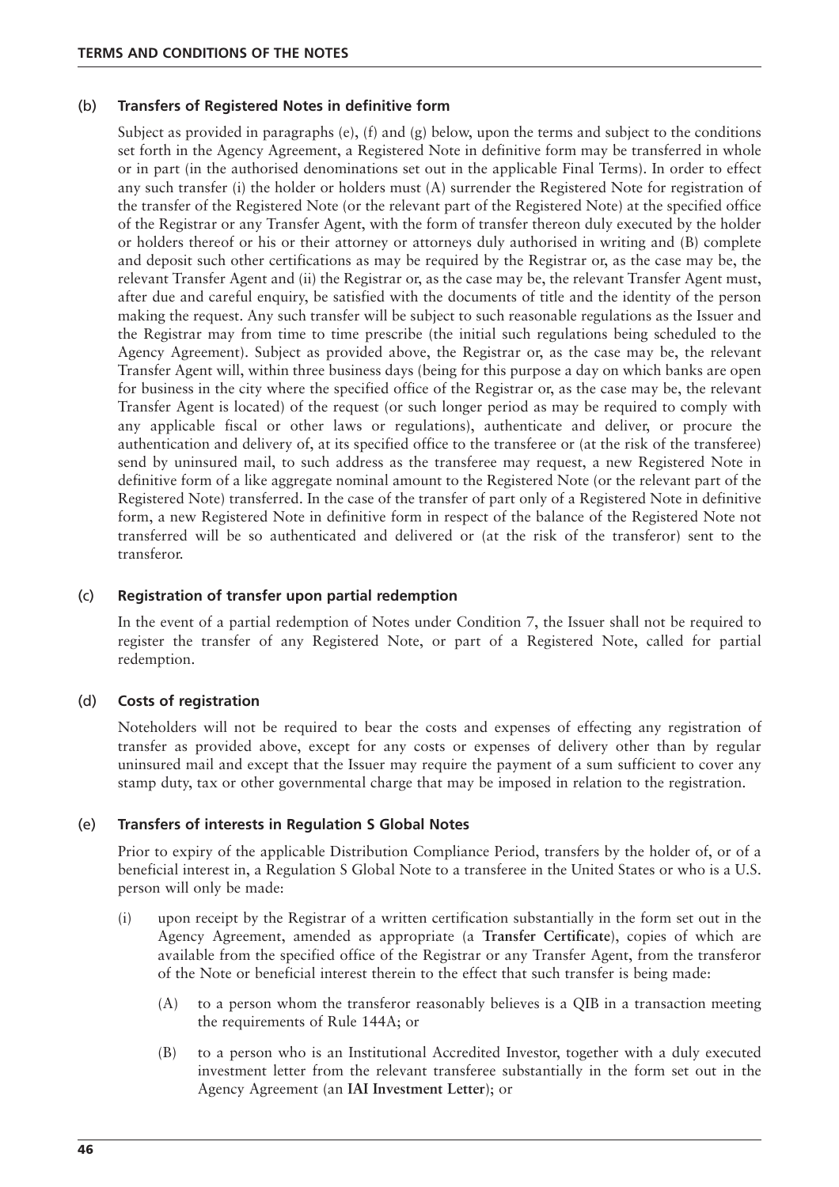### (b) Transfers of Registered Notes in definitive form

Subject as provided in paragraphs (e), (f) and (g) below, upon the terms and subject to the conditions set forth in the Agency Agreement, a Registered Note in definitive form may be transferred in whole or in part (in the authorised denominations set out in the applicable Final Terms). In order to effect any such transfer (i) the holder or holders must (A) surrender the Registered Note for registration of the transfer of the Registered Note (or the relevant part of the Registered Note) at the specified office of the Registrar or any Transfer Agent, with the form of transfer thereon duly executed by the holder or holders thereof or his or their attorney or attorneys duly authorised in writing and (B) complete and deposit such other certifications as may be required by the Registrar or, as the case may be, the relevant Transfer Agent and (ii) the Registrar or, as the case may be, the relevant Transfer Agent must, after due and careful enquiry, be satisfied with the documents of title and the identity of the person making the request. Any such transfer will be subject to such reasonable regulations as the Issuer and the Registrar may from time to time prescribe (the initial such regulations being scheduled to the Agency Agreement). Subject as provided above, the Registrar or, as the case may be, the relevant Transfer Agent will, within three business days (being for this purpose a day on which banks are open for business in the city where the specified office of the Registrar or, as the case may be, the relevant Transfer Agent is located) of the request (or such longer period as may be required to comply with any applicable fiscal or other laws or regulations), authenticate and deliver, or procure the authentication and delivery of, at its specified office to the transferee or (at the risk of the transferee) send by uninsured mail, to such address as the transferee may request, a new Registered Note in definitive form of a like aggregate nominal amount to the Registered Note (or the relevant part of the Registered Note) transferred. In the case of the transfer of part only of a Registered Note in definitive form, a new Registered Note in definitive form in respect of the balance of the Registered Note not transferred will be so authenticated and delivered or (at the risk of the transferor) sent to the transferor.

### (c) Registration of transfer upon partial redemption

In the event of a partial redemption of Notes under Condition 7, the Issuer shall not be required to register the transfer of any Registered Note, or part of a Registered Note, called for partial redemption.

### (d) Costs of registration

Noteholders will not be required to bear the costs and expenses of effecting any registration of transfer as provided above, except for any costs or expenses of delivery other than by regular uninsured mail and except that the Issuer may require the payment of a sum sufficient to cover any stamp duty, tax or other governmental charge that may be imposed in relation to the registration.

### (e) Transfers of interests in Regulation S Global Notes

Prior to expiry of the applicable Distribution Compliance Period, transfers by the holder of, or of a beneficial interest in, a Regulation S Global Note to a transferee in the United States or who is a U.S. person will only be made:

(i) upon receipt by the Registrar of a written certification substantially in the form set out in the Agency Agreement, amended as appropriate (a **Transfer Certificate**), copies of which are available from the specified office of the Registrar or any Transfer Agent, from the transferor of the Note or beneficial interest therein to the effect that such transfer is being made:

(A) to a person whom the transferor reasonably believes is a QIB in a transaction meeting the requirements of Rule 144A; or

(B) to a person who is an Institutional Accredited Investor, together with a duly executed investment letter from the relevant transferee substantially in the form set out in the Agency Agreement (an **IAI Investment Letter**); or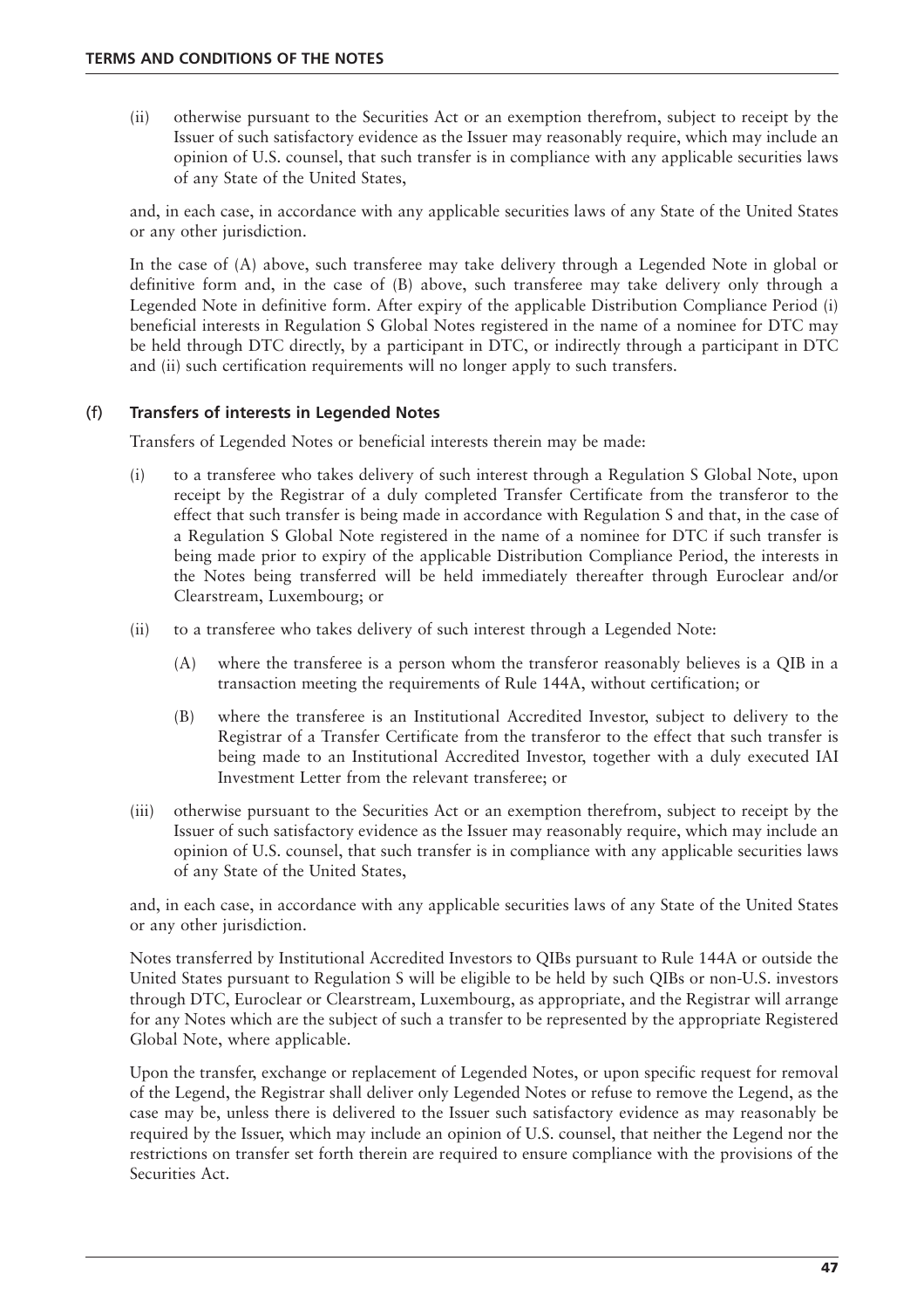(ii) otherwise pursuant to the Securities Act or an exemption therefrom, subject to receipt by the Issuer of such satisfactory evidence as the Issuer may reasonably require, which may include an opinion of U.S. counsel, that such transfer is in compliance with any applicable securities laws of any State of the United States,

and, in each case, in accordance with any applicable securities laws of any State of the United States or any other jurisdiction.

In the case of (A) above, such transferee may take delivery through a Legended Note in global or definitive form and, in the case of (B) above, such transferee may take delivery only through a Legended Note in definitive form. After expiry of the applicable Distribution Compliance Period (i) beneficial interests in Regulation S Global Notes registered in the name of a nominee for DTC may be held through DTC directly, by a participant in DTC, or indirectly through a participant in DTC and (ii) such certification requirements will no longer apply to such transfers.

### (f) Transfers of interests in Legended Notes

Transfers of Legended Notes or beneficial interests therein may be made:

(i) to a transferee who takes delivery of such interest through a Regulation S Global Note, upon receipt by the Registrar of a duly completed Transfer Certificate from the transferor to the effect that such transfer is being made in accordance with Regulation S and that, in the case of a Regulation S Global Note registered in the name of a nominee for DTC if such transfer is being made prior to expiry of the applicable Distribution Compliance Period, the interests in the Notes being transferred will be held immediately thereafter through Euroclear and/or Clearstream, Luxembourg; or

(ii) to a transferee who takes delivery of such interest through a Legended Note:

   (A) where the transferee is a person whom the transferor reasonably believes is a QIB in a transaction meeting the requirements of Rule 144A, without certification; or

   (B) where the transferee is an Institutional Accredited Investor, subject to delivery to the Registrar of a Transfer Certificate from the transferor to the effect that such transfer is being made to an Institutional Accredited Investor, together with a duly executed IAI Investment Letter from the relevant transferee; or

(iii) otherwise pursuant to the Securities Act or an exemption therefrom, subject to receipt by the Issuer of such satisfactory evidence as the Issuer may reasonably require, which may include an opinion of U.S. counsel, that such transfer is in compliance with any applicable securities laws of any State of the United States,

and, in each case, in accordance with any applicable securities laws of any State of the United States or any other jurisdiction.

Notes transferred by Institutional Accredited Investors to QIBs pursuant to Rule 144A or outside the United States pursuant to Regulation S will be eligible to be held by such QIBs or non-U.S. investors through DTC, Euroclear or Clearstream, Luxembourg, as appropriate, and the Registrar will arrange for any Notes which are the subject of such a transfer to be represented by the appropriate Registered Global Note, where applicable.

Upon the transfer, exchange or replacement of Legended Notes, or upon specific request for removal of the Legend, the Registrar shall deliver only Legended Notes or refuse to remove the Legend, as the case may be, unless there is delivered to the Issuer such satisfactory evidence as may reasonably be required by the Issuer, which may include an opinion of U.S. counsel, that neither the Legend nor the restrictions on transfer set forth therein are required to ensure compliance with the provisions of the Securities Act.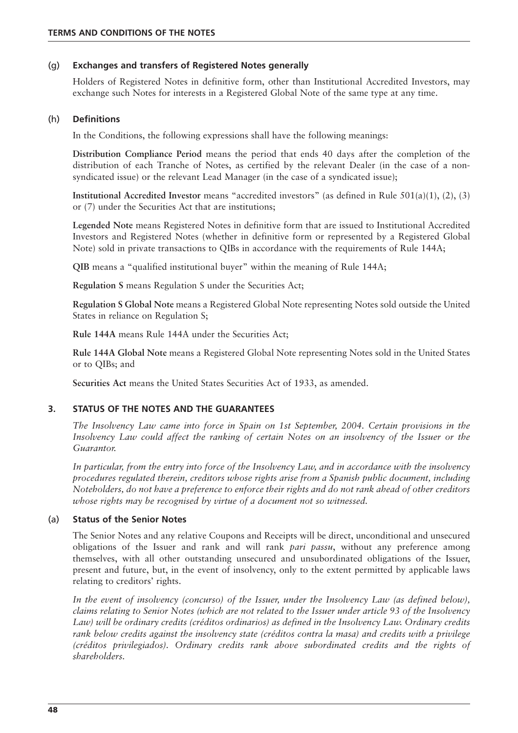### (g) Exchanges and transfers of Registered Notes generally

Holders of Registered Notes in definitive form, other than Institutional Accredited Investors, may exchange such Notes for interests in a Registered Global Note of the same type at any time.

### (h) Definitions

In the Conditions, the following expressions shall have the following meanings:

**Distribution Compliance Period** means the period that ends 40 days after the completion of the distribution of each Tranche of Notes, as certified by the relevant Dealer (in the case of a non-syndicated issue) or the relevant Lead Manager (in the case of a syndicated issue);

**Institutional Accredited Investor** means "accredited investors" (as defined in Rule 501(a)(1), (2), (3) or (7) under the Securities Act that are institutions;

**Legended Note** means Registered Notes in definitive form that are issued to Institutional Accredited Investors and Registered Notes (whether in definitive form or represented by a Registered Global Note) sold in private transactions to QIBs in accordance with the requirements of Rule 144A;

**QIB** means a "qualified institutional buyer" within the meaning of Rule 144A;

**Regulation S** means Regulation S under the Securities Act;

**Regulation S Global Note** means a Registered Global Note representing Notes sold outside the United States in reliance on Regulation S;

**Rule 144A** means Rule 144A under the Securities Act;

**Rule 144A Global Note** means a Registered Global Note representing Notes sold in the United States or to QIBs; and

**Securities Act** means the United States Securities Act of 1933, as amended.

## 3. STATUS OF THE NOTES AND THE GUARANTEES

*The Insolvency Law came into force in Spain on 1st September, 2004. Certain provisions in the Insolvency Law could affect the ranking of certain Notes on an insolvency of the Issuer or the Guarantor.*

*In particular, from the entry into force of the Insolvency Law, and in accordance with the insolvency procedures regulated therein, creditors whose rights arise from a Spanish public document, including Noteholders, do not have a preference to enforce their rights and do not rank ahead of other creditors whose rights may be recognised by virtue of a document not so witnessed.*

### (a) Status of the Senior Notes

The Senior Notes and any relative Coupons and Receipts will be direct, unconditional and unsecured obligations of the Issuer and rank and will rank *pari passu*, without any preference among themselves, with all other outstanding unsecured and unsubordinated obligations of the Issuer, present and future, but, in the event of insolvency, only to the extent permitted by applicable laws relating to creditors' rights.

*In the event of insolvency (concurso) of the Issuer, under the Insolvency Law (as defined below), claims relating to Senior Notes (which are not related to the Issuer under article 93 of the Insolvency Law) will be ordinary credits (créditos ordinarios) as defined in the Insolvency Law. Ordinary credits rank below credits against the insolvency state (créditos contra la masa) and credits with a privilege (créditos privilegiados). Ordinary credits rank above subordinated credits and the rights of shareholders.*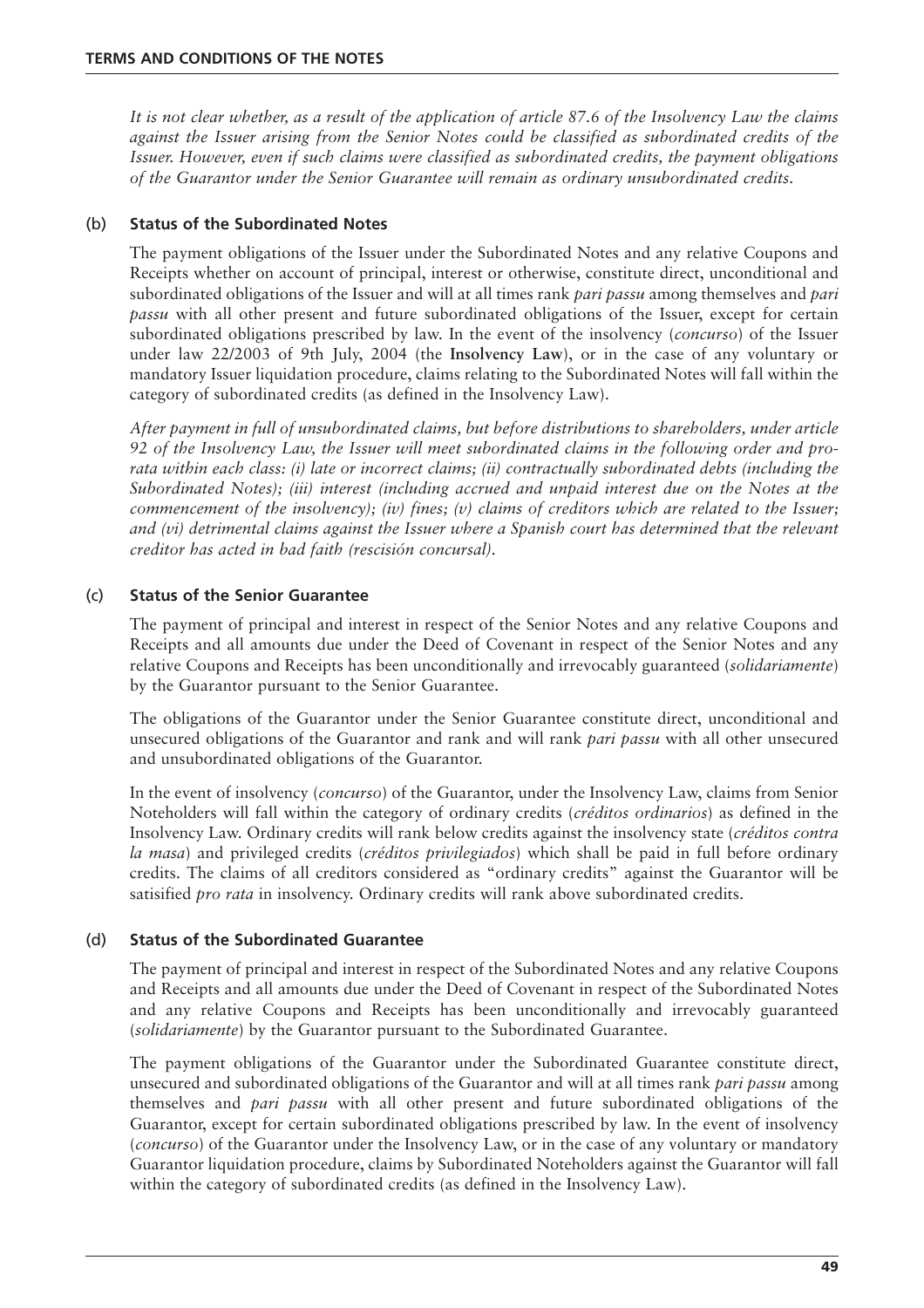*It is not clear whether, as a result of the application of article 87.6 of the Insolvency Law the claims against the Issuer arising from the Senior Notes could be classified as subordinated credits of the Issuer. However, even if such claims were classified as subordinated credits, the payment obligations of the Guarantor under the Senior Guarantee will remain as ordinary unsubordinated credits.*

(b) **Status of the Subordinated Notes**

The payment obligations of the Issuer under the Subordinated Notes and any relative Coupons and Receipts whether on account of principal, interest or otherwise, constitute direct, unconditional and subordinated obligations of the Issuer and will at all times rank *pari passu* among themselves and *pari passu* with all other present and future subordinated obligations of the Issuer, except for certain subordinated obligations prescribed by law. In the event of the insolvency (*concurso*) of the Issuer under law 22/2003 of 9th July, 2004 (the **Insolvency Law**), or in the case of any voluntary or mandatory Issuer liquidation procedure, claims relating to the Subordinated Notes will fall within the category of subordinated credits (as defined in the Insolvency Law).

*After payment in full of unsubordinated claims, but before distributions to shareholders, under article 92 of the Insolvency Law, the Issuer will meet subordinated claims in the following order and pro-rata within each class: (i) late or incorrect claims; (ii) contractually subordinated debts (including the Subordinated Notes); (iii) interest (including accrued and unpaid interest due on the Notes at the commencement of the insolvency); (iv) fines; (v) claims of creditors which are related to the Issuer; and (vi) detrimental claims against the Issuer where a Spanish court has determined that the relevant creditor has acted in bad faith (rescisión concursal).*

(c) **Status of the Senior Guarantee**

The payment of principal and interest in respect of the Senior Notes and any relative Coupons and Receipts and all amounts due under the Deed of Covenant in respect of the Senior Notes and any relative Coupons and Receipts has been unconditionally and irrevocably guaranteed (*solidariamente*) by the Guarantor pursuant to the Senior Guarantee.

The obligations of the Guarantor under the Senior Guarantee constitute direct, unconditional and unsecured obligations of the Guarantor and rank and will rank *pari passu* with all other unsecured and unsubordinated obligations of the Guarantor.

In the event of insolvency (*concurso*) of the Guarantor, under the Insolvency Law, claims from Senior Noteholders will fall within the category of ordinary credits (*créditos ordinarios*) as defined in the Insolvency Law. Ordinary credits will rank below credits against the insolvency state (*créditos contra la masa*) and privileged credits (*créditos privilegiados*) which shall be paid in full before ordinary credits. The claims of all creditors considered as "ordinary credits" against the Guarantor will be satisified *pro rata* in insolvency. Ordinary credits will rank above subordinated credits.

(d) **Status of the Subordinated Guarantee**

The payment of principal and interest in respect of the Subordinated Notes and any relative Coupons and Receipts and all amounts due under the Deed of Covenant in respect of the Subordinated Notes and any relative Coupons and Receipts has been unconditionally and irrevocably guaranteed (*solidariamente*) by the Guarantor pursuant to the Subordinated Guarantee.

The payment obligations of the Guarantor under the Subordinated Guarantee constitute direct, unsecured and subordinated obligations of the Guarantor and will at all times rank *pari passu* among themselves and *pari passu* with all other present and future subordinated obligations of the Guarantor, except for certain subordinated obligations prescribed by law. In the event of insolvency (*concurso*) of the Guarantor under the Insolvency Law, or in the case of any voluntary or mandatory Guarantor liquidation procedure, claims by Subordinated Noteholders against the Guarantor will fall within the category of subordinated credits (as defined in the Insolvency Law).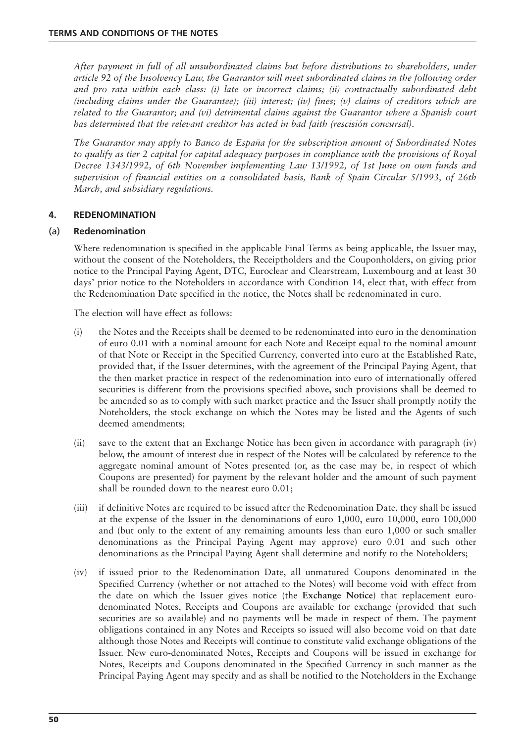*After payment in full of all unsubordinated claims but before distributions to shareholders, under article 92 of the Insolvency Law, the Guarantor will meet subordinated claims in the following order and pro rata within each class: (i) late or incorrect claims; (ii) contractually subordinated debt (including claims under the Guarantee); (iii) interest; (iv) fines; (v) claims of creditors which are related to the Guarantor; and (vi) detrimental claims against the Guarantor where a Spanish court has determined that the relevant creditor has acted in bad faith (rescisión concursal).*

*The Guarantor may apply to Banco de España for the subscription amount of Subordinated Notes to qualify as tier 2 capital for capital adequacy purposes in compliance with the provisions of Royal Decree 1343/1992, of 6th November implementing Law 13/1992, of 1st June on own funds and supervision of financial entities on a consolidated basis, Bank of Spain Circular 5/1993, of 26th March, and subsidiary regulations.*

## 4. REDENOMINATION

### (a) Redenomination

Where redenomination is specified in the applicable Final Terms as being applicable, the Issuer may, without the consent of the Noteholders, the Receiptholders and the Couponholders, on giving prior notice to the Principal Paying Agent, DTC, Euroclear and Clearstream, Luxembourg and at least 30 days' prior notice to the Noteholders in accordance with Condition 14, elect that, with effect from the Redenomination Date specified in the notice, the Notes shall be redenominated in euro.

The election will have effect as follows:

(i) the Notes and the Receipts shall be deemed to be redenominated into euro in the denomination of euro 0.01 with a nominal amount for each Note and Receipt equal to the nominal amount of that Note or Receipt in the Specified Currency, converted into euro at the Established Rate, provided that, if the Issuer determines, with the agreement of the Principal Paying Agent, that the then market practice in respect of the redenomination into euro of internationally offered securities is different from the provisions specified above, such provisions shall be deemed to be amended so as to comply with such market practice and the Issuer shall promptly notify the Noteholders, the stock exchange on which the Notes may be listed and the Agents of such deemed amendments;

(ii) save to the extent that an Exchange Notice has been given in accordance with paragraph (iv) below, the amount of interest due in respect of the Notes will be calculated by reference to the aggregate nominal amount of Notes presented (or, as the case may be, in respect of which Coupons are presented) for payment by the relevant holder and the amount of such payment shall be rounded down to the nearest euro 0.01;

(iii) if definitive Notes are required to be issued after the Redenomination Date, they shall be issued at the expense of the Issuer in the denominations of euro 1,000, euro 10,000, euro 100,000 and (but only to the extent of any remaining amounts less than euro 1,000 or such smaller denominations as the Principal Paying Agent may approve) euro 0.01 and such other denominations as the Principal Paying Agent shall determine and notify to the Noteholders;

(iv) if issued prior to the Redenomination Date, all unmatured Coupons denominated in the Specified Currency (whether or not attached to the Notes) will become void with effect from the date on which the Issuer gives notice (the **Exchange Notice**) that replacement euro-denominated Notes, Receipts and Coupons are available for exchange (provided that such securities are so available) and no payments will be made in respect of them. The payment obligations contained in any Notes and Receipts so issued will also become void on that date although those Notes and Receipts will continue to constitute valid exchange obligations of the Issuer. New euro-denominated Notes, Receipts and Coupons will be issued in exchange for Notes, Receipts and Coupons denominated in the Specified Currency in such manner as the Principal Paying Agent may specify and as shall be notified to the Noteholders in the Exchange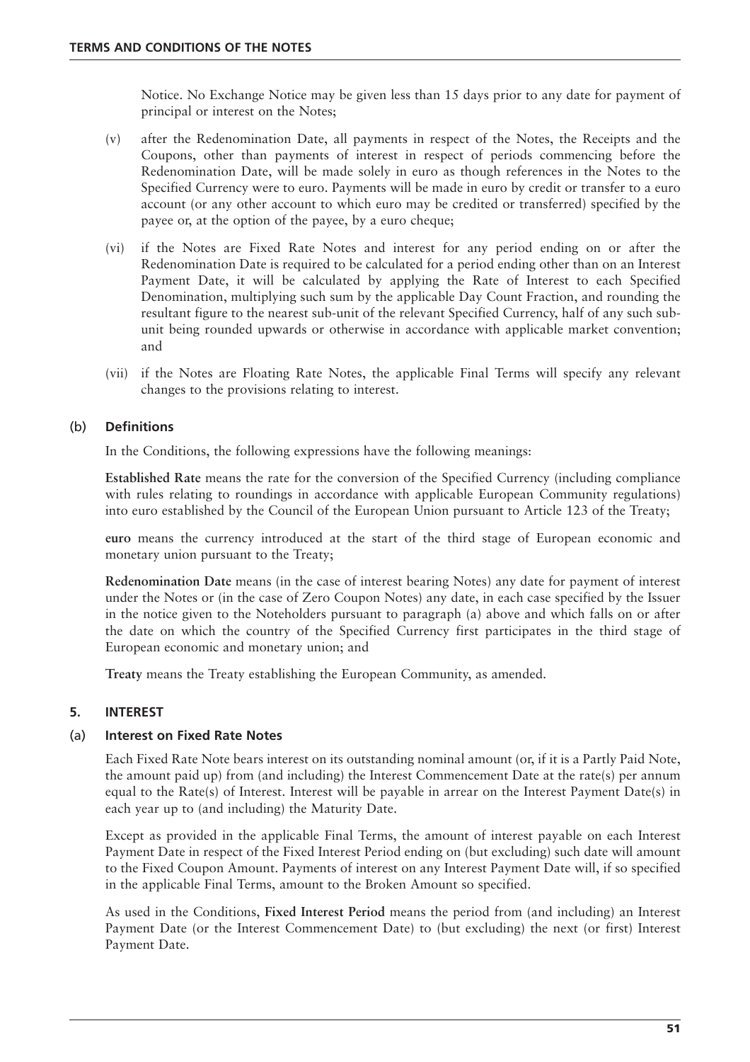Notice. No Exchange Notice may be given less than 15 days prior to any date for payment of principal or interest on the Notes;

(v) after the Redenomination Date, all payments in respect of the Notes, the Receipts and the Coupons, other than payments of interest in respect of periods commencing before the Redenomination Date, will be made solely in euro as though references in the Notes to the Specified Currency were to euro. Payments will be made in euro by credit or transfer to a euro account (or any other account to which euro may be credited or transferred) specified by the payee or, at the option of the payee, by a euro cheque;

(vi) if the Notes are Fixed Rate Notes and interest for any period ending on or after the Redenomination Date is required to be calculated for a period ending other than on an Interest Payment Date, it will be calculated by applying the Rate of Interest to each Specified Denomination, multiplying such sum by the applicable Day Count Fraction, and rounding the resultant figure to the nearest sub-unit of the relevant Specified Currency, half of any such sub-unit being rounded upwards or otherwise in accordance with applicable market convention; and

(vii) if the Notes are Floating Rate Notes, the applicable Final Terms will specify any relevant changes to the provisions relating to interest.

### (b) Definitions

In the Conditions, the following expressions have the following meanings:

**Established Rate** means the rate for the conversion of the Specified Currency (including compliance with rules relating to roundings in accordance with applicable European Community regulations) into euro established by the Council of the European Union pursuant to Article 123 of the Treaty;

**euro** means the currency introduced at the start of the third stage of European economic and monetary union pursuant to the Treaty;

**Redenomination Date** means (in the case of interest bearing Notes) any date for payment of interest under the Notes or (in the case of Zero Coupon Notes) any date, in each case specified by the Issuer in the notice given to the Noteholders pursuant to paragraph (a) above and which falls on or after the date on which the country of the Specified Currency first participates in the third stage of European economic and monetary union; and

**Treaty** means the Treaty establishing the European Community, as amended.

## 5. INTEREST

### (a) Interest on Fixed Rate Notes

Each Fixed Rate Note bears interest on its outstanding nominal amount (or, if it is a Partly Paid Note, the amount paid up) from (and including) the Interest Commencement Date at the rate(s) per annum equal to the Rate(s) of Interest. Interest will be payable in arrear on the Interest Payment Date(s) in each year up to (and including) the Maturity Date.

Except as provided in the applicable Final Terms, the amount of interest payable on each Interest Payment Date in respect of the Fixed Interest Period ending on (but excluding) such date will amount to the Fixed Coupon Amount. Payments of interest on any Interest Payment Date will, if so specified in the applicable Final Terms, amount to the Broken Amount so specified.

As used in the Conditions, **Fixed Interest Period** means the period from (and including) an Interest Payment Date (or the Interest Commencement Date) to (but excluding) the next (or first) Interest Payment Date.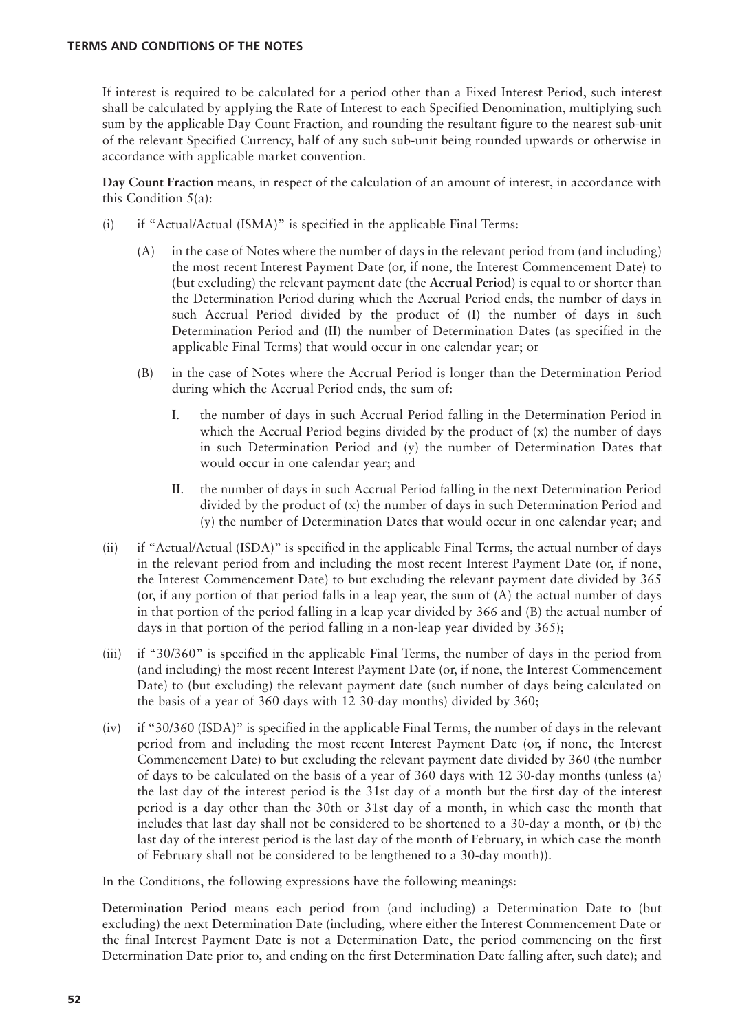If interest is required to be calculated for a period other than a Fixed Interest Period, such interest shall be calculated by applying the Rate of Interest to each Specified Denomination, multiplying such sum by the applicable Day Count Fraction, and rounding the resultant figure to the nearest sub-unit of the relevant Specified Currency, half of any such sub-unit being rounded upwards or otherwise in accordance with applicable market convention.

**Day Count Fraction** means, in respect of the calculation of an amount of interest, in accordance with this Condition 5(a):

(i) if "Actual/Actual (ISMA)" is specified in the applicable Final Terms:

   (A) in the case of Notes where the number of days in the relevant period from (and including) the most recent Interest Payment Date (or, if none, the Interest Commencement Date) to (but excluding) the relevant payment date (the **Accrual Period**) is equal to or shorter than the Determination Period during which the Accrual Period ends, the number of days in such Accrual Period divided by the product of (I) the number of days in such Determination Period and (II) the number of Determination Dates (as specified in the applicable Final Terms) that would occur in one calendar year; or

   (B) in the case of Notes where the Accrual Period is longer than the Determination Period during which the Accrual Period ends, the sum of:

      I. the number of days in such Accrual Period falling in the Determination Period in which the Accrual Period begins divided by the product of (x) the number of days in such Determination Period and (y) the number of Determination Dates that would occur in one calendar year; and

      II. the number of days in such Accrual Period falling in the next Determination Period divided by the product of (x) the number of days in such Determination Period and (y) the number of Determination Dates that would occur in one calendar year; and

(ii) if "Actual/Actual (ISDA)" is specified in the applicable Final Terms, the actual number of days in the relevant period from and including the most recent Interest Payment Date (or, if none, the Interest Commencement Date) to but excluding the relevant payment date divided by 365 (or, if any portion of that period falls in a leap year, the sum of (A) the actual number of days in that portion of the period falling in a leap year divided by 366 and (B) the actual number of days in that portion of the period falling in a non-leap year divided by 365);

(iii) if "30/360" is specified in the applicable Final Terms, the number of days in the period from (and including) the most recent Interest Payment Date (or, if none, the Interest Commencement Date) to (but excluding) the relevant payment date (such number of days being calculated on the basis of a year of 360 days with 12 30-day months) divided by 360;

(iv) if "30/360 (ISDA)" is specified in the applicable Final Terms, the number of days in the relevant period from and including the most recent Interest Payment Date (or, if none, the Interest Commencement Date) to but excluding the relevant payment date divided by 360 (the number of days to be calculated on the basis of a year of 360 days with 12 30-day months (unless (a) the last day of the interest period is the 31st day of a month but the first day of the interest period is a day other than the 30th or 31st day of a month, in which case the month that includes that last day shall not be considered to be shortened to a 30-day a month, or (b) the last day of the interest period is the last day of the month of February, in which case the month of February shall not be considered to be lengthened to a 30-day month)).

In the Conditions, the following expressions have the following meanings:

**Determination Period** means each period from (and including) a Determination Date to (but excluding) the next Determination Date (including, where either the Interest Commencement Date or the final Interest Payment Date is not a Determination Date, the period commencing on the first Determination Date prior to, and ending on the first Determination Date falling after, such date); and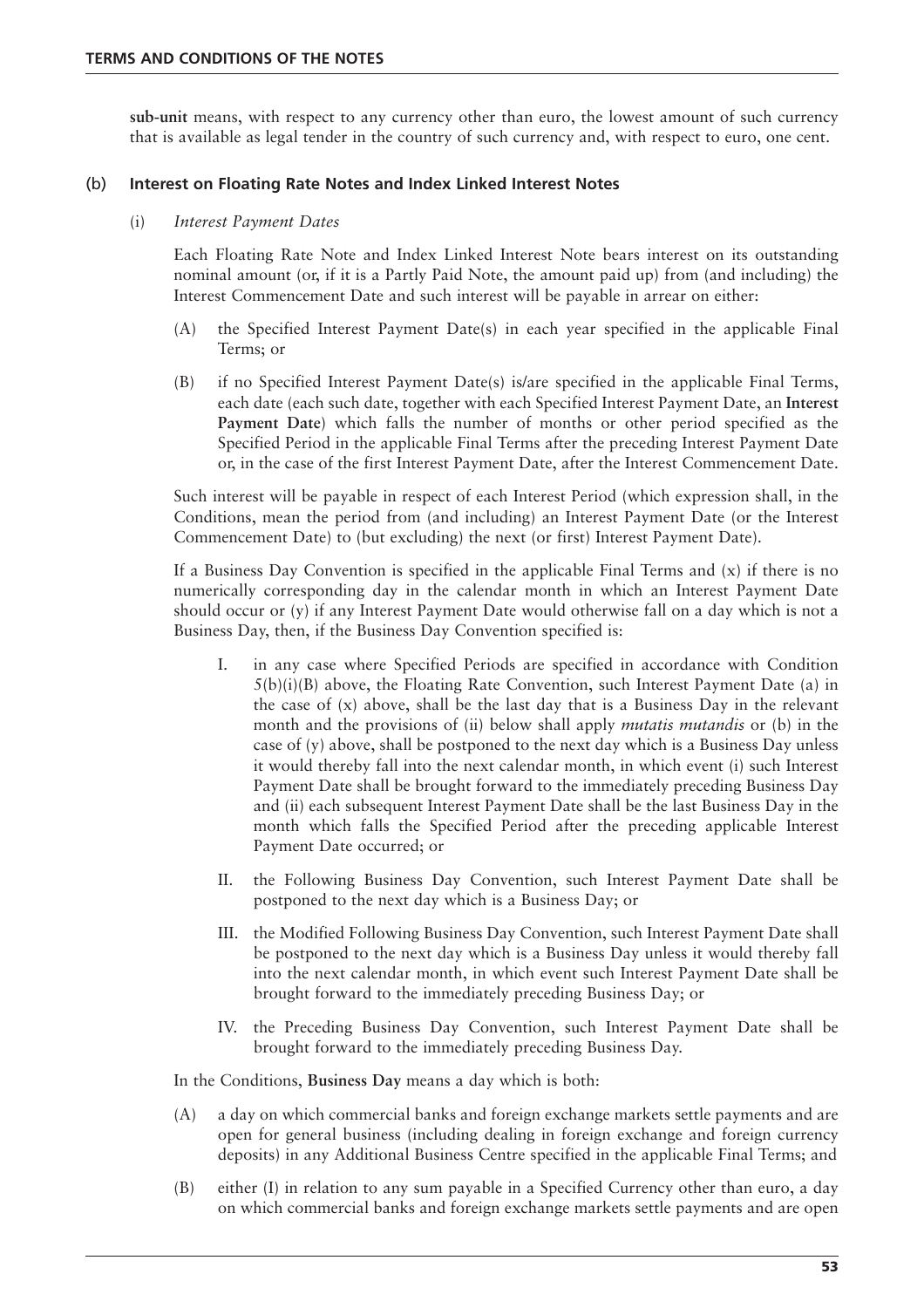**sub-unit** means, with respect to any currency other than euro, the lowest amount of such currency that is available as legal tender in the country of such currency and, with respect to euro, one cent.

### (b) Interest on Floating Rate Notes and Index Linked Interest Notes

(i) *Interest Payment Dates*

Each Floating Rate Note and Index Linked Interest Note bears interest on its outstanding nominal amount (or, if it is a Partly Paid Note, the amount paid up) from (and including) the Interest Commencement Date and such interest will be payable in arrear on either:

(A) the Specified Interest Payment Date(s) in each year specified in the applicable Final Terms; or

(B) if no Specified Interest Payment Date(s) is/are specified in the applicable Final Terms, each date (each such date, together with each Specified Interest Payment Date, an **Interest Payment Date**) which falls the number of months or other period specified as the Specified Period in the applicable Final Terms after the preceding Interest Payment Date or, in the case of the first Interest Payment Date, after the Interest Commencement Date.

Such interest will be payable in respect of each Interest Period (which expression shall, in the Conditions, mean the period from (and including) an Interest Payment Date (or the Interest Commencement Date) to (but excluding) the next (or first) Interest Payment Date).

If a Business Day Convention is specified in the applicable Final Terms and (x) if there is no numerically corresponding day in the calendar month in which an Interest Payment Date should occur or (y) if any Interest Payment Date would otherwise fall on a day which is not a Business Day, then, if the Business Day Convention specified is:

I. in any case where Specified Periods are specified in accordance with Condition 5(b)(i)(B) above, the Floating Rate Convention, such Interest Payment Date (a) in the case of (x) above, shall be the last day that is a Business Day in the relevant month and the provisions of (ii) below shall apply *mutatis mutandis* or (b) in the case of (y) above, shall be postponed to the next day which is a Business Day unless it would thereby fall into the next calendar month, in which event (i) such Interest Payment Date shall be brought forward to the immediately preceding Business Day and (ii) each subsequent Interest Payment Date shall be the last Business Day in the month which falls the Specified Period after the preceding applicable Interest Payment Date occurred; or

II. the Following Business Day Convention, such Interest Payment Date shall be postponed to the next day which is a Business Day; or

III. the Modified Following Business Day Convention, such Interest Payment Date shall be postponed to the next day which is a Business Day unless it would thereby fall into the next calendar month, in which event such Interest Payment Date shall be brought forward to the immediately preceding Business Day; or

IV. the Preceding Business Day Convention, such Interest Payment Date shall be brought forward to the immediately preceding Business Day.

In the Conditions, **Business Day** means a day which is both:

(A) a day on which commercial banks and foreign exchange markets settle payments and are open for general business (including dealing in foreign exchange and foreign currency deposits) in any Additional Business Centre specified in the applicable Final Terms; and

(B) either (I) in relation to any sum payable in a Specified Currency other than euro, a day on which commercial banks and foreign exchange markets settle payments and are open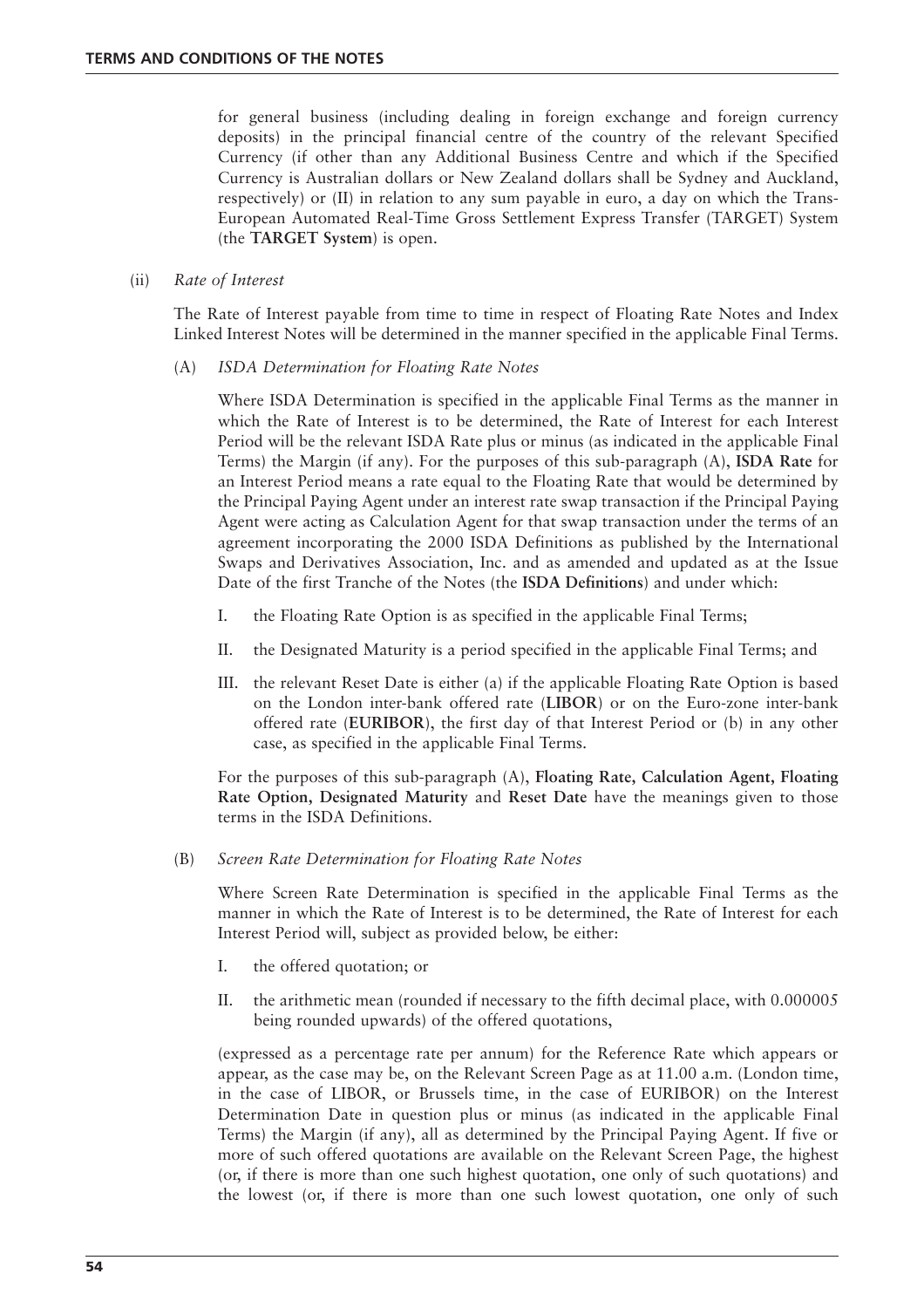for general business (including dealing in foreign exchange and foreign currency deposits) in the principal financial centre of the country of the relevant Specified Currency (if other than any Additional Business Centre and which if the Specified Currency is Australian dollars or New Zealand dollars shall be Sydney and Auckland, respectively) or (II) in relation to any sum payable in euro, a day on which the Trans-European Automated Real-Time Gross Settlement Express Transfer (TARGET) System (the **TARGET System**) is open.

(ii) *Rate of Interest*

The Rate of Interest payable from time to time in respect of Floating Rate Notes and Index Linked Interest Notes will be determined in the manner specified in the applicable Final Terms.

(A) *ISDA Determination for Floating Rate Notes*

Where ISDA Determination is specified in the applicable Final Terms as the manner in which the Rate of Interest is to be determined, the Rate of Interest for each Interest Period will be the relevant ISDA Rate plus or minus (as indicated in the applicable Final Terms) the Margin (if any). For the purposes of this sub-paragraph (A), **ISDA Rate** for an Interest Period means a rate equal to the Floating Rate that would be determined by the Principal Paying Agent under an interest rate swap transaction if the Principal Paying Agent were acting as Calculation Agent for that swap transaction under the terms of an agreement incorporating the 2000 ISDA Definitions as published by the International Swaps and Derivatives Association, Inc. and as amended and updated as at the Issue Date of the first Tranche of the Notes (the **ISDA Definitions**) and under which:

I. the Floating Rate Option is as specified in the applicable Final Terms;

II. the Designated Maturity is a period specified in the applicable Final Terms; and

III. the relevant Reset Date is either (a) if the applicable Floating Rate Option is based on the London inter-bank offered rate (**LIBOR**) or on the Euro-zone inter-bank offered rate (**EURIBOR**), the first day of that Interest Period or (b) in any other case, as specified in the applicable Final Terms.

For the purposes of this sub-paragraph (A), **Floating Rate, Calculation Agent, Floating Rate Option, Designated Maturity** and **Reset Date** have the meanings given to those terms in the ISDA Definitions.

(B) *Screen Rate Determination for Floating Rate Notes*

Where Screen Rate Determination is specified in the applicable Final Terms as the manner in which the Rate of Interest is to be determined, the Rate of Interest for each Interest Period will, subject as provided below, be either:

I. the offered quotation; or

II. the arithmetic mean (rounded if necessary to the fifth decimal place, with 0.000005 being rounded upwards) of the offered quotations,

(expressed as a percentage rate per annum) for the Reference Rate which appears or appear, as the case may be, on the Relevant Screen Page as at 11.00 a.m. (London time, in the case of LIBOR, or Brussels time, in the case of EURIBOR) on the Interest Determination Date in question plus or minus (as indicated in the applicable Final Terms) the Margin (if any), all as determined by the Principal Paying Agent. If five or more of such offered quotations are available on the Relevant Screen Page, the highest (or, if there is more than one such highest quotation, one only of such quotations) and the lowest (or, if there is more than one such lowest quotation, one only of such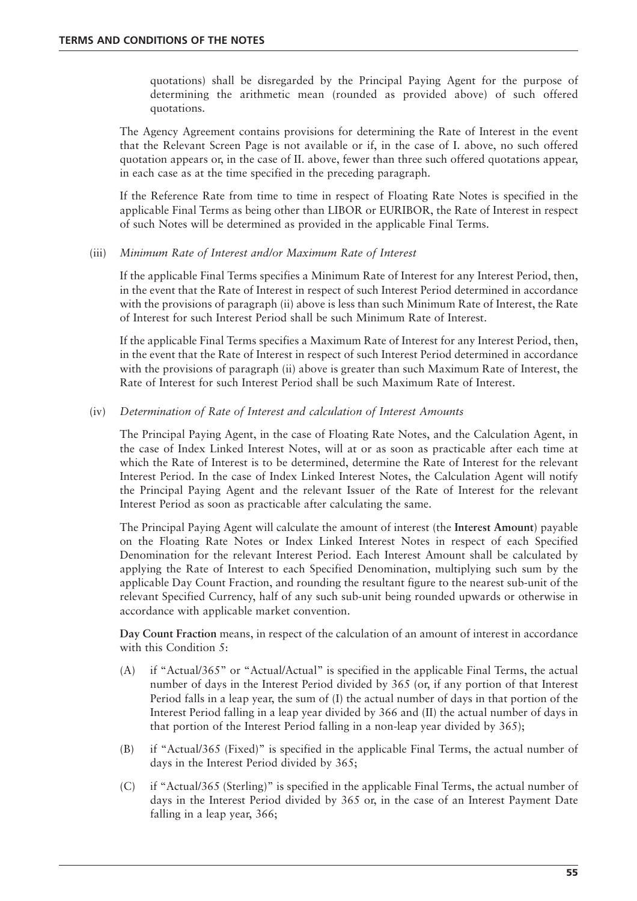quotations) shall be disregarded by the Principal Paying Agent for the purpose of determining the arithmetic mean (rounded as provided above) of such offered quotations.

The Agency Agreement contains provisions for determining the Rate of Interest in the event that the Relevant Screen Page is not available or if, in the case of I. above, no such offered quotation appears or, in the case of II. above, fewer than three such offered quotations appear, in each case as at the time specified in the preceding paragraph.

If the Reference Rate from time to time in respect of Floating Rate Notes is specified in the applicable Final Terms as being other than LIBOR or EURIBOR, the Rate of Interest in respect of such Notes will be determined as provided in the applicable Final Terms.

(iii) *Minimum Rate of Interest and/or Maximum Rate of Interest*

If the applicable Final Terms specifies a Minimum Rate of Interest for any Interest Period, then, in the event that the Rate of Interest in respect of such Interest Period determined in accordance with the provisions of paragraph (ii) above is less than such Minimum Rate of Interest, the Rate of Interest for such Interest Period shall be such Minimum Rate of Interest.

If the applicable Final Terms specifies a Maximum Rate of Interest for any Interest Period, then, in the event that the Rate of Interest in respect of such Interest Period determined in accordance with the provisions of paragraph (ii) above is greater than such Maximum Rate of Interest, the Rate of Interest for such Interest Period shall be such Maximum Rate of Interest.

(iv) *Determination of Rate of Interest and calculation of Interest Amounts*

The Principal Paying Agent, in the case of Floating Rate Notes, and the Calculation Agent, in the case of Index Linked Interest Notes, will at or as soon as practicable after each time at which the Rate of Interest is to be determined, determine the Rate of Interest for the relevant Interest Period. In the case of Index Linked Interest Notes, the Calculation Agent will notify the Principal Paying Agent and the relevant Issuer of the Rate of Interest for the relevant Interest Period as soon as practicable after calculating the same.

The Principal Paying Agent will calculate the amount of interest (the **Interest Amount**) payable on the Floating Rate Notes or Index Linked Interest Notes in respect of each Specified Denomination for the relevant Interest Period. Each Interest Amount shall be calculated by applying the Rate of Interest to each Specified Denomination, multiplying such sum by the applicable Day Count Fraction, and rounding the resultant figure to the nearest sub-unit of the relevant Specified Currency, half of any such sub-unit being rounded upwards or otherwise in accordance with applicable market convention.

**Day Count Fraction** means, in respect of the calculation of an amount of interest in accordance with this Condition 5:

(A) if "Actual/365" or "Actual/Actual" is specified in the applicable Final Terms, the actual number of days in the Interest Period divided by 365 (or, if any portion of that Interest Period falls in a leap year, the sum of (I) the actual number of days in that portion of the Interest Period falling in a leap year divided by 366 and (II) the actual number of days in that portion of the Interest Period falling in a non-leap year divided by 365);

(B) if "Actual/365 (Fixed)" is specified in the applicable Final Terms, the actual number of days in the Interest Period divided by 365;

(C) if "Actual/365 (Sterling)" is specified in the applicable Final Terms, the actual number of days in the Interest Period divided by 365 or, in the case of an Interest Payment Date falling in a leap year, 366;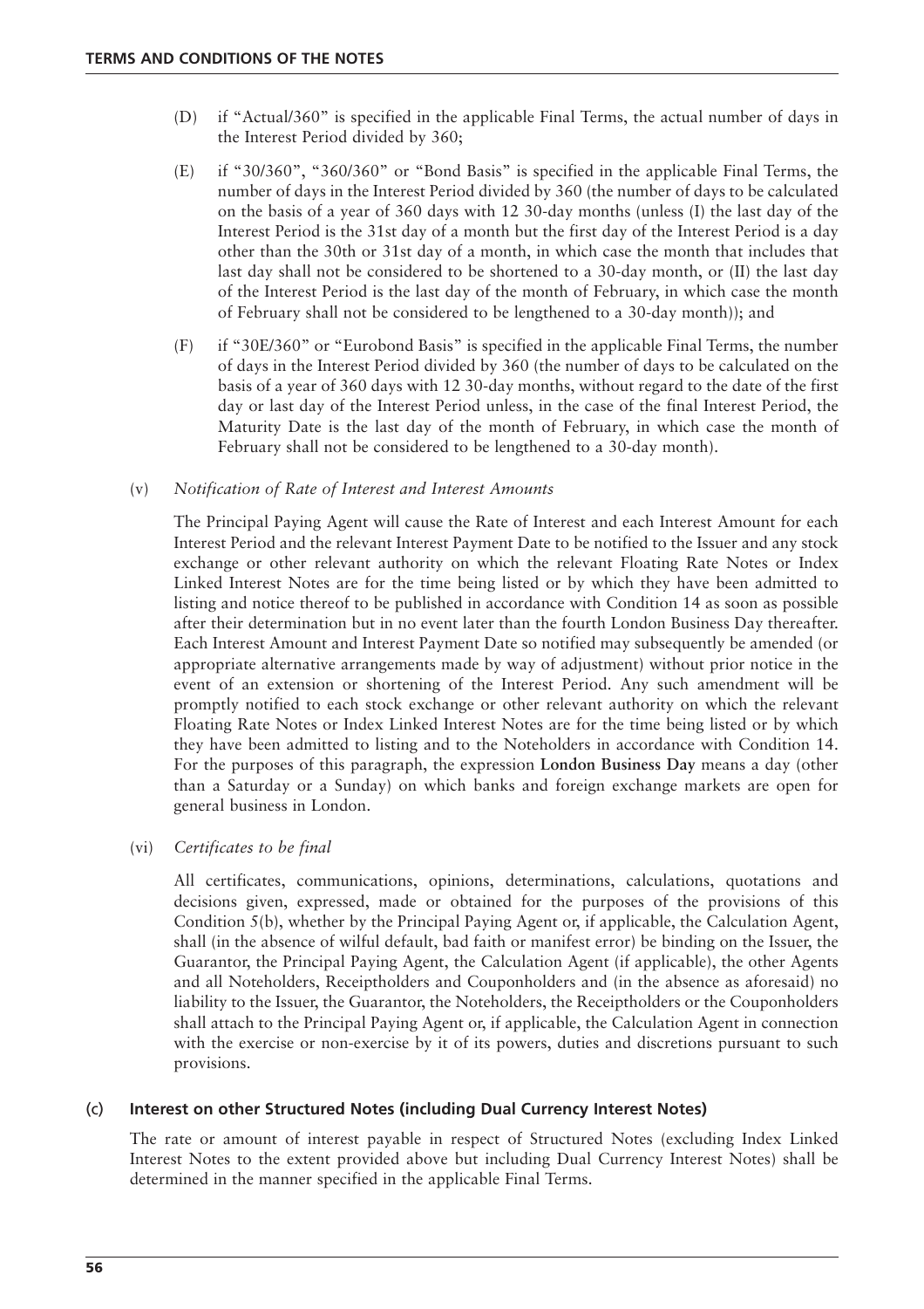(D) if "Actual/360" is specified in the applicable Final Terms, the actual number of days in the Interest Period divided by 360;

(E) if "30/360", "360/360" or "Bond Basis" is specified in the applicable Final Terms, the number of days in the Interest Period divided by 360 (the number of days to be calculated on the basis of a year of 360 days with 12 30-day months (unless (I) the last day of the Interest Period is the 31st day of a month but the first day of the Interest Period is a day other than the 30th or 31st day of a month, in which case the month that includes that last day shall not be considered to be shortened to a 30-day month, or (II) the last day of the Interest Period is the last day of the month of February, in which case the month of February shall not be considered to be lengthened to a 30-day month)); and

(F) if "30E/360" or "Eurobond Basis" is specified in the applicable Final Terms, the number of days in the Interest Period divided by 360 (the number of days to be calculated on the basis of a year of 360 days with 12 30-day months, without regard to the date of the first day or last day of the Interest Period unless, in the case of the final Interest Period, the Maturity Date is the last day of the month of February, in which case the month of February shall not be considered to be lengthened to a 30-day month).

(v) *Notification of Rate of Interest and Interest Amounts*

The Principal Paying Agent will cause the Rate of Interest and each Interest Amount for each Interest Period and the relevant Interest Payment Date to be notified to the Issuer and any stock exchange or other relevant authority on which the relevant Floating Rate Notes or Index Linked Interest Notes are for the time being listed or by which they have been admitted to listing and notice thereof to be published in accordance with Condition 14 as soon as possible after their determination but in no event later than the fourth London Business Day thereafter. Each Interest Amount and Interest Payment Date so notified may subsequently be amended (or appropriate alternative arrangements made by way of adjustment) without prior notice in the event of an extension or shortening of the Interest Period. Any such amendment will be promptly notified to each stock exchange or other relevant authority on which the relevant Floating Rate Notes or Index Linked Interest Notes are for the time being listed or by which they have been admitted to listing and to the Noteholders in accordance with Condition 14. For the purposes of this paragraph, the expression **London Business Day** means a day (other than a Saturday or a Sunday) on which banks and foreign exchange markets are open for general business in London.

(vi) *Certificates to be final*

All certificates, communications, opinions, determinations, calculations, quotations and decisions given, expressed, made or obtained for the purposes of the provisions of this Condition 5(b), whether by the Principal Paying Agent or, if applicable, the Calculation Agent, shall (in the absence of wilful default, bad faith or manifest error) be binding on the Issuer, the Guarantor, the Principal Paying Agent, the Calculation Agent (if applicable), the other Agents and all Noteholders, Receiptholders and Couponholders and (in the absence as aforesaid) no liability to the Issuer, the Guarantor, the Noteholders, the Receiptholders or the Couponholders shall attach to the Principal Paying Agent or, if applicable, the Calculation Agent in connection with the exercise or non-exercise by it of its powers, duties and discretions pursuant to such provisions.

### (c) Interest on other Structured Notes (including Dual Currency Interest Notes)

The rate or amount of interest payable in respect of Structured Notes (excluding Index Linked Interest Notes to the extent provided above but including Dual Currency Interest Notes) shall be determined in the manner specified in the applicable Final Terms.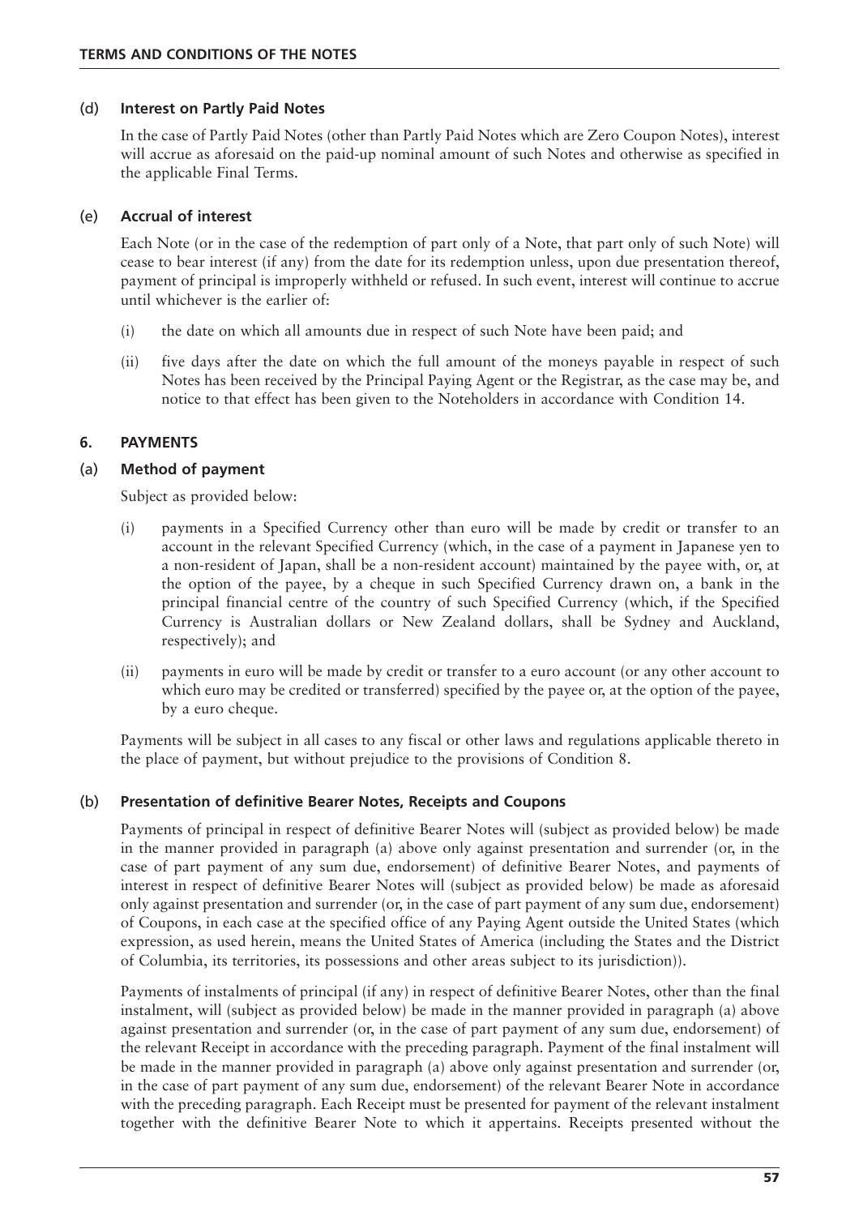### (d) Interest on Partly Paid Notes

In the case of Partly Paid Notes (other than Partly Paid Notes which are Zero Coupon Notes), interest will accrue as aforesaid on the paid-up nominal amount of such Notes and otherwise as specified in the applicable Final Terms.

### (e) Accrual of interest

Each Note (or in the case of the redemption of part only of a Note, that part only of such Note) will cease to bear interest (if any) from the date for its redemption unless, upon due presentation thereof, payment of principal is improperly withheld or refused. In such event, interest will continue to accrue until whichever is the earlier of:

(i) the date on which all amounts due in respect of such Note have been paid; and

(ii) five days after the date on which the full amount of the moneys payable in respect of such Notes has been received by the Principal Paying Agent or the Registrar, as the case may be, and notice to that effect has been given to the Noteholders in accordance with Condition 14.

## 6. PAYMENTS

### (a) Method of payment

Subject as provided below:

(i) payments in a Specified Currency other than euro will be made by credit or transfer to an account in the relevant Specified Currency (which, in the case of a payment in Japanese yen to a non-resident of Japan, shall be a non-resident account) maintained by the payee with, or, at the option of the payee, by a cheque in such Specified Currency drawn on, a bank in the principal financial centre of the country of such Specified Currency (which, if the Specified Currency is Australian dollars or New Zealand dollars, shall be Sydney and Auckland, respectively); and

(ii) payments in euro will be made by credit or transfer to a euro account (or any other account to which euro may be credited or transferred) specified by the payee or, at the option of the payee, by a euro cheque.

Payments will be subject in all cases to any fiscal or other laws and regulations applicable thereto in the place of payment, but without prejudice to the provisions of Condition 8.

### (b) Presentation of definitive Bearer Notes, Receipts and Coupons

Payments of principal in respect of definitive Bearer Notes will (subject as provided below) be made in the manner provided in paragraph (a) above only against presentation and surrender (or, in the case of part payment of any sum due, endorsement) of definitive Bearer Notes, and payments of interest in respect of definitive Bearer Notes will (subject as provided below) be made as aforesaid only against presentation and surrender (or, in the case of part payment of any sum due, endorsement) of Coupons, in each case at the specified office of any Paying Agent outside the United States (which expression, as used herein, means the United States of America (including the States and the District of Columbia, its territories, its possessions and other areas subject to its jurisdiction)).

Payments of instalments of principal (if any) in respect of definitive Bearer Notes, other than the final instalment, will (subject as provided below) be made in the manner provided in paragraph (a) above against presentation and surrender (or, in the case of part payment of any sum due, endorsement) of the relevant Receipt in accordance with the preceding paragraph. Payment of the final instalment will be made in the manner provided in paragraph (a) above only against presentation and surrender (or, in the case of part payment of any sum due, endorsement) of the relevant Bearer Note in accordance with the preceding paragraph. Each Receipt must be presented for payment of the relevant instalment together with the definitive Bearer Note to which it appertains. Receipts presented without the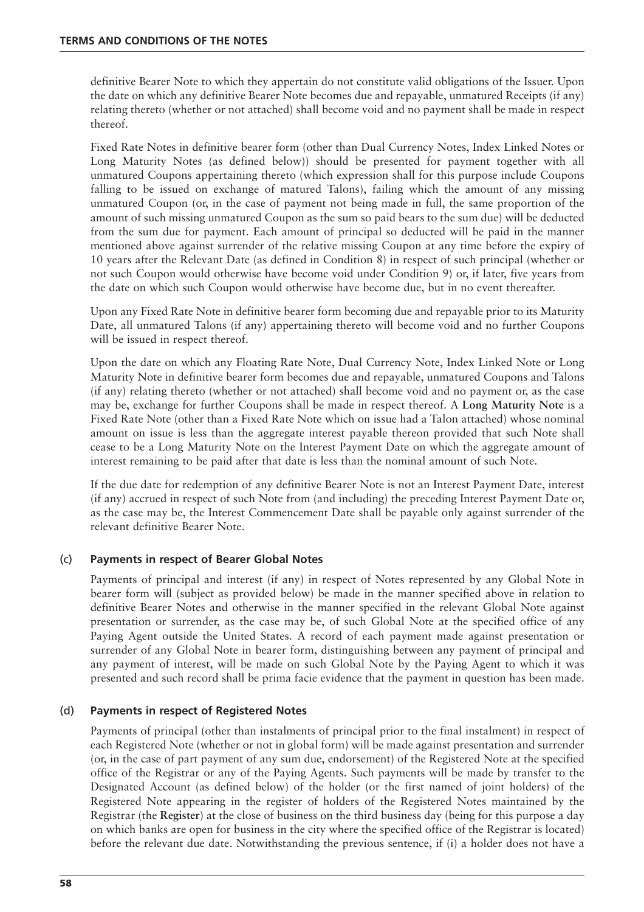definitive Bearer Note to which they appertain do not constitute valid obligations of the Issuer. Upon the date on which any definitive Bearer Note becomes due and repayable, unmatured Receipts (if any) relating thereto (whether or not attached) shall become void and no payment shall be made in respect thereof.

Fixed Rate Notes in definitive bearer form (other than Dual Currency Notes, Index Linked Notes or Long Maturity Notes (as defined below)) should be presented for payment together with all unmatured Coupons appertaining thereto (which expression shall for this purpose include Coupons falling to be issued on exchange of matured Talons), failing which the amount of any missing unmatured Coupon (or, in the case of payment not being made in full, the same proportion of the amount of such missing unmatured Coupon as the sum so paid bears to the sum due) will be deducted from the sum due for payment. Each amount of principal so deducted will be paid in the manner mentioned above against surrender of the relative missing Coupon at any time before the expiry of 10 years after the Relevant Date (as defined in Condition 8) in respect of such principal (whether or not such Coupon would otherwise have become void under Condition 9) or, if later, five years from the date on which such Coupon would otherwise have become due, but in no event thereafter.

Upon any Fixed Rate Note in definitive bearer form becoming due and repayable prior to its Maturity Date, all unmatured Talons (if any) appertaining thereto will become void and no further Coupons will be issued in respect thereof.

Upon the date on which any Floating Rate Note, Dual Currency Note, Index Linked Note or Long Maturity Note in definitive bearer form becomes due and repayable, unmatured Coupons and Talons (if any) relating thereto (whether or not attached) shall become void and no payment or, as the case may be, exchange for further Coupons shall be made in respect thereof. A **Long Maturity Note** is a Fixed Rate Note (other than a Fixed Rate Note which on issue had a Talon attached) whose nominal amount on issue is less than the aggregate interest payable thereon provided that such Note shall cease to be a Long Maturity Note on the Interest Payment Date on which the aggregate amount of interest remaining to be paid after that date is less than the nominal amount of such Note.

If the due date for redemption of any definitive Bearer Note is not an Interest Payment Date, interest (if any) accrued in respect of such Note from (and including) the preceding Interest Payment Date or, as the case may be, the Interest Commencement Date shall be payable only against surrender of the relevant definitive Bearer Note.

### (c) Payments in respect of Bearer Global Notes

Payments of principal and interest (if any) in respect of Notes represented by any Global Note in bearer form will (subject as provided below) be made in the manner specified above in relation to definitive Bearer Notes and otherwise in the manner specified in the relevant Global Note against presentation or surrender, as the case may be, of such Global Note at the specified office of any Paying Agent outside the United States. A record of each payment made against presentation or surrender of any Global Note in bearer form, distinguishing between any payment of principal and any payment of interest, will be made on such Global Note by the Paying Agent to which it was presented and such record shall be prima facie evidence that the payment in question has been made.

### (d) Payments in respect of Registered Notes

Payments of principal (other than instalments of principal prior to the final instalment) in respect of each Registered Note (whether or not in global form) will be made against presentation and surrender (or, in the case of part payment of any sum due, endorsement) of the Registered Note at the specified office of the Registrar or any of the Paying Agents. Such payments will be made by transfer to the Designated Account (as defined below) of the holder (or the first named of joint holders) of the Registered Note appearing in the register of holders of the Registered Notes maintained by the Registrar (the **Register**) at the close of business on the third business day (being for this purpose a day on which banks are open for business in the city where the specified office of the Registrar is located) before the relevant due date. Notwithstanding the previous sentence, if (i) a holder does not have a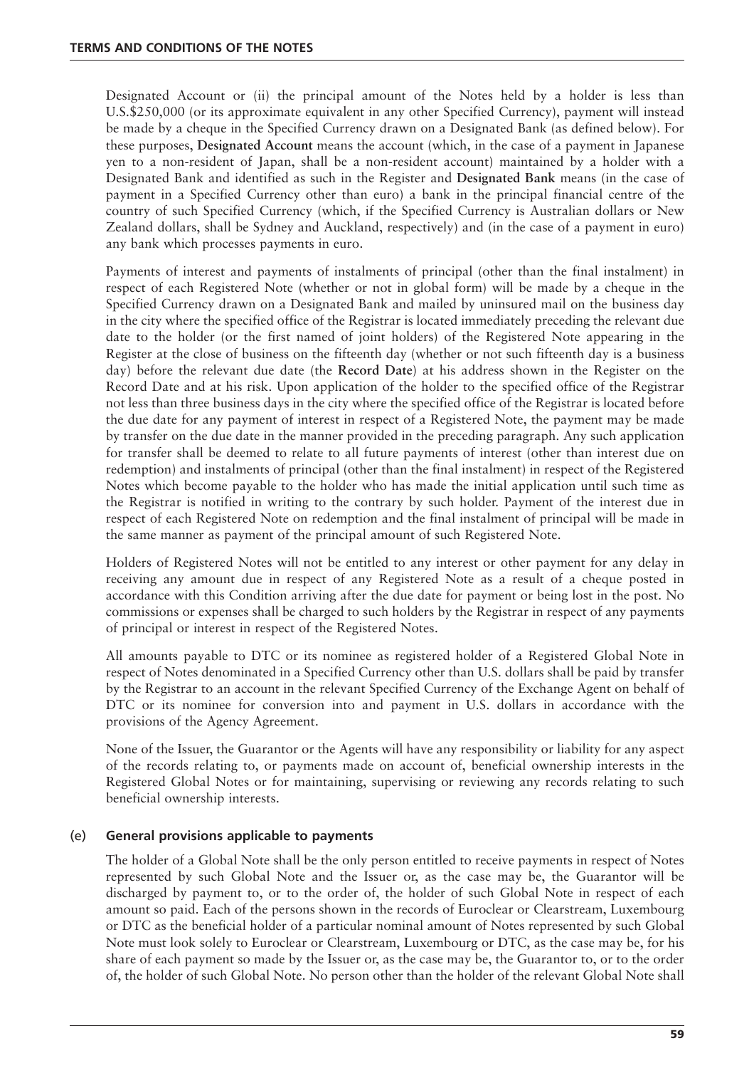Designated Account or (ii) the principal amount of the Notes held by a holder is less than U.S.$250,000 (or its approximate equivalent in any other Specified Currency), payment will instead be made by a cheque in the Specified Currency drawn on a Designated Bank (as defined below). For these purposes, **Designated Account** means the account (which, in the case of a payment in Japanese yen to a non-resident of Japan, shall be a non-resident account) maintained by a holder with a Designated Bank and identified as such in the Register and **Designated Bank** means (in the case of payment in a Specified Currency other than euro) a bank in the principal financial centre of the country of such Specified Currency (which, if the Specified Currency is Australian dollars or New Zealand dollars, shall be Sydney and Auckland, respectively) and (in the case of a payment in euro) any bank which processes payments in euro.

Payments of interest and payments of instalments of principal (other than the final instalment) in respect of each Registered Note (whether or not in global form) will be made by a cheque in the Specified Currency drawn on a Designated Bank and mailed by uninsured mail on the business day in the city where the specified office of the Registrar is located immediately preceding the relevant due date to the holder (or the first named of joint holders) of the Registered Note appearing in the Register at the close of business on the fifteenth day (whether or not such fifteenth day is a business day) before the relevant due date (the **Record Date**) at his address shown in the Register on the Record Date and at his risk. Upon application of the holder to the specified office of the Registrar not less than three business days in the city where the specified office of the Registrar is located before the due date for any payment of interest in respect of a Registered Note, the payment may be made by transfer on the due date in the manner provided in the preceding paragraph. Any such application for transfer shall be deemed to relate to all future payments of interest (other than interest due on redemption) and instalments of principal (other than the final instalment) in respect of the Registered Notes which become payable to the holder who has made the initial application until such time as the Registrar is notified in writing to the contrary by such holder. Payment of the interest due in respect of each Registered Note on redemption and the final instalment of principal will be made in the same manner as payment of the principal amount of such Registered Note.

Holders of Registered Notes will not be entitled to any interest or other payment for any delay in receiving any amount due in respect of any Registered Note as a result of a cheque posted in accordance with this Condition arriving after the due date for payment or being lost in the post. No commissions or expenses shall be charged to such holders by the Registrar in respect of any payments of principal or interest in respect of the Registered Notes.

All amounts payable to DTC or its nominee as registered holder of a Registered Global Note in respect of Notes denominated in a Specified Currency other than U.S. dollars shall be paid by transfer by the Registrar to an account in the relevant Specified Currency of the Exchange Agent on behalf of DTC or its nominee for conversion into and payment in U.S. dollars in accordance with the provisions of the Agency Agreement.

None of the Issuer, the Guarantor or the Agents will have any responsibility or liability for any aspect of the records relating to, or payments made on account of, beneficial ownership interests in the Registered Global Notes or for maintaining, supervising or reviewing any records relating to such beneficial ownership interests.

### (e) General provisions applicable to payments

The holder of a Global Note shall be the only person entitled to receive payments in respect of Notes represented by such Global Note and the Issuer or, as the case may be, the Guarantor will be discharged by payment to, or to the order of, the holder of such Global Note in respect of each amount so paid. Each of the persons shown in the records of Euroclear or Clearstream, Luxembourg or DTC as the beneficial holder of a particular nominal amount of Notes represented by such Global Note must look solely to Euroclear or Clearstream, Luxembourg or DTC, as the case may be, for his share of each payment so made by the Issuer or, as the case may be, the Guarantor to, or to the order of, the holder of such Global Note. No person other than the holder of the relevant Global Note shall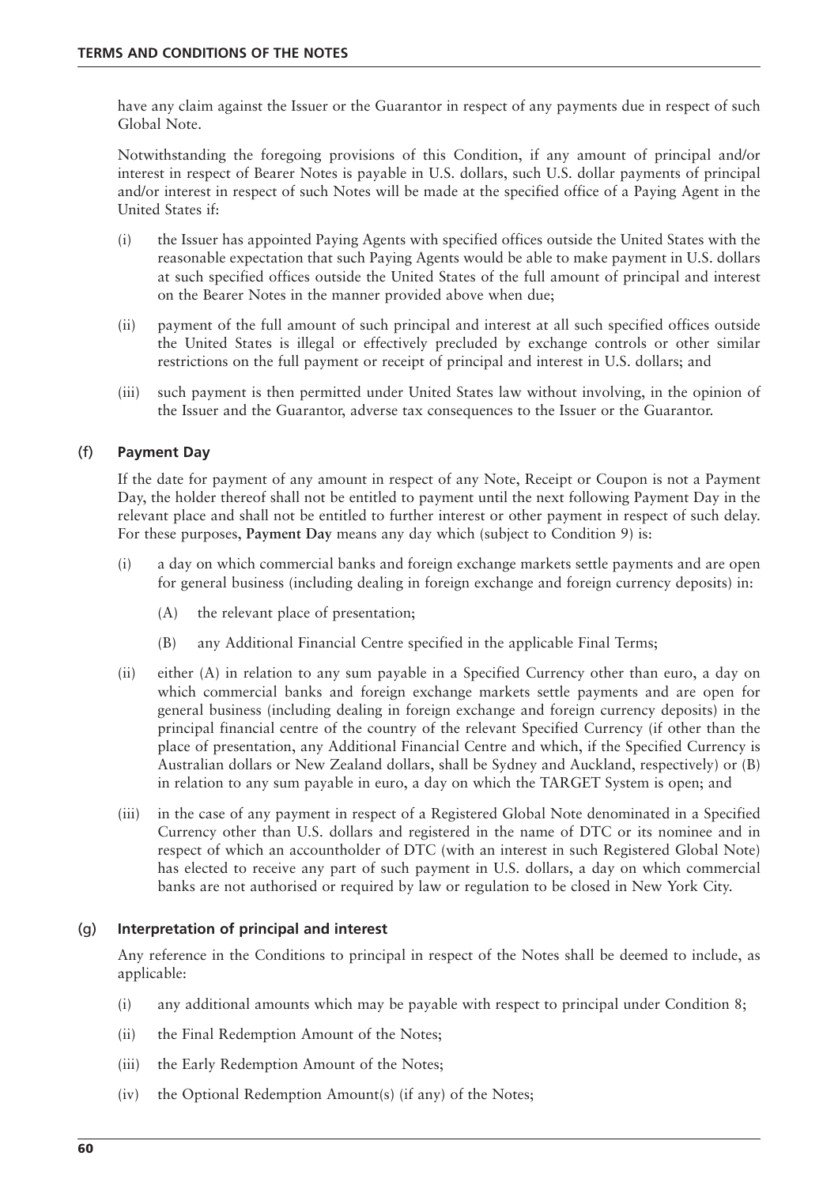have any claim against the Issuer or the Guarantor in respect of any payments due in respect of such Global Note.

Notwithstanding the foregoing provisions of this Condition, if any amount of principal and/or interest in respect of Bearer Notes is payable in U.S. dollars, such U.S. dollar payments of principal and/or interest in respect of such Notes will be made at the specified office of a Paying Agent in the United States if:

(i) the Issuer has appointed Paying Agents with specified offices outside the United States with the reasonable expectation that such Paying Agents would be able to make payment in U.S. dollars at such specified offices outside the United States of the full amount of principal and interest on the Bearer Notes in the manner provided above when due;

(ii) payment of the full amount of such principal and interest at all such specified offices outside the United States is illegal or effectively precluded by exchange controls or other similar restrictions on the full payment or receipt of principal and interest in U.S. dollars; and

(iii) such payment is then permitted under United States law without involving, in the opinion of the Issuer and the Guarantor, adverse tax consequences to the Issuer or the Guarantor.

### (f) Payment Day

If the date for payment of any amount in respect of any Note, Receipt or Coupon is not a Payment Day, the holder thereof shall not be entitled to payment until the next following Payment Day in the relevant place and shall not be entitled to further interest or other payment in respect of such delay. For these purposes, **Payment Day** means any day which (subject to Condition 9) is:

(i) a day on which commercial banks and foreign exchange markets settle payments and are open for general business (including dealing in foreign exchange and foreign currency deposits) in:

  (A) the relevant place of presentation;

  (B) any Additional Financial Centre specified in the applicable Final Terms;

(ii) either (A) in relation to any sum payable in a Specified Currency other than euro, a day on which commercial banks and foreign exchange markets settle payments and are open for general business (including dealing in foreign exchange and foreign currency deposits) in the principal financial centre of the country of the relevant Specified Currency (if other than the place of presentation, any Additional Financial Centre and which, if the Specified Currency is Australian dollars or New Zealand dollars, shall be Sydney and Auckland, respectively) or (B) in relation to any sum payable in euro, a day on which the TARGET System is open; and

(iii) in the case of any payment in respect of a Registered Global Note denominated in a Specified Currency other than U.S. dollars and registered in the name of DTC or its nominee and in respect of which an accountholder of DTC (with an interest in such Registered Global Note) has elected to receive any part of such payment in U.S. dollars, a day on which commercial banks are not authorised or required by law or regulation to be closed in New York City.

### (g) Interpretation of principal and interest

Any reference in the Conditions to principal in respect of the Notes shall be deemed to include, as applicable:

(i) any additional amounts which may be payable with respect to principal under Condition 8;

(ii) the Final Redemption Amount of the Notes;

(iii) the Early Redemption Amount of the Notes;

(iv) the Optional Redemption Amount(s) (if any) of the Notes;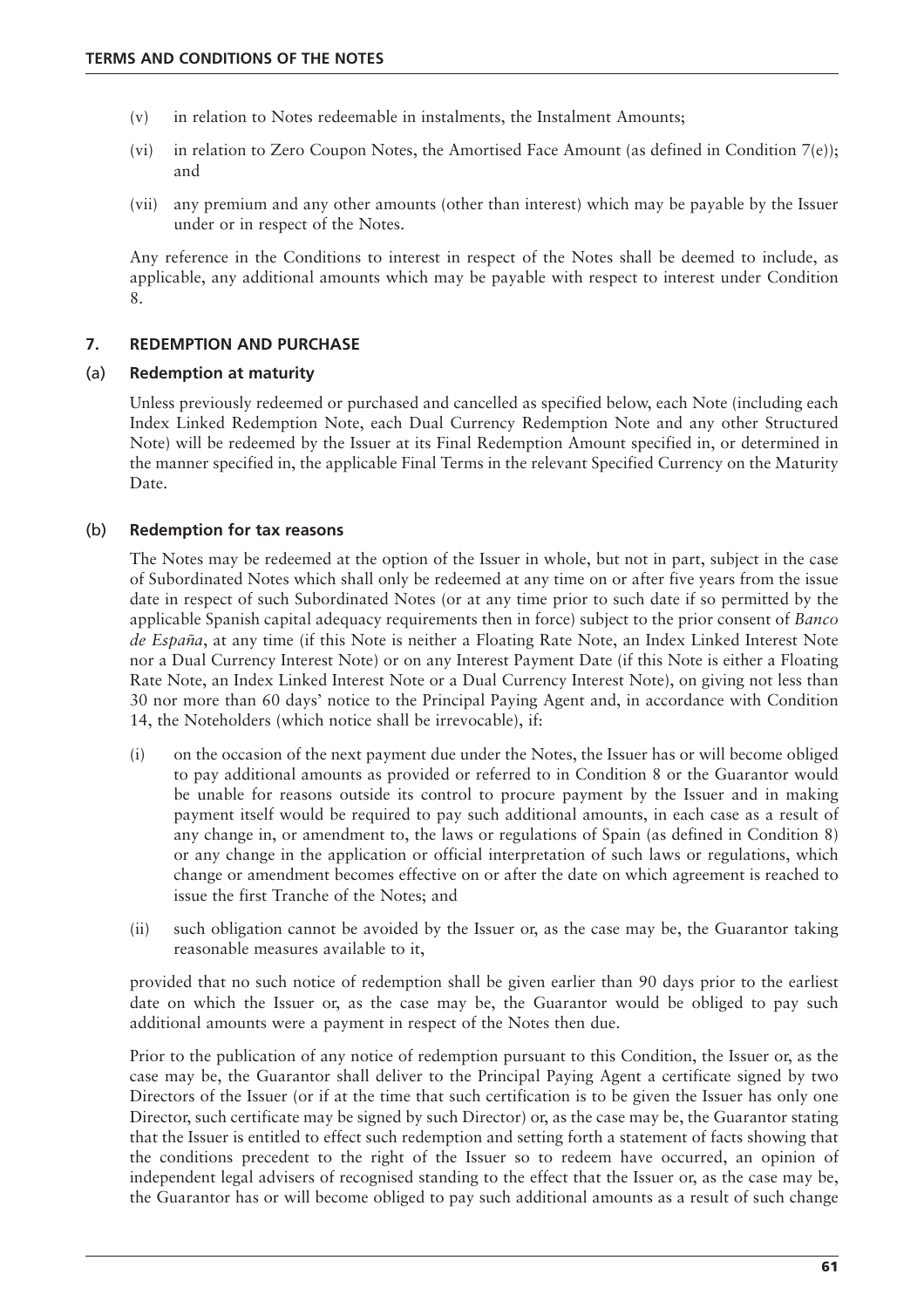- (v) in relation to Notes redeemable in instalments, the Instalment Amounts;
- (vi) in relation to Zero Coupon Notes, the Amortised Face Amount (as defined in Condition 7(e)); and
- (vii) any premium and any other amounts (other than interest) which may be payable by the Issuer under or in respect of the Notes.

Any reference in the Conditions to interest in respect of the Notes shall be deemed to include, as applicable, any additional amounts which may be payable with respect to interest under Condition 8.

## 7. REDEMPTION AND PURCHASE

### (a) Redemption at maturity

Unless previously redeemed or purchased and cancelled as specified below, each Note (including each Index Linked Redemption Note, each Dual Currency Redemption Note and any other Structured Note) will be redeemed by the Issuer at its Final Redemption Amount specified in, or determined in the manner specified in, the applicable Final Terms in the relevant Specified Currency on the Maturity Date.

### (b) Redemption for tax reasons

The Notes may be redeemed at the option of the Issuer in whole, but not in part, subject in the case of Subordinated Notes which shall only be redeemed at any time on or after five years from the issue date in respect of such Subordinated Notes (or at any time prior to such date if so permitted by the applicable Spanish capital adequacy requirements then in force) subject to the prior consent of *Banco de España*, at any time (if this Note is neither a Floating Rate Note, an Index Linked Interest Note nor a Dual Currency Interest Note) or on any Interest Payment Date (if this Note is either a Floating Rate Note, an Index Linked Interest Note or a Dual Currency Interest Note), on giving not less than 30 nor more than 60 days' notice to the Principal Paying Agent and, in accordance with Condition 14, the Noteholders (which notice shall be irrevocable), if:

- (i) on the occasion of the next payment due under the Notes, the Issuer has or will become obliged to pay additional amounts as provided or referred to in Condition 8 or the Guarantor would be unable for reasons outside its control to procure payment by the Issuer and in making payment itself would be required to pay such additional amounts, in each case as a result of any change in, or amendment to, the laws or regulations of Spain (as defined in Condition 8) or any change in the application or official interpretation of such laws or regulations, which change or amendment becomes effective on or after the date on which agreement is reached to issue the first Tranche of the Notes; and
- (ii) such obligation cannot be avoided by the Issuer or, as the case may be, the Guarantor taking reasonable measures available to it,

provided that no such notice of redemption shall be given earlier than 90 days prior to the earliest date on which the Issuer or, as the case may be, the Guarantor would be obliged to pay such additional amounts were a payment in respect of the Notes then due.

Prior to the publication of any notice of redemption pursuant to this Condition, the Issuer or, as the case may be, the Guarantor shall deliver to the Principal Paying Agent a certificate signed by two Directors of the Issuer (or if at the time that such certification is to be given the Issuer has only one Director, such certificate may be signed by such Director) or, as the case may be, the Guarantor stating that the Issuer is entitled to effect such redemption and setting forth a statement of facts showing that the conditions precedent to the right of the Issuer so to redeem have occurred, an opinion of independent legal advisers of recognised standing to the effect that the Issuer or, as the case may be, the Guarantor has or will become obliged to pay such additional amounts as a result of such change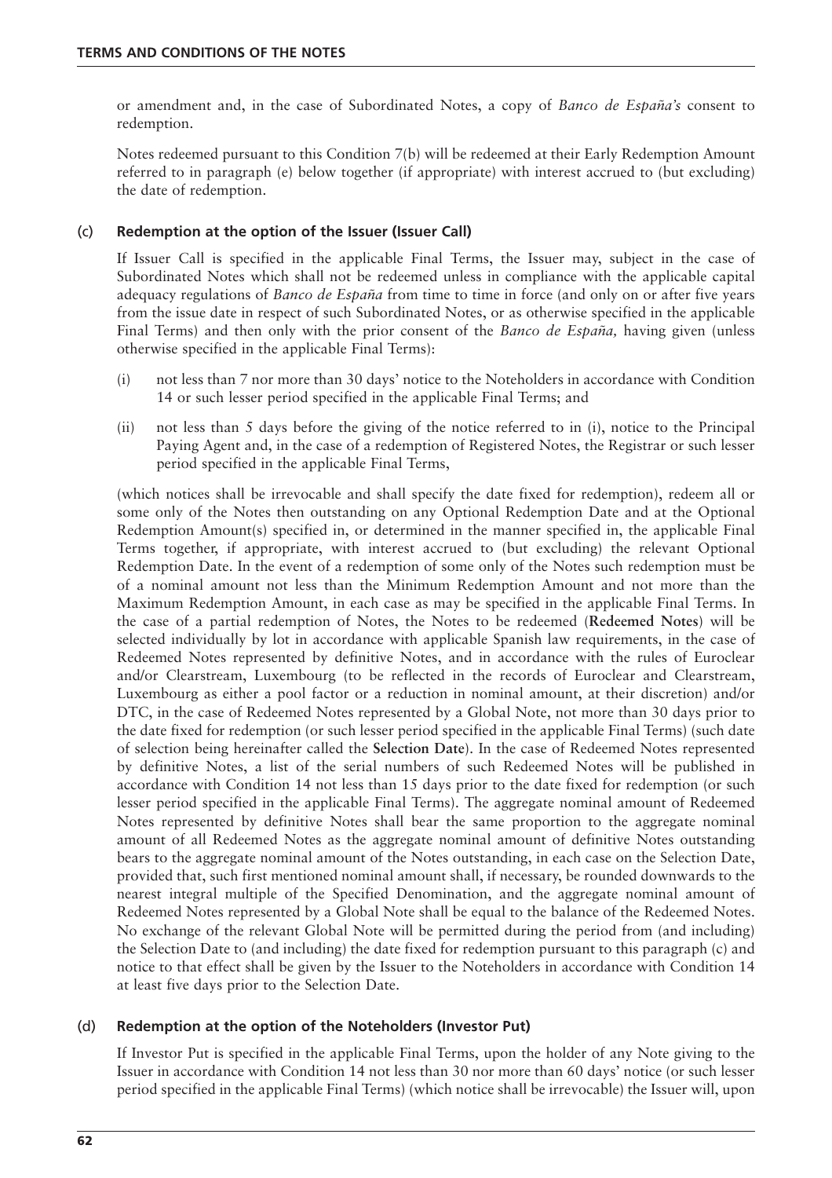or amendment and, in the case of Subordinated Notes, a copy of *Banco de España's* consent to redemption.

Notes redeemed pursuant to this Condition 7(b) will be redeemed at their Early Redemption Amount referred to in paragraph (e) below together (if appropriate) with interest accrued to (but excluding) the date of redemption.

### (c) Redemption at the option of the Issuer (Issuer Call)

If Issuer Call is specified in the applicable Final Terms, the Issuer may, subject in the case of Subordinated Notes which shall not be redeemed unless in compliance with the applicable capital adequacy regulations of *Banco de España* from time to time in force (and only on or after five years from the issue date in respect of such Subordinated Notes, or as otherwise specified in the applicable Final Terms) and then only with the prior consent of the *Banco de España,* having given (unless otherwise specified in the applicable Final Terms):

(i) not less than 7 nor more than 30 days' notice to the Noteholders in accordance with Condition 14 or such lesser period specified in the applicable Final Terms; and

(ii) not less than 5 days before the giving of the notice referred to in (i), notice to the Principal Paying Agent and, in the case of a redemption of Registered Notes, the Registrar or such lesser period specified in the applicable Final Terms,

(which notices shall be irrevocable and shall specify the date fixed for redemption), redeem all or some only of the Notes then outstanding on any Optional Redemption Date and at the Optional Redemption Amount(s) specified in, or determined in the manner specified in, the applicable Final Terms together, if appropriate, with interest accrued to (but excluding) the relevant Optional Redemption Date. In the event of a redemption of some only of the Notes such redemption must be of a nominal amount not less than the Minimum Redemption Amount and not more than the Maximum Redemption Amount, in each case as may be specified in the applicable Final Terms. In the case of a partial redemption of Notes, the Notes to be redeemed (**Redeemed Notes**) will be selected individually by lot in accordance with applicable Spanish law requirements, in the case of Redeemed Notes represented by definitive Notes, and in accordance with the rules of Euroclear and/or Clearstream, Luxembourg (to be reflected in the records of Euroclear and Clearstream, Luxembourg as either a pool factor or a reduction in nominal amount, at their discretion) and/or DTC, in the case of Redeemed Notes represented by a Global Note, not more than 30 days prior to the date fixed for redemption (or such lesser period specified in the applicable Final Terms) (such date of selection being hereinafter called the **Selection Date**). In the case of Redeemed Notes represented by definitive Notes, a list of the serial numbers of such Redeemed Notes will be published in accordance with Condition 14 not less than 15 days prior to the date fixed for redemption (or such lesser period specified in the applicable Final Terms). The aggregate nominal amount of Redeemed Notes represented by definitive Notes shall bear the same proportion to the aggregate nominal amount of all Redeemed Notes as the aggregate nominal amount of definitive Notes outstanding bears to the aggregate nominal amount of the Notes outstanding, in each case on the Selection Date, provided that, such first mentioned nominal amount shall, if necessary, be rounded downwards to the nearest integral multiple of the Specified Denomination, and the aggregate nominal amount of Redeemed Notes represented by a Global Note shall be equal to the balance of the Redeemed Notes. No exchange of the relevant Global Note will be permitted during the period from (and including) the Selection Date to (and including) the date fixed for redemption pursuant to this paragraph (c) and notice to that effect shall be given by the Issuer to the Noteholders in accordance with Condition 14 at least five days prior to the Selection Date.

### (d) Redemption at the option of the Noteholders (Investor Put)

If Investor Put is specified in the applicable Final Terms, upon the holder of any Note giving to the Issuer in accordance with Condition 14 not less than 30 nor more than 60 days' notice (or such lesser period specified in the applicable Final Terms) (which notice shall be irrevocable) the Issuer will, upon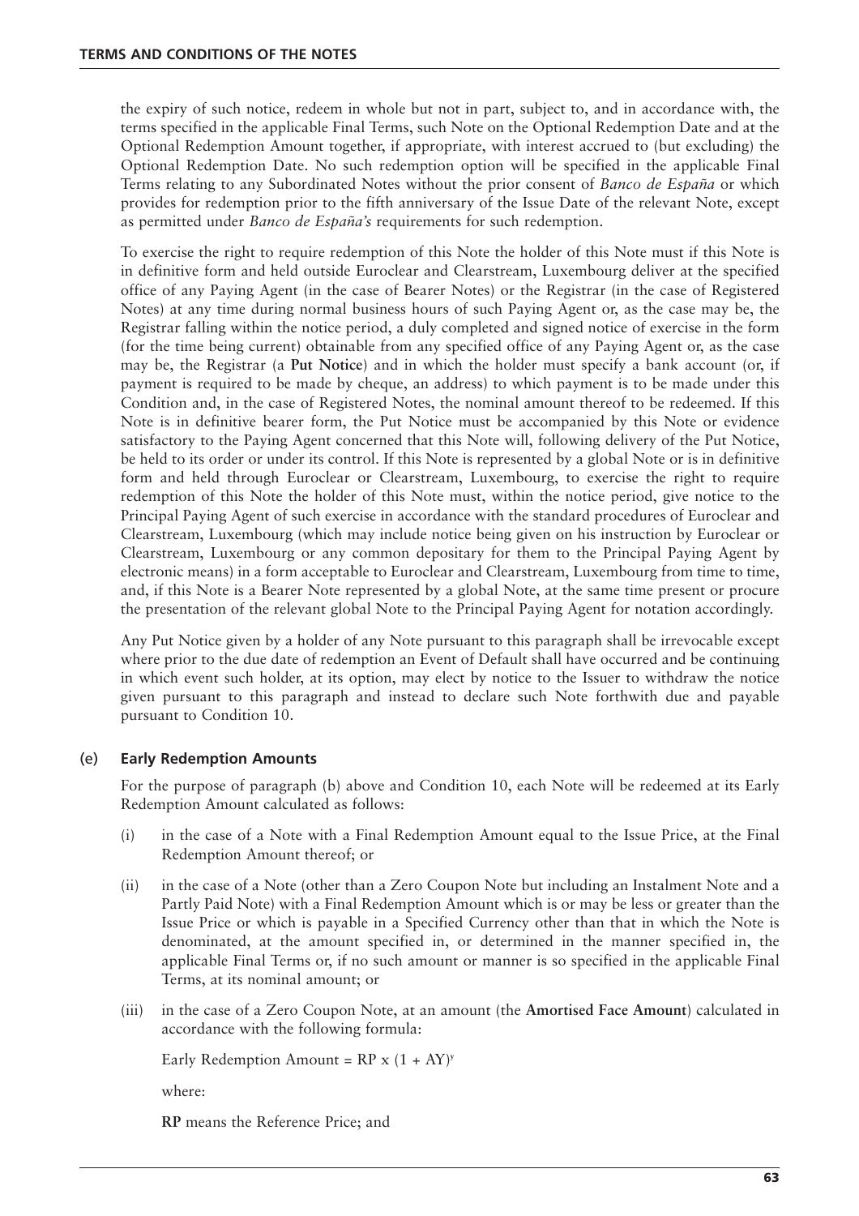the expiry of such notice, redeem in whole but not in part, subject to, and in accordance with, the terms specified in the applicable Final Terms, such Note on the Optional Redemption Date and at the Optional Redemption Amount together, if appropriate, with interest accrued to (but excluding) the Optional Redemption Date. No such redemption option will be specified in the applicable Final Terms relating to any Subordinated Notes without the prior consent of *Banco de España* or which provides for redemption prior to the fifth anniversary of the Issue Date of the relevant Note, except as permitted under *Banco de España's* requirements for such redemption.

To exercise the right to require redemption of this Note the holder of this Note must if this Note is in definitive form and held outside Euroclear and Clearstream, Luxembourg deliver at the specified office of any Paying Agent (in the case of Bearer Notes) or the Registrar (in the case of Registered Notes) at any time during normal business hours of such Paying Agent or, as the case may be, the Registrar falling within the notice period, a duly completed and signed notice of exercise in the form (for the time being current) obtainable from any specified office of any Paying Agent or, as the case may be, the Registrar (a **Put Notice**) and in which the holder must specify a bank account (or, if payment is required to be made by cheque, an address) to which payment is to be made under this Condition and, in the case of Registered Notes, the nominal amount thereof to be redeemed. If this Note is in definitive bearer form, the Put Notice must be accompanied by this Note or evidence satisfactory to the Paying Agent concerned that this Note will, following delivery of the Put Notice, be held to its order or under its control. If this Note is represented by a global Note or is in definitive form and held through Euroclear or Clearstream, Luxembourg, to exercise the right to require redemption of this Note the holder of this Note must, within the notice period, give notice to the Principal Paying Agent of such exercise in accordance with the standard procedures of Euroclear and Clearstream, Luxembourg (which may include notice being given on his instruction by Euroclear or Clearstream, Luxembourg or any common depositary for them to the Principal Paying Agent by electronic means) in a form acceptable to Euroclear and Clearstream, Luxembourg from time to time, and, if this Note is a Bearer Note represented by a global Note, at the same time present or procure the presentation of the relevant global Note to the Principal Paying Agent for notation accordingly.

Any Put Notice given by a holder of any Note pursuant to this paragraph shall be irrevocable except where prior to the due date of redemption an Event of Default shall have occurred and be continuing in which event such holder, at its option, may elect by notice to the Issuer to withdraw the notice given pursuant to this paragraph and instead to declare such Note forthwith due and payable pursuant to Condition 10.

## (e) Early Redemption Amounts

For the purpose of paragraph (b) above and Condition 10, each Note will be redeemed at its Early Redemption Amount calculated as follows:

(i) in the case of a Note with a Final Redemption Amount equal to the Issue Price, at the Final Redemption Amount thereof; or

(ii) in the case of a Note (other than a Zero Coupon Note but including an Instalment Note and a Partly Paid Note) with a Final Redemption Amount which is or may be less or greater than the Issue Price or which is payable in a Specified Currency other than that in which the Note is denominated, at the amount specified in, or determined in the manner specified in, the applicable Final Terms or, if no such amount or manner is so specified in the applicable Final Terms, at its nominal amount; or

(iii) in the case of a Zero Coupon Note, at an amount (the **Amortised Face Amount**) calculated in accordance with the following formula:

Early Redemption Amount = $RP \times (1 + AY)^{y}$

where:

**RP** means the Reference Price; and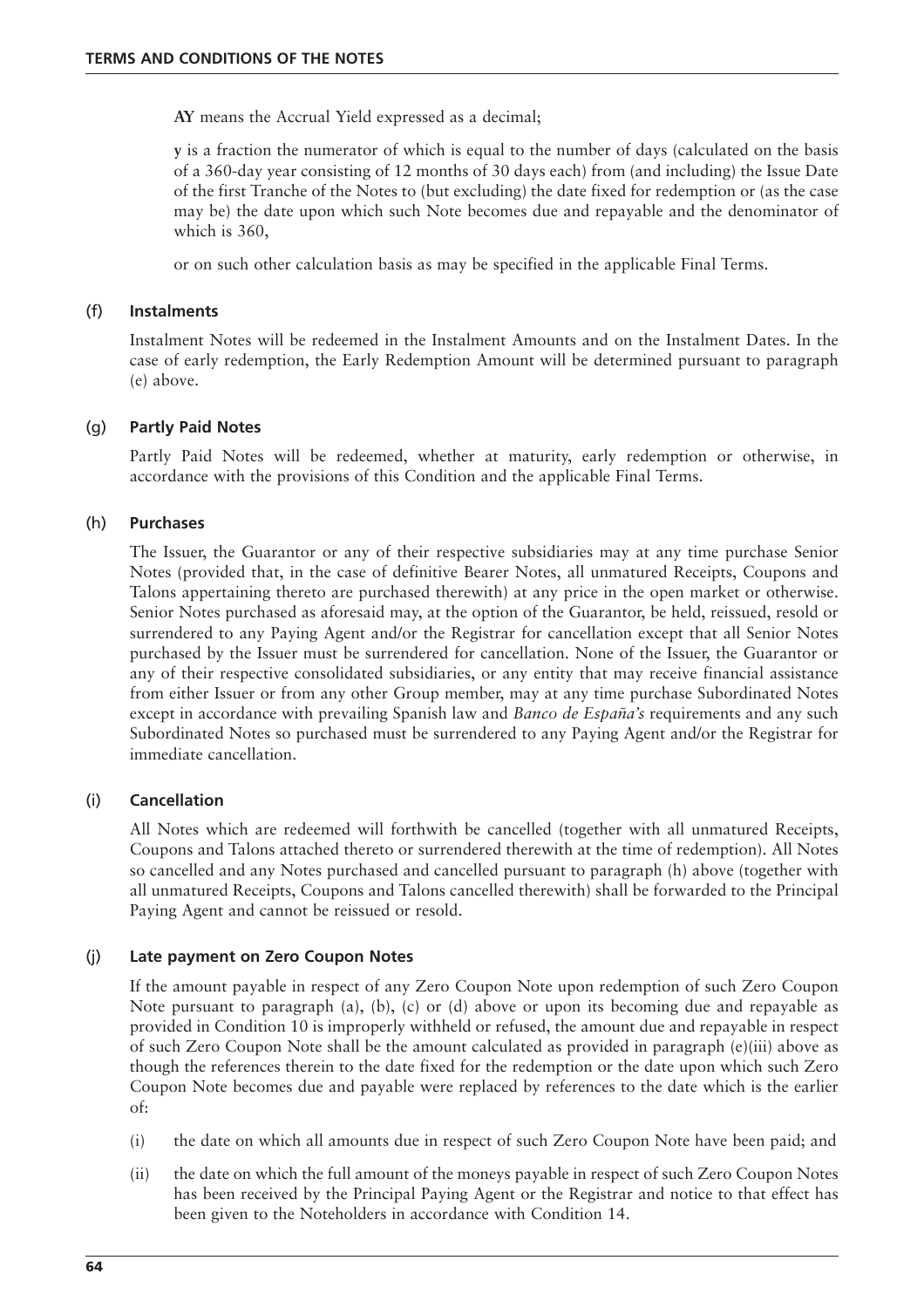**AY** means the Accrual Yield expressed as a decimal;

**y** is a fraction the numerator of which is equal to the number of days (calculated on the basis of a 360-day year consisting of 12 months of 30 days each) from (and including) the Issue Date of the first Tranche of the Notes to (but excluding) the date fixed for redemption or (as the case may be) the date upon which such Note becomes due and repayable and the denominator of which is 360,

or on such other calculation basis as may be specified in the applicable Final Terms.

### (f) Instalments

Instalment Notes will be redeemed in the Instalment Amounts and on the Instalment Dates. In the case of early redemption, the Early Redemption Amount will be determined pursuant to paragraph (e) above.

### (g) Partly Paid Notes

Partly Paid Notes will be redeemed, whether at maturity, early redemption or otherwise, in accordance with the provisions of this Condition and the applicable Final Terms.

### (h) Purchases

The Issuer, the Guarantor or any of their respective subsidiaries may at any time purchase Senior Notes (provided that, in the case of definitive Bearer Notes, all unmatured Receipts, Coupons and Talons appertaining thereto are purchased therewith) at any price in the open market or otherwise. Senior Notes purchased as aforesaid may, at the option of the Guarantor, be held, reissued, resold or surrendered to any Paying Agent and/or the Registrar for cancellation except that all Senior Notes purchased by the Issuer must be surrendered for cancellation. None of the Issuer, the Guarantor or any of their respective consolidated subsidiaries, or any entity that may receive financial assistance from either Issuer or from any other Group member, may at any time purchase Subordinated Notes except in accordance with prevailing Spanish law and *Banco de España's* requirements and any such Subordinated Notes so purchased must be surrendered to any Paying Agent and/or the Registrar for immediate cancellation.

### (i) Cancellation

All Notes which are redeemed will forthwith be cancelled (together with all unmatured Receipts, Coupons and Talons attached thereto or surrendered therewith at the time of redemption). All Notes so cancelled and any Notes purchased and cancelled pursuant to paragraph (h) above (together with all unmatured Receipts, Coupons and Talons cancelled therewith) shall be forwarded to the Principal Paying Agent and cannot be reissued or resold.

### (j) Late payment on Zero Coupon Notes

If the amount payable in respect of any Zero Coupon Note upon redemption of such Zero Coupon Note pursuant to paragraph (a), (b), (c) or (d) above or upon its becoming due and repayable as provided in Condition 10 is improperly withheld or refused, the amount due and repayable in respect of such Zero Coupon Note shall be the amount calculated as provided in paragraph (e)(iii) above as though the references therein to the date fixed for the redemption or the date upon which such Zero Coupon Note becomes due and payable were replaced by references to the date which is the earlier of:

(i) the date on which all amounts due in respect of such Zero Coupon Note have been paid; and

(ii) the date on which the full amount of the moneys payable in respect of such Zero Coupon Notes has been received by the Principal Paying Agent or the Registrar and notice to that effect has been given to the Noteholders in accordance with Condition 14.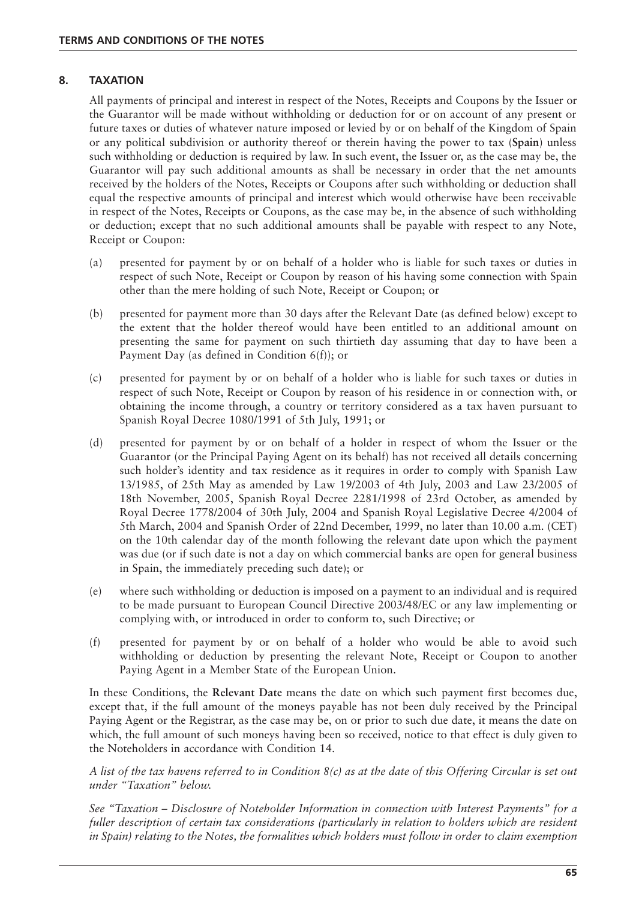## 8. TAXATION

All payments of principal and interest in respect of the Notes, Receipts and Coupons by the Issuer or the Guarantor will be made without withholding or deduction for or on account of any present or future taxes or duties of whatever nature imposed or levied by or on behalf of the Kingdom of Spain or any political subdivision or authority thereof or therein having the power to tax (**Spain**) unless such withholding or deduction is required by law. In such event, the Issuer or, as the case may be, the Guarantor will pay such additional amounts as shall be necessary in order that the net amounts received by the holders of the Notes, Receipts or Coupons after such withholding or deduction shall equal the respective amounts of principal and interest which would otherwise have been receivable in respect of the Notes, Receipts or Coupons, as the case may be, in the absence of such withholding or deduction; except that no such additional amounts shall be payable with respect to any Note, Receipt or Coupon:

(a) presented for payment by or on behalf of a holder who is liable for such taxes or duties in respect of such Note, Receipt or Coupon by reason of his having some connection with Spain other than the mere holding of such Note, Receipt or Coupon; or

(b) presented for payment more than 30 days after the Relevant Date (as defined below) except to the extent that the holder thereof would have been entitled to an additional amount on presenting the same for payment on such thirtieth day assuming that day to have been a Payment Day (as defined in Condition 6(f)); or

(c) presented for payment by or on behalf of a holder who is liable for such taxes or duties in respect of such Note, Receipt or Coupon by reason of his residence in or connection with, or obtaining the income through, a country or territory considered as a tax haven pursuant to Spanish Royal Decree 1080/1991 of 5th July, 1991; or

(d) presented for payment by or on behalf of a holder in respect of whom the Issuer or the Guarantor (or the Principal Paying Agent on its behalf) has not received all details concerning such holder's identity and tax residence as it requires in order to comply with Spanish Law 13/1985, of 25th May as amended by Law 19/2003 of 4th July, 2003 and Law 23/2005 of 18th November, 2005, Spanish Royal Decree 2281/1998 of 23rd October, as amended by Royal Decree 1778/2004 of 30th July, 2004 and Spanish Royal Legislative Decree 4/2004 of 5th March, 2004 and Spanish Order of 22nd December, 1999, no later than 10.00 a.m. (CET) on the 10th calendar day of the month following the relevant date upon which the payment was due (or if such date is not a day on which commercial banks are open for general business in Spain, the immediately preceding such date); or

(e) where such withholding or deduction is imposed on a payment to an individual and is required to be made pursuant to European Council Directive 2003/48/EC or any law implementing or complying with, or introduced in order to conform to, such Directive; or

(f) presented for payment by or on behalf of a holder who would be able to avoid such withholding or deduction by presenting the relevant Note, Receipt or Coupon to another Paying Agent in a Member State of the European Union.

In these Conditions, the **Relevant Date** means the date on which such payment first becomes due, except that, if the full amount of the moneys payable has not been duly received by the Principal Paying Agent or the Registrar, as the case may be, on or prior to such due date, it means the date on which, the full amount of such moneys having been so received, notice to that effect is duly given to the Noteholders in accordance with Condition 14.

*A list of the tax havens referred to in Condition 8(c) as at the date of this Offering Circular is set out under "Taxation" below.*

*See "Taxation – Disclosure of Noteholder Information in connection with Interest Payments" for a fuller description of certain tax considerations (particularly in relation to holders which are resident in Spain) relating to the Notes, the formalities which holders must follow in order to claim exemption*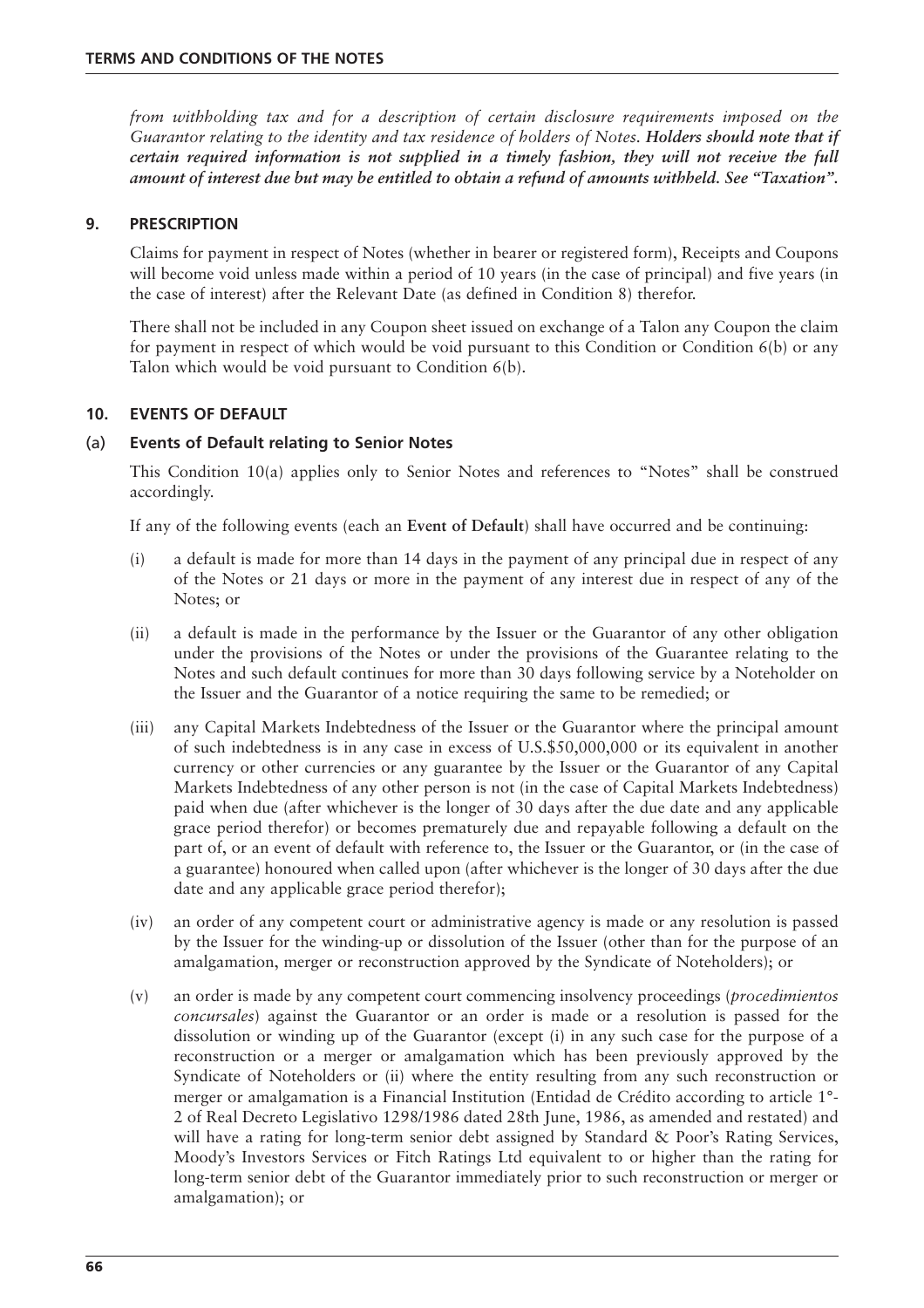*from withholding tax and for a description of certain disclosure requirements imposed on the Guarantor relating to the identity and tax residence of holders of Notes. **Holders should note that if certain required information is not supplied in a timely fashion, they will not receive the full amount of interest due but may be entitled to obtain a refund of amounts withheld. See "Taxation".***

## 9. PRESCRIPTION

Claims for payment in respect of Notes (whether in bearer or registered form), Receipts and Coupons will become void unless made within a period of 10 years (in the case of principal) and five years (in the case of interest) after the Relevant Date (as defined in Condition 8) therefor.

There shall not be included in any Coupon sheet issued on exchange of a Talon any Coupon the claim for payment in respect of which would be void pursuant to this Condition or Condition 6(b) or any Talon which would be void pursuant to Condition 6(b).

## 10. EVENTS OF DEFAULT

### (a) Events of Default relating to Senior Notes

This Condition 10(a) applies only to Senior Notes and references to "Notes" shall be construed accordingly.

If any of the following events (each an **Event of Default**) shall have occurred and be continuing:

(i) a default is made for more than 14 days in the payment of any principal due in respect of any of the Notes or 21 days or more in the payment of any interest due in respect of any of the Notes; or

(ii) a default is made in the performance by the Issuer or the Guarantor of any other obligation under the provisions of the Notes or under the provisions of the Guarantee relating to the Notes and such default continues for more than 30 days following service by a Noteholder on the Issuer and the Guarantor of a notice requiring the same to be remedied; or

(iii) any Capital Markets Indebtedness of the Issuer or the Guarantor where the principal amount of such indebtedness is in any case in excess of U.S.$50,000,000 or its equivalent in another currency or other currencies or any guarantee by the Issuer or the Guarantor of any Capital Markets Indebtedness of any other person is not (in the case of Capital Markets Indebtedness) paid when due (after whichever is the longer of 30 days after the due date and any applicable grace period therefor) or becomes prematurely due and repayable following a default on the part of, or an event of default with reference to, the Issuer or the Guarantor, or (in the case of a guarantee) honoured when called upon (after whichever is the longer of 30 days after the due date and any applicable grace period therefor);

(iv) an order of any competent court or administrative agency is made or any resolution is passed by the Issuer for the winding-up or dissolution of the Issuer (other than for the purpose of an amalgamation, merger or reconstruction approved by the Syndicate of Noteholders); or

(v) an order is made by any competent court commencing insolvency proceedings (*procedimientos concursales*) against the Guarantor or an order is made or a resolution is passed for the dissolution or winding up of the Guarantor (except (i) in any such case for the purpose of a reconstruction or a merger or amalgamation which has been previously approved by the Syndicate of Noteholders or (ii) where the entity resulting from any such reconstruction or merger or amalgamation is a Financial Institution (Entidad de Crédito according to article 1°-2 of Real Decreto Legislativo 1298/1986 dated 28th June, 1986, as amended and restated) and will have a rating for long-term senior debt assigned by Standard & Poor's Rating Services, Moody's Investors Services or Fitch Ratings Ltd equivalent to or higher than the rating for long-term senior debt of the Guarantor immediately prior to such reconstruction or merger or amalgamation); or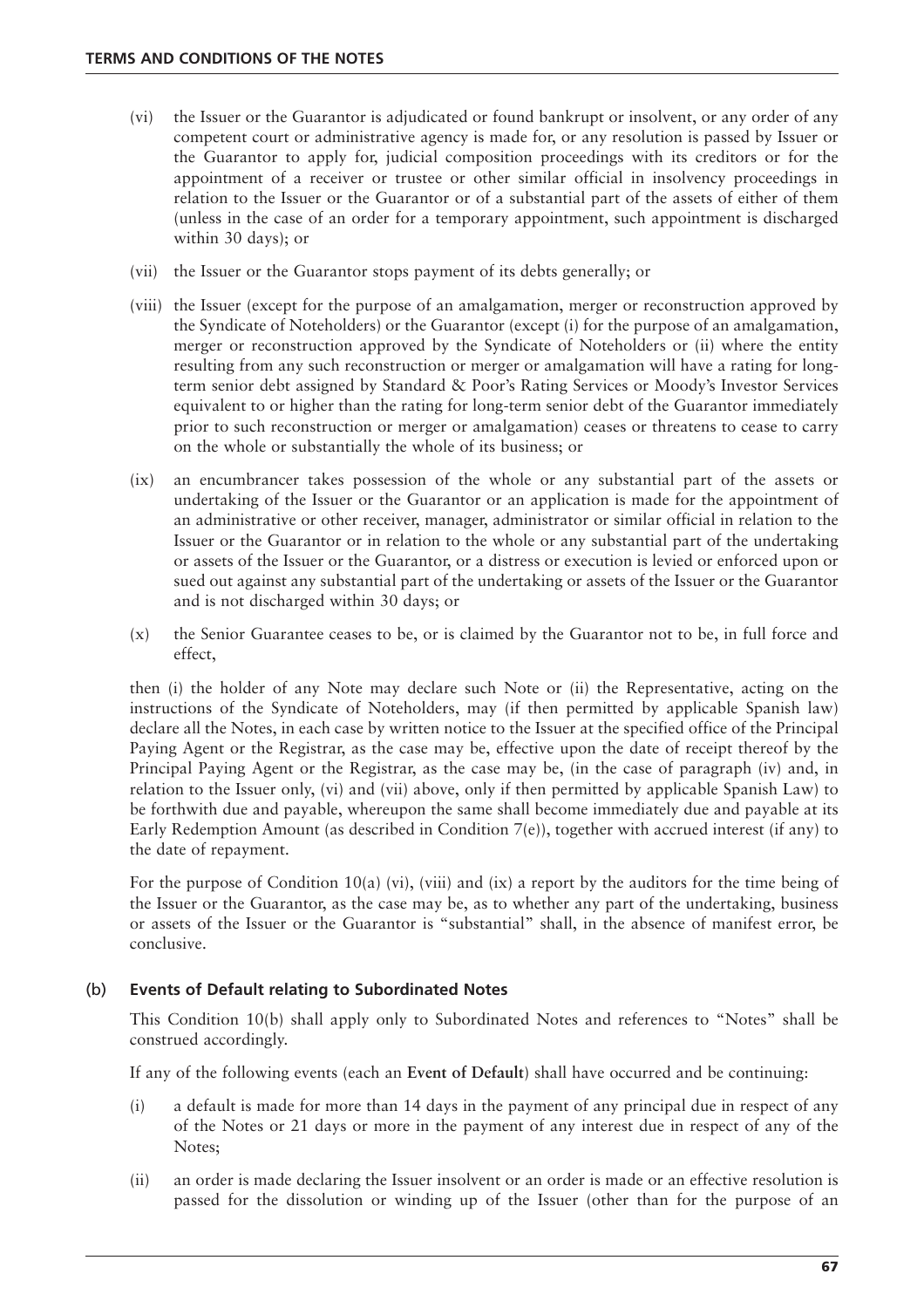(vi) the Issuer or the Guarantor is adjudicated or found bankrupt or insolvent, or any order of any competent court or administrative agency is made for, or any resolution is passed by Issuer or the Guarantor to apply for, judicial composition proceedings with its creditors or for the appointment of a receiver or trustee or other similar official in insolvency proceedings in relation to the Issuer or the Guarantor or of a substantial part of the assets of either of them (unless in the case of an order for a temporary appointment, such appointment is discharged within 30 days); or

(vii) the Issuer or the Guarantor stops payment of its debts generally; or

(viii) the Issuer (except for the purpose of an amalgamation, merger or reconstruction approved by the Syndicate of Noteholders) or the Guarantor (except (i) for the purpose of an amalgamation, merger or reconstruction approved by the Syndicate of Noteholders or (ii) where the entity resulting from any such reconstruction or merger or amalgamation will have a rating for long-term senior debt assigned by Standard & Poor's Rating Services or Moody's Investor Services equivalent to or higher than the rating for long-term senior debt of the Guarantor immediately prior to such reconstruction or merger or amalgamation) ceases or threatens to cease to carry on the whole or substantially the whole of its business; or

(ix) an encumbrancer takes possession of the whole or any substantial part of the assets or undertaking of the Issuer or the Guarantor or an application is made for the appointment of an administrative or other receiver, manager, administrator or similar official in relation to the Issuer or the Guarantor or in relation to the whole or any substantial part of the undertaking or assets of the Issuer or the Guarantor, or a distress or execution is levied or enforced upon or sued out against any substantial part of the undertaking or assets of the Issuer or the Guarantor and is not discharged within 30 days; or

(x) the Senior Guarantee ceases to be, or is claimed by the Guarantor not to be, in full force and effect,

then (i) the holder of any Note may declare such Note or (ii) the Representative, acting on the instructions of the Syndicate of Noteholders, may (if then permitted by applicable Spanish law) declare all the Notes, in each case by written notice to the Issuer at the specified office of the Principal Paying Agent or the Registrar, as the case may be, effective upon the date of receipt thereof by the Principal Paying Agent or the Registrar, as the case may be, (in the case of paragraph (iv) and, in relation to the Issuer only, (vi) and (vii) above, only if then permitted by applicable Spanish Law) to be forthwith due and payable, whereupon the same shall become immediately due and payable at its Early Redemption Amount (as described in Condition 7(e)), together with accrued interest (if any) to the date of repayment.

For the purpose of Condition 10(a) (vi), (viii) and (ix) a report by the auditors for the time being of the Issuer or the Guarantor, as the case may be, as to whether any part of the undertaking, business or assets of the Issuer or the Guarantor is "substantial" shall, in the absence of manifest error, be conclusive.

### (b) Events of Default relating to Subordinated Notes

This Condition 10(b) shall apply only to Subordinated Notes and references to "Notes" shall be construed accordingly.

If any of the following events (each an **Event of Default**) shall have occurred and be continuing:

(i) a default is made for more than 14 days in the payment of any principal due in respect of any of the Notes or 21 days or more in the payment of any interest due in respect of any of the Notes;

(ii) an order is made declaring the Issuer insolvent or an order is made or an effective resolution is passed for the dissolution or winding up of the Issuer (other than for the purpose of an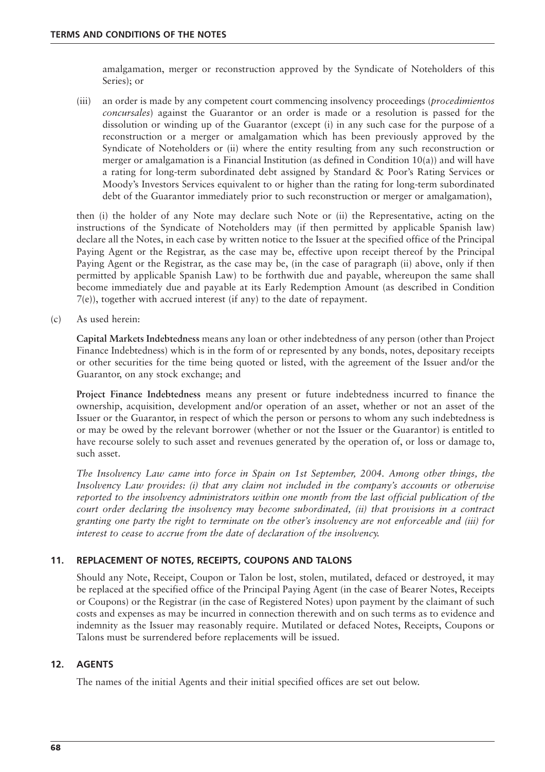amalgamation, merger or reconstruction approved by the Syndicate of Noteholders of this Series); or

(iii) an order is made by any competent court commencing insolvency proceedings (*procedimientos concursales*) against the Guarantor or an order is made or a resolution is passed for the dissolution or winding up of the Guarantor (except (i) in any such case for the purpose of a reconstruction or a merger or amalgamation which has been previously approved by the Syndicate of Noteholders or (ii) where the entity resulting from any such reconstruction or merger or amalgamation is a Financial Institution (as defined in Condition 10(a)) and will have a rating for long-term subordinated debt assigned by Standard & Poor's Rating Services or Moody's Investors Services equivalent to or higher than the rating for long-term subordinated debt of the Guarantor immediately prior to such reconstruction or merger or amalgamation),

then (i) the holder of any Note may declare such Note or (ii) the Representative, acting on the instructions of the Syndicate of Noteholders may (if then permitted by applicable Spanish law) declare all the Notes, in each case by written notice to the Issuer at the specified office of the Principal Paying Agent or the Registrar, as the case may be, effective upon receipt thereof by the Principal Paying Agent or the Registrar, as the case may be, (in the case of paragraph (ii) above, only if then permitted by applicable Spanish Law) to be forthwith due and payable, whereupon the same shall become immediately due and payable at its Early Redemption Amount (as described in Condition 7(e)), together with accrued interest (if any) to the date of repayment.

(c) As used herein:

**Capital Markets Indebtedness** means any loan or other indebtedness of any person (other than Project Finance Indebtedness) which is in the form of or represented by any bonds, notes, depositary receipts or other securities for the time being quoted or listed, with the agreement of the Issuer and/or the Guarantor, on any stock exchange; and

**Project Finance Indebtedness** means any present or future indebtedness incurred to finance the ownership, acquisition, development and/or operation of an asset, whether or not an asset of the Issuer or the Guarantor, in respect of which the person or persons to whom any such indebtedness is or may be owed by the relevant borrower (whether or not the Issuer or the Guarantor) is entitled to have recourse solely to such asset and revenues generated by the operation of, or loss or damage to, such asset.

*The Insolvency Law came into force in Spain on 1st September, 2004. Among other things, the Insolvency Law provides: (i) that any claim not included in the company's accounts or otherwise reported to the insolvency administrators within one month from the last official publication of the court order declaring the insolvency may become subordinated, (ii) that provisions in a contract granting one party the right to terminate on the other's insolvency are not enforceable and (iii) for interest to cease to accrue from the date of declaration of the insolvency.*

## 11. REPLACEMENT OF NOTES, RECEIPTS, COUPONS AND TALONS

Should any Note, Receipt, Coupon or Talon be lost, stolen, mutilated, defaced or destroyed, it may be replaced at the specified office of the Principal Paying Agent (in the case of Bearer Notes, Receipts or Coupons) or the Registrar (in the case of Registered Notes) upon payment by the claimant of such costs and expenses as may be incurred in connection therewith and on such terms as to evidence and indemnity as the Issuer may reasonably require. Mutilated or defaced Notes, Receipts, Coupons or Talons must be surrendered before replacements will be issued.

## 12. AGENTS

The names of the initial Agents and their initial specified offices are set out below.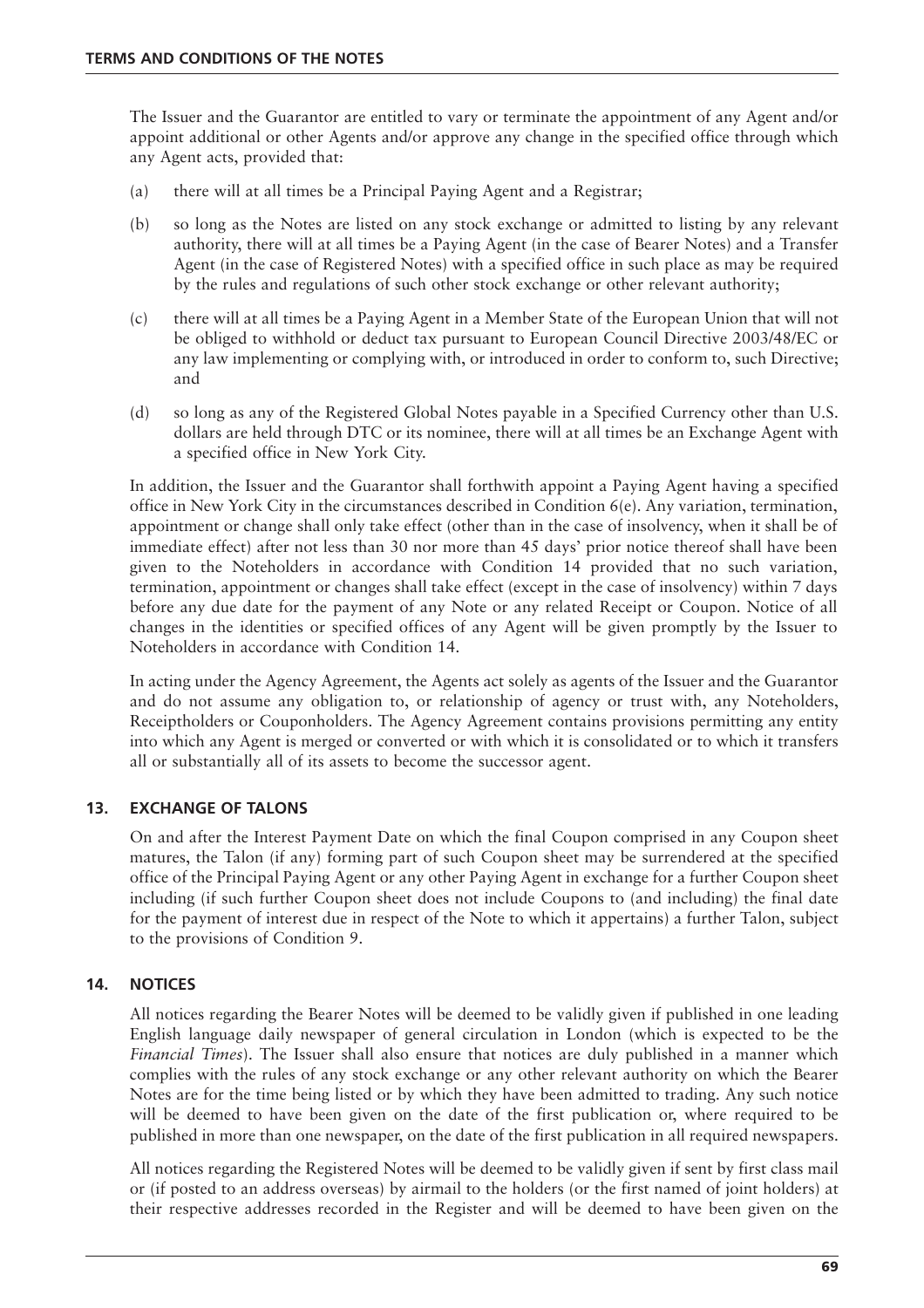The Issuer and the Guarantor are entitled to vary or terminate the appointment of any Agent and/or appoint additional or other Agents and/or approve any change in the specified office through which any Agent acts, provided that:

(a) there will at all times be a Principal Paying Agent and a Registrar;

(b) so long as the Notes are listed on any stock exchange or admitted to listing by any relevant authority, there will at all times be a Paying Agent (in the case of Bearer Notes) and a Transfer Agent (in the case of Registered Notes) with a specified office in such place as may be required by the rules and regulations of such other stock exchange or other relevant authority;

(c) there will at all times be a Paying Agent in a Member State of the European Union that will not be obliged to withhold or deduct tax pursuant to European Council Directive 2003/48/EC or any law implementing or complying with, or introduced in order to conform to, such Directive; and

(d) so long as any of the Registered Global Notes payable in a Specified Currency other than U.S. dollars are held through DTC or its nominee, there will at all times be an Exchange Agent with a specified office in New York City.

In addition, the Issuer and the Guarantor shall forthwith appoint a Paying Agent having a specified office in New York City in the circumstances described in Condition 6(e). Any variation, termination, appointment or change shall only take effect (other than in the case of insolvency, when it shall be of immediate effect) after not less than 30 nor more than 45 days' prior notice thereof shall have been given to the Noteholders in accordance with Condition 14 provided that no such variation, termination, appointment or changes shall take effect (except in the case of insolvency) within 7 days before any due date for the payment of any Note or any related Receipt or Coupon. Notice of all changes in the identities or specified offices of any Agent will be given promptly by the Issuer to Noteholders in accordance with Condition 14.

In acting under the Agency Agreement, the Agents act solely as agents of the Issuer and the Guarantor and do not assume any obligation to, or relationship of agency or trust with, any Noteholders, Receiptholders or Couponholders. The Agency Agreement contains provisions permitting any entity into which any Agent is merged or converted or with which it is consolidated or to which it transfers all or substantially all of its assets to become the successor agent.

## 13. EXCHANGE OF TALONS

On and after the Interest Payment Date on which the final Coupon comprised in any Coupon sheet matures, the Talon (if any) forming part of such Coupon sheet may be surrendered at the specified office of the Principal Paying Agent or any other Paying Agent in exchange for a further Coupon sheet including (if such further Coupon sheet does not include Coupons to (and including) the final date for the payment of interest due in respect of the Note to which it appertains) a further Talon, subject to the provisions of Condition 9.

## 14. NOTICES

All notices regarding the Bearer Notes will be deemed to be validly given if published in one leading English language daily newspaper of general circulation in London (which is expected to be the *Financial Times*). The Issuer shall also ensure that notices are duly published in a manner which complies with the rules of any stock exchange or any other relevant authority on which the Bearer Notes are for the time being listed or by which they have been admitted to trading. Any such notice will be deemed to have been given on the date of the first publication or, where required to be published in more than one newspaper, on the date of the first publication in all required newspapers.

All notices regarding the Registered Notes will be deemed to be validly given if sent by first class mail or (if posted to an address overseas) by airmail to the holders (or the first named of joint holders) at their respective addresses recorded in the Register and will be deemed to have been given on the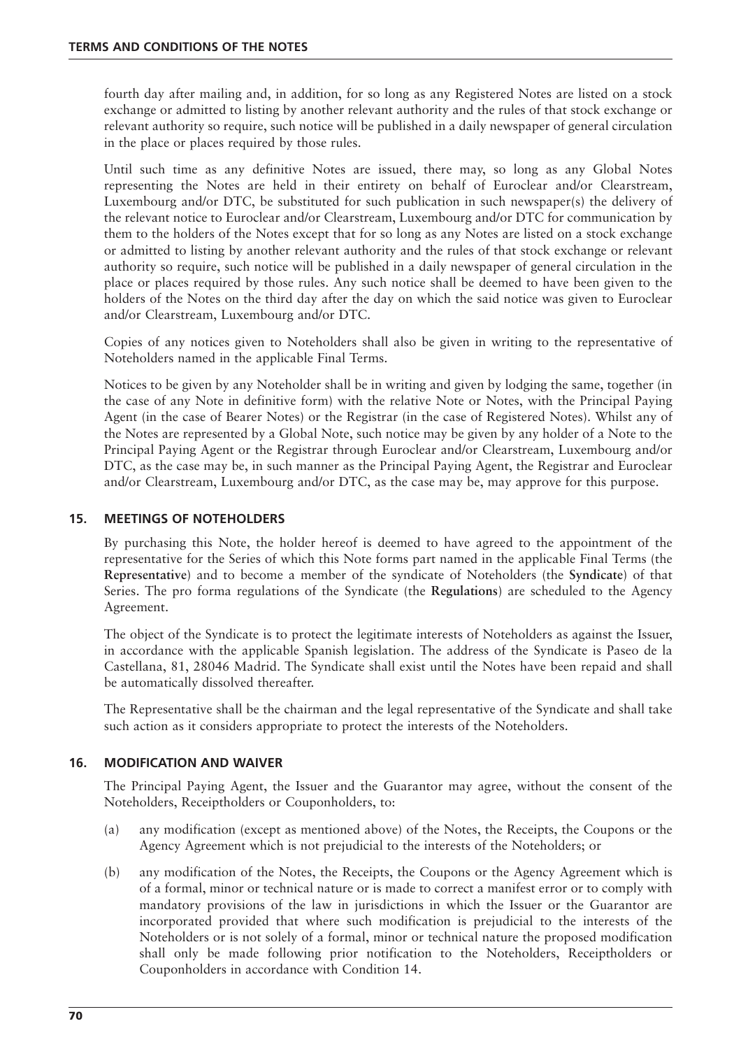fourth day after mailing and, in addition, for so long as any Registered Notes are listed on a stock exchange or admitted to listing by another relevant authority and the rules of that stock exchange or relevant authority so require, such notice will be published in a daily newspaper of general circulation in the place or places required by those rules.

Until such time as any definitive Notes are issued, there may, so long as any Global Notes representing the Notes are held in their entirety on behalf of Euroclear and/or Clearstream, Luxembourg and/or DTC, be substituted for such publication in such newspaper(s) the delivery of the relevant notice to Euroclear and/or Clearstream, Luxembourg and/or DTC for communication by them to the holders of the Notes except that for so long as any Notes are listed on a stock exchange or admitted to listing by another relevant authority and the rules of that stock exchange or relevant authority so require, such notice will be published in a daily newspaper of general circulation in the place or places required by those rules. Any such notice shall be deemed to have been given to the holders of the Notes on the third day after the day on which the said notice was given to Euroclear and/or Clearstream, Luxembourg and/or DTC.

Copies of any notices given to Noteholders shall also be given in writing to the representative of Noteholders named in the applicable Final Terms.

Notices to be given by any Noteholder shall be in writing and given by lodging the same, together (in the case of any Note in definitive form) with the relative Note or Notes, with the Principal Paying Agent (in the case of Bearer Notes) or the Registrar (in the case of Registered Notes). Whilst any of the Notes are represented by a Global Note, such notice may be given by any holder of a Note to the Principal Paying Agent or the Registrar through Euroclear and/or Clearstream, Luxembourg and/or DTC, as the case may be, in such manner as the Principal Paying Agent, the Registrar and Euroclear and/or Clearstream, Luxembourg and/or DTC, as the case may be, may approve for this purpose.

## 15. MEETINGS OF NOTEHOLDERS

By purchasing this Note, the holder hereof is deemed to have agreed to the appointment of the representative for the Series of which this Note forms part named in the applicable Final Terms (the **Representative**) and to become a member of the syndicate of Noteholders (the **Syndicate**) of that Series. The pro forma regulations of the Syndicate (the **Regulations**) are scheduled to the Agency Agreement.

The object of the Syndicate is to protect the legitimate interests of Noteholders as against the Issuer, in accordance with the applicable Spanish legislation. The address of the Syndicate is Paseo de la Castellana, 81, 28046 Madrid. The Syndicate shall exist until the Notes have been repaid and shall be automatically dissolved thereafter.

The Representative shall be the chairman and the legal representative of the Syndicate and shall take such action as it considers appropriate to protect the interests of the Noteholders.

## 16. MODIFICATION AND WAIVER

The Principal Paying Agent, the Issuer and the Guarantor may agree, without the consent of the Noteholders, Receiptholders or Couponholders, to:

(a) any modification (except as mentioned above) of the Notes, the Receipts, the Coupons or the Agency Agreement which is not prejudicial to the interests of the Noteholders; or

(b) any modification of the Notes, the Receipts, the Coupons or the Agency Agreement which is of a formal, minor or technical nature or is made to correct a manifest error or to comply with mandatory provisions of the law in jurisdictions in which the Issuer or the Guarantor are incorporated provided that where such modification is prejudicial to the interests of the Noteholders or is not solely of a formal, minor or technical nature the proposed modification shall only be made following prior notification to the Noteholders, Receiptholders or Couponholders in accordance with Condition 14.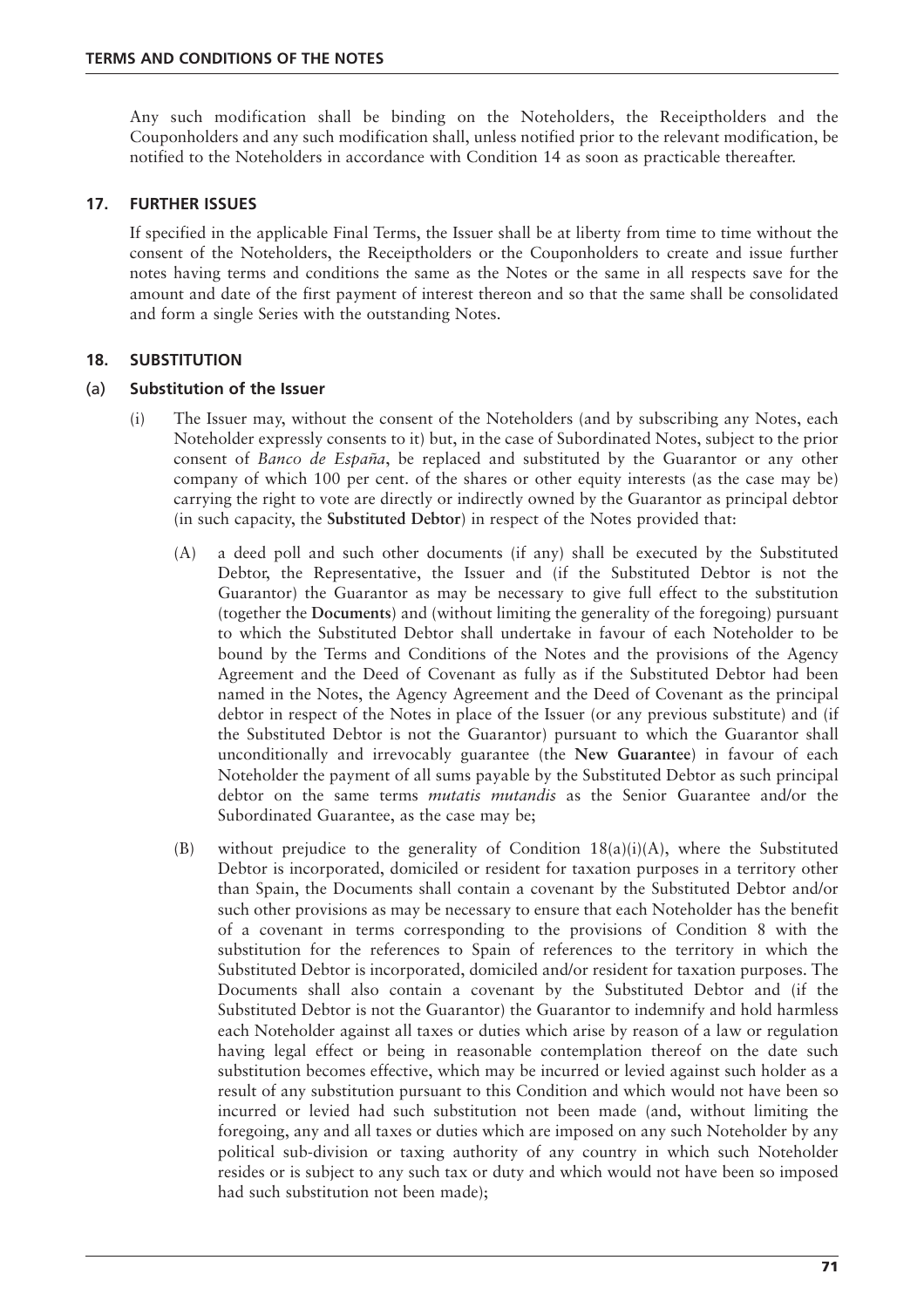Any such modification shall be binding on the Noteholders, the Receiptholders and the Couponholders and any such modification shall, unless notified prior to the relevant modification, be notified to the Noteholders in accordance with Condition 14 as soon as practicable thereafter.

## 17. FURTHER ISSUES

If specified in the applicable Final Terms, the Issuer shall be at liberty from time to time without the consent of the Noteholders, the Receiptholders or the Couponholders to create and issue further notes having terms and conditions the same as the Notes or the same in all respects save for the amount and date of the first payment of interest thereon and so that the same shall be consolidated and form a single Series with the outstanding Notes.

## 18. SUBSTITUTION

### (a) Substitution of the Issuer

(i) The Issuer may, without the consent of the Noteholders (and by subscribing any Notes, each Noteholder expressly consents to it) but, in the case of Subordinated Notes, subject to the prior consent of *Banco de España*, be replaced and substituted by the Guarantor or any other company of which 100 per cent. of the shares or other equity interests (as the case may be) carrying the right to vote are directly or indirectly owned by the Guarantor as principal debtor (in such capacity, the **Substituted Debtor**) in respect of the Notes provided that:

(A) a deed poll and such other documents (if any) shall be executed by the Substituted Debtor, the Representative, the Issuer and (if the Substituted Debtor is not the Guarantor) the Guarantor as may be necessary to give full effect to the substitution (together the **Documents**) and (without limiting the generality of the foregoing) pursuant to which the Substituted Debtor shall undertake in favour of each Noteholder to be bound by the Terms and Conditions of the Notes and the provisions of the Agency Agreement and the Deed of Covenant as fully as if the Substituted Debtor had been named in the Notes, the Agency Agreement and the Deed of Covenant as the principal debtor in respect of the Notes in place of the Issuer (or any previous substitute) and (if the Substituted Debtor is not the Guarantor) pursuant to which the Guarantor shall unconditionally and irrevocably guarantee (the **New Guarantee**) in favour of each Noteholder the payment of all sums payable by the Substituted Debtor as such principal debtor on the same terms *mutatis mutandis* as the Senior Guarantee and/or the Subordinated Guarantee, as the case may be;

(B) without prejudice to the generality of Condition 18(a)(i)(A), where the Substituted Debtor is incorporated, domiciled or resident for taxation purposes in a territory other than Spain, the Documents shall contain a covenant by the Substituted Debtor and/or such other provisions as may be necessary to ensure that each Noteholder has the benefit of a covenant in terms corresponding to the provisions of Condition 8 with the substitution for the references to Spain of references to the territory in which the Substituted Debtor is incorporated, domiciled and/or resident for taxation purposes. The Documents shall also contain a covenant by the Substituted Debtor and (if the Substituted Debtor is not the Guarantor) the Guarantor to indemnify and hold harmless each Noteholder against all taxes or duties which arise by reason of a law or regulation having legal effect or being in reasonable contemplation thereof on the date such substitution becomes effective, which may be incurred or levied against such holder as a result of any substitution pursuant to this Condition and which would not have been so incurred or levied had such substitution not been made (and, without limiting the foregoing, any and all taxes or duties which are imposed on any such Noteholder by any political sub-division or taxing authority of any country in which such Noteholder resides or is subject to any such tax or duty and which would not have been so imposed had such substitution not been made);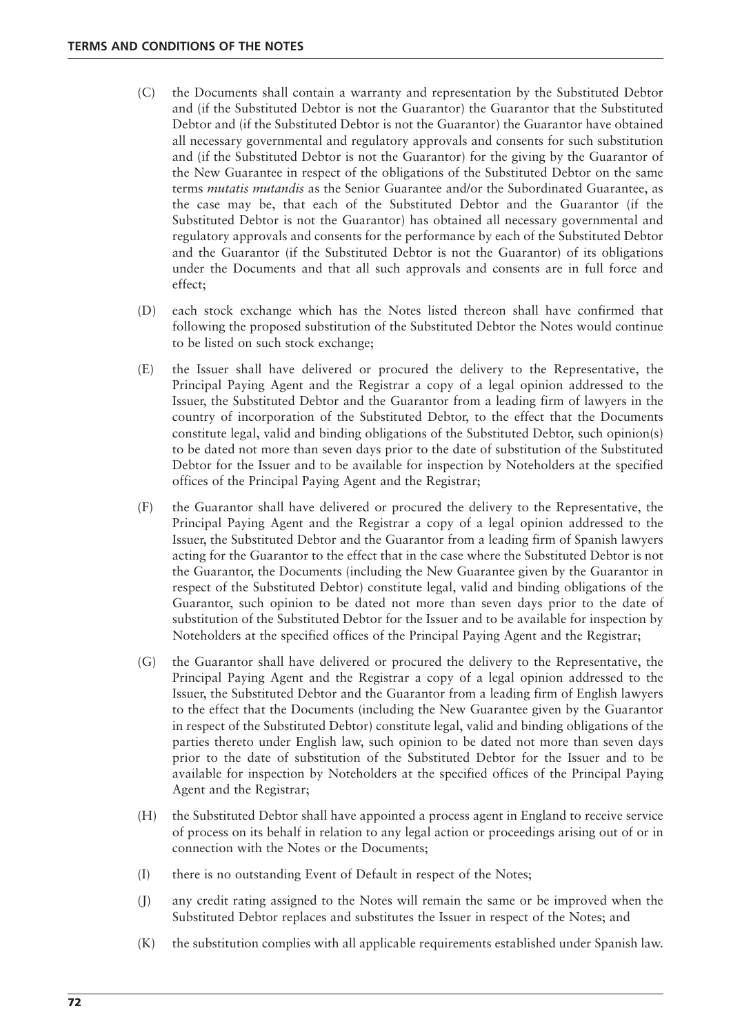(C) the Documents shall contain a warranty and representation by the Substituted Debtor and (if the Substituted Debtor is not the Guarantor) the Guarantor that the Substituted Debtor and (if the Substituted Debtor is not the Guarantor) the Guarantor have obtained all necessary governmental and regulatory approvals and consents for such substitution and (if the Substituted Debtor is not the Guarantor) for the giving by the Guarantor of the New Guarantee in respect of the obligations of the Substituted Debtor on the same terms *mutatis mutandis* as the Senior Guarantee and/or the Subordinated Guarantee, as the case may be, that each of the Substituted Debtor and the Guarantor (if the Substituted Debtor is not the Guarantor) has obtained all necessary governmental and regulatory approvals and consents for the performance by each of the Substituted Debtor and the Guarantor (if the Substituted Debtor is not the Guarantor) of its obligations under the Documents and that all such approvals and consents are in full force and effect;

(D) each stock exchange which has the Notes listed thereon shall have confirmed that following the proposed substitution of the Substituted Debtor the Notes would continue to be listed on such stock exchange;

(E) the Issuer shall have delivered or procured the delivery to the Representative, the Principal Paying Agent and the Registrar a copy of a legal opinion addressed to the Issuer, the Substituted Debtor and the Guarantor from a leading firm of lawyers in the country of incorporation of the Substituted Debtor, to the effect that the Documents constitute legal, valid and binding obligations of the Substituted Debtor, such opinion(s) to be dated not more than seven days prior to the date of substitution of the Substituted Debtor for the Issuer and to be available for inspection by Noteholders at the specified offices of the Principal Paying Agent and the Registrar;

(F) the Guarantor shall have delivered or procured the delivery to the Representative, the Principal Paying Agent and the Registrar a copy of a legal opinion addressed to the Issuer, the Substituted Debtor and the Guarantor from a leading firm of Spanish lawyers acting for the Guarantor to the effect that in the case where the Substituted Debtor is not the Guarantor, the Documents (including the New Guarantee given by the Guarantor in respect of the Substituted Debtor) constitute legal, valid and binding obligations of the Guarantor, such opinion to be dated not more than seven days prior to the date of substitution of the Substituted Debtor for the Issuer and to be available for inspection by Noteholders at the specified offices of the Principal Paying Agent and the Registrar;

(G) the Guarantor shall have delivered or procured the delivery to the Representative, the Principal Paying Agent and the Registrar a copy of a legal opinion addressed to the Issuer, the Substituted Debtor and the Guarantor from a leading firm of English lawyers to the effect that the Documents (including the New Guarantee given by the Guarantor in respect of the Substituted Debtor) constitute legal, valid and binding obligations of the parties thereto under English law, such opinion to be dated not more than seven days prior to the date of substitution of the Substituted Debtor for the Issuer and to be available for inspection by Noteholders at the specified offices of the Principal Paying Agent and the Registrar;

(H) the Substituted Debtor shall have appointed a process agent in England to receive service of process on its behalf in relation to any legal action or proceedings arising out of or in connection with the Notes or the Documents;

(I) there is no outstanding Event of Default in respect of the Notes;

(J) any credit rating assigned to the Notes will remain the same or be improved when the Substituted Debtor replaces and substitutes the Issuer in respect of the Notes; and

(K) the substitution complies with all applicable requirements established under Spanish law.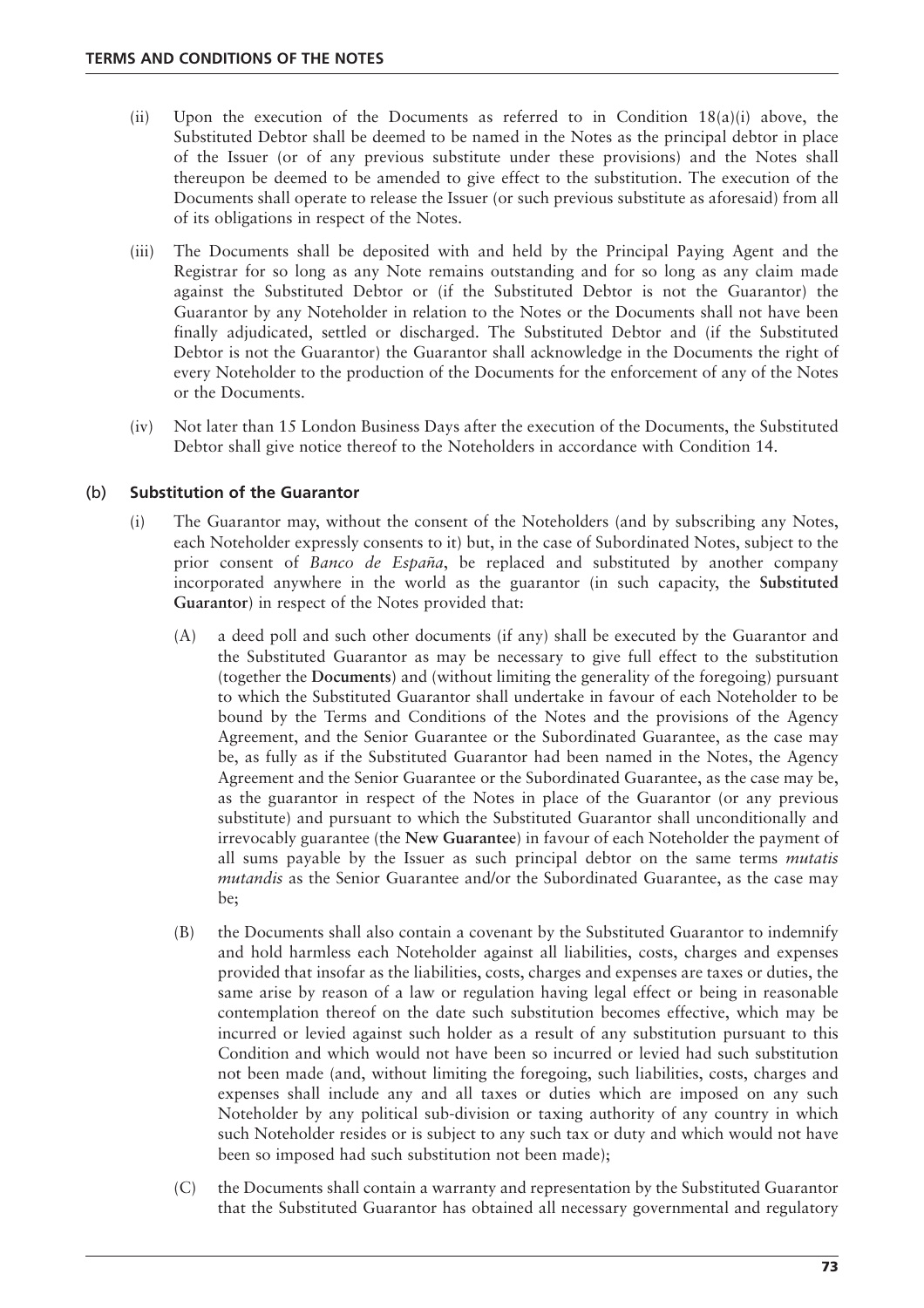(ii) Upon the execution of the Documents as referred to in Condition 18(a)(i) above, the Substituted Debtor shall be deemed to be named in the Notes as the principal debtor in place of the Issuer (or of any previous substitute under these provisions) and the Notes shall thereupon be deemed to be amended to give effect to the substitution. The execution of the Documents shall operate to release the Issuer (or such previous substitute as aforesaid) from all of its obligations in respect of the Notes.

(iii) The Documents shall be deposited with and held by the Principal Paying Agent and the Registrar for so long as any Note remains outstanding and for so long as any claim made against the Substituted Debtor or (if the Substituted Debtor is not the Guarantor) the Guarantor by any Noteholder in relation to the Notes or the Documents shall not have been finally adjudicated, settled or discharged. The Substituted Debtor and (if the Substituted Debtor is not the Guarantor) the Guarantor shall acknowledge in the Documents the right of every Noteholder to the production of the Documents for the enforcement of any of the Notes or the Documents.

(iv) Not later than 15 London Business Days after the execution of the Documents, the Substituted Debtor shall give notice thereof to the Noteholders in accordance with Condition 14.

### (b) Substitution of the Guarantor

(i) The Guarantor may, without the consent of the Noteholders (and by subscribing any Notes, each Noteholder expressly consents to it) but, in the case of Subordinated Notes, subject to the prior consent of *Banco de España*, be replaced and substituted by another company incorporated anywhere in the world as the guarantor (in such capacity, the **Substituted Guarantor**) in respect of the Notes provided that:

(A) a deed poll and such other documents (if any) shall be executed by the Guarantor and the Substituted Guarantor as may be necessary to give full effect to the substitution (together the **Documents**) and (without limiting the generality of the foregoing) pursuant to which the Substituted Guarantor shall undertake in favour of each Noteholder to be bound by the Terms and Conditions of the Notes and the provisions of the Agency Agreement, and the Senior Guarantee or the Subordinated Guarantee, as the case may be, as fully as if the Substituted Guarantor had been named in the Notes, the Agency Agreement and the Senior Guarantee or the Subordinated Guarantee, as the case may be, as the guarantor in respect of the Notes in place of the Guarantor (or any previous substitute) and pursuant to which the Substituted Guarantor shall unconditionally and irrevocably guarantee (the **New Guarantee**) in favour of each Noteholder the payment of all sums payable by the Issuer as such principal debtor on the same terms *mutatis mutandis* as the Senior Guarantee and/or the Subordinated Guarantee, as the case may be;

(B) the Documents shall also contain a covenant by the Substituted Guarantor to indemnify and hold harmless each Noteholder against all liabilities, costs, charges and expenses provided that insofar as the liabilities, costs, charges and expenses are taxes or duties, the same arise by reason of a law or regulation having legal effect or being in reasonable contemplation thereof on the date such substitution becomes effective, which may be incurred or levied against such holder as a result of any substitution pursuant to this Condition and which would not have been so incurred or levied had such substitution not been made (and, without limiting the foregoing, such liabilities, costs, charges and expenses shall include any and all taxes or duties which are imposed on any such Noteholder by any political sub-division or taxing authority of any country in which such Noteholder resides or is subject to any such tax or duty and which would not have been so imposed had such substitution not been made);

(C) the Documents shall contain a warranty and representation by the Substituted Guarantor that the Substituted Guarantor has obtained all necessary governmental and regulatory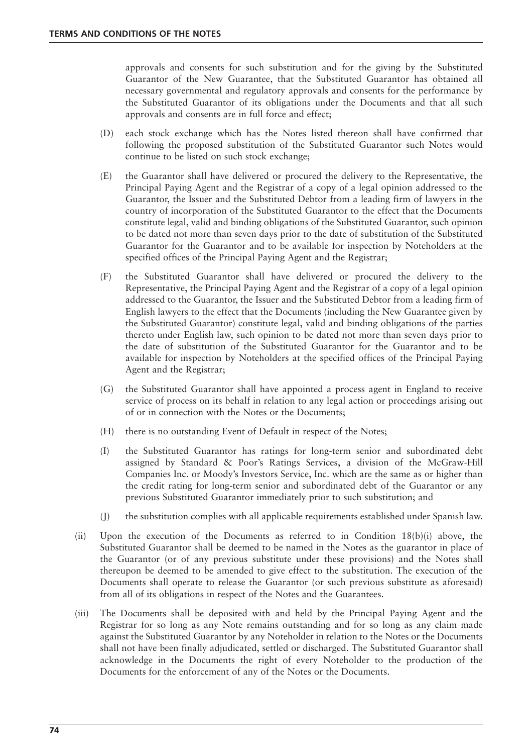approvals and consents for such substitution and for the giving by the Substituted Guarantor of the New Guarantee, that the Substituted Guarantor has obtained all necessary governmental and regulatory approvals and consents for the performance by the Substituted Guarantor of its obligations under the Documents and that all such approvals and consents are in full force and effect;

(D) each stock exchange which has the Notes listed thereon shall have confirmed that following the proposed substitution of the Substituted Guarantor such Notes would continue to be listed on such stock exchange;

(E) the Guarantor shall have delivered or procured the delivery to the Representative, the Principal Paying Agent and the Registrar of a copy of a legal opinion addressed to the Guarantor, the Issuer and the Substituted Debtor from a leading firm of lawyers in the country of incorporation of the Substituted Guarantor to the effect that the Documents constitute legal, valid and binding obligations of the Substituted Guarantor, such opinion to be dated not more than seven days prior to the date of substitution of the Substituted Guarantor for the Guarantor and to be available for inspection by Noteholders at the specified offices of the Principal Paying Agent and the Registrar;

(F) the Substituted Guarantor shall have delivered or procured the delivery to the Representative, the Principal Paying Agent and the Registrar of a copy of a legal opinion addressed to the Guarantor, the Issuer and the Substituted Debtor from a leading firm of English lawyers to the effect that the Documents (including the New Guarantee given by the Substituted Guarantor) constitute legal, valid and binding obligations of the parties thereto under English law, such opinion to be dated not more than seven days prior to the date of substitution of the Substituted Guarantor for the Guarantor and to be available for inspection by Noteholders at the specified offices of the Principal Paying Agent and the Registrar;

(G) the Substituted Guarantor shall have appointed a process agent in England to receive service of process on its behalf in relation to any legal action or proceedings arising out of or in connection with the Notes or the Documents;

(H) there is no outstanding Event of Default in respect of the Notes;

(I) the Substituted Guarantor has ratings for long-term senior and subordinated debt assigned by Standard & Poor's Ratings Services, a division of the McGraw-Hill Companies Inc. or Moody's Investors Service, Inc. which are the same as or higher than the credit rating for long-term senior and subordinated debt of the Guarantor or any previous Substituted Guarantor immediately prior to such substitution; and

(J) the substitution complies with all applicable requirements established under Spanish law.

(ii) Upon the execution of the Documents as referred to in Condition 18(b)(i) above, the Substituted Guarantor shall be deemed to be named in the Notes as the guarantor in place of the Guarantor (or of any previous substitute under these provisions) and the Notes shall thereupon be deemed to be amended to give effect to the substitution. The execution of the Documents shall operate to release the Guarantor (or such previous substitute as aforesaid) from all of its obligations in respect of the Notes and the Guarantees.

(iii) The Documents shall be deposited with and held by the Principal Paying Agent and the Registrar for so long as any Note remains outstanding and for so long as any claim made against the Substituted Guarantor by any Noteholder in relation to the Notes or the Documents shall not have been finally adjudicated, settled or discharged. The Substituted Guarantor shall acknowledge in the Documents the right of every Noteholder to the production of the Documents for the enforcement of any of the Notes or the Documents.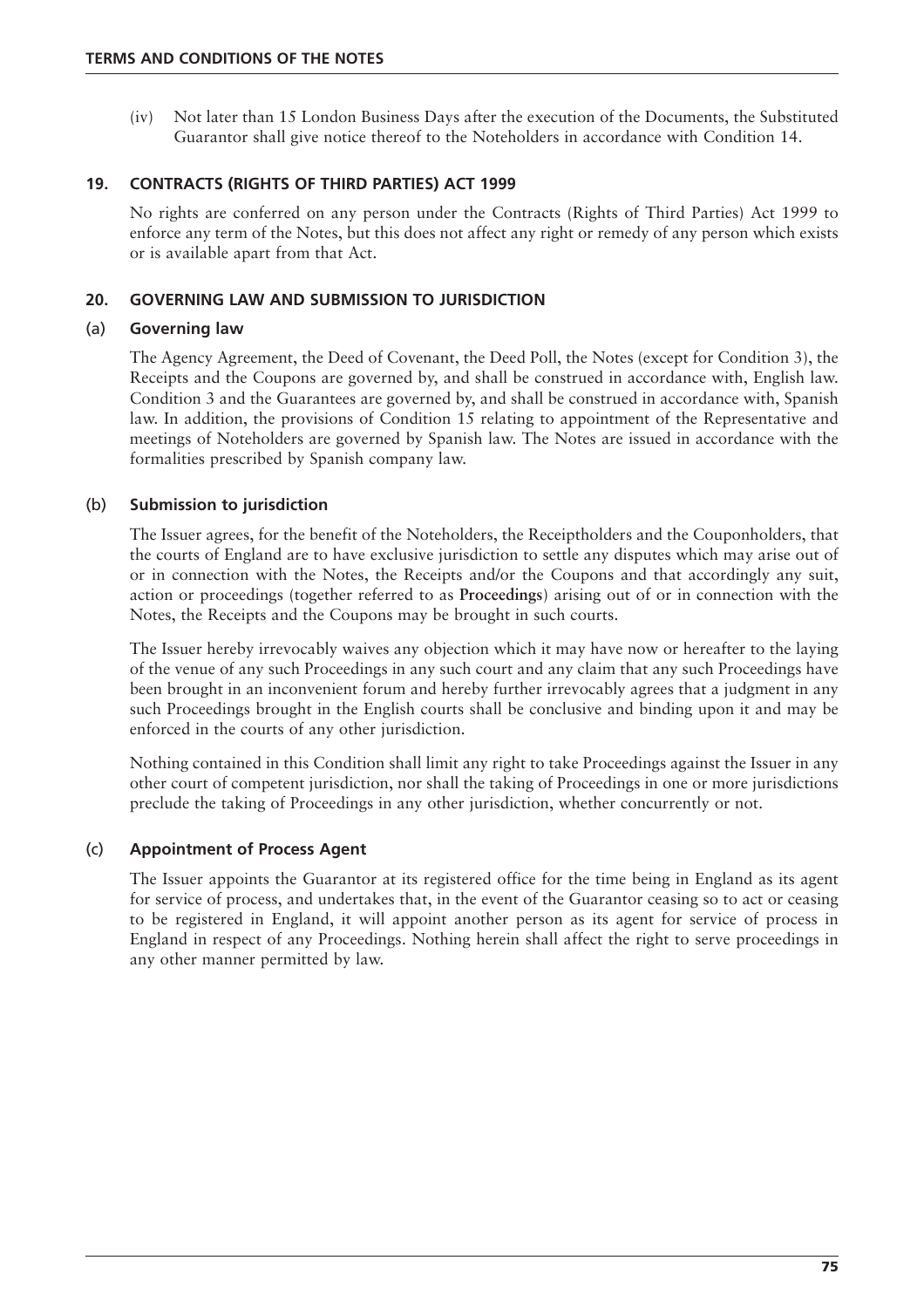(iv) Not later than 15 London Business Days after the execution of the Documents, the Substituted Guarantor shall give notice thereof to the Noteholders in accordance with Condition 14.

## 19. CONTRACTS (RIGHTS OF THIRD PARTIES) ACT 1999

No rights are conferred on any person under the Contracts (Rights of Third Parties) Act 1999 to enforce any term of the Notes, but this does not affect any right or remedy of any person which exists or is available apart from that Act.

## 20. GOVERNING LAW AND SUBMISSION TO JURISDICTION

### (a) Governing law

The Agency Agreement, the Deed of Covenant, the Deed Poll, the Notes (except for Condition 3), the Receipts and the Coupons are governed by, and shall be construed in accordance with, English law. Condition 3 and the Guarantees are governed by, and shall be construed in accordance with, Spanish law. In addition, the provisions of Condition 15 relating to appointment of the Representative and meetings of Noteholders are governed by Spanish law. The Notes are issued in accordance with the formalities prescribed by Spanish company law.

### (b) Submission to jurisdiction

The Issuer agrees, for the benefit of the Noteholders, the Receiptholders and the Couponholders, that the courts of England are to have exclusive jurisdiction to settle any disputes which may arise out of or in connection with the Notes, the Receipts and/or the Coupons and that accordingly any suit, action or proceedings (together referred to as **Proceedings**) arising out of or in connection with the Notes, the Receipts and the Coupons may be brought in such courts.

The Issuer hereby irrevocably waives any objection which it may have now or hereafter to the laying of the venue of any such Proceedings in any such court and any claim that any such Proceedings have been brought in an inconvenient forum and hereby further irrevocably agrees that a judgment in any such Proceedings brought in the English courts shall be conclusive and binding upon it and may be enforced in the courts of any other jurisdiction.

Nothing contained in this Condition shall limit any right to take Proceedings against the Issuer in any other court of competent jurisdiction, nor shall the taking of Proceedings in one or more jurisdictions preclude the taking of Proceedings in any other jurisdiction, whether concurrently or not.

### (c) Appointment of Process Agent

The Issuer appoints the Guarantor at its registered office for the time being in England as its agent for service of process, and undertakes that, in the event of the Guarantor ceasing so to act or ceasing to be registered in England, it will appoint another person as its agent for service of process in England in respect of any Proceedings. Nothing herein shall affect the right to serve proceedings in any other manner permitted by law.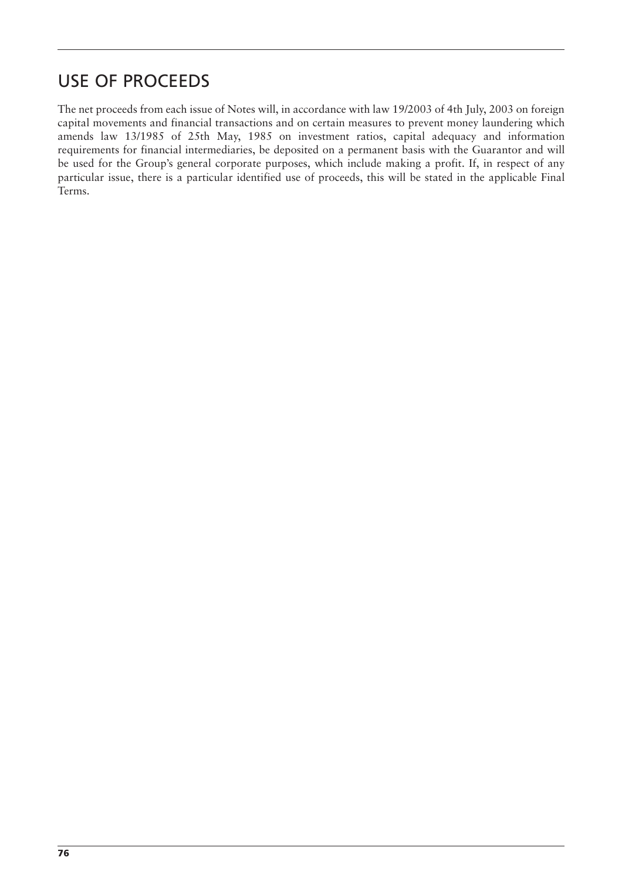## USE OF PROCEEDS

The net proceeds from each issue of Notes will, in accordance with law 19/2003 of 4th July, 2003 on foreign capital movements and financial transactions and on certain measures to prevent money laundering which amends law 13/1985 of 25th May, 1985 on investment ratios, capital adequacy and information requirements for financial intermediaries, be deposited on a permanent basis with the Guarantor and will be used for the Group's general corporate purposes, which include making a profit. If, in respect of any particular issue, there is a particular identified use of proceeds, this will be stated in the applicable Final Terms.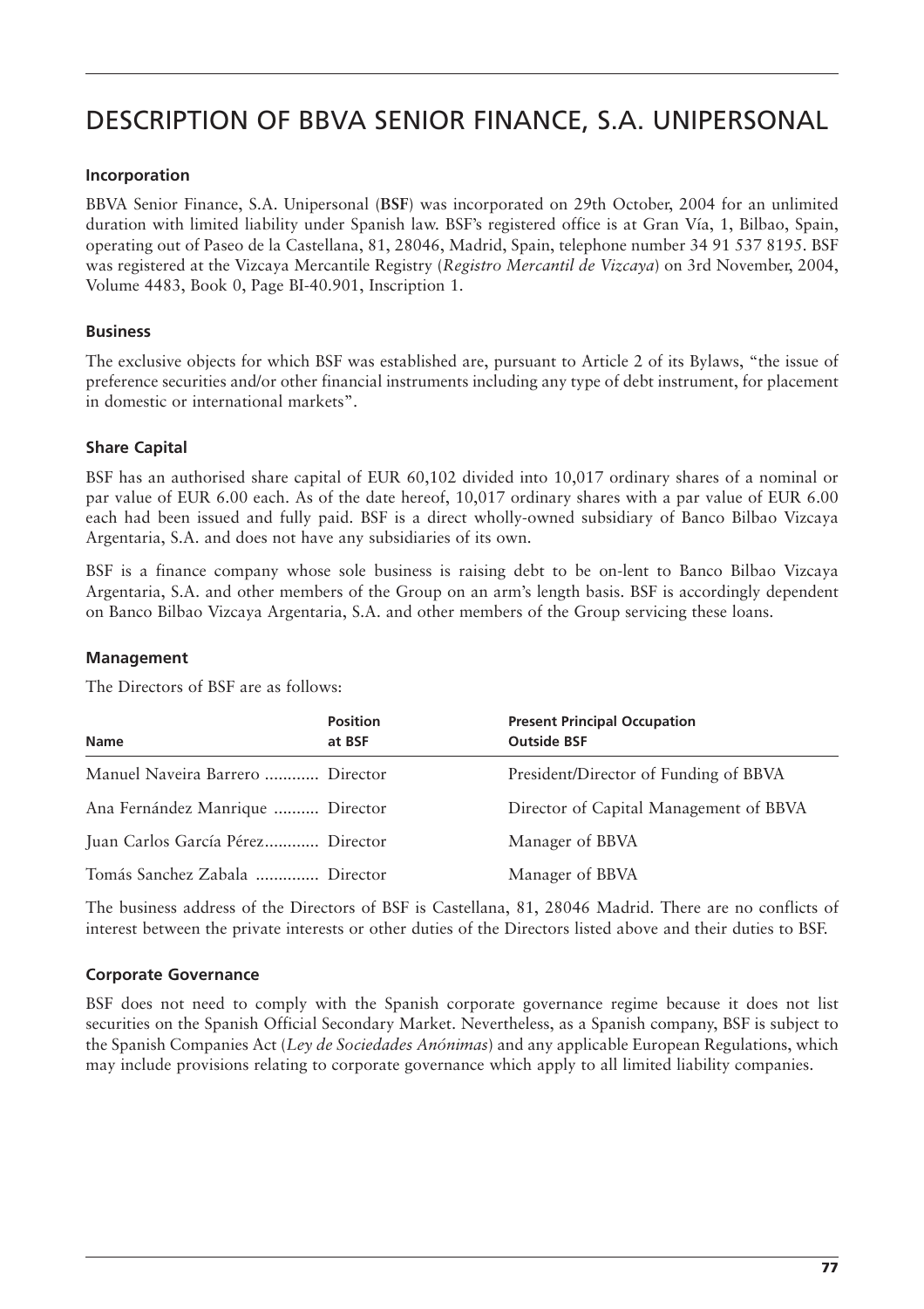# DESCRIPTION OF BBVA SENIOR FINANCE, S.A. UNIPERSONAL

### Incorporation

BBVA Senior Finance, S.A. Unipersonal (**BSF**) was incorporated on 29th October, 2004 for an unlimited duration with limited liability under Spanish law. BSF's registered office is at Gran Vía, 1, Bilbao, Spain, operating out of Paseo de la Castellana, 81, 28046, Madrid, Spain, telephone number 34 91 537 8195. BSF was registered at the Vizcaya Mercantile Registry (*Registro Mercantil de Vizcaya*) on 3rd November, 2004, Volume 4483, Book 0, Page BI-40.901, Inscription 1.

### Business

The exclusive objects for which BSF was established are, pursuant to Article 2 of its Bylaws, "the issue of preference securities and/or other financial instruments including any type of debt instrument, for placement in domestic or international markets".

### Share Capital

BSF has an authorised share capital of EUR 60,102 divided into 10,017 ordinary shares of a nominal or par value of EUR 6.00 each. As of the date hereof, 10,017 ordinary shares with a par value of EUR 6.00 each had been issued and fully paid. BSF is a direct wholly-owned subsidiary of Banco Bilbao Vizcaya Argentaria, S.A. and does not have any subsidiaries of its own.

BSF is a finance company whose sole business is raising debt to be on-lent to Banco Bilbao Vizcaya Argentaria, S.A. and other members of the Group on an arm's length basis. BSF is accordingly dependent on Banco Bilbao Vizcaya Argentaria, S.A. and other members of the Group servicing these loans.

### Management

The Directors of BSF are as follows:

| Name | Position at BSF | Present Principal Occupation Outside BSF |
|---|---|---|
| Manuel Naveira Barrero | Director | President/Director of Funding of BBVA |
| Ana Fernández Manrique | Director | Director of Capital Management of BBVA |
| Juan Carlos García Pérez | Director | Manager of BBVA |
| Tomás Sanchez Zabala | Director | Manager of BBVA |

The business address of the Directors of BSF is Castellana, 81, 28046 Madrid. There are no conflicts of interest between the private interests or other duties of the Directors listed above and their duties to BSF.

### Corporate Governance

BSF does not need to comply with the Spanish corporate governance regime because it does not list securities on the Spanish Official Secondary Market. Nevertheless, as a Spanish company, BSF is subject to the Spanish Companies Act (*Ley de Sociedades Anónimas*) and any applicable European Regulations, which may include provisions relating to corporate governance which apply to all limited liability companies.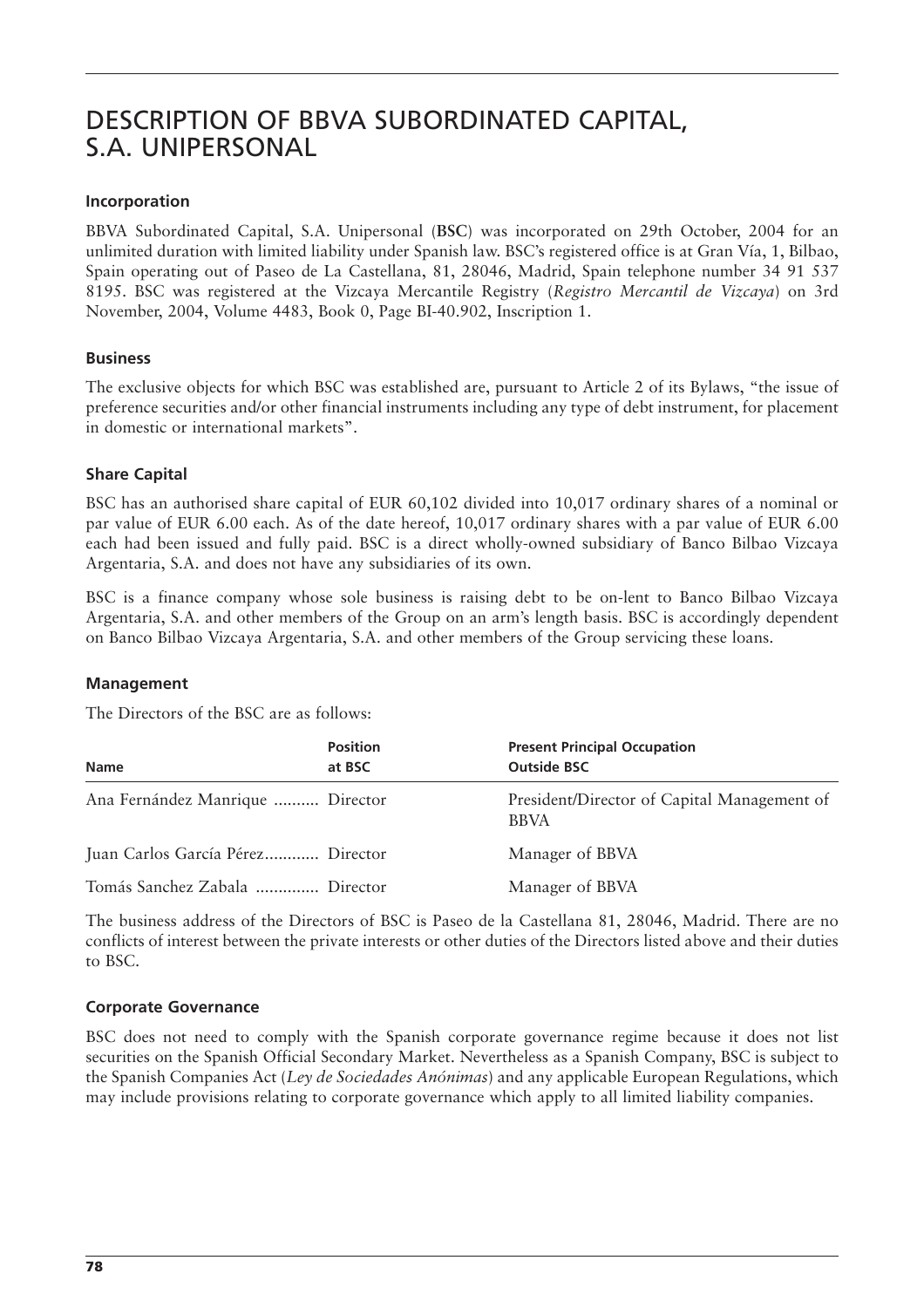# DESCRIPTION OF BBVA SUBORDINATED CAPITAL, S.A. UNIPERSONAL

### Incorporation

BBVA Subordinated Capital, S.A. Unipersonal (**BSC**) was incorporated on 29th October, 2004 for an unlimited duration with limited liability under Spanish law. BSC's registered office is at Gran Vía, 1, Bilbao, Spain operating out of Paseo de La Castellana, 81, 28046, Madrid, Spain telephone number 34 91 537 8195. BSC was registered at the Vizcaya Mercantile Registry (*Registro Mercantil de Vizcaya*) on 3rd November, 2004, Volume 4483, Book 0, Page BI-40.902, Inscription 1.

### Business

The exclusive objects for which BSC was established are, pursuant to Article 2 of its Bylaws, "the issue of preference securities and/or other financial instruments including any type of debt instrument, for placement in domestic or international markets".

### Share Capital

BSC has an authorised share capital of EUR 60,102 divided into 10,017 ordinary shares of a nominal or par value of EUR 6.00 each. As of the date hereof, 10,017 ordinary shares with a par value of EUR 6.00 each had been issued and fully paid. BSC is a direct wholly-owned subsidiary of Banco Bilbao Vizcaya Argentaria, S.A. and does not have any subsidiaries of its own.

BSC is a finance company whose sole business is raising debt to be on-lent to Banco Bilbao Vizcaya Argentaria, S.A. and other members of the Group on an arm's length basis. BSC is accordingly dependent on Banco Bilbao Vizcaya Argentaria, S.A. and other members of the Group servicing these loans.

### Management

The Directors of the BSC are as follows:

| Name | Position at BSC | Present Principal Occupation Outside BSC |
|---|---|---|
| Ana Fernández Manrique | Director | President/Director of Capital Management of BBVA |
| Juan Carlos García Pérez | Director | Manager of BBVA |
| Tomás Sanchez Zabala | Director | Manager of BBVA |

The business address of the Directors of BSC is Paseo de la Castellana 81, 28046, Madrid. There are no conflicts of interest between the private interests or other duties of the Directors listed above and their duties to BSC.

### Corporate Governance

BSC does not need to comply with the Spanish corporate governance regime because it does not list securities on the Spanish Official Secondary Market. Nevertheless as a Spanish Company, BSC is subject to the Spanish Companies Act (*Ley de Sociedades Anónimas*) and any applicable European Regulations, which may include provisions relating to corporate governance which apply to all limited liability companies.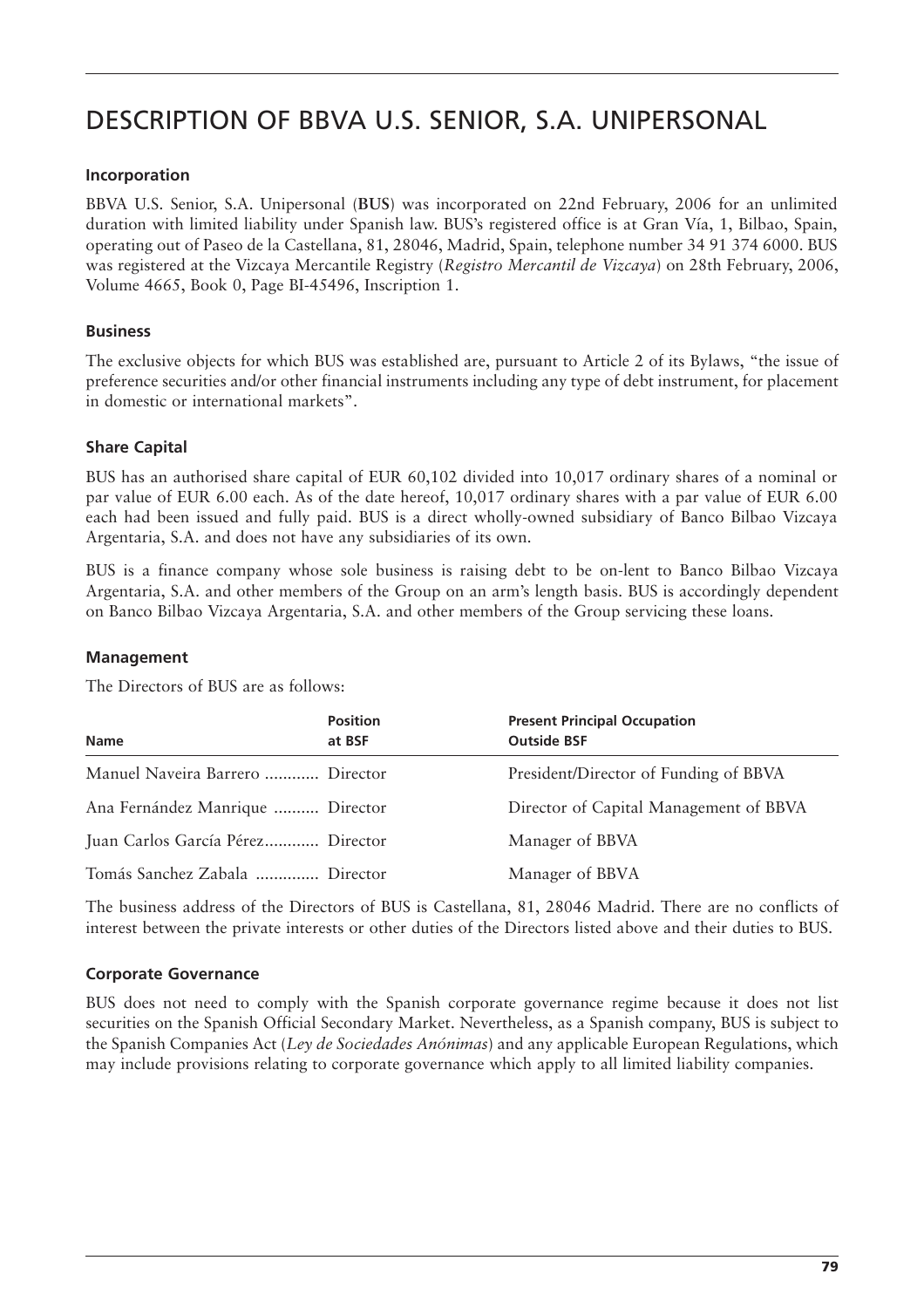# DESCRIPTION OF BBVA U.S. SENIOR, S.A. UNIPERSONAL

### Incorporation

BBVA U.S. Senior, S.A. Unipersonal (**BUS**) was incorporated on 22nd February, 2006 for an unlimited duration with limited liability under Spanish law. BUS's registered office is at Gran Vía, 1, Bilbao, Spain, operating out of Paseo de la Castellana, 81, 28046, Madrid, Spain, telephone number 34 91 374 6000. BUS was registered at the Vizcaya Mercantile Registry (*Registro Mercantil de Vizcaya*) on 28th February, 2006, Volume 4665, Book 0, Page BI-45496, Inscription 1.

### Business

The exclusive objects for which BUS was established are, pursuant to Article 2 of its Bylaws, "the issue of preference securities and/or other financial instruments including any type of debt instrument, for placement in domestic or international markets".

### Share Capital

BUS has an authorised share capital of EUR 60,102 divided into 10,017 ordinary shares of a nominal or par value of EUR 6.00 each. As of the date hereof, 10,017 ordinary shares with a par value of EUR 6.00 each had been issued and fully paid. BUS is a direct wholly-owned subsidiary of Banco Bilbao Vizcaya Argentaria, S.A. and does not have any subsidiaries of its own.

BUS is a finance company whose sole business is raising debt to be on-lent to Banco Bilbao Vizcaya Argentaria, S.A. and other members of the Group on an arm's length basis. BUS is accordingly dependent on Banco Bilbao Vizcaya Argentaria, S.A. and other members of the Group servicing these loans.

### Management

The Directors of BUS are as follows:

| Name | Position at BSF | Present Principal Occupation Outside BSF |
|---|---|---|
| Manuel Naveira Barrero | Director | President/Director of Funding of BBVA |
| Ana Fernández Manrique | Director | Director of Capital Management of BBVA |
| Juan Carlos García Pérez | Director | Manager of BBVA |
| Tomás Sanchez Zabala | Director | Manager of BBVA |

The business address of the Directors of BUS is Castellana, 81, 28046 Madrid. There are no conflicts of interest between the private interests or other duties of the Directors listed above and their duties to BUS.

### Corporate Governance

BUS does not need to comply with the Spanish corporate governance regime because it does not list securities on the Spanish Official Secondary Market. Nevertheless, as a Spanish company, BUS is subject to the Spanish Companies Act (*Ley de Sociedades Anónimas*) and any applicable European Regulations, which may include provisions relating to corporate governance which apply to all limited liability companies.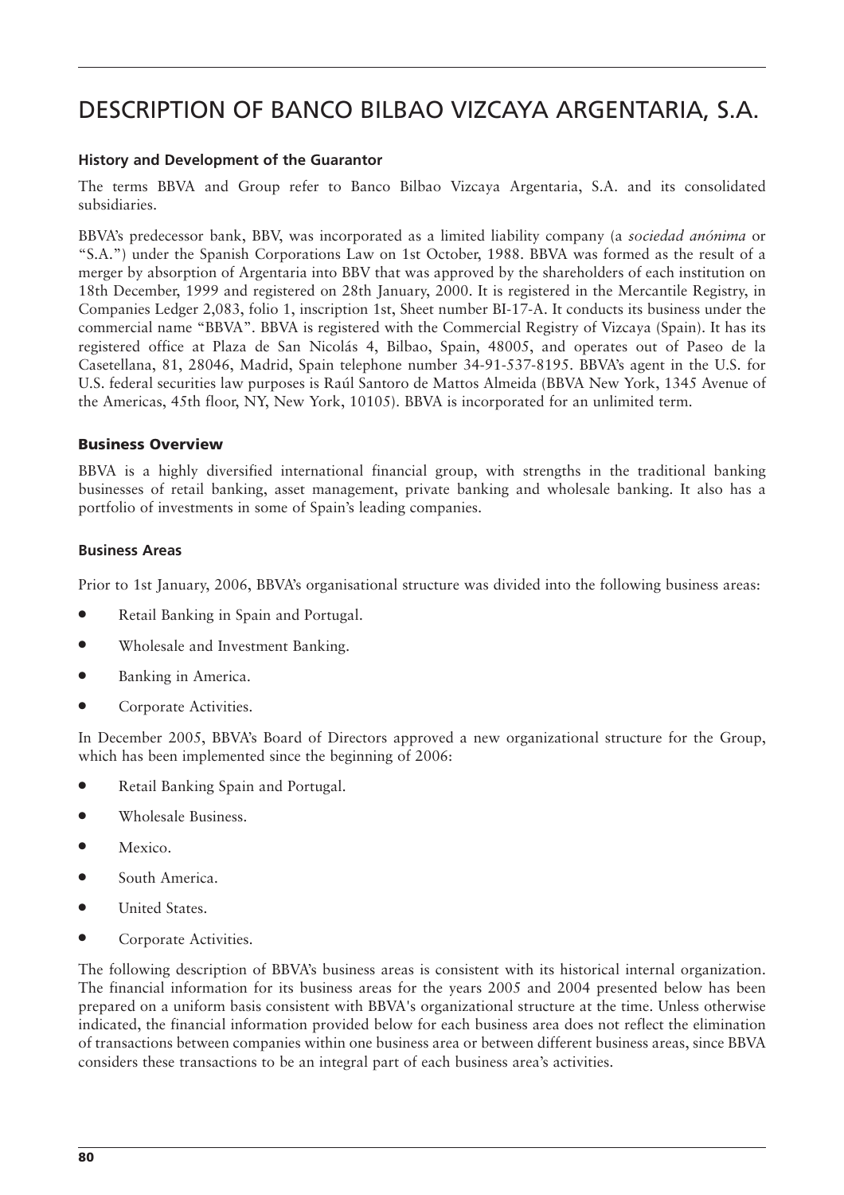# DESCRIPTION OF BANCO BILBAO VIZCAYA ARGENTARIA, S.A.

### History and Development of the Guarantor

The terms BBVA and Group refer to Banco Bilbao Vizcaya Argentaria, S.A. and its consolidated subsidiaries.

BBVA's predecessor bank, BBV, was incorporated as a limited liability company (a *sociedad anónima* or "S.A.") under the Spanish Corporations Law on 1st October, 1988. BBVA was formed as the result of a merger by absorption of Argentaria into BBV that was approved by the shareholders of each institution on 18th December, 1999 and registered on 28th January, 2000. It is registered in the Mercantile Registry, in Companies Ledger 2,083, folio 1, inscription 1st, Sheet number BI-17-A. It conducts its business under the commercial name "BBVA". BBVA is registered with the Commercial Registry of Vizcaya (Spain). It has its registered office at Plaza de San Nicolás 4, Bilbao, Spain, 48005, and operates out of Paseo de la Casetellana, 81, 28046, Madrid, Spain telephone number 34-91-537-8195. BBVA's agent in the U.S. for U.S. federal securities law purposes is Raúl Santoro de Mattos Almeida (BBVA New York, 1345 Avenue of the Americas, 45th floor, NY, New York, 10105). BBVA is incorporated for an unlimited term.

## Business Overview

BBVA is a highly diversified international financial group, with strengths in the traditional banking businesses of retail banking, asset management, private banking and wholesale banking. It also has a portfolio of investments in some of Spain's leading companies.

### Business Areas

Prior to 1st January, 2006, BBVA's organisational structure was divided into the following business areas:

- Retail Banking in Spain and Portugal.
- Wholesale and Investment Banking.
- Banking in America.
- Corporate Activities.

In December 2005, BBVA's Board of Directors approved a new organizational structure for the Group, which has been implemented since the beginning of 2006:

- Retail Banking Spain and Portugal.
- Wholesale Business.
- Mexico.
- South America.
- United States.
- Corporate Activities.

The following description of BBVA's business areas is consistent with its historical internal organization. The financial information for its business areas for the years 2005 and 2004 presented below has been prepared on a uniform basis consistent with BBVA's organizational structure at the time. Unless otherwise indicated, the financial information provided below for each business area does not reflect the elimination of transactions between companies within one business area or between different business areas, since BBVA considers these transactions to be an integral part of each business area's activities.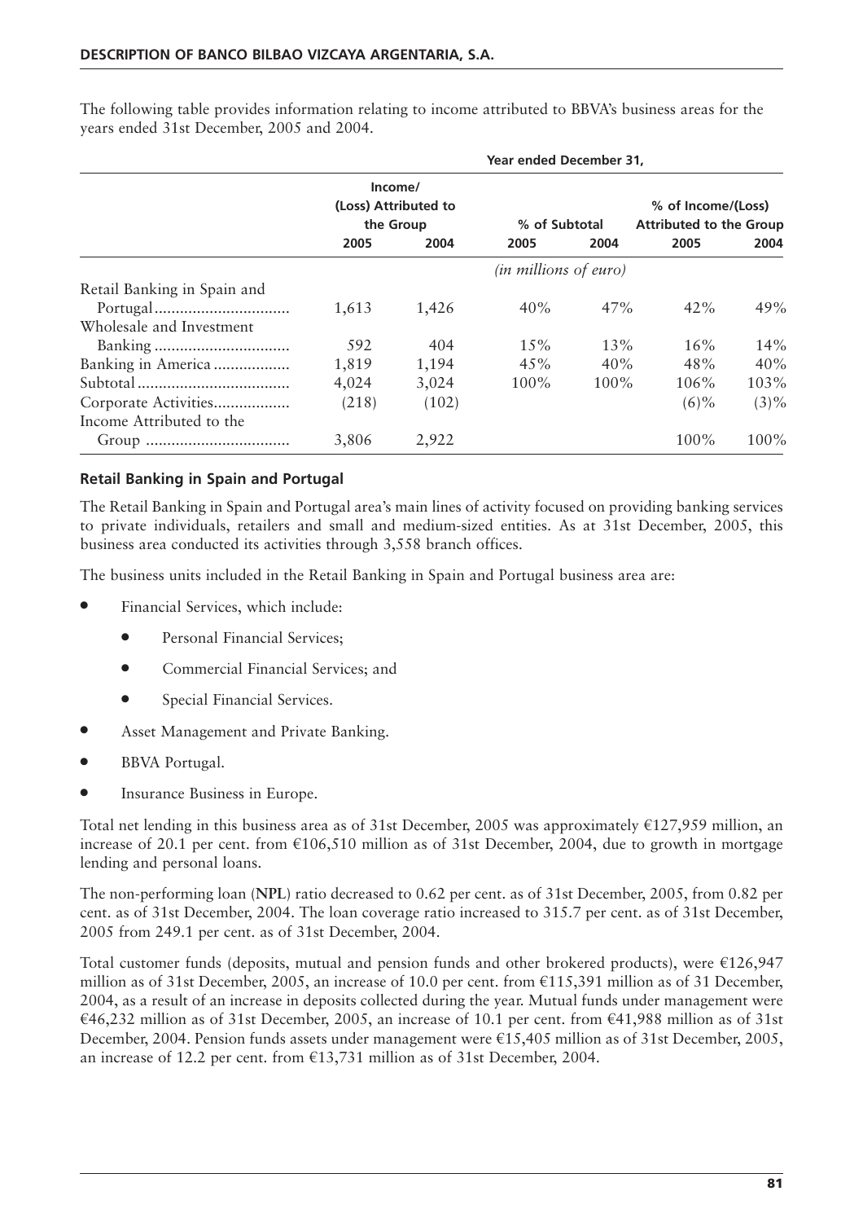The following table provides information relating to income attributed to BBVA's business areas for the years ended 31st December, 2005 and 2004.

| | Year ended December 31, | | | | | |
|---|---|---|---|---|---|---|
| | Income/ (Loss) Attributed to the Group | | % of Subtotal | | % of Income/(Loss) Attributed to the Group | |
| | 2005 | 2004 | 2005 | 2004 | 2005 | 2004 |
| | *(in millions of euro)* | | | | | |
| Retail Banking in Spain and Portugal | 1,613 | 1,426 | 40% | 47% | 42% | 49% |
| Wholesale and Investment Banking | 592 | 404 | 15% | 13% | 16% | 14% |
| Banking in America | 1,819 | 1,194 | 45% | 40% | 48% | 40% |
| Subtotal | 4,024 | 3,024 | 100% | 100% | 106% | 103% |
| Corporate Activities | (218) | (102) | | | (6)% | (3)% |
| Income Attributed to the Group | 3,806 | 2,922 | | | 100% | 100% |

### Retail Banking in Spain and Portugal

The Retail Banking in Spain and Portugal area's main lines of activity focused on providing banking services to private individuals, retailers and small and medium-sized entities. As at 31st December, 2005, this business area conducted its activities through 3,558 branch offices.

The business units included in the Retail Banking in Spain and Portugal business area are:

- Financial Services, which include:
  - Personal Financial Services;
  - Commercial Financial Services; and
  - Special Financial Services.
- Asset Management and Private Banking.
- BBVA Portugal.
- Insurance Business in Europe.

Total net lending in this business area as of 31st December, 2005 was approximately €127,959 million, an increase of 20.1 per cent. from €106,510 million as of 31st December, 2004, due to growth in mortgage lending and personal loans.

The non-performing loan (**NPL**) ratio decreased to 0.62 per cent. as of 31st December, 2005, from 0.82 per cent. as of 31st December, 2004. The loan coverage ratio increased to 315.7 per cent. as of 31st December, 2005 from 249.1 per cent. as of 31st December, 2004.

Total customer funds (deposits, mutual and pension funds and other brokered products), were €126,947 million as of 31st December, 2005, an increase of 10.0 per cent. from €115,391 million as of 31 December, 2004, as a result of an increase in deposits collected during the year. Mutual funds under management were €46,232 million as of 31st December, 2005, an increase of 10.1 per cent. from €41,988 million as of 31st December, 2004. Pension funds assets under management were €15,405 million as of 31st December, 2005, an increase of 12.2 per cent. from €13,731 million as of 31st December, 2004.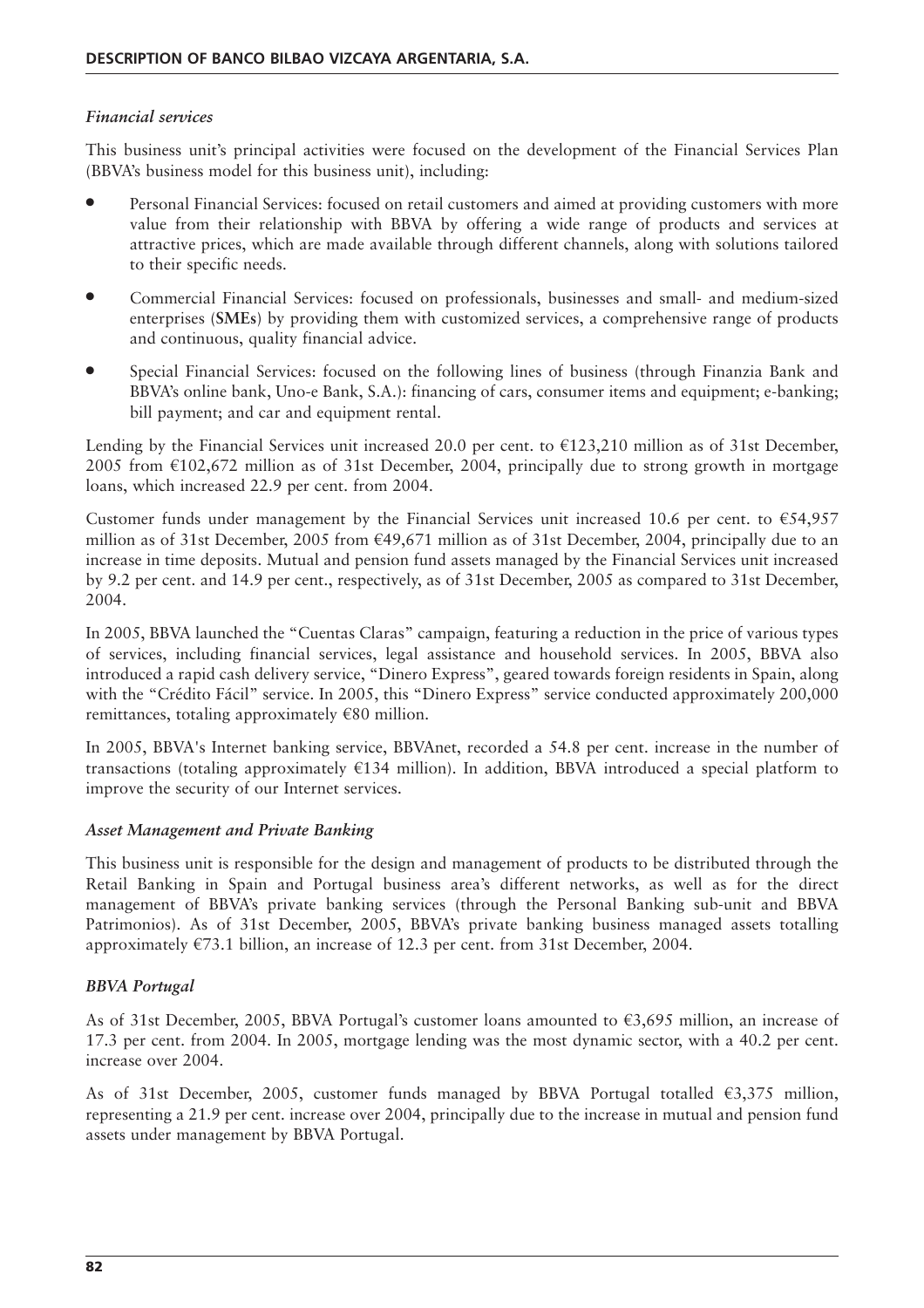### *Financial services*

This business unit's principal activities were focused on the development of the Financial Services Plan (BBVA's business model for this business unit), including:

- Personal Financial Services: focused on retail customers and aimed at providing customers with more value from their relationship with BBVA by offering a wide range of products and services at attractive prices, which are made available through different channels, along with solutions tailored to their specific needs.
- Commercial Financial Services: focused on professionals, businesses and small- and medium-sized enterprises (**SMEs**) by providing them with customized services, a comprehensive range of products and continuous, quality financial advice.
- Special Financial Services: focused on the following lines of business (through Finanzia Bank and BBVA's online bank, Uno-e Bank, S.A.): financing of cars, consumer items and equipment; e-banking; bill payment; and car and equipment rental.

Lending by the Financial Services unit increased 20.0 per cent. to €123,210 million as of 31st December, 2005 from €102,672 million as of 31st December, 2004, principally due to strong growth in mortgage loans, which increased 22.9 per cent. from 2004.

Customer funds under management by the Financial Services unit increased 10.6 per cent. to €54,957 million as of 31st December, 2005 from €49,671 million as of 31st December, 2004, principally due to an increase in time deposits. Mutual and pension fund assets managed by the Financial Services unit increased by 9.2 per cent. and 14.9 per cent., respectively, as of 31st December, 2005 as compared to 31st December, 2004.

In 2005, BBVA launched the "Cuentas Claras" campaign, featuring a reduction in the price of various types of services, including financial services, legal assistance and household services. In 2005, BBVA also introduced a rapid cash delivery service, "Dinero Express", geared towards foreign residents in Spain, along with the "Crédito Fácil" service. In 2005, this "Dinero Express" service conducted approximately 200,000 remittances, totaling approximately €80 million.

In 2005, BBVA's Internet banking service, BBVAnet, recorded a 54.8 per cent. increase in the number of transactions (totaling approximately €134 million). In addition, BBVA introduced a special platform to improve the security of our Internet services.

### *Asset Management and Private Banking*

This business unit is responsible for the design and management of products to be distributed through the Retail Banking in Spain and Portugal business area's different networks, as well as for the direct management of BBVA's private banking services (through the Personal Banking sub-unit and BBVA Patrimonios). As of 31st December, 2005, BBVA's private banking business managed assets totalling approximately €73.1 billion, an increase of 12.3 per cent. from 31st December, 2004.

### *BBVA Portugal*

As of 31st December, 2005, BBVA Portugal's customer loans amounted to €3,695 million, an increase of 17.3 per cent. from 2004. In 2005, mortgage lending was the most dynamic sector, with a 40.2 per cent. increase over 2004.

As of 31st December, 2005, customer funds managed by BBVA Portugal totalled €3,375 million, representing a 21.9 per cent. increase over 2004, principally due to the increase in mutual and pension fund assets under management by BBVA Portugal.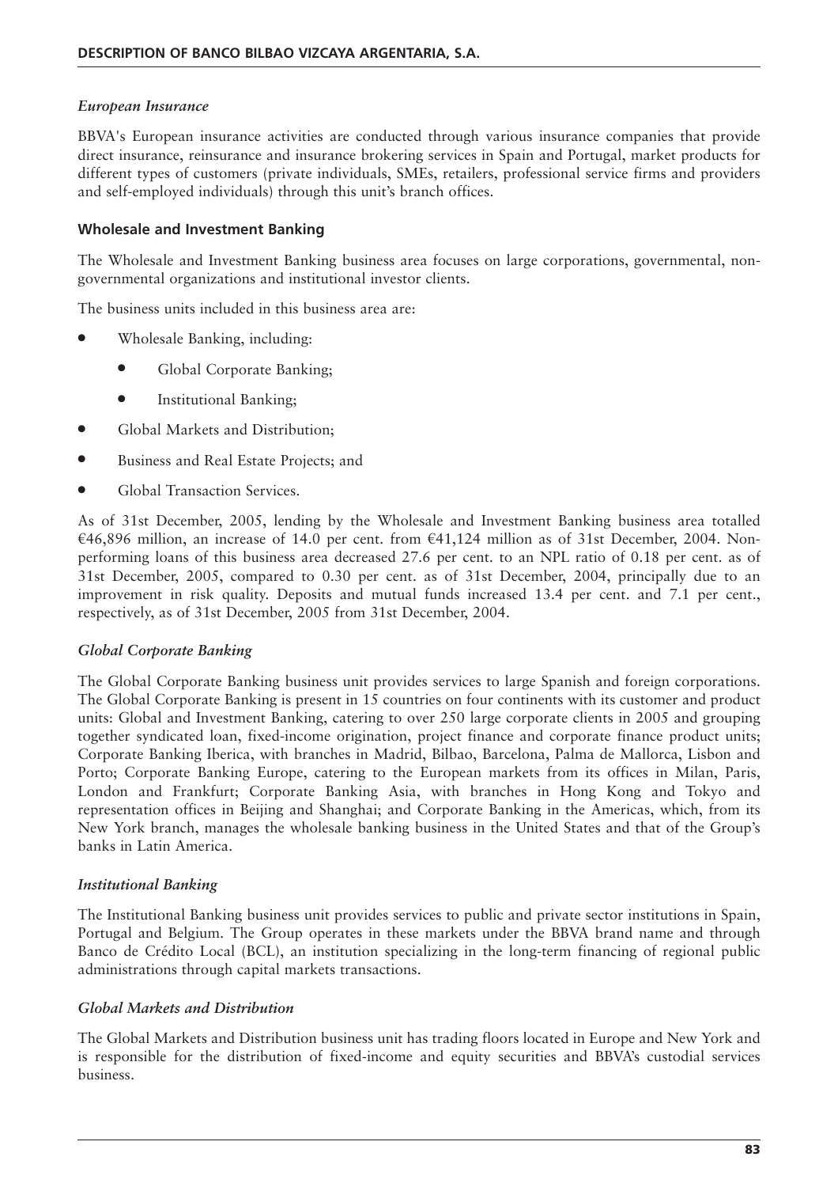### *European Insurance*

BBVA's European insurance activities are conducted through various insurance companies that provide direct insurance, reinsurance and insurance brokering services in Spain and Portugal, market products for different types of customers (private individuals, SMEs, retailers, professional service firms and providers and self-employed individuals) through this unit's branch offices.

### **Wholesale and Investment Banking**

The Wholesale and Investment Banking business area focuses on large corporations, governmental, non-governmental organizations and institutional investor clients.

The business units included in this business area are:

- Wholesale Banking, including:
  - Global Corporate Banking;
  - Institutional Banking;
- Global Markets and Distribution;
- Business and Real Estate Projects; and
- Global Transaction Services.

As of 31st December, 2005, lending by the Wholesale and Investment Banking business area totalled €46,896 million, an increase of 14.0 per cent. from €41,124 million as of 31st December, 2004. Non-performing loans of this business area decreased 27.6 per cent. to an NPL ratio of 0.18 per cent. as of 31st December, 2005, compared to 0.30 per cent. as of 31st December, 2004, principally due to an improvement in risk quality. Deposits and mutual funds increased 13.4 per cent. and 7.1 per cent., respectively, as of 31st December, 2005 from 31st December, 2004.

### *Global Corporate Banking*

The Global Corporate Banking business unit provides services to large Spanish and foreign corporations. The Global Corporate Banking is present in 15 countries on four continents with its customer and product units: Global and Investment Banking, catering to over 250 large corporate clients in 2005 and grouping together syndicated loan, fixed-income origination, project finance and corporate finance product units; Corporate Banking Iberica, with branches in Madrid, Bilbao, Barcelona, Palma de Mallorca, Lisbon and Porto; Corporate Banking Europe, catering to the European markets from its offices in Milan, Paris, London and Frankfurt; Corporate Banking Asia, with branches in Hong Kong and Tokyo and representation offices in Beijing and Shanghai; and Corporate Banking in the Americas, which, from its New York branch, manages the wholesale banking business in the United States and that of the Group's banks in Latin America.

### *Institutional Banking*

The Institutional Banking business unit provides services to public and private sector institutions in Spain, Portugal and Belgium. The Group operates in these markets under the BBVA brand name and through Banco de Crédito Local (BCL), an institution specializing in the long-term financing of regional public administrations through capital markets transactions.

### *Global Markets and Distribution*

The Global Markets and Distribution business unit has trading floors located in Europe and New York and is responsible for the distribution of fixed-income and equity securities and BBVA's custodial services business.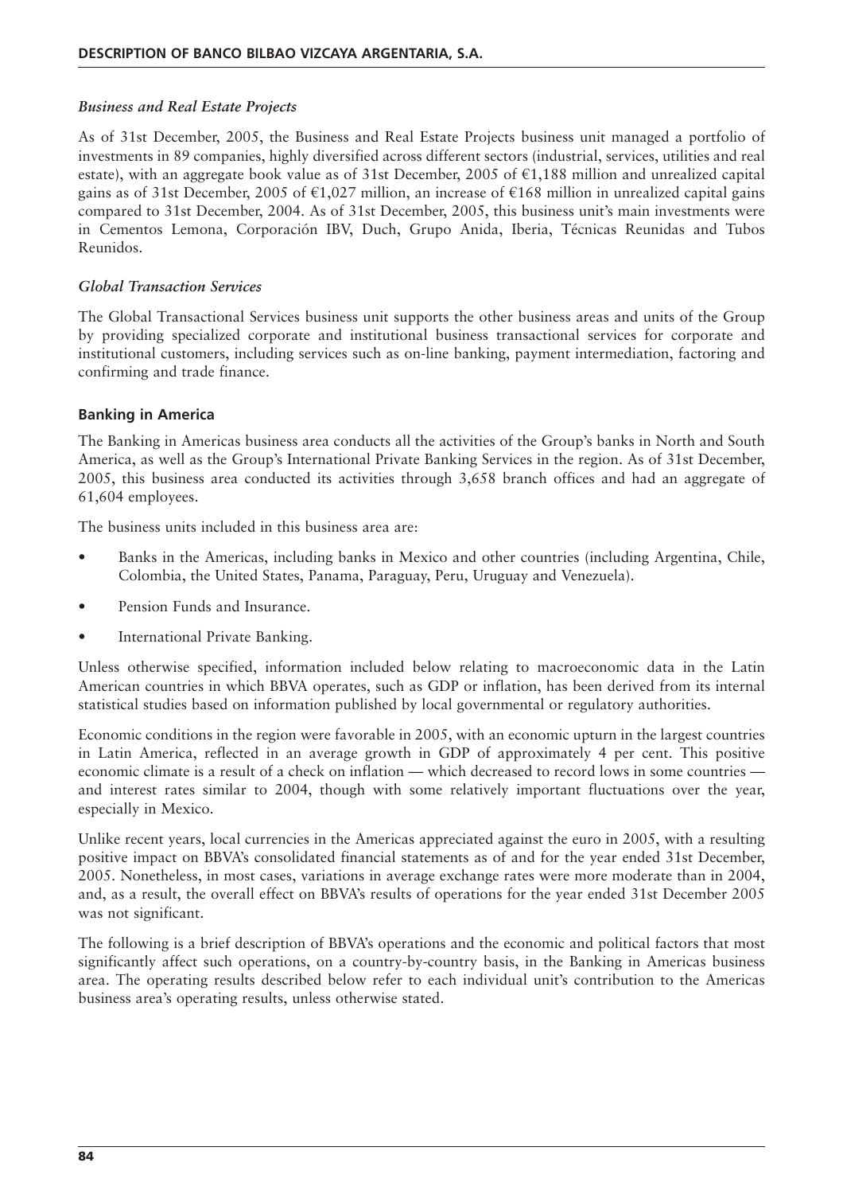### *Business and Real Estate Projects*

As of 31st December, 2005, the Business and Real Estate Projects business unit managed a portfolio of investments in 89 companies, highly diversified across different sectors (industrial, services, utilities and real estate), with an aggregate book value as of 31st December, 2005 of €1,188 million and unrealized capital gains as of 31st December, 2005 of €1,027 million, an increase of €168 million in unrealized capital gains compared to 31st December, 2004. As of 31st December, 2005, this business unit's main investments were in Cementos Lemona, Corporación IBV, Duch, Grupo Anida, Iberia, Técnicas Reunidas and Tubos Reunidos.

### *Global Transaction Services*

The Global Transactional Services business unit supports the other business areas and units of the Group by providing specialized corporate and institutional business transactional services for corporate and institutional customers, including services such as on-line banking, payment intermediation, factoring and confirming and trade finance.

## **Banking in America**

The Banking in Americas business area conducts all the activities of the Group's banks in North and South America, as well as the Group's International Private Banking Services in the region. As of 31st December, 2005, this business area conducted its activities through 3,658 branch offices and had an aggregate of 61,604 employees.

The business units included in this business area are:

- Banks in the Americas, including banks in Mexico and other countries (including Argentina, Chile, Colombia, the United States, Panama, Paraguay, Peru, Uruguay and Venezuela).
- Pension Funds and Insurance.
- International Private Banking.

Unless otherwise specified, information included below relating to macroeconomic data in the Latin American countries in which BBVA operates, such as GDP or inflation, has been derived from its internal statistical studies based on information published by local governmental or regulatory authorities.

Economic conditions in the region were favorable in 2005, with an economic upturn in the largest countries in Latin America, reflected in an average growth in GDP of approximately 4 per cent. This positive economic climate is a result of a check on inflation — which decreased to record lows in some countries — and interest rates similar to 2004, though with some relatively important fluctuations over the year, especially in Mexico.

Unlike recent years, local currencies in the Americas appreciated against the euro in 2005, with a resulting positive impact on BBVA's consolidated financial statements as of and for the year ended 31st December, 2005. Nonetheless, in most cases, variations in average exchange rates were more moderate than in 2004, and, as a result, the overall effect on BBVA's results of operations for the year ended 31st December 2005 was not significant.

The following is a brief description of BBVA's operations and the economic and political factors that most significantly affect such operations, on a country-by-country basis, in the Banking in Americas business area. The operating results described below refer to each individual unit's contribution to the Americas business area's operating results, unless otherwise stated.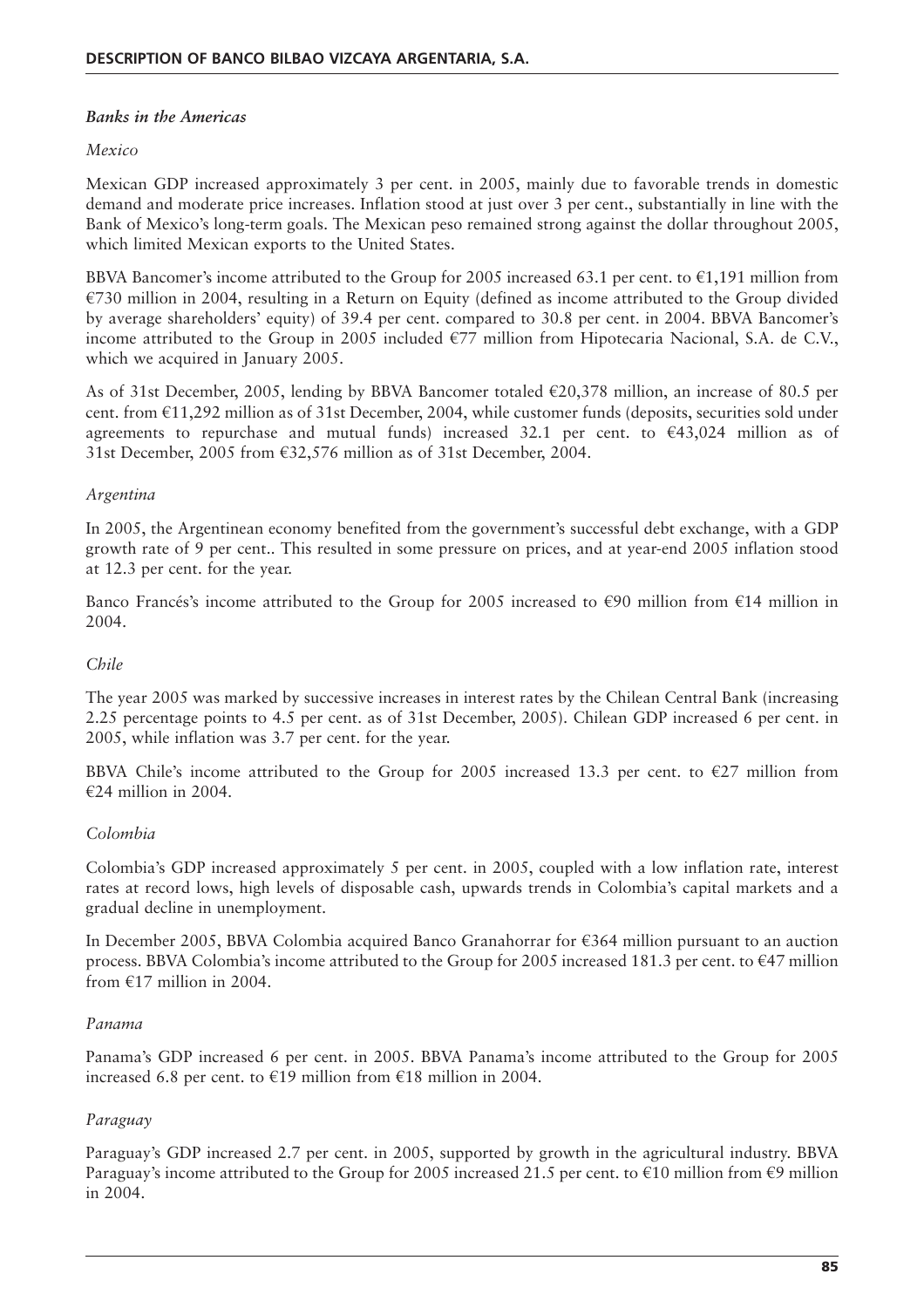### *Banks in the Americas*

*Mexico*

Mexican GDP increased approximately 3 per cent. in 2005, mainly due to favorable trends in domestic demand and moderate price increases. Inflation stood at just over 3 per cent., substantially in line with the Bank of Mexico's long-term goals. The Mexican peso remained strong against the dollar throughout 2005, which limited Mexican exports to the United States.

BBVA Bancomer's income attributed to the Group for 2005 increased 63.1 per cent. to €1,191 million from €730 million in 2004, resulting in a Return on Equity (defined as income attributed to the Group divided by average shareholders' equity) of 39.4 per cent. compared to 30.8 per cent. in 2004. BBVA Bancomer's income attributed to the Group in 2005 included €77 million from Hipotecaria Nacional, S.A. de C.V., which we acquired in January 2005.

As of 31st December, 2005, lending by BBVA Bancomer totaled €20,378 million, an increase of 80.5 per cent. from €11,292 million as of 31st December, 2004, while customer funds (deposits, securities sold under agreements to repurchase and mutual funds) increased 32.1 per cent. to €43,024 million as of 31st December, 2005 from €32,576 million as of 31st December, 2004.

*Argentina*

In 2005, the Argentinean economy benefited from the government's successful debt exchange, with a GDP growth rate of 9 per cent.. This resulted in some pressure on prices, and at year-end 2005 inflation stood at 12.3 per cent. for the year.

Banco Francés's income attributed to the Group for 2005 increased to €90 million from €14 million in 2004.

*Chile*

The year 2005 was marked by successive increases in interest rates by the Chilean Central Bank (increasing 2.25 percentage points to 4.5 per cent. as of 31st December, 2005). Chilean GDP increased 6 per cent. in 2005, while inflation was 3.7 per cent. for the year.

BBVA Chile's income attributed to the Group for 2005 increased 13.3 per cent. to €27 million from €24 million in 2004.

*Colombia*

Colombia's GDP increased approximately 5 per cent. in 2005, coupled with a low inflation rate, interest rates at record lows, high levels of disposable cash, upwards trends in Colombia's capital markets and a gradual decline in unemployment.

In December 2005, BBVA Colombia acquired Banco Granahorrar for €364 million pursuant to an auction process. BBVA Colombia's income attributed to the Group for 2005 increased 181.3 per cent. to €47 million from €17 million in 2004.

*Panama*

Panama's GDP increased 6 per cent. in 2005. BBVA Panama's income attributed to the Group for 2005 increased 6.8 per cent. to €19 million from €18 million in 2004.

*Paraguay*

Paraguay's GDP increased 2.7 per cent. in 2005, supported by growth in the agricultural industry. BBVA Paraguay's income attributed to the Group for 2005 increased 21.5 per cent. to €10 million from €9 million in 2004.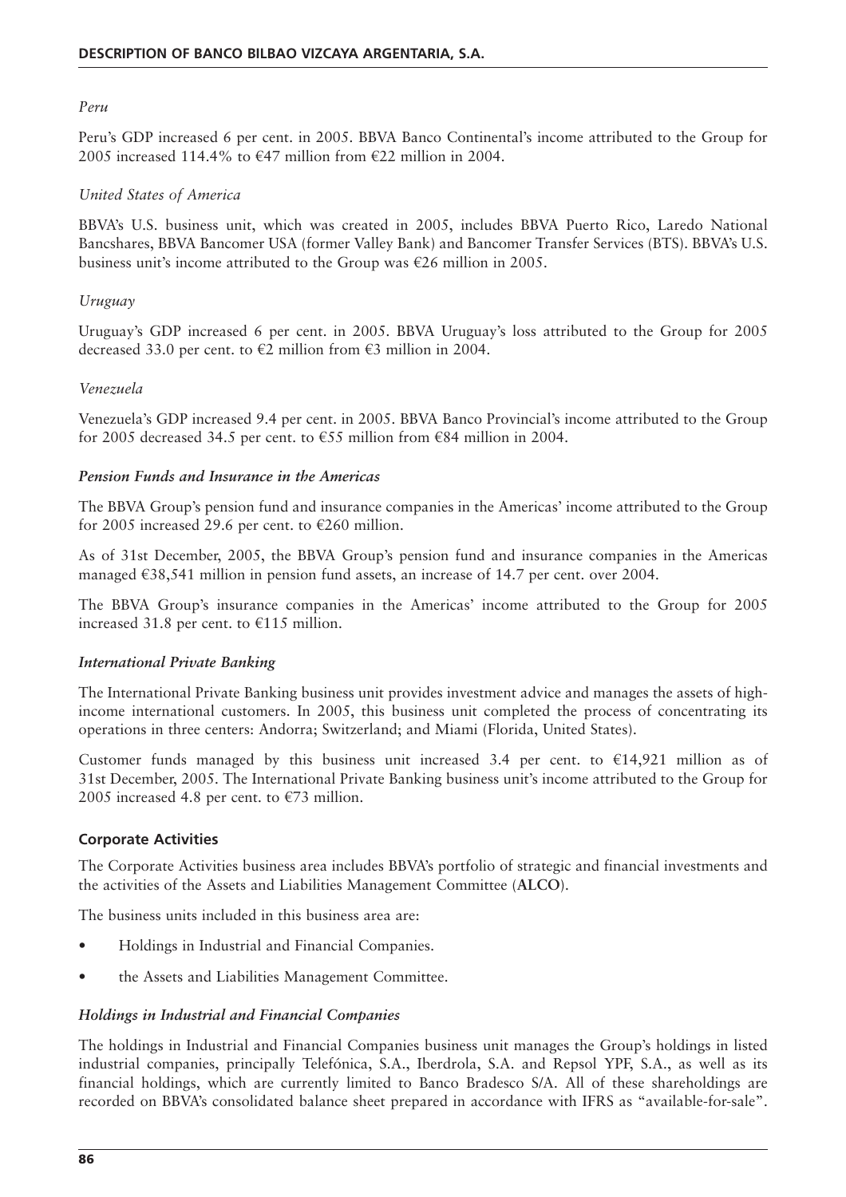*Peru*

Peru's GDP increased 6 per cent. in 2005. BBVA Banco Continental's income attributed to the Group for 2005 increased 114.4% to €47 million from €22 million in 2004.

*United States of America*

BBVA's U.S. business unit, which was created in 2005, includes BBVA Puerto Rico, Laredo National Bancshares, BBVA Bancomer USA (former Valley Bank) and Bancomer Transfer Services (BTS). BBVA's U.S. business unit's income attributed to the Group was €26 million in 2005.

*Uruguay*

Uruguay's GDP increased 6 per cent. in 2005. BBVA Uruguay's loss attributed to the Group for 2005 decreased 33.0 per cent. to €2 million from €3 million in 2004.

*Venezuela*

Venezuela's GDP increased 9.4 per cent. in 2005. BBVA Banco Provincial's income attributed to the Group for 2005 decreased 34.5 per cent. to €55 million from €84 million in 2004.

### *Pension Funds and Insurance in the Americas*

The BBVA Group's pension fund and insurance companies in the Americas' income attributed to the Group for 2005 increased 29.6 per cent. to €260 million.

As of 31st December, 2005, the BBVA Group's pension fund and insurance companies in the Americas managed €38,541 million in pension fund assets, an increase of 14.7 per cent. over 2004.

The BBVA Group's insurance companies in the Americas' income attributed to the Group for 2005 increased 31.8 per cent. to €115 million.

### *International Private Banking*

The International Private Banking business unit provides investment advice and manages the assets of high-income international customers. In 2005, this business unit completed the process of concentrating its operations in three centers: Andorra; Switzerland; and Miami (Florida, United States).

Customer funds managed by this business unit increased 3.4 per cent. to €14,921 million as of 31st December, 2005. The International Private Banking business unit's income attributed to the Group for 2005 increased 4.8 per cent. to €73 million.

## Corporate Activities

The Corporate Activities business area includes BBVA's portfolio of strategic and financial investments and the activities of the Assets and Liabilities Management Committee (**ALCO**).

The business units included in this business area are:

- Holdings in Industrial and Financial Companies.
- the Assets and Liabilities Management Committee.

### *Holdings in Industrial and Financial Companies*

The holdings in Industrial and Financial Companies business unit manages the Group's holdings in listed industrial companies, principally Telefónica, S.A., Iberdrola, S.A. and Repsol YPF, S.A., as well as its financial holdings, which are currently limited to Banco Bradesco S/A. All of these shareholdings are recorded on BBVA's consolidated balance sheet prepared in accordance with IFRS as "available-for-sale".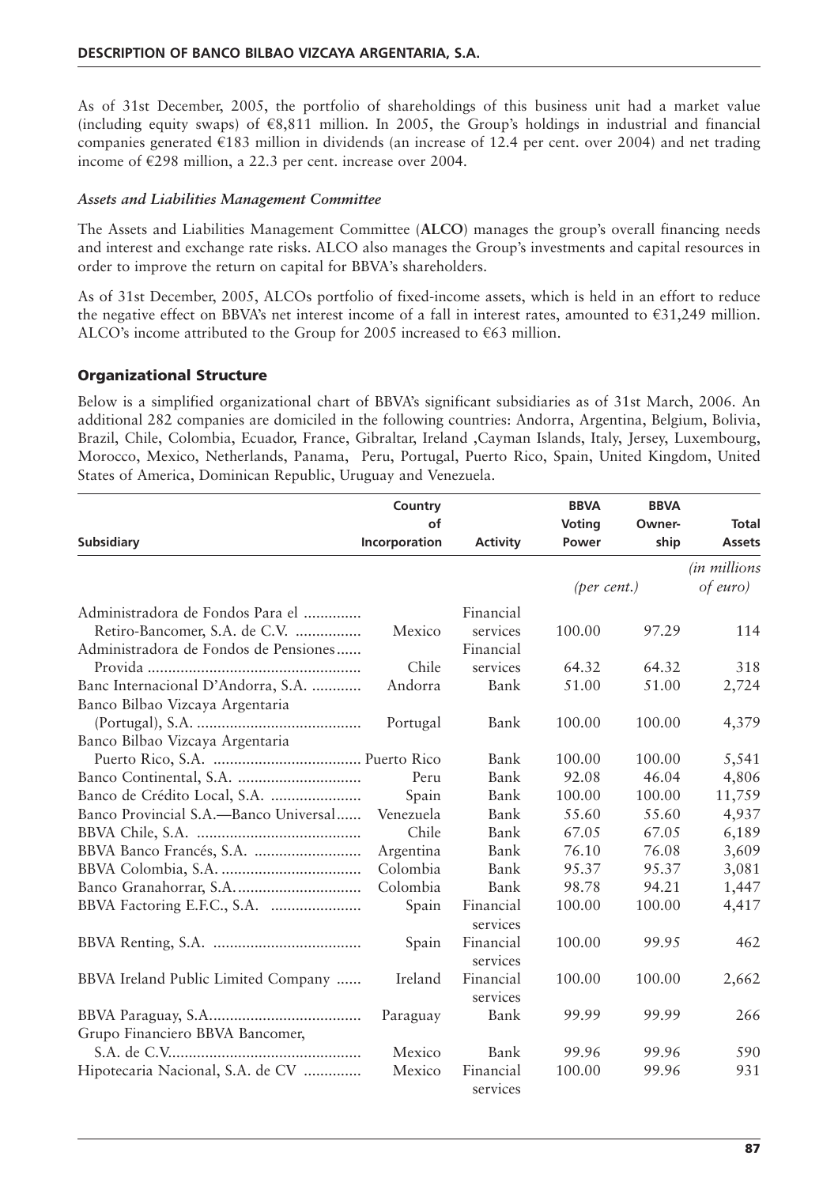As of 31st December, 2005, the portfolio of shareholdings of this business unit had a market value (including equity swaps) of €8,811 million. In 2005, the Group's holdings in industrial and financial companies generated €183 million in dividends (an increase of 12.4 per cent. over 2004) and net trading income of €298 million, a 22.3 per cent. increase over 2004.

### *Assets and Liabilities Management Committee*

The Assets and Liabilities Management Committee (**ALCO**) manages the group's overall financing needs and interest and exchange rate risks. ALCO also manages the Group's investments and capital resources in order to improve the return on capital for BBVA's shareholders.

As of 31st December, 2005, ALCOs portfolio of fixed-income assets, which is held in an effort to reduce the negative effect on BBVA's net interest income of a fall in interest rates, amounted to €31,249 million. ALCO's income attributed to the Group for 2005 increased to €63 million.

## Organizational Structure

Below is a simplified organizational chart of BBVA's significant subsidiaries as of 31st March, 2006. An additional 282 companies are domiciled in the following countries: Andorra, Argentina, Belgium, Bolivia, Brazil, Chile, Colombia, Ecuador, France, Gibraltar, Ireland ,Cayman Islands, Italy, Jersey, Luxembourg, Morocco, Mexico, Netherlands, Panama, Peru, Portugal, Puerto Rico, Spain, United Kingdom, United States of America, Dominican Republic, Uruguay and Venezuela.

| Subsidiary | Country of Incorporation | Activity | BBVA Voting Power | BBVA Ownership | Total Assets |
|---|---|---|---|---|---|
| | | | *(per cent.)* | | *(in millions of euro)* |
| Administradora de Fondos Para el Retiro-Bancomer, S.A. de C.V. | Mexico | Financial services | 100.00 | 97.29 | 114 |
| Administradora de Fondos de Pensiones Provida | Chile | Financial services | 64.32 | 64.32 | 318 |
| Banc Internacional D'Andorra, S.A. | Andorra | Bank | 51.00 | 51.00 | 2,724 |
| Banco Bilbao Vizcaya Argentaria (Portugal), S.A. | Portugal | Bank | 100.00 | 100.00 | 4,379 |
| Banco Bilbao Vizcaya Argentaria Puerto Rico, S.A. | Puerto Rico | Bank | 100.00 | 100.00 | 5,541 |
| Banco Continental, S.A. | Peru | Bank | 92.08 | 46.04 | 4,806 |
| Banco de Crédito Local, S.A. | Spain | Bank | 100.00 | 100.00 | 11,759 |
| Banco Provincial S.A.—Banco Universal | Venezuela | Bank | 55.60 | 55.60 | 4,937 |
| BBVA Chile, S.A. | Chile | Bank | 67.05 | 67.05 | 6,189 |
| BBVA Banco Francés, S.A. | Argentina | Bank | 76.10 | 76.08 | 3,609 |
| BBVA Colombia, S.A. | Colombia | Bank | 95.37 | 95.37 | 3,081 |
| Banco Granahorrar, S.A. | Colombia | Bank | 98.78 | 94.21 | 1,447 |
| BBVA Factoring E.F.C., S.A. | Spain | Financial services | 100.00 | 100.00 | 4,417 |
| BBVA Renting, S.A. | Spain | Financial services | 100.00 | 99.95 | 462 |
| BBVA Ireland Public Limited Company | Ireland | Financial services | 100.00 | 100.00 | 2,662 |
| BBVA Paraguay, S.A. | Paraguay | Bank | 99.99 | 99.99 | 266 |
| Grupo Financiero BBVA Bancomer, S.A. de C.V. | Mexico | Bank | 99.96 | 99.96 | 590 |
| Hipotecaria Nacional, S.A. de CV | Mexico | Financial services | 100.00 | 99.96 | 931 |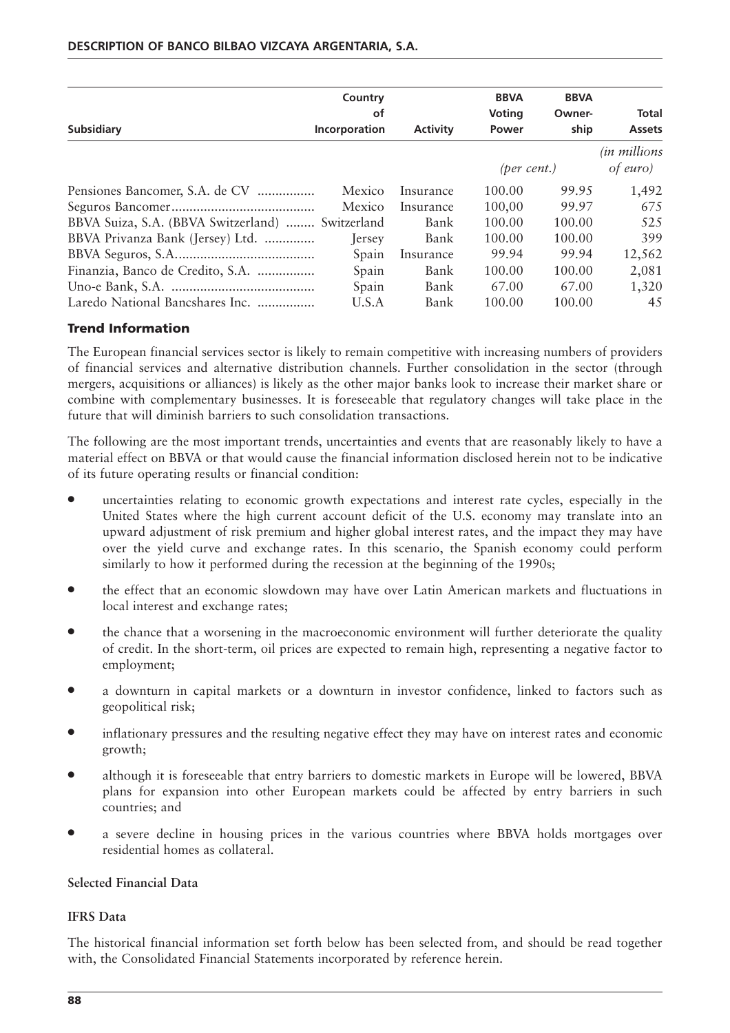| Subsidiary | Country of Incorporation | Activity | BBVA Voting Power | BBVA Ownership | Total Assets |
|---|---|---|---|---|---|
| | | | *(per cent.)* | | *(in millions of euro)* |
| Pensiones Bancomer, S.A. de CV | Mexico | Insurance | 100.00 | 99.95 | 1,492 |
| Seguros Bancomer | Mexico | Insurance | 100,00 | 99.97 | 675 |
| BBVA Suiza, S.A. (BBVA Switzerland) | Switzerland | Bank | 100.00 | 100.00 | 525 |
| BBVA Privanza Bank (Jersey) Ltd. | Jersey | Bank | 100.00 | 100.00 | 399 |
| BBVA Seguros, S.A. | Spain | Insurance | 99.94 | 99.94 | 12,562 |
| Finanzia, Banco de Credito, S.A. | Spain | Bank | 100.00 | 100.00 | 2,081 |
| Uno-e Bank, S.A. | Spain | Bank | 67.00 | 67.00 | 1,320 |
| Laredo National Bancshares Inc. | U.S.A | Bank | 100.00 | 100.00 | 45 |

## Trend Information

The European financial services sector is likely to remain competitive with increasing numbers of providers of financial services and alternative distribution channels. Further consolidation in the sector (through mergers, acquisitions or alliances) is likely as the other major banks look to increase their market share or combine with complementary businesses. It is foreseeable that regulatory changes will take place in the future that will diminish barriers to such consolidation transactions.

The following are the most important trends, uncertainties and events that are reasonably likely to have a material effect on BBVA or that would cause the financial information disclosed herein not to be indicative of its future operating results or financial condition:

- uncertainties relating to economic growth expectations and interest rate cycles, especially in the United States where the high current account deficit of the U.S. economy may translate into an upward adjustment of risk premium and higher global interest rates, and the impact they may have over the yield curve and exchange rates. In this scenario, the Spanish economy could perform similarly to how it performed during the recession at the beginning of the 1990s;
- the effect that an economic slowdown may have over Latin American markets and fluctuations in local interest and exchange rates;
- the chance that a worsening in the macroeconomic environment will further deteriorate the quality of credit. In the short-term, oil prices are expected to remain high, representing a negative factor to employment;
- a downturn in capital markets or a downturn in investor confidence, linked to factors such as geopolitical risk;
- inflationary pressures and the resulting negative effect they may have on interest rates and economic growth;
- although it is foreseeable that entry barriers to domestic markets in Europe will be lowered, BBVA plans for expansion into other European markets could be affected by entry barriers in such countries; and
- a severe decline in housing prices in the various countries where BBVA holds mortgages over residential homes as collateral.

### Selected Financial Data

### IFRS Data

The historical financial information set forth below has been selected from, and should be read together with, the Consolidated Financial Statements incorporated by reference herein.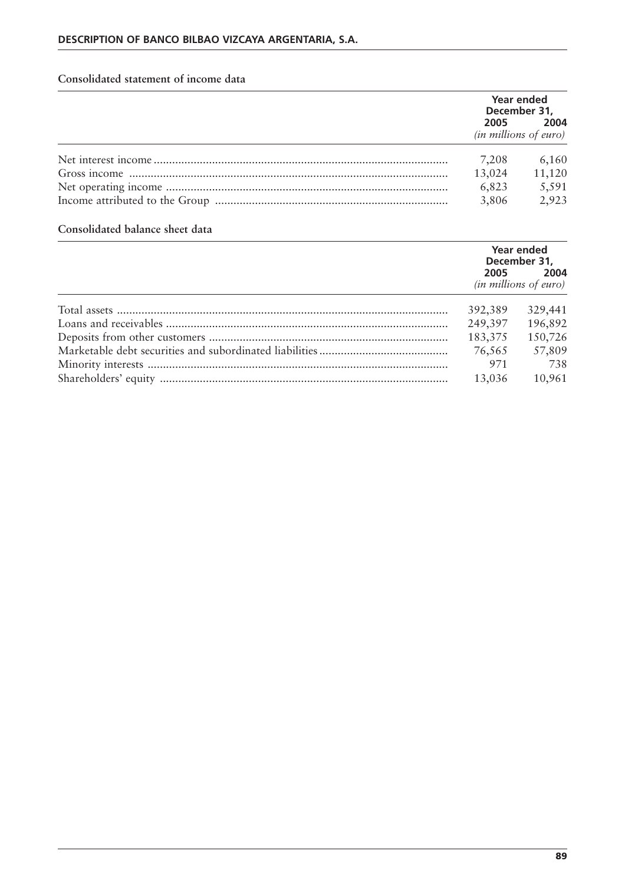**Consolidated statement of income data**

| | Year ended December 31, | |
|---|---|---|
| | 2005 | 2004 |
| | *(in millions of euro)* | |
| Net interest income | 7,208 | 6,160 |
| Gross income | 13,024 | 11,120 |
| Net operating income | 6,823 | 5,591 |
| Income attributed to the Group | 3,806 | 2,923 |

**Consolidated balance sheet data**

| | Year ended December 31, | |
|---|---|---|
| | 2005 | 2004 |
| | *(in millions of euro)* | |
| Total assets | 392,389 | 329,441 |
| Loans and receivables | 249,397 | 196,892 |
| Deposits from other customers | 183,375 | 150,726 |
| Marketable debt securities and subordinated liabilities | 76,565 | 57,809 |
| Minority interests | 971 | 738 |
| Shareholders' equity | 13,036 | 10,961 |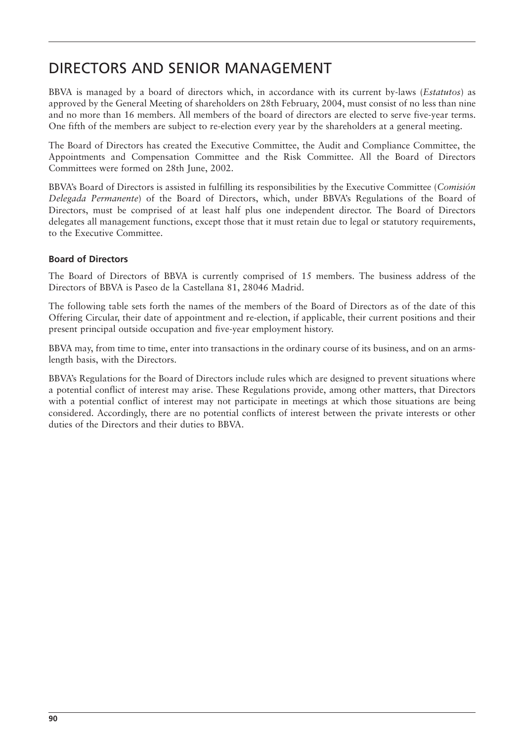# DIRECTORS AND SENIOR MANAGEMENT

BBVA is managed by a board of directors which, in accordance with its current by-laws (*Estatutos*) as approved by the General Meeting of shareholders on 28th February, 2004, must consist of no less than nine and no more than 16 members. All members of the board of directors are elected to serve five-year terms. One fifth of the members are subject to re-election every year by the shareholders at a general meeting.

The Board of Directors has created the Executive Committee, the Audit and Compliance Committee, the Appointments and Compensation Committee and the Risk Committee. All the Board of Directors Committees were formed on 28th June, 2002.

BBVA's Board of Directors is assisted in fulfilling its responsibilities by the Executive Committee (*Comisión Delegada Permanente*) of the Board of Directors, which, under BBVA's Regulations of the Board of Directors, must be comprised of at least half plus one independent director. The Board of Directors delegates all management functions, except those that it must retain due to legal or statutory requirements, to the Executive Committee.

### Board of Directors

The Board of Directors of BBVA is currently comprised of 15 members. The business address of the Directors of BBVA is Paseo de la Castellana 81, 28046 Madrid.

The following table sets forth the names of the members of the Board of Directors as of the date of this Offering Circular, their date of appointment and re-election, if applicable, their current positions and their present principal outside occupation and five-year employment history.

BBVA may, from time to time, enter into transactions in the ordinary course of its business, and on an arms-length basis, with the Directors.

BBVA's Regulations for the Board of Directors include rules which are designed to prevent situations where a potential conflict of interest may arise. These Regulations provide, among other matters, that Directors with a potential conflict of interest may not participate in meetings at which those situations are being considered. Accordingly, there are no potential conflicts of interest between the private interests or other duties of the Directors and their duties to BBVA.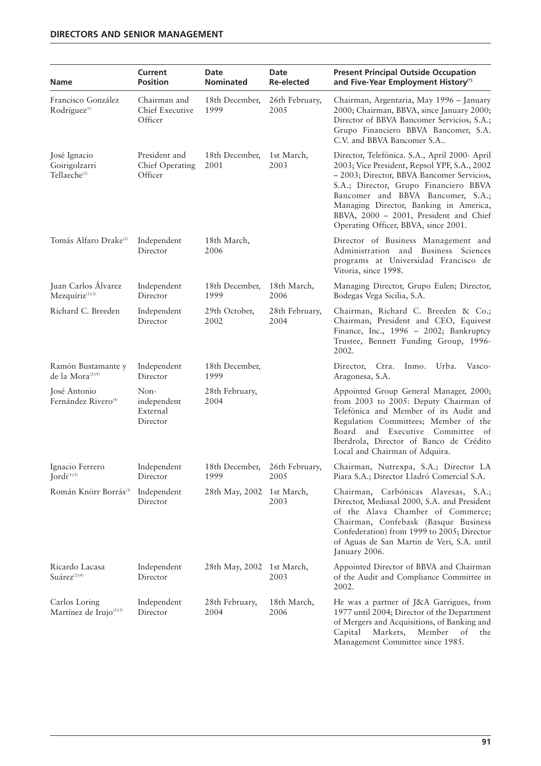## DIRECTORS AND SENIOR MANAGEMENT

| Name | Current Position | Date Nominated | Date Re-elected | Present Principal Outside Occupation and Five-Year Employment History(*) |
|---|---|---|---|---|
| Francisco González Rodríguez[1] | Chairman and Chief Executive Officer | 18th December, 1999 | 26th February, 2005 | Chairman, Argentaria, May 1996 – January 2000; Chairman, BBVA, since January 2000; Director of BBVA Bancomer Servicios, S.A.; Grupo Financiero BBVA Bancomer, S.A. C.V. and BBVA Bancomer S.A.. |
| José Ignacio Goirigolzarri Tellaeche[1] | President and Chief Operating Officer | 18th December, 2001 | 1st March, 2003 | Director, Telefónica. S.A., April 2000- April 2003; Vice President, Repsol YPF, S.A., 2002 – 2003; Director, BBVA Bancomer Servicios, S.A.; Director, Grupo Financiero BBVA Bancomer and BBVA Bancomer, S.A.; Managing Director, Banking in America, BBVA, 2000 – 2001, President and Chief Operating Officer, BBVA, since 2001. |
| Tomás Alfaro Drake[2] | Independent Director | 18th March, 2006 | | Director of Business Management and Administration and Business Sciences programs at Universidad Francisco de Vitoria, since 1998. |
| Juan Carlos Álvarez Mezquíriz[1][3] | Independent Director | 18th December, 1999 | 18th March, 2006 | Managing Director, Grupo Eulen; Director, Bodegas Vega Sicilia, S.A. |
| Richard C. Breeden | Independent Director | 29th October, 2002 | 28th February, 2004 | Chairman, Richard C. Breeden & Co.; Chairman, President and CEO, Equivest Finance, Inc., 1996 – 2002; Bankruptcy Trustee, Bennett Funding Group, 1996-2002. |
| Ramón Bustamante y de la Mora[2][4] | Independent Director | 18th December, 1999 | | Director, Ctra. Inmo. Urba. Vasco-Aragonesa, S.A. |
| José Antonio Fernández Rivero[4] | Non-independent External Director | 28th February, 2004 | | Appointed Group General Manager, 2000; from 2003 to 2005: Deputy Chairman of Telefónica and Member of its Audit and Regulation Committees; Member of the Board and Executive Committee of Iberdrola, Director of Banco de Crédito Local and Chairman of Adquira. |
| Ignacio Ferrero Jordi[1][3] | Independent Director | 18th December, 1999 | 26th February, 2005 | Chairman, Nutrexpa, S.A.; Director LA Piara S.A.; Director Lladró Comercial S.A. |
| Román Knörr Borrás[1] | Independent Director | 28th May, 2002 | 1st March, 2003 | Chairman, Carbónicas Alavesas, S.A.; Director, Mediasal 2000, S.A. and President of the Alava Chamber of Commerce; Chairman, Confebask (Basque Business Confederation) from 1999 to 2005; Director of Aguas de San Martin de Veri, S.A. until January 2006. |
| Ricardo Lacasa Suárez[2][4] | Independent Director | 28th May, 2002 | 1st March, 2003 | Appointed Director of BBVA and Chairman of the Audit and Compliance Committee in 2002. |
| Carlos Loring Martínez de Irujo[2][3] | Independent Director | 28th February, 2004 | 18th March, 2006 | He was a partner of J&A Garrigues, from 1977 until 2004; Director of the Department of Mergers and Acquisitions, of Banking and Capital Markets, Member of the Management Committee since 1985. |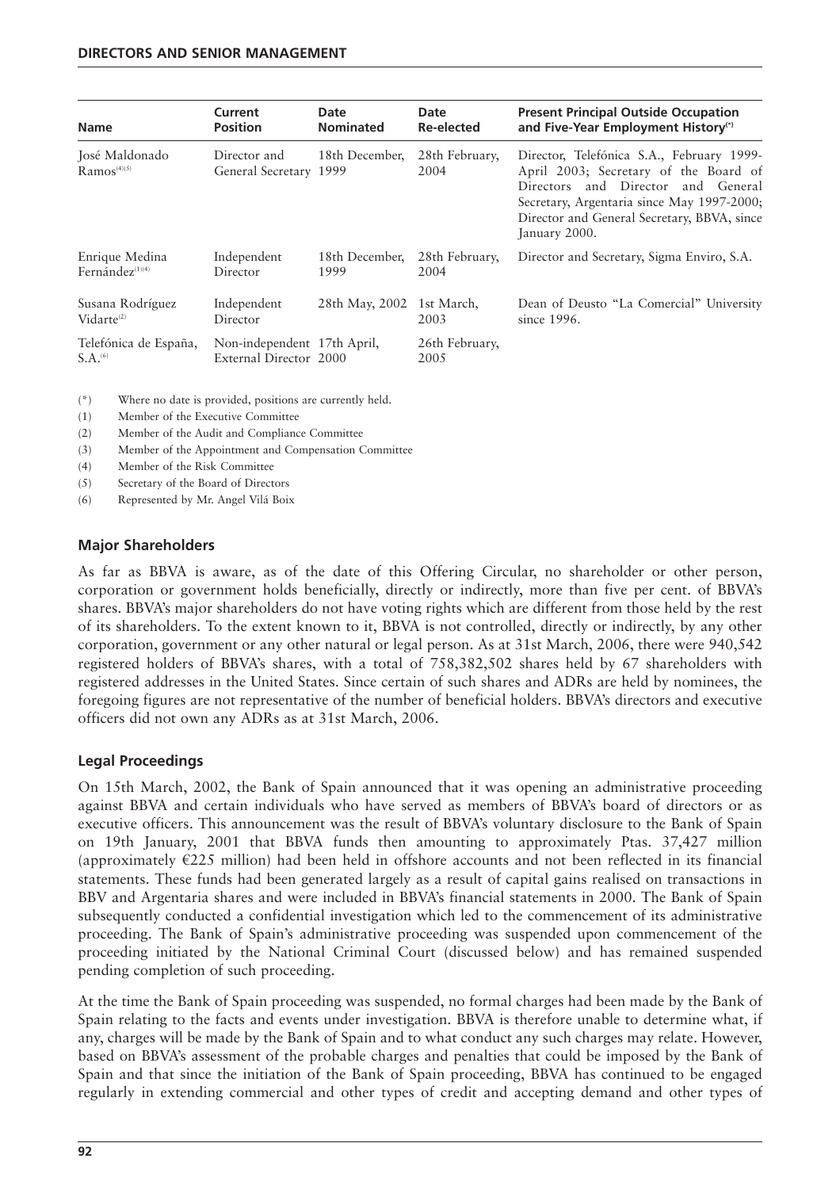| Name | Current Position | Date Nominated | Date Re-elected | Present Principal Outside Occupation and Five-Year Employment History[(*)] |
|---|---|---|---|---|
| José Maldonado Ramos[(4)(5)] | Director and General Secretary | 18th December, 1999 | 28th February, 2004 | Director, Telefónica S.A., February 1999-April 2003; Secretary of the Board of Directors and Director and General Secretary, Argentaria since May 1997-2000; Director and General Secretary, BBVA, since January 2000. |
| Enrique Medina Fernández[(1)(4)] | Independent Director | 18th December, 1999 | 28th February, 2004 | Director and Secretary, Sigma Enviro, S.A. |
| Susana Rodríguez Vidarte[(2)] | Independent Director | 28th May, 2002 | 1st March, 2003 | Dean of Deusto "La Comercial" University since 1996. |
| Telefónica de España, S.A.[(6)] | Non-independent External Director | 17th April, 2000 | 26th February, 2005 | |

(*) Where no date is provided, positions are currently held.

(1) Member of the Executive Committee

(2) Member of the Audit and Compliance Committee

(3) Member of the Appointment and Compensation Committee

(4) Member of the Risk Committee

(5) Secretary of the Board of Directors

(6) Represented by Mr. Angel Vilá Boix

## Major Shareholders

As far as BBVA is aware, as of the date of this Offering Circular, no shareholder or other person, corporation or government holds beneficially, directly or indirectly, more than five per cent. of BBVA's shares. BBVA's major shareholders do not have voting rights which are different from those held by the rest of its shareholders. To the extent known to it, BBVA is not controlled, directly or indirectly, by any other corporation, government or any other natural or legal person. As at 31st March, 2006, there were 940,542 registered holders of BBVA's shares, with a total of 758,382,502 shares held by 67 shareholders with registered addresses in the United States. Since certain of such shares and ADRs are held by nominees, the foregoing figures are not representative of the number of beneficial holders. BBVA's directors and executive officers did not own any ADRs as at 31st March, 2006.

## Legal Proceedings

On 15th March, 2002, the Bank of Spain announced that it was opening an administrative proceeding against BBVA and certain individuals who have served as members of BBVA's board of directors or as executive officers. This announcement was the result of BBVA's voluntary disclosure to the Bank of Spain on 19th January, 2001 that BBVA funds then amounting to approximately Ptas. 37,427 million (approximately €225 million) had been held in offshore accounts and not been reflected in its financial statements. These funds had been generated largely as a result of capital gains realised on transactions in BBV and Argentaria shares and were included in BBVA's financial statements in 2000. The Bank of Spain subsequently conducted a confidential investigation which led to the commencement of its administrative proceeding. The Bank of Spain's administrative proceeding was suspended upon commencement of the proceeding initiated by the National Criminal Court (discussed below) and has remained suspended pending completion of such proceeding.

At the time the Bank of Spain proceeding was suspended, no formal charges had been made by the Bank of Spain relating to the facts and events under investigation. BBVA is therefore unable to determine what, if any, charges will be made by the Bank of Spain and to what conduct any such charges may relate. However, based on BBVA's assessment of the probable charges and penalties that could be imposed by the Bank of Spain and that since the initiation of the Bank of Spain proceeding, BBVA has continued to be engaged regularly in extending commercial and other types of credit and accepting demand and other types of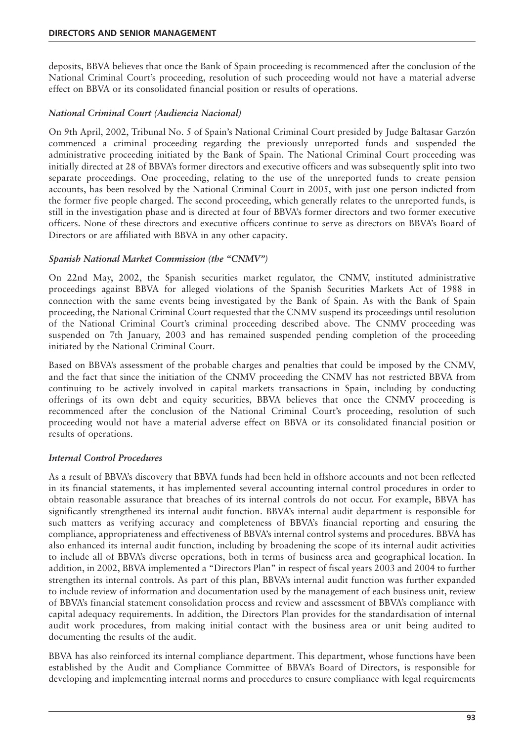deposits, BBVA believes that once the Bank of Spain proceeding is recommenced after the conclusion of the National Criminal Court's proceeding, resolution of such proceeding would not have a material adverse effect on BBVA or its consolidated financial position or results of operations.

### *National Criminal Court (Audiencia Nacional)*

On 9th April, 2002, Tribunal No. 5 of Spain's National Criminal Court presided by Judge Baltasar Garzón commenced a criminal proceeding regarding the previously unreported funds and suspended the administrative proceeding initiated by the Bank of Spain. The National Criminal Court proceeding was initially directed at 28 of BBVA's former directors and executive officers and was subsequently split into two separate proceedings. One proceeding, relating to the use of the unreported funds to create pension accounts, has been resolved by the National Criminal Court in 2005, with just one person indicted from the former five people charged. The second proceeding, which generally relates to the unreported funds, is still in the investigation phase and is directed at four of BBVA's former directors and two former executive officers. None of these directors and executive officers continue to serve as directors on BBVA's Board of Directors or are affiliated with BBVA in any other capacity.

### *Spanish National Market Commission (the "CNMV")*

On 22nd May, 2002, the Spanish securities market regulator, the CNMV, instituted administrative proceedings against BBVA for alleged violations of the Spanish Securities Markets Act of 1988 in connection with the same events being investigated by the Bank of Spain. As with the Bank of Spain proceeding, the National Criminal Court requested that the CNMV suspend its proceedings until resolution of the National Criminal Court's criminal proceeding described above. The CNMV proceeding was suspended on 7th January, 2003 and has remained suspended pending completion of the proceeding initiated by the National Criminal Court.

Based on BBVA's assessment of the probable charges and penalties that could be imposed by the CNMV, and the fact that since the initiation of the CNMV proceeding the CNMV has not restricted BBVA from continuing to be actively involved in capital markets transactions in Spain, including by conducting offerings of its own debt and equity securities, BBVA believes that once the CNMV proceeding is recommenced after the conclusion of the National Criminal Court's proceeding, resolution of such proceeding would not have a material adverse effect on BBVA or its consolidated financial position or results of operations.

### *Internal Control Procedures*

As a result of BBVA's discovery that BBVA funds had been held in offshore accounts and not been reflected in its financial statements, it has implemented several accounting internal control procedures in order to obtain reasonable assurance that breaches of its internal controls do not occur. For example, BBVA has significantly strengthened its internal audit function. BBVA's internal audit department is responsible for such matters as verifying accuracy and completeness of BBVA's financial reporting and ensuring the compliance, appropriateness and effectiveness of BBVA's internal control systems and procedures. BBVA has also enhanced its internal audit function, including by broadening the scope of its internal audit activities to include all of BBVA's diverse operations, both in terms of business area and geographical location. In addition, in 2002, BBVA implemented a "Directors Plan" in respect of fiscal years 2003 and 2004 to further strengthen its internal controls. As part of this plan, BBVA's internal audit function was further expanded to include review of information and documentation used by the management of each business unit, review of BBVA's financial statement consolidation process and review and assessment of BBVA's compliance with capital adequacy requirements. In addition, the Directors Plan provides for the standardisation of internal audit work procedures, from making initial contact with the business area or unit being audited to documenting the results of the audit.

BBVA has also reinforced its internal compliance department. This department, whose functions have been established by the Audit and Compliance Committee of BBVA's Board of Directors, is responsible for developing and implementing internal norms and procedures to ensure compliance with legal requirements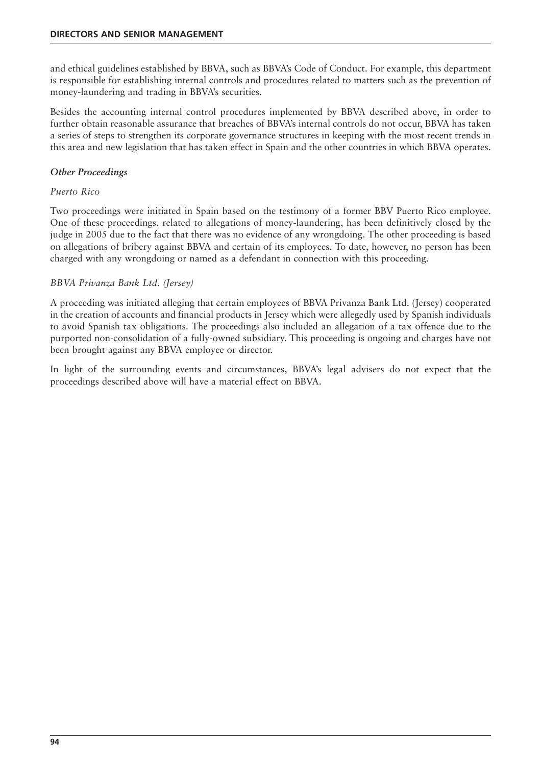and ethical guidelines established by BBVA, such as BBVA's Code of Conduct. For example, this department is responsible for establishing internal controls and procedures related to matters such as the prevention of money-laundering and trading in BBVA's securities.

Besides the accounting internal control procedures implemented by BBVA described above, in order to further obtain reasonable assurance that breaches of BBVA's internal controls do not occur, BBVA has taken a series of steps to strengthen its corporate governance structures in keeping with the most recent trends in this area and new legislation that has taken effect in Spain and the other countries in which BBVA operates.

### *Other Proceedings*

*Puerto Rico*

Two proceedings were initiated in Spain based on the testimony of a former BBV Puerto Rico employee. One of these proceedings, related to allegations of money-laundering, has been definitively closed by the judge in 2005 due to the fact that there was no evidence of any wrongdoing. The other proceeding is based on allegations of bribery against BBVA and certain of its employees. To date, however, no person has been charged with any wrongdoing or named as a defendant in connection with this proceeding.

*BBVA Privanza Bank Ltd. (Jersey)*

A proceeding was initiated alleging that certain employees of BBVA Privanza Bank Ltd. (Jersey) cooperated in the creation of accounts and financial products in Jersey which were allegedly used by Spanish individuals to avoid Spanish tax obligations. The proceedings also included an allegation of a tax offence due to the purported non-consolidation of a fully-owned subsidiary. This proceeding is ongoing and charges have not been brought against any BBVA employee or director.

In light of the surrounding events and circumstances, BBVA's legal advisers do not expect that the proceedings described above will have a material effect on BBVA.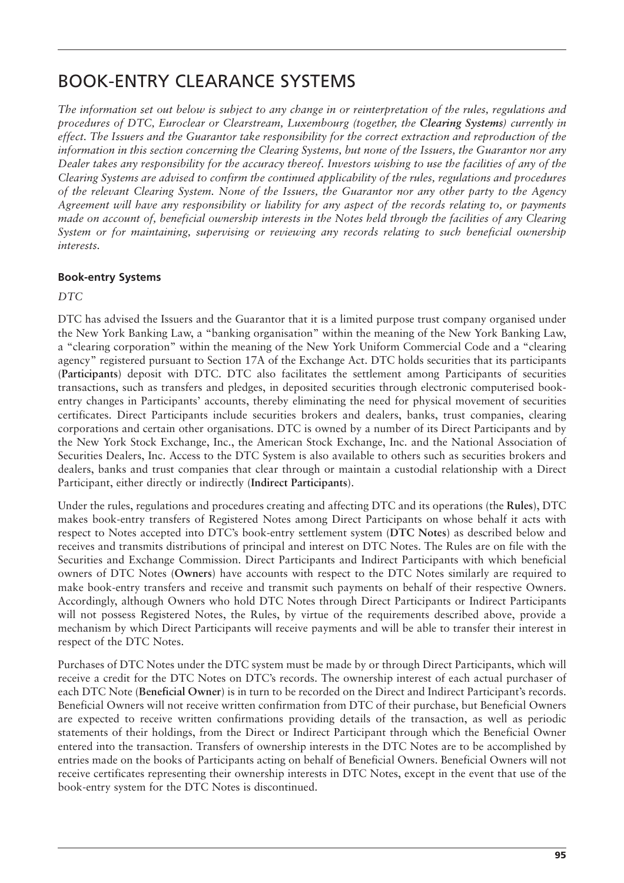# BOOK-ENTRY CLEARANCE SYSTEMS

*The information set out below is subject to any change in or reinterpretation of the rules, regulations and procedures of DTC, Euroclear or Clearstream, Luxembourg (together, the* ***Clearing Systems****) currently in effect. The Issuers and the Guarantor take responsibility for the correct extraction and reproduction of the information in this section concerning the Clearing Systems, but none of the Issuers, the Guarantor nor any Dealer takes any responsibility for the accuracy thereof. Investors wishing to use the facilities of any of the Clearing Systems are advised to confirm the continued applicability of the rules, regulations and procedures of the relevant Clearing System. None of the Issuers, the Guarantor nor any other party to the Agency Agreement will have any responsibility or liability for any aspect of the records relating to, or payments made on account of, beneficial ownership interests in the Notes held through the facilities of any Clearing System or for maintaining, supervising or reviewing any records relating to such beneficial ownership interests.*

### Book-entry Systems

*DTC*

DTC has advised the Issuers and the Guarantor that it is a limited purpose trust company organised under the New York Banking Law, a "banking organisation" within the meaning of the New York Banking Law, a "clearing corporation" within the meaning of the New York Uniform Commercial Code and a "clearing agency" registered pursuant to Section 17A of the Exchange Act. DTC holds securities that its participants (**Participants**) deposit with DTC. DTC also facilitates the settlement among Participants of securities transactions, such as transfers and pledges, in deposited securities through electronic computerised book-entry changes in Participants' accounts, thereby eliminating the need for physical movement of securities certificates. Direct Participants include securities brokers and dealers, banks, trust companies, clearing corporations and certain other organisations. DTC is owned by a number of its Direct Participants and by the New York Stock Exchange, Inc., the American Stock Exchange, Inc. and the National Association of Securities Dealers, Inc. Access to the DTC System is also available to others such as securities brokers and dealers, banks and trust companies that clear through or maintain a custodial relationship with a Direct Participant, either directly or indirectly (**Indirect Participants**).

Under the rules, regulations and procedures creating and affecting DTC and its operations (the **Rules**), DTC makes book-entry transfers of Registered Notes among Direct Participants on whose behalf it acts with respect to Notes accepted into DTC's book-entry settlement system (**DTC Notes**) as described below and receives and transmits distributions of principal and interest on DTC Notes. The Rules are on file with the Securities and Exchange Commission. Direct Participants and Indirect Participants with which beneficial owners of DTC Notes (**Owners**) have accounts with respect to the DTC Notes similarly are required to make book-entry transfers and receive and transmit such payments on behalf of their respective Owners. Accordingly, although Owners who hold DTC Notes through Direct Participants or Indirect Participants will not possess Registered Notes, the Rules, by virtue of the requirements described above, provide a mechanism by which Direct Participants will receive payments and will be able to transfer their interest in respect of the DTC Notes.

Purchases of DTC Notes under the DTC system must be made by or through Direct Participants, which will receive a credit for the DTC Notes on DTC's records. The ownership interest of each actual purchaser of each DTC Note (**Beneficial Owner**) is in turn to be recorded on the Direct and Indirect Participant's records. Beneficial Owners will not receive written confirmation from DTC of their purchase, but Beneficial Owners are expected to receive written confirmations providing details of the transaction, as well as periodic statements of their holdings, from the Direct or Indirect Participant through which the Beneficial Owner entered into the transaction. Transfers of ownership interests in the DTC Notes are to be accomplished by entries made on the books of Participants acting on behalf of Beneficial Owners. Beneficial Owners will not receive certificates representing their ownership interests in DTC Notes, except in the event that use of the book-entry system for the DTC Notes is discontinued.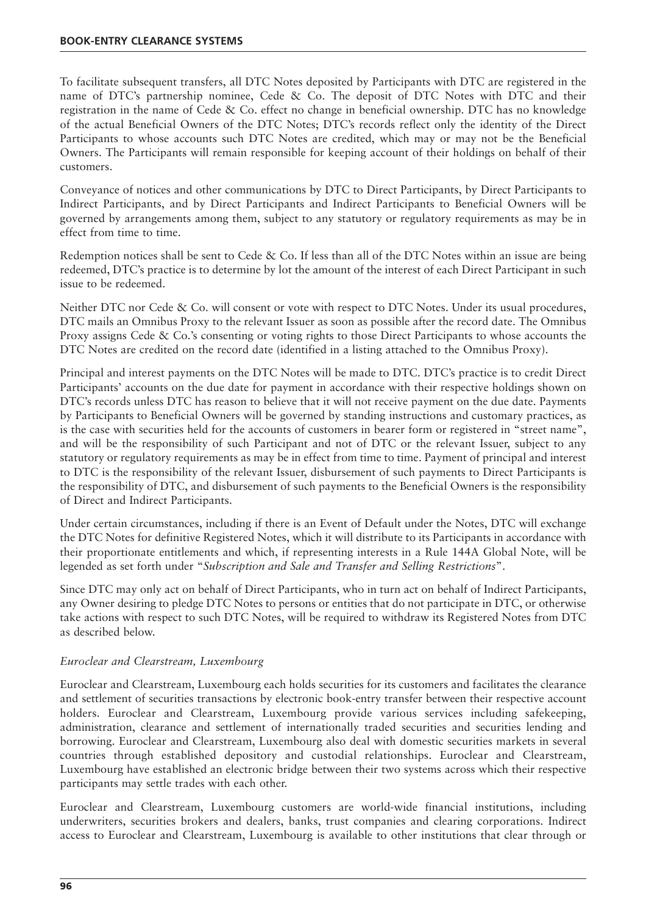To facilitate subsequent transfers, all DTC Notes deposited by Participants with DTC are registered in the name of DTC's partnership nominee, Cede & Co. The deposit of DTC Notes with DTC and their registration in the name of Cede & Co. effect no change in beneficial ownership. DTC has no knowledge of the actual Beneficial Owners of the DTC Notes; DTC's records reflect only the identity of the Direct Participants to whose accounts such DTC Notes are credited, which may or may not be the Beneficial Owners. The Participants will remain responsible for keeping account of their holdings on behalf of their customers.

Conveyance of notices and other communications by DTC to Direct Participants, by Direct Participants to Indirect Participants, and by Direct Participants and Indirect Participants to Beneficial Owners will be governed by arrangements among them, subject to any statutory or regulatory requirements as may be in effect from time to time.

Redemption notices shall be sent to Cede & Co. If less than all of the DTC Notes within an issue are being redeemed, DTC's practice is to determine by lot the amount of the interest of each Direct Participant in such issue to be redeemed.

Neither DTC nor Cede & Co. will consent or vote with respect to DTC Notes. Under its usual procedures, DTC mails an Omnibus Proxy to the relevant Issuer as soon as possible after the record date. The Omnibus Proxy assigns Cede & Co.'s consenting or voting rights to those Direct Participants to whose accounts the DTC Notes are credited on the record date (identified in a listing attached to the Omnibus Proxy).

Principal and interest payments on the DTC Notes will be made to DTC. DTC's practice is to credit Direct Participants' accounts on the due date for payment in accordance with their respective holdings shown on DTC's records unless DTC has reason to believe that it will not receive payment on the due date. Payments by Participants to Beneficial Owners will be governed by standing instructions and customary practices, as is the case with securities held for the accounts of customers in bearer form or registered in "street name", and will be the responsibility of such Participant and not of DTC or the relevant Issuer, subject to any statutory or regulatory requirements as may be in effect from time to time. Payment of principal and interest to DTC is the responsibility of the relevant Issuer, disbursement of such payments to Direct Participants is the responsibility of DTC, and disbursement of such payments to the Beneficial Owners is the responsibility of Direct and Indirect Participants.

Under certain circumstances, including if there is an Event of Default under the Notes, DTC will exchange the DTC Notes for definitive Registered Notes, which it will distribute to its Participants in accordance with their proportionate entitlements and which, if representing interests in a Rule 144A Global Note, will be legended as set forth under "*Subscription and Sale and Transfer and Selling Restrictions*".

Since DTC may only act on behalf of Direct Participants, who in turn act on behalf of Indirect Participants, any Owner desiring to pledge DTC Notes to persons or entities that do not participate in DTC, or otherwise take actions with respect to such DTC Notes, will be required to withdraw its Registered Notes from DTC as described below.

### *Euroclear and Clearstream, Luxembourg*

Euroclear and Clearstream, Luxembourg each holds securities for its customers and facilitates the clearance and settlement of securities transactions by electronic book-entry transfer between their respective account holders. Euroclear and Clearstream, Luxembourg provide various services including safekeeping, administration, clearance and settlement of internationally traded securities and securities lending and borrowing. Euroclear and Clearstream, Luxembourg also deal with domestic securities markets in several countries through established depository and custodial relationships. Euroclear and Clearstream, Luxembourg have established an electronic bridge between their two systems across which their respective participants may settle trades with each other.

Euroclear and Clearstream, Luxembourg customers are world-wide financial institutions, including underwriters, securities brokers and dealers, banks, trust companies and clearing corporations. Indirect access to Euroclear and Clearstream, Luxembourg is available to other institutions that clear through or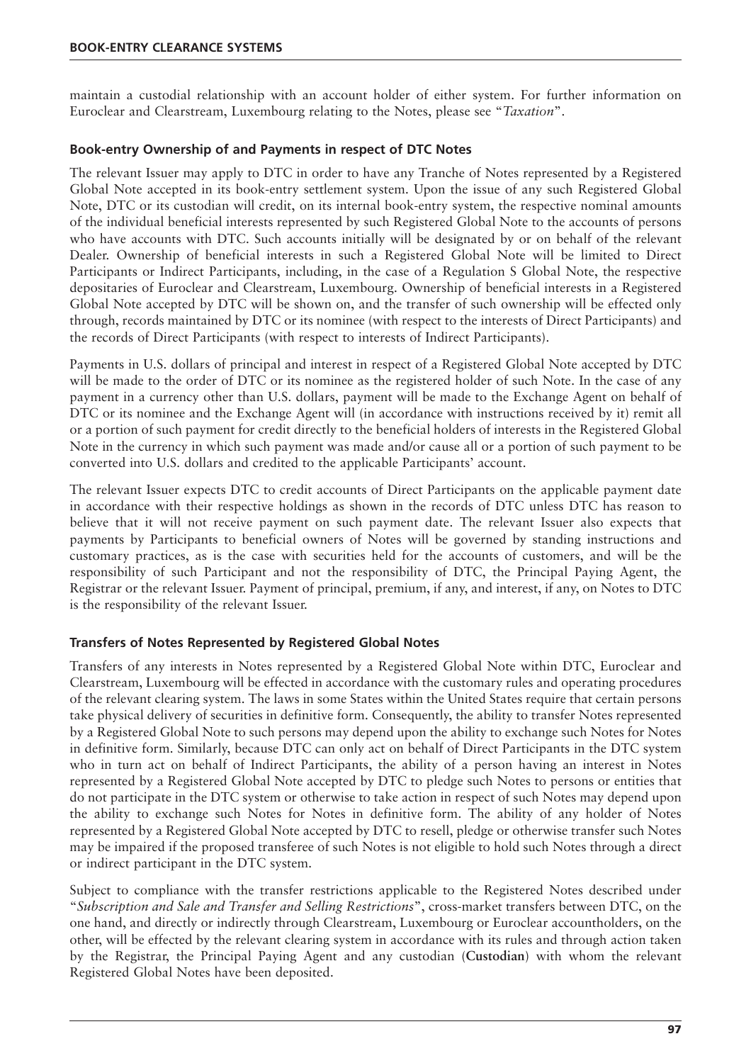maintain a custodial relationship with an account holder of either system. For further information on Euroclear and Clearstream, Luxembourg relating to the Notes, please see "*Taxation*".

### Book-entry Ownership of and Payments in respect of DTC Notes

The relevant Issuer may apply to DTC in order to have any Tranche of Notes represented by a Registered Global Note accepted in its book-entry settlement system. Upon the issue of any such Registered Global Note, DTC or its custodian will credit, on its internal book-entry system, the respective nominal amounts of the individual beneficial interests represented by such Registered Global Note to the accounts of persons who have accounts with DTC. Such accounts initially will be designated by or on behalf of the relevant Dealer. Ownership of beneficial interests in such a Registered Global Note will be limited to Direct Participants or Indirect Participants, including, in the case of a Regulation S Global Note, the respective depositaries of Euroclear and Clearstream, Luxembourg. Ownership of beneficial interests in a Registered Global Note accepted by DTC will be shown on, and the transfer of such ownership will be effected only through, records maintained by DTC or its nominee (with respect to the interests of Direct Participants) and the records of Direct Participants (with respect to interests of Indirect Participants).

Payments in U.S. dollars of principal and interest in respect of a Registered Global Note accepted by DTC will be made to the order of DTC or its nominee as the registered holder of such Note. In the case of any payment in a currency other than U.S. dollars, payment will be made to the Exchange Agent on behalf of DTC or its nominee and the Exchange Agent will (in accordance with instructions received by it) remit all or a portion of such payment for credit directly to the beneficial holders of interests in the Registered Global Note in the currency in which such payment was made and/or cause all or a portion of such payment to be converted into U.S. dollars and credited to the applicable Participants' account.

The relevant Issuer expects DTC to credit accounts of Direct Participants on the applicable payment date in accordance with their respective holdings as shown in the records of DTC unless DTC has reason to believe that it will not receive payment on such payment date. The relevant Issuer also expects that payments by Participants to beneficial owners of Notes will be governed by standing instructions and customary practices, as is the case with securities held for the accounts of customers, and will be the responsibility of such Participant and not the responsibility of DTC, the Principal Paying Agent, the Registrar or the relevant Issuer. Payment of principal, premium, if any, and interest, if any, on Notes to DTC is the responsibility of the relevant Issuer.

### Transfers of Notes Represented by Registered Global Notes

Transfers of any interests in Notes represented by a Registered Global Note within DTC, Euroclear and Clearstream, Luxembourg will be effected in accordance with the customary rules and operating procedures of the relevant clearing system. The laws in some States within the United States require that certain persons take physical delivery of securities in definitive form. Consequently, the ability to transfer Notes represented by a Registered Global Note to such persons may depend upon the ability to exchange such Notes for Notes in definitive form. Similarly, because DTC can only act on behalf of Direct Participants in the DTC system who in turn act on behalf of Indirect Participants, the ability of a person having an interest in Notes represented by a Registered Global Note accepted by DTC to pledge such Notes to persons or entities that do not participate in the DTC system or otherwise to take action in respect of such Notes may depend upon the ability to exchange such Notes for Notes in definitive form. The ability of any holder of Notes represented by a Registered Global Note accepted by DTC to resell, pledge or otherwise transfer such Notes may be impaired if the proposed transferee of such Notes is not eligible to hold such Notes through a direct or indirect participant in the DTC system.

Subject to compliance with the transfer restrictions applicable to the Registered Notes described under "*Subscription and Sale and Transfer and Selling Restrictions*", cross-market transfers between DTC, on the one hand, and directly or indirectly through Clearstream, Luxembourg or Euroclear accountholders, on the other, will be effected by the relevant clearing system in accordance with its rules and through action taken by the Registrar, the Principal Paying Agent and any custodian (**Custodian**) with whom the relevant Registered Global Notes have been deposited.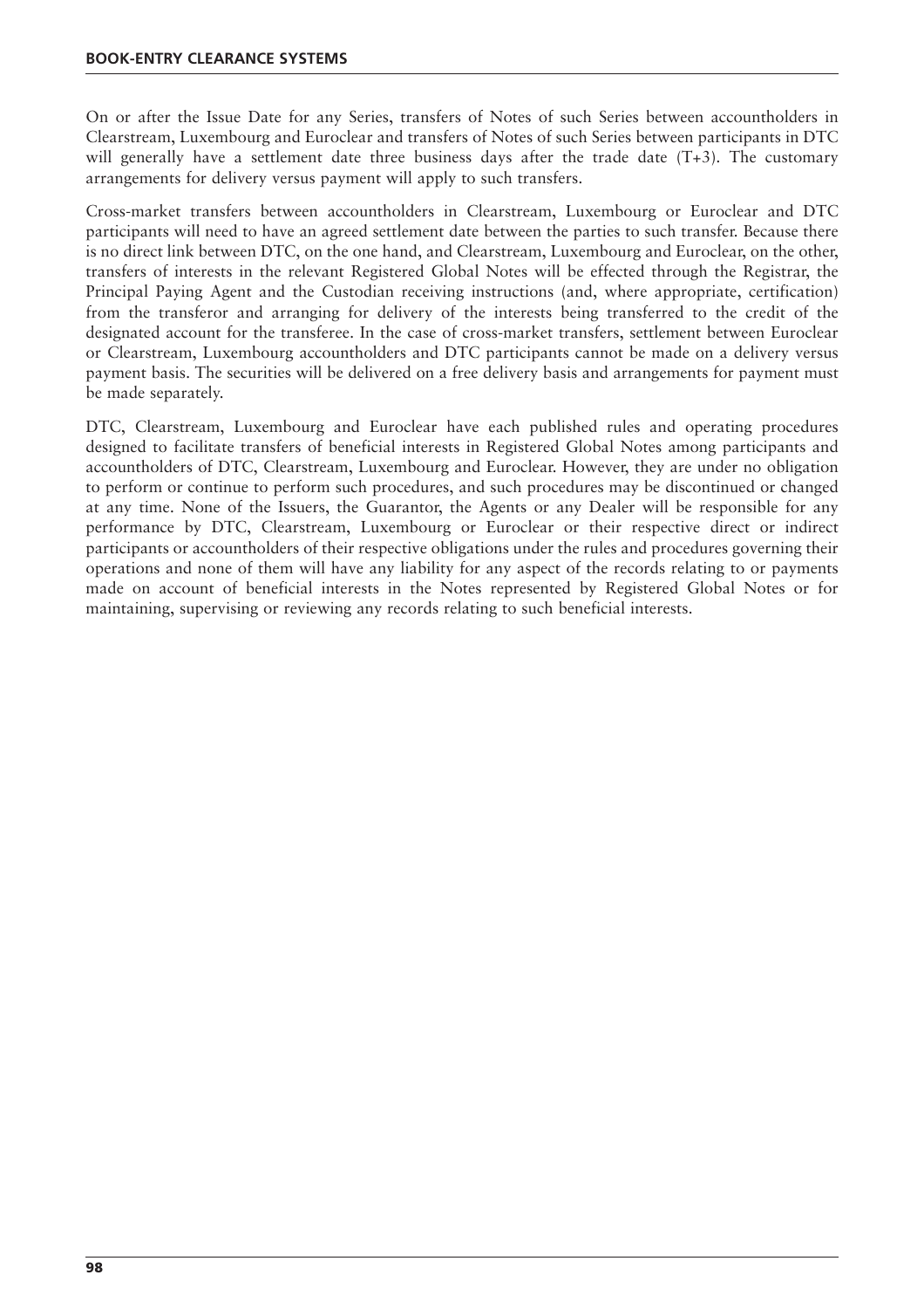On or after the Issue Date for any Series, transfers of Notes of such Series between accountholders in Clearstream, Luxembourg and Euroclear and transfers of Notes of such Series between participants in DTC will generally have a settlement date three business days after the trade date (T+3). The customary arrangements for delivery versus payment will apply to such transfers.

Cross-market transfers between accountholders in Clearstream, Luxembourg or Euroclear and DTC participants will need to have an agreed settlement date between the parties to such transfer. Because there is no direct link between DTC, on the one hand, and Clearstream, Luxembourg and Euroclear, on the other, transfers of interests in the relevant Registered Global Notes will be effected through the Registrar, the Principal Paying Agent and the Custodian receiving instructions (and, where appropriate, certification) from the transferor and arranging for delivery of the interests being transferred to the credit of the designated account for the transferee. In the case of cross-market transfers, settlement between Euroclear or Clearstream, Luxembourg accountholders and DTC participants cannot be made on a delivery versus payment basis. The securities will be delivered on a free delivery basis and arrangements for payment must be made separately.

DTC, Clearstream, Luxembourg and Euroclear have each published rules and operating procedures designed to facilitate transfers of beneficial interests in Registered Global Notes among participants and accountholders of DTC, Clearstream, Luxembourg and Euroclear. However, they are under no obligation to perform or continue to perform such procedures, and such procedures may be discontinued or changed at any time. None of the Issuers, the Guarantor, the Agents or any Dealer will be responsible for any performance by DTC, Clearstream, Luxembourg or Euroclear or their respective direct or indirect participants or accountholders of their respective obligations under the rules and procedures governing their operations and none of them will have any liability for any aspect of the records relating to or payments made on account of beneficial interests in the Notes represented by Registered Global Notes or for maintaining, supervising or reviewing any records relating to such beneficial interests.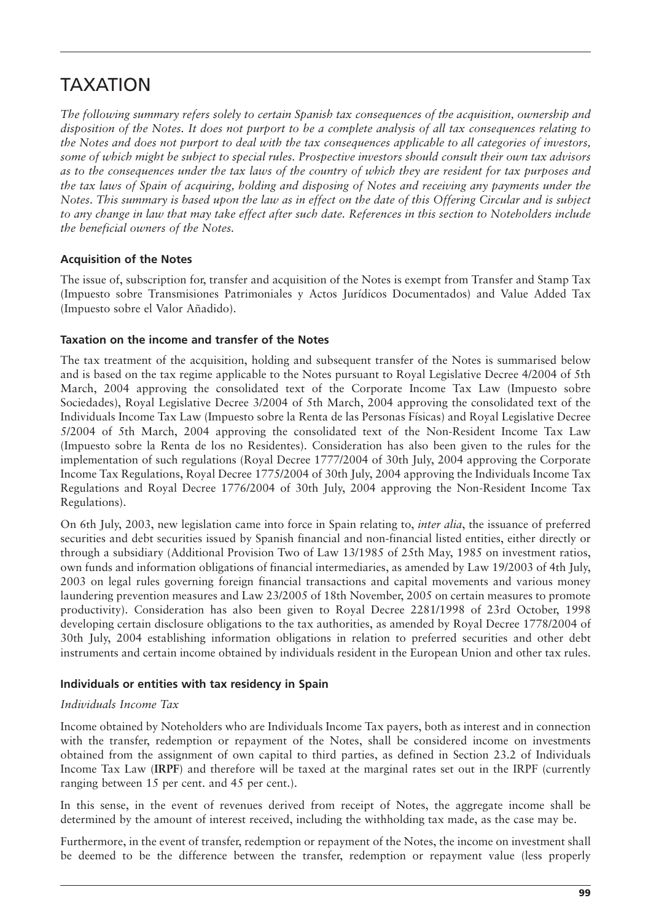# TAXATION

*The following summary refers solely to certain Spanish tax consequences of the acquisition, ownership and disposition of the Notes. It does not purport to be a complete analysis of all tax consequences relating to the Notes and does not purport to deal with the tax consequences applicable to all categories of investors, some of which might be subject to special rules. Prospective investors should consult their own tax advisors as to the consequences under the tax laws of the country of which they are resident for tax purposes and the tax laws of Spain of acquiring, holding and disposing of Notes and receiving any payments under the Notes. This summary is based upon the law as in effect on the date of this Offering Circular and is subject to any change in law that may take effect after such date. References in this section to Noteholders include the beneficial owners of the Notes.*

### Acquisition of the Notes

The issue of, subscription for, transfer and acquisition of the Notes is exempt from Transfer and Stamp Tax (Impuesto sobre Transmisiones Patrimoniales y Actos Jurídicos Documentados) and Value Added Tax (Impuesto sobre el Valor Añadido).

### Taxation on the income and transfer of the Notes

The tax treatment of the acquisition, holding and subsequent transfer of the Notes is summarised below and is based on the tax regime applicable to the Notes pursuant to Royal Legislative Decree 4/2004 of 5th March, 2004 approving the consolidated text of the Corporate Income Tax Law (Impuesto sobre Sociedades), Royal Legislative Decree 3/2004 of 5th March, 2004 approving the consolidated text of the Individuals Income Tax Law (Impuesto sobre la Renta de las Personas Físicas) and Royal Legislative Decree 5/2004 of 5th March, 2004 approving the consolidated text of the Non-Resident Income Tax Law (Impuesto sobre la Renta de los no Residentes). Consideration has also been given to the rules for the implementation of such regulations (Royal Decree 1777/2004 of 30th July, 2004 approving the Corporate Income Tax Regulations, Royal Decree 1775/2004 of 30th July, 2004 approving the Individuals Income Tax Regulations and Royal Decree 1776/2004 of 30th July, 2004 approving the Non-Resident Income Tax Regulations).

On 6th July, 2003, new legislation came into force in Spain relating to, *inter alia*, the issuance of preferred securities and debt securities issued by Spanish financial and non-financial listed entities, either directly or through a subsidiary (Additional Provision Two of Law 13/1985 of 25th May, 1985 on investment ratios, own funds and information obligations of financial intermediaries, as amended by Law 19/2003 of 4th July, 2003 on legal rules governing foreign financial transactions and capital movements and various money laundering prevention measures and Law 23/2005 of 18th November, 2005 on certain measures to promote productivity). Consideration has also been given to Royal Decree 2281/1998 of 23rd October, 1998 developing certain disclosure obligations to the tax authorities, as amended by Royal Decree 1778/2004 of 30th July, 2004 establishing information obligations in relation to preferred securities and other debt instruments and certain income obtained by individuals resident in the European Union and other tax rules.

### Individuals or entities with tax residency in Spain

*Individuals Income Tax*

Income obtained by Noteholders who are Individuals Income Tax payers, both as interest and in connection with the transfer, redemption or repayment of the Notes, shall be considered income on investments obtained from the assignment of own capital to third parties, as defined in Section 23.2 of Individuals Income Tax Law (**IRPF**) and therefore will be taxed at the marginal rates set out in the IRPF (currently ranging between 15 per cent. and 45 per cent.).

In this sense, in the event of revenues derived from receipt of Notes, the aggregate income shall be determined by the amount of interest received, including the withholding tax made, as the case may be.

Furthermore, in the event of transfer, redemption or repayment of the Notes, the income on investment shall be deemed to be the difference between the transfer, redemption or repayment value (less properly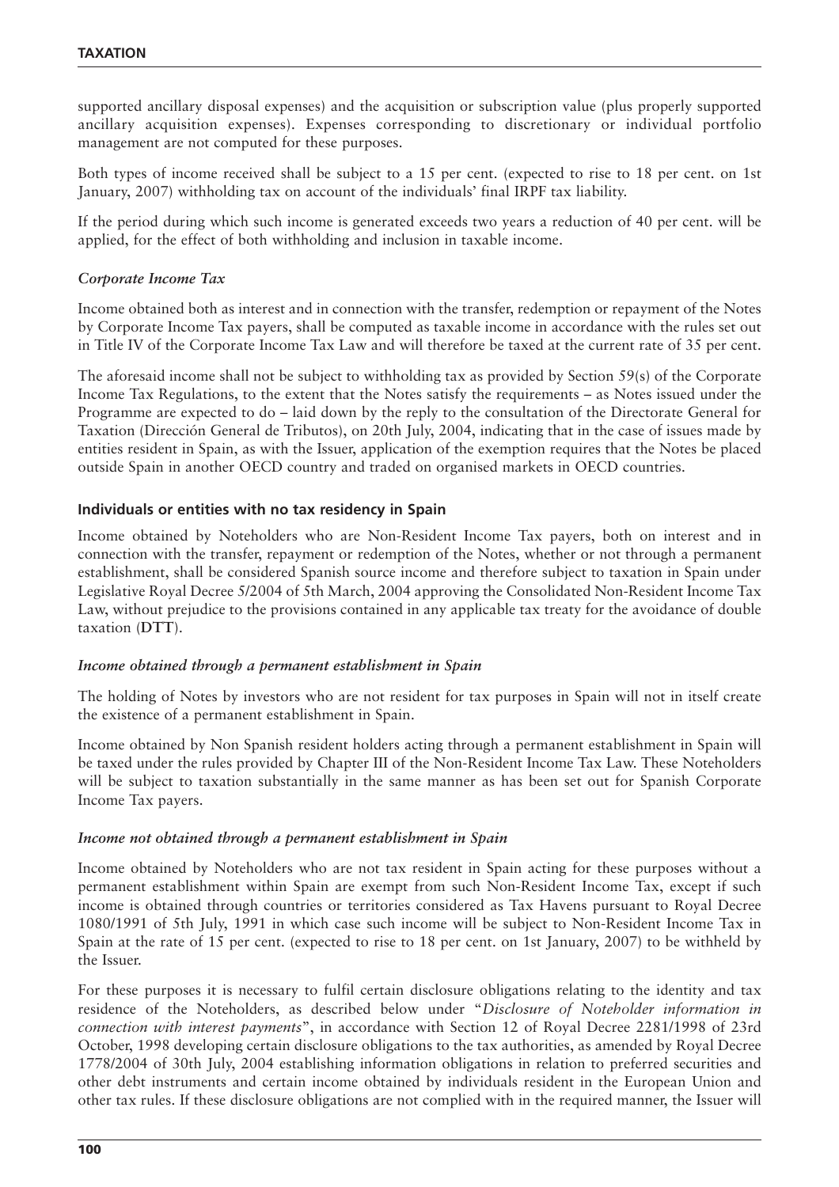supported ancillary disposal expenses) and the acquisition or subscription value (plus properly supported ancillary acquisition expenses). Expenses corresponding to discretionary or individual portfolio management are not computed for these purposes.

Both types of income received shall be subject to a 15 per cent. (expected to rise to 18 per cent. on 1st January, 2007) withholding tax on account of the individuals' final IRPF tax liability.

If the period during which such income is generated exceeds two years a reduction of 40 per cent. will be applied, for the effect of both withholding and inclusion in taxable income.

### *Corporate Income Tax*

Income obtained both as interest and in connection with the transfer, redemption or repayment of the Notes by Corporate Income Tax payers, shall be computed as taxable income in accordance with the rules set out in Title IV of the Corporate Income Tax Law and will therefore be taxed at the current rate of 35 per cent.

The aforesaid income shall not be subject to withholding tax as provided by Section 59(s) of the Corporate Income Tax Regulations, to the extent that the Notes satisfy the requirements – as Notes issued under the Programme are expected to do – laid down by the reply to the consultation of the Directorate General for Taxation (Dirección General de Tributos), on 20th July, 2004, indicating that in the case of issues made by entities resident in Spain, as with the Issuer, application of the exemption requires that the Notes be placed outside Spain in another OECD country and traded on organised markets in OECD countries.

## Individuals or entities with no tax residency in Spain

Income obtained by Noteholders who are Non-Resident Income Tax payers, both on interest and in connection with the transfer, repayment or redemption of the Notes, whether or not through a permanent establishment, shall be considered Spanish source income and therefore subject to taxation in Spain under Legislative Royal Decree 5/2004 of 5th March, 2004 approving the Consolidated Non-Resident Income Tax Law, without prejudice to the provisions contained in any applicable tax treaty for the avoidance of double taxation (**DTT**).

### *Income obtained through a permanent establishment in Spain*

The holding of Notes by investors who are not resident for tax purposes in Spain will not in itself create the existence of a permanent establishment in Spain.

Income obtained by Non Spanish resident holders acting through a permanent establishment in Spain will be taxed under the rules provided by Chapter III of the Non-Resident Income Tax Law. These Noteholders will be subject to taxation substantially in the same manner as has been set out for Spanish Corporate Income Tax payers.

### *Income not obtained through a permanent establishment in Spain*

Income obtained by Noteholders who are not tax resident in Spain acting for these purposes without a permanent establishment within Spain are exempt from such Non-Resident Income Tax, except if such income is obtained through countries or territories considered as Tax Havens pursuant to Royal Decree 1080/1991 of 5th July, 1991 in which case such income will be subject to Non-Resident Income Tax in Spain at the rate of 15 per cent. (expected to rise to 18 per cent. on 1st January, 2007) to be withheld by the Issuer.

For these purposes it is necessary to fulfil certain disclosure obligations relating to the identity and tax residence of the Noteholders, as described below under "*Disclosure of Noteholder information in connection with interest payments*", in accordance with Section 12 of Royal Decree 2281/1998 of 23rd October, 1998 developing certain disclosure obligations to the tax authorities, as amended by Royal Decree 1778/2004 of 30th July, 2004 establishing information obligations in relation to preferred securities and other debt instruments and certain income obtained by individuals resident in the European Union and other tax rules. If these disclosure obligations are not complied with in the required manner, the Issuer will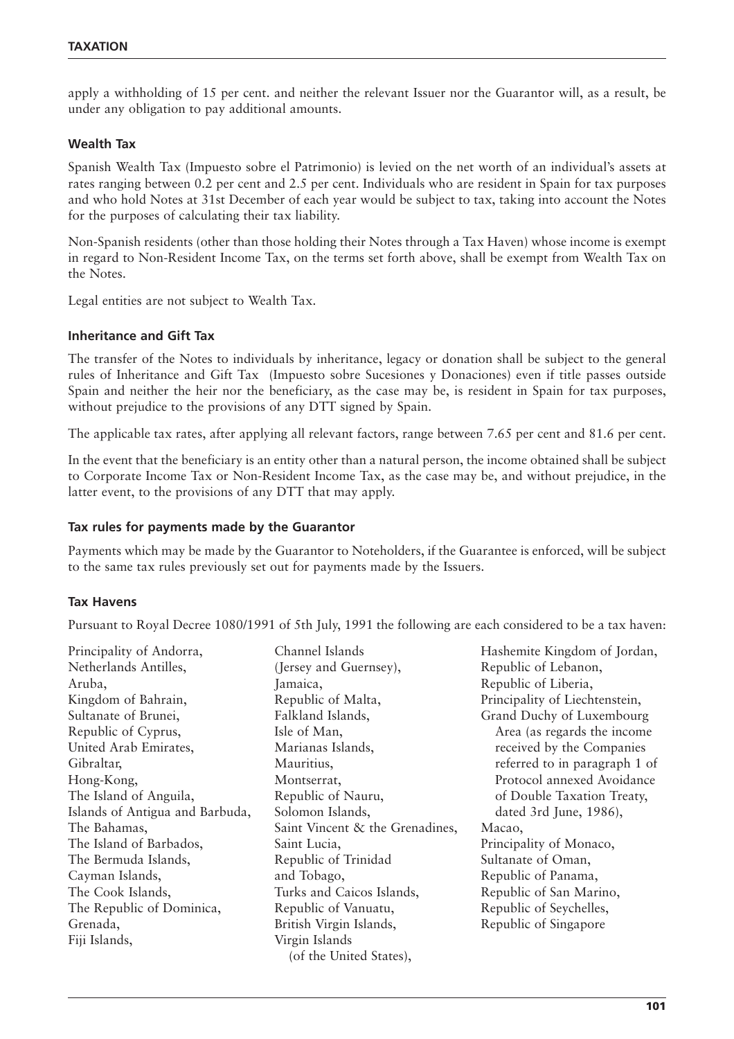apply a withholding of 15 per cent. and neither the relevant Issuer nor the Guarantor will, as a result, be under any obligation to pay additional amounts.

### Wealth Tax

Spanish Wealth Tax (Impuesto sobre el Patrimonio) is levied on the net worth of an individual's assets at rates ranging between 0.2 per cent and 2.5 per cent. Individuals who are resident in Spain for tax purposes and who hold Notes at 31st December of each year would be subject to tax, taking into account the Notes for the purposes of calculating their tax liability.

Non-Spanish residents (other than those holding their Notes through a Tax Haven) whose income is exempt in regard to Non-Resident Income Tax, on the terms set forth above, shall be exempt from Wealth Tax on the Notes.

Legal entities are not subject to Wealth Tax.

### Inheritance and Gift Tax

The transfer of the Notes to individuals by inheritance, legacy or donation shall be subject to the general rules of Inheritance and Gift Tax (Impuesto sobre Sucesiones y Donaciones) even if title passes outside Spain and neither the heir nor the beneficiary, as the case may be, is resident in Spain for tax purposes, without prejudice to the provisions of any DTT signed by Spain.

The applicable tax rates, after applying all relevant factors, range between 7.65 per cent and 81.6 per cent.

In the event that the beneficiary is an entity other than a natural person, the income obtained shall be subject to Corporate Income Tax or Non-Resident Income Tax, as the case may be, and without prejudice, in the latter event, to the provisions of any DTT that may apply.

### Tax rules for payments made by the Guarantor

Payments which may be made by the Guarantor to Noteholders, if the Guarantee is enforced, will be subject to the same tax rules previously set out for payments made by the Issuers.

### Tax Havens

Pursuant to Royal Decree 1080/1991 of 5th July, 1991 the following are each considered to be a tax haven:

Principality of Andorra,
Netherlands Antilles,
Aruba,
Kingdom of Bahrain,
Sultanate of Brunei,
Republic of Cyprus,
United Arab Emirates,
Gibraltar,
Hong-Kong,
The Island of Anguila,
Islands of Antigua and Barbuda,
The Bahamas,
The Island of Barbados,
The Bermuda Islands,
Cayman Islands,
The Cook Islands,
The Republic of Dominica,
Grenada,
Fiji Islands,
Channel Islands (Jersey and Guernsey),
Jamaica,
Republic of Malta,
Falkland Islands,
Isle of Man,
Marianas Islands,
Mauritius,
Montserrat,
Republic of Nauru,
Solomon Islands,
Saint Vincent & the Grenadines,
Saint Lucia,
Republic of Trinidad and Tobago,
Turks and Caicos Islands,
Republic of Vanuatu,
British Virgin Islands,
Virgin Islands (of the United States),
Hashemite Kingdom of Jordan,
Republic of Lebanon,
Republic of Liberia,
Principality of Liechtenstein,
Grand Duchy of Luxembourg Area (as regards the income received by the Companies referred to in paragraph 1 of Protocol annexed Avoidance of Double Taxation Treaty, dated 3rd June, 1986),
Macao,
Principality of Monaco,
Sultanate of Oman,
Republic of Panama,
Republic of San Marino,
Republic of Seychelles,
Republic of Singapore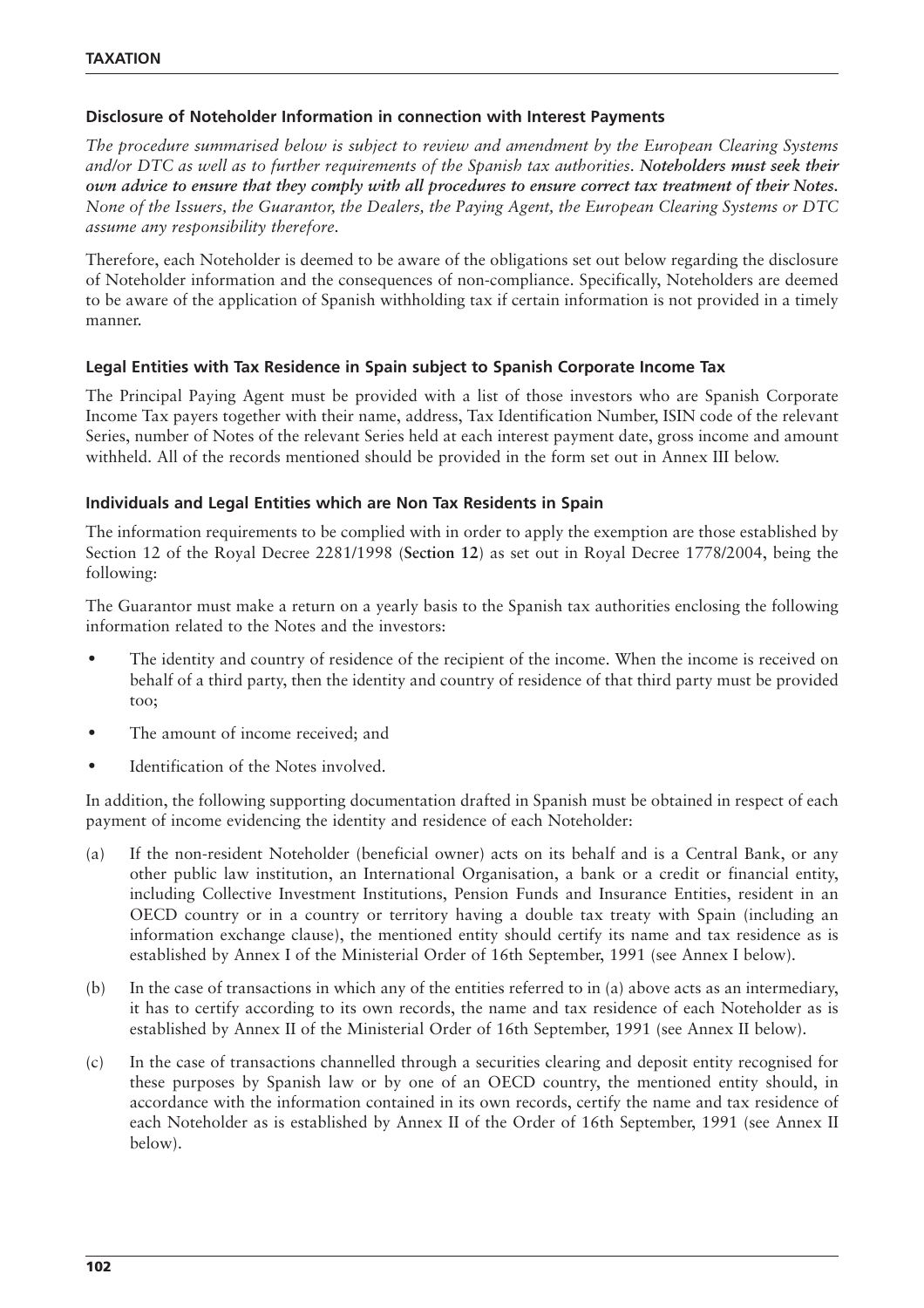## Disclosure of Noteholder Information in connection with Interest Payments

*The procedure summarised below is subject to review and amendment by the European Clearing Systems and/or DTC as well as to further requirements of the Spanish tax authorities.* ***Noteholders must seek their own advice to ensure that they comply with all procedures to ensure correct tax treatment of their Notes.*** *None of the Issuers, the Guarantor, the Dealers, the Paying Agent, the European Clearing Systems or DTC assume any responsibility therefore.*

Therefore, each Noteholder is deemed to be aware of the obligations set out below regarding the disclosure of Noteholder information and the consequences of non-compliance. Specifically, Noteholders are deemed to be aware of the application of Spanish withholding tax if certain information is not provided in a timely manner.

## Legal Entities with Tax Residence in Spain subject to Spanish Corporate Income Tax

The Principal Paying Agent must be provided with a list of those investors who are Spanish Corporate Income Tax payers together with their name, address, Tax Identification Number, ISIN code of the relevant Series, number of Notes of the relevant Series held at each interest payment date, gross income and amount withheld. All of the records mentioned should be provided in the form set out in Annex III below.

## Individuals and Legal Entities which are Non Tax Residents in Spain

The information requirements to be complied with in order to apply the exemption are those established by Section 12 of the Royal Decree 2281/1998 (**Section 12**) as set out in Royal Decree 1778/2004, being the following:

The Guarantor must make a return on a yearly basis to the Spanish tax authorities enclosing the following information related to the Notes and the investors:

- The identity and country of residence of the recipient of the income. When the income is received on behalf of a third party, then the identity and country of residence of that third party must be provided too;
- The amount of income received; and
- Identification of the Notes involved.

In addition, the following supporting documentation drafted in Spanish must be obtained in respect of each payment of income evidencing the identity and residence of each Noteholder:

(a) If the non-resident Noteholder (beneficial owner) acts on its behalf and is a Central Bank, or any other public law institution, an International Organisation, a bank or a credit or financial entity, including Collective Investment Institutions, Pension Funds and Insurance Entities, resident in an OECD country or in a country or territory having a double tax treaty with Spain (including an information exchange clause), the mentioned entity should certify its name and tax residence as is established by Annex I of the Ministerial Order of 16th September, 1991 (see Annex I below).

(b) In the case of transactions in which any of the entities referred to in (a) above acts as an intermediary, it has to certify according to its own records, the name and tax residence of each Noteholder as is established by Annex II of the Ministerial Order of 16th September, 1991 (see Annex II below).

(c) In the case of transactions channelled through a securities clearing and deposit entity recognised for these purposes by Spanish law or by one of an OECD country, the mentioned entity should, in accordance with the information contained in its own records, certify the name and tax residence of each Noteholder as is established by Annex II of the Order of 16th September, 1991 (see Annex II below).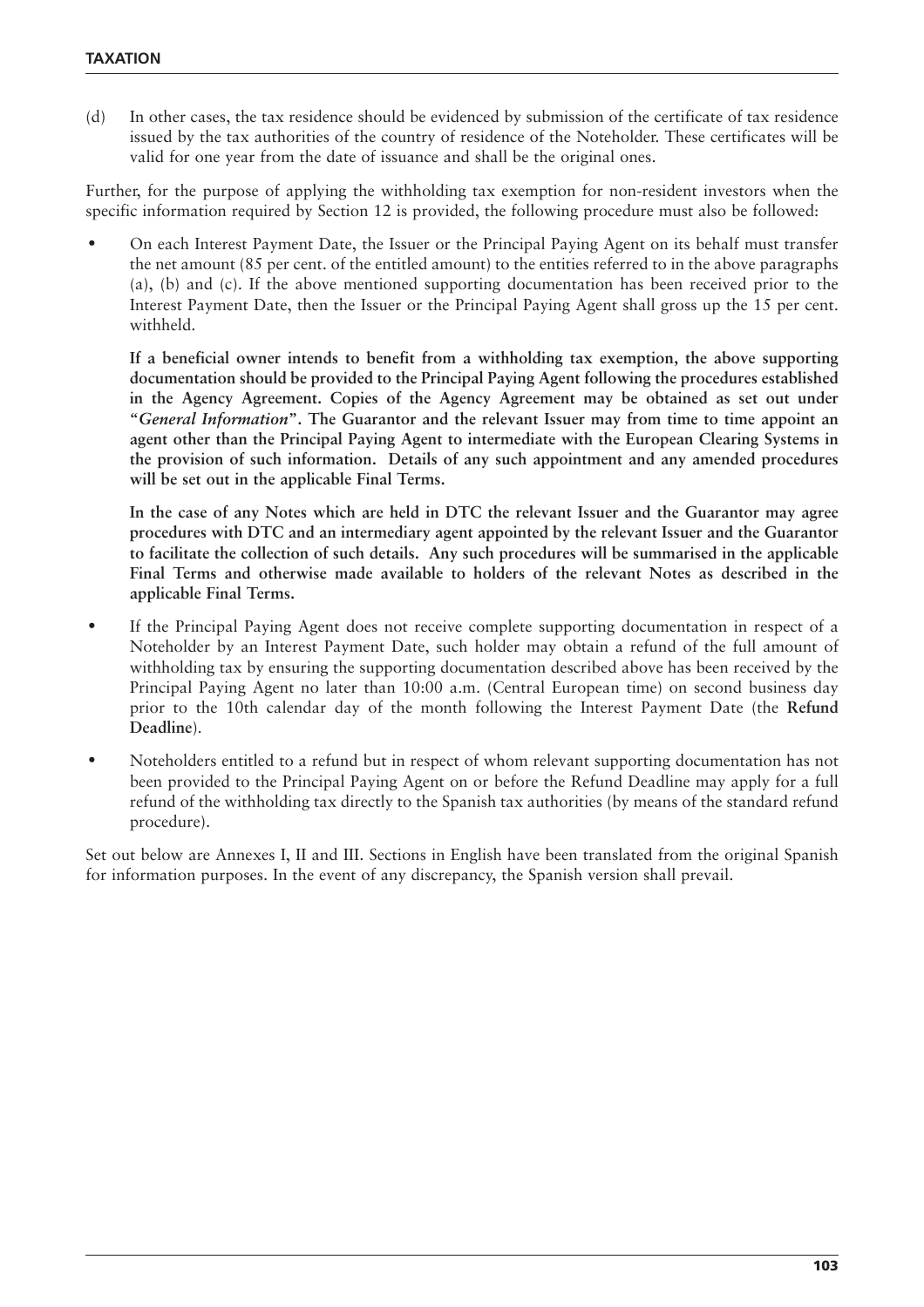(d) In other cases, the tax residence should be evidenced by submission of the certificate of tax residence issued by the tax authorities of the country of residence of the Noteholder. These certificates will be valid for one year from the date of issuance and shall be the original ones.

Further, for the purpose of applying the withholding tax exemption for non-resident investors when the specific information required by Section 12 is provided, the following procedure must also be followed:

- On each Interest Payment Date, the Issuer or the Principal Paying Agent on its behalf must transfer the net amount (85 per cent. of the entitled amount) to the entities referred to in the above paragraphs (a), (b) and (c). If the above mentioned supporting documentation has been received prior to the Interest Payment Date, then the Issuer or the Principal Paying Agent shall gross up the 15 per cent. withheld.

  **If a beneficial owner intends to benefit from a withholding tax exemption, the above supporting documentation should be provided to the Principal Paying Agent following the procedures established in the Agency Agreement. Copies of the Agency Agreement may be obtained as set out under "*General Information*". The Guarantor and the relevant Issuer may from time to time appoint an agent other than the Principal Paying Agent to intermediate with the European Clearing Systems in the provision of such information. Details of any such appointment and any amended procedures will be set out in the applicable Final Terms.**

  **In the case of any Notes which are held in DTC the relevant Issuer and the Guarantor may agree procedures with DTC and an intermediary agent appointed by the relevant Issuer and the Guarantor to facilitate the collection of such details. Any such procedures will be summarised in the applicable Final Terms and otherwise made available to holders of the relevant Notes as described in the applicable Final Terms.**

- If the Principal Paying Agent does not receive complete supporting documentation in respect of a Noteholder by an Interest Payment Date, such holder may obtain a refund of the full amount of withholding tax by ensuring the supporting documentation described above has been received by the Principal Paying Agent no later than 10:00 a.m. (Central European time) on second business day prior to the 10th calendar day of the month following the Interest Payment Date (the **Refund Deadline**).

- Noteholders entitled to a refund but in respect of whom relevant supporting documentation has not been provided to the Principal Paying Agent on or before the Refund Deadline may apply for a full refund of the withholding tax directly to the Spanish tax authorities (by means of the standard refund procedure).

Set out below are Annexes I, II and III. Sections in English have been translated from the original Spanish for information purposes. In the event of any discrepancy, the Spanish version shall prevail.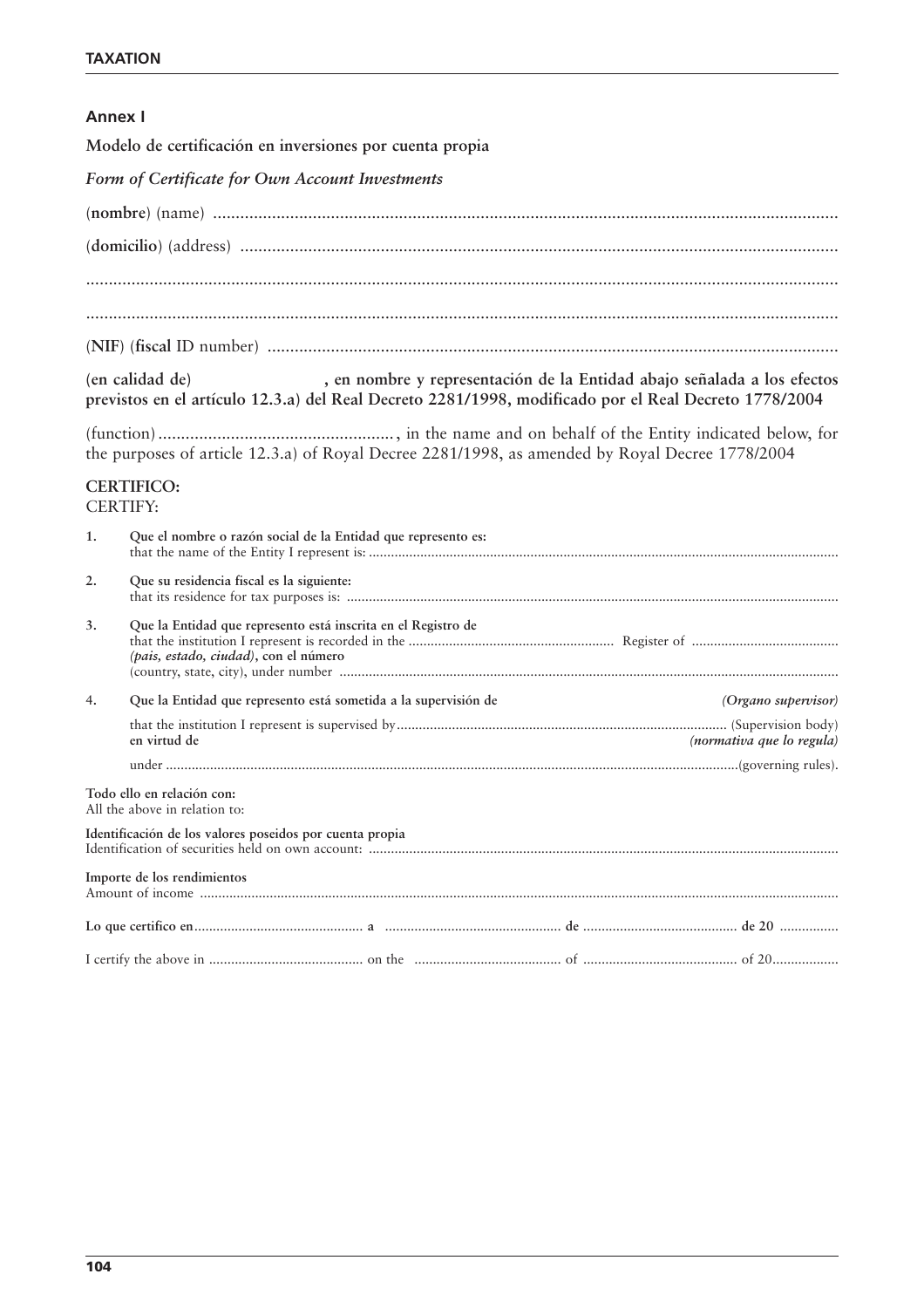## Annex I

**Modelo de certificación en inversiones por cuenta propia**

***Form of Certificate for Own Account Investments***

(**nombre**) (name) ..........................................................................................................................................

(**domicilio**) (address) ...................................................................................................................................

....................................................................................................................................................................

....................................................................................................................................................................

(**NIF**) (**fiscal** ID number) .............................................................................................................................

**(en calidad de) , en nombre y representación de la Entidad abajo señalada a los efectos previstos en el artículo 12.3.a) del Real Decreto 2281/1998, modificado por el Real Decreto 1778/2004**

(function)...................................................., in the name and on behalf of the Entity indicated below, for the purposes of article 12.3.a) of Royal Decree 2281/1998, as amended by Royal Decree 1778/2004

**CERTIFICO:**
CERTIFY:

1. **Que el nombre o razón social de la Entidad que represento es:**
   that the name of the Entity I represent is: .............................................................................................................................

2. **Que su residencia fiscal es la siguiente:**
   that its residence for tax purposes is: ....................................................................................................................................

3. **Que la Entidad que represento está inscrita en el Registro de**
   that the institution I represent is recorded in the ....................................................... Register of ........................................
   ***(pais, estado, ciudad)*, con el número**
   (country, state, city), under number .......................................................................................................................................

4. **Que la Entidad que represento está sometida a la supervisión de** ***(Organo supervisor)***
   that the institution I represent is supervised by......................................................................................... (Supervision body)
   **en virtud de** ***(normativa que lo regula)***
   under ..........................................................................................................................................................(governing rules).

**Todo ello en relación con:**
All the above in relation to:

**Identificación de los valores poseídos por cuenta propia**
Identification of securities held on own account: .............................................................................................................................

**Importe de los rendimientos**
Amount of income ..........................................................................................................................................................................

**Lo que certifico en.............................................. a ................................................ de .......................................... de 20 ................**

I certify the above in .......................................... on the ........................................ of .......................................... of 20..................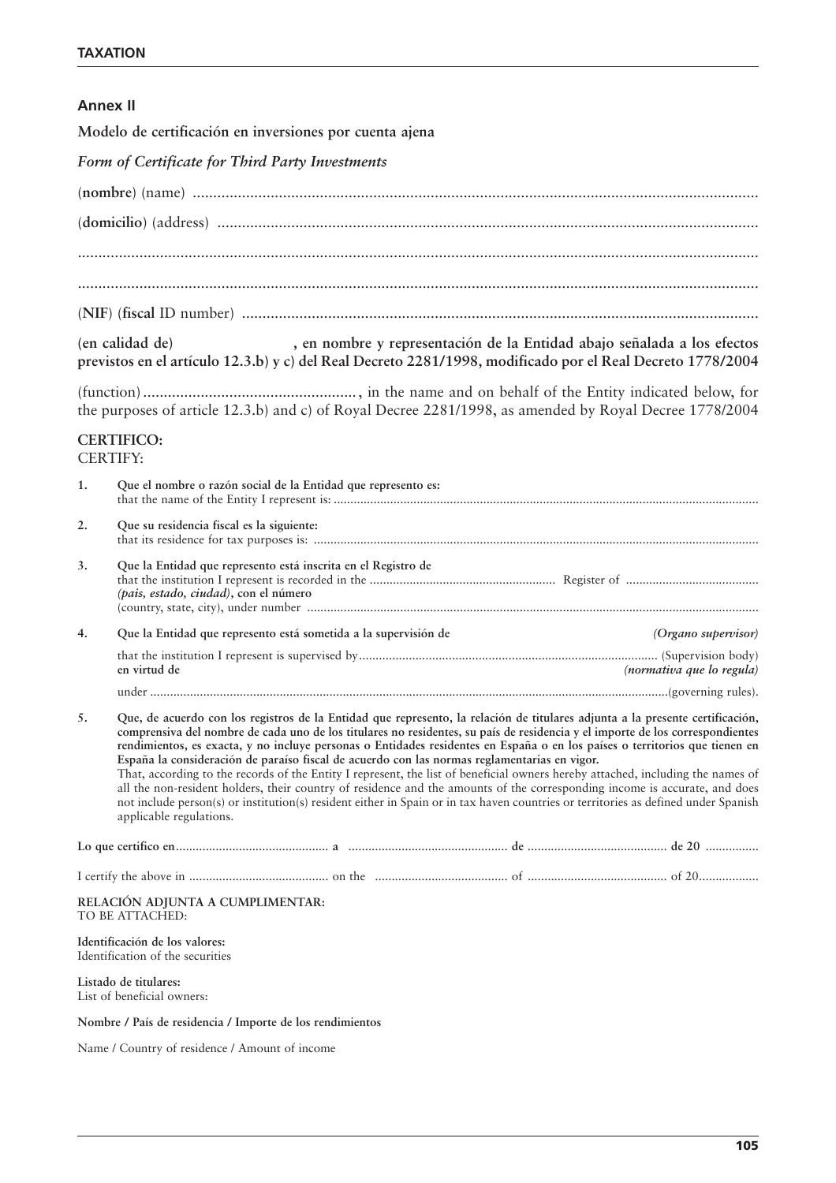## Annex II

**Modelo de certificación en inversiones por cuenta ajena**

***Form of Certificate for Third Party Investments***

(**nombre**) (name) ..........................................................................................................................................

(**domicilio**) (address) ....................................................................................................................................

.........................................................................................................................................................................

.........................................................................................................................................................................

(**NIF**) (**fiscal** ID number) ..............................................................................................................................

**(en calidad de) , en nombre y representación de la Entidad abajo señalada a los efectos previstos en el artículo 12.3.b) y c) del Real Decreto 2281/1998, modificado por el Real Decreto 1778/2004**

(function) ...................................................., in the name and on behalf of the Entity indicated below, for the purposes of article 12.3.b) and c) of Royal Decree 2281/1998, as amended by Royal Decree 1778/2004

**CERTIFICO:**
CERTIFY:

1. **Que el nombre o razón social de la Entidad que represento es:**
   that the name of the Entity I represent is: ..............................................................................................................................

2. **Que su residencia fiscal es la siguiente:**
   that its residence for tax purposes is: ....................................................................................................................................

3. **Que la Entidad que represento está inscrita en el Registro de**
   that the institution I represent is recorded in the ....................................................... Register of ........................................
   ***(país, estado, ciudad)*, con el número**
   (country, state, city), under number ......................................................................................................................................

4. **Que la Entidad que represento está sometida a la supervisión de** *(Organo supervisor)*
   that the institution I represent is supervised by......................................................................................... (Supervision body)
   **en virtud de** *(normativa que lo regula)*
   under ...........................................................................................................................................................(governing rules).

5. **Que, de acuerdo con los registros de la Entidad que represento, la relación de titulares adjunta a la presente certificación, comprensiva del nombre de cada uno de los titulares no residentes, su país de residencia y el importe de los correspondientes rendimientos, es exacta, y no incluye personas o Entidades residentes en España o en los países o territorios que tienen en España la consideración de paraíso fiscal de acuerdo con las normas reglamentarias en vigor.**
   That, according to the records of the Entity I represent, the list of beneficial owners hereby attached, including the names of all the non-resident holders, their country of residence and the amounts of the corresponding income is accurate, and does not include person(s) or institution(s) resident either in Spain or in tax haven countries or territories as defined under Spanish applicable regulations.

**Lo que certifico en.............................................. a ................................................ de .......................................... de 20 ................**

I certify the above in .......................................... on the ......................................... of .......................................... of 20..................

**RELACIÓN ADJUNTA A CUMPLIMENTAR:**
TO BE ATTACHED:

**Identificación de los valores:**
Identification of the securities

**Listado de titulares:**
List of beneficial owners:

**Nombre / País de residencia / Importe de los rendimientos**

Name / Country of residence / Amount of income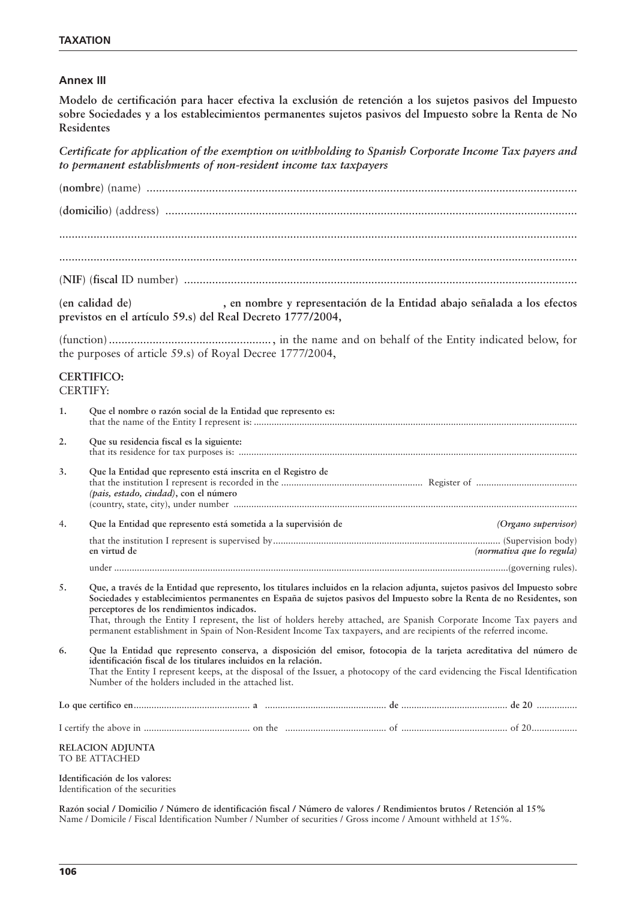## Annex III

**Modelo de certificación para hacer efectiva la exclusión de retención a los sujetos pasivos del Impuesto sobre Sociedades y a los establecimientos permanentes sujetos pasivos del Impuesto sobre la Renta de No Residentes**

***Certificate for application of the exemption on withholding to Spanish Corporate Income Tax payers and to permanent establishments of non-resident income tax taxpayers***

(**nombre**) (name) ..........................................................................................................................

(**domicilio**) (address) ..................................................................................................................

.....................................................................................................................................................

.....................................................................................................................................................

(**NIF**) (**fiscal** ID number) ..........................................................................................................

**(en calidad de)                    , en nombre y representación de la Entidad abajo señalada a los efectos previstos en el artículo 59.s) del Real Decreto 1777/2004,**

(function)...................................................., in the name and on behalf of the Entity indicated below, for the purposes of article 59.s) of Royal Decree 1777/2004,

**CERTIFICO:**
CERTIFY:

1. **Que el nombre o razón social de la Entidad que represento es:**
   that the name of the Entity I represent is: ..........................................................................................

2. **Que su residencia fiscal es la siguiente:**
   that its residence for tax purposes is: ....................................................................................................

3. **Que la Entidad que represento está inscrita en el Registro de**
   that the institution I represent is recorded in the ...................................................... Register of .......................................
   ***(pais, estado, ciudad)*, con el número**
   (country, state, city), under number .......................................................................................................

4. **Que la Entidad que represento está sometida a la supervisión de** *(Organo supervisor)*
   that the institution I represent is supervised by........................................................................................ (Supervision body)
   **en virtud de** *(normativa que lo regula)*
   under .........................................................................................................................................(governing rules).

5. **Que, a través de la Entidad que represento, los titulares incluidos en la relacion adjunta, sujetos pasivos del Impuesto sobre Sociedades y establecimientos permanentes en España de sujetos pasivos del Impuesto sobre la Renta de no Residentes, son perceptores de los rendimientos indicados.**
   That, through the Entity I represent, the list of holders hereby attached, are Spanish Corporate Income Tax payers and permanent establishment in Spain of Non-Resident Income Tax taxpayers, and are recipients of the referred income.

6. **Que la Entidad que represento conserva, a disposición del emisor, fotocopia de la tarjeta acreditativa del número de identificación fiscal de los titulares incluidos en la relación.**
   That the Entity I represent keeps, at the disposal of the Issuer, a photocopy of the card evidencing the Fiscal Identification Number of the holders included in the attached list.

**Lo que certifico en**............................................ **a** ............................................... **de** ......................................... **de 20** ................

I certify the above in ......................................... on the ....................................... of ......................................... of 20.................

**RELACION ADJUNTA**
TO BE ATTACHED

**Identificación de los valores:**
Identification of the securities

**Razón social / Domicilio / Número de identificación fiscal / Número de valores / Rendimientos brutos / Retención al 15%**
Name / Domicile / Fiscal Identification Number / Number of securities / Gross income / Amount withheld at 15%.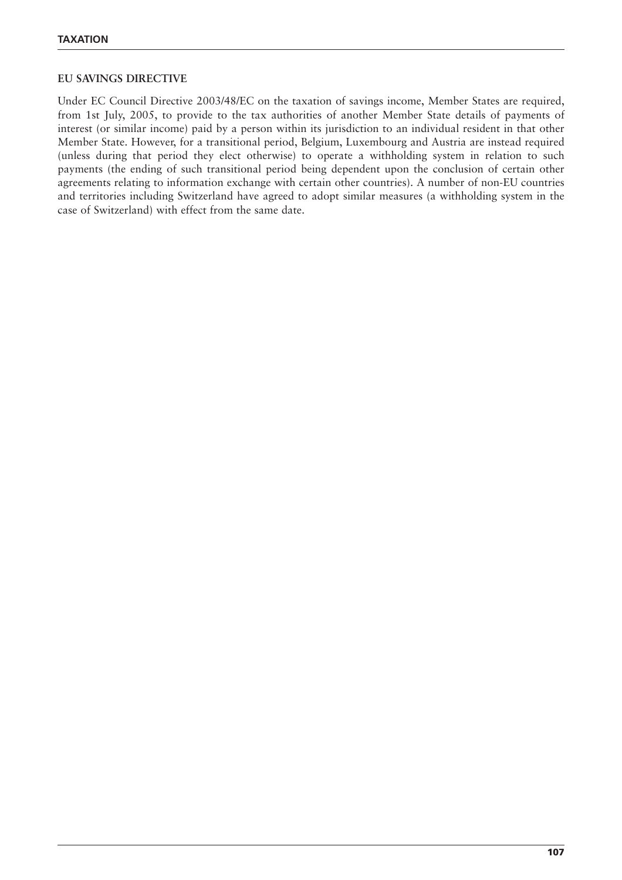## EU SAVINGS DIRECTIVE

Under EC Council Directive 2003/48/EC on the taxation of savings income, Member States are required, from 1st July, 2005, to provide to the tax authorities of another Member State details of payments of interest (or similar income) paid by a person within its jurisdiction to an individual resident in that other Member State. However, for a transitional period, Belgium, Luxembourg and Austria are instead required (unless during that period they elect otherwise) to operate a withholding system in relation to such payments (the ending of such transitional period being dependent upon the conclusion of certain other agreements relating to information exchange with certain other countries). A number of non-EU countries and territories including Switzerland have agreed to adopt similar measures (a withholding system in the case of Switzerland) with effect from the same date.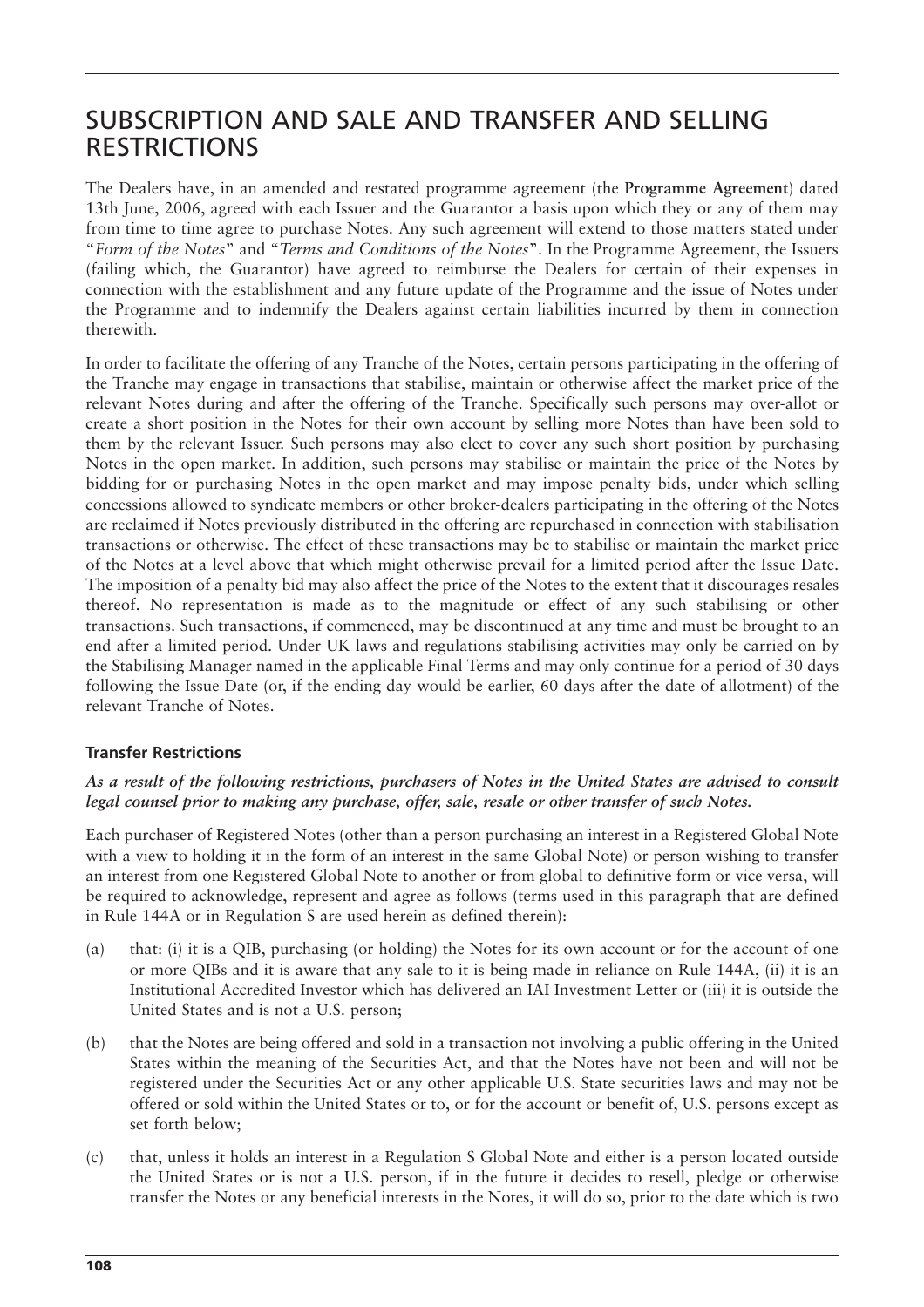# SUBSCRIPTION AND SALE AND TRANSFER AND SELLING RESTRICTIONS

The Dealers have, in an amended and restated programme agreement (the **Programme Agreement**) dated 13th June, 2006, agreed with each Issuer and the Guarantor a basis upon which they or any of them may from time to time agree to purchase Notes. Any such agreement will extend to those matters stated under "*Form of the Notes*" and "*Terms and Conditions of the Notes*". In the Programme Agreement, the Issuers (failing which, the Guarantor) have agreed to reimburse the Dealers for certain of their expenses in connection with the establishment and any future update of the Programme and the issue of Notes under the Programme and to indemnify the Dealers against certain liabilities incurred by them in connection therewith.

In order to facilitate the offering of any Tranche of the Notes, certain persons participating in the offering of the Tranche may engage in transactions that stabilise, maintain or otherwise affect the market price of the relevant Notes during and after the offering of the Tranche. Specifically such persons may over-allot or create a short position in the Notes for their own account by selling more Notes than have been sold to them by the relevant Issuer. Such persons may also elect to cover any such short position by purchasing Notes in the open market. In addition, such persons may stabilise or maintain the price of the Notes by bidding for or purchasing Notes in the open market and may impose penalty bids, under which selling concessions allowed to syndicate members or other broker-dealers participating in the offering of the Notes are reclaimed if Notes previously distributed in the offering are repurchased in connection with stabilisation transactions or otherwise. The effect of these transactions may be to stabilise or maintain the market price of the Notes at a level above that which might otherwise prevail for a limited period after the Issue Date. The imposition of a penalty bid may also affect the price of the Notes to the extent that it discourages resales thereof. No representation is made as to the magnitude or effect of any such stabilising or other transactions. Such transactions, if commenced, may be discontinued at any time and must be brought to an end after a limited period. Under UK laws and regulations stabilising activities may only be carried on by the Stabilising Manager named in the applicable Final Terms and may only continue for a period of 30 days following the Issue Date (or, if the ending day would be earlier, 60 days after the date of allotment) of the relevant Tranche of Notes.

### Transfer Restrictions

***As a result of the following restrictions, purchasers of Notes in the United States are advised to consult legal counsel prior to making any purchase, offer, sale, resale or other transfer of such Notes.***

Each purchaser of Registered Notes (other than a person purchasing an interest in a Registered Global Note with a view to holding it in the form of an interest in the same Global Note) or person wishing to transfer an interest from one Registered Global Note to another or from global to definitive form or vice versa, will be required to acknowledge, represent and agree as follows (terms used in this paragraph that are defined in Rule 144A or in Regulation S are used herein as defined therein):

(a) that: (i) it is a QIB, purchasing (or holding) the Notes for its own account or for the account of one or more QIBs and it is aware that any sale to it is being made in reliance on Rule 144A, (ii) it is an Institutional Accredited Investor which has delivered an IAI Investment Letter or (iii) it is outside the United States and is not a U.S. person;

(b) that the Notes are being offered and sold in a transaction not involving a public offering in the United States within the meaning of the Securities Act, and that the Notes have not been and will not be registered under the Securities Act or any other applicable U.S. State securities laws and may not be offered or sold within the United States or to, or for the account or benefit of, U.S. persons except as set forth below;

(c) that, unless it holds an interest in a Regulation S Global Note and either is a person located outside the United States or is not a U.S. person, if in the future it decides to resell, pledge or otherwise transfer the Notes or any beneficial interests in the Notes, it will do so, prior to the date which is two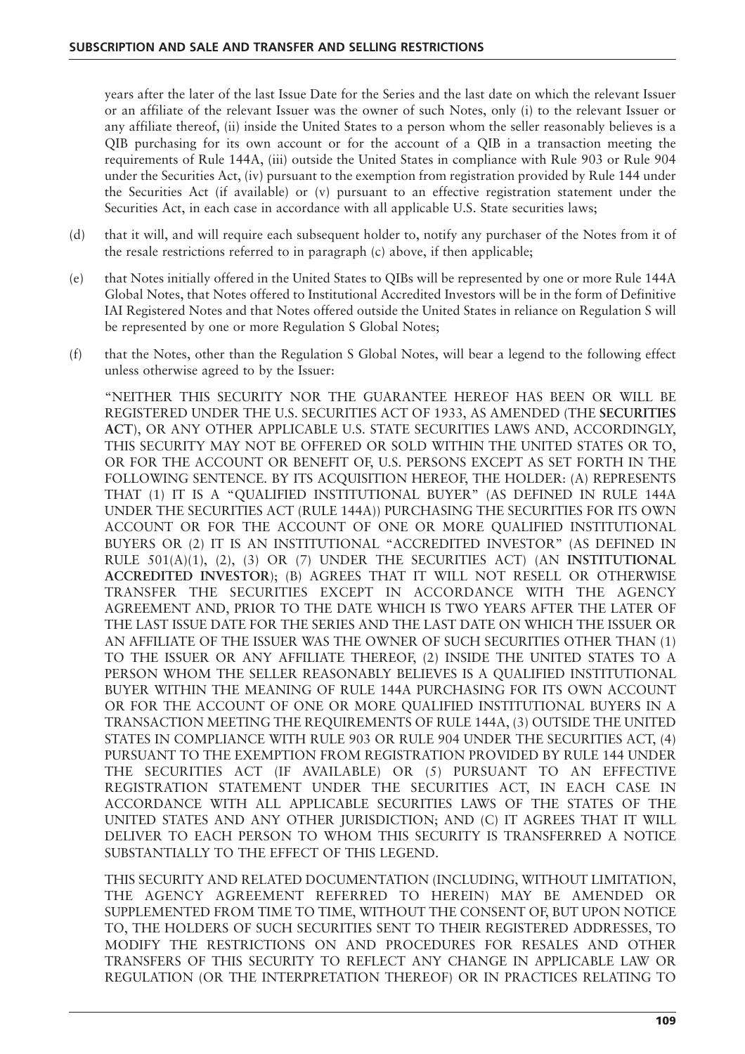years after the later of the last Issue Date for the Series and the last date on which the relevant Issuer or an affiliate of the relevant Issuer was the owner of such Notes, only (i) to the relevant Issuer or any affiliate thereof, (ii) inside the United States to a person whom the seller reasonably believes is a QIB purchasing for its own account or for the account of a QIB in a transaction meeting the requirements of Rule 144A, (iii) outside the United States in compliance with Rule 903 or Rule 904 under the Securities Act, (iv) pursuant to the exemption from registration provided by Rule 144 under the Securities Act (if available) or (v) pursuant to an effective registration statement under the Securities Act, in each case in accordance with all applicable U.S. State securities laws;

(d) that it will, and will require each subsequent holder to, notify any purchaser of the Notes from it of the resale restrictions referred to in paragraph (c) above, if then applicable;

(e) that Notes initially offered in the United States to QIBs will be represented by one or more Rule 144A Global Notes, that Notes offered to Institutional Accredited Investors will be in the form of Definitive IAI Registered Notes and that Notes offered outside the United States in reliance on Regulation S will be represented by one or more Regulation S Global Notes;

(f) that the Notes, other than the Regulation S Global Notes, will bear a legend to the following effect unless otherwise agreed to by the Issuer:

"NEITHER THIS SECURITY NOR THE GUARANTEE HEREOF HAS BEEN OR WILL BE REGISTERED UNDER THE U.S. SECURITIES ACT OF 1933, AS AMENDED (THE **SECURITIES ACT**), OR ANY OTHER APPLICABLE U.S. STATE SECURITIES LAWS AND, ACCORDINGLY, THIS SECURITY MAY NOT BE OFFERED OR SOLD WITHIN THE UNITED STATES OR TO, OR FOR THE ACCOUNT OR BENEFIT OF, U.S. PERSONS EXCEPT AS SET FORTH IN THE FOLLOWING SENTENCE. BY ITS ACQUISITION HEREOF, THE HOLDER: (A) REPRESENTS THAT (1) IT IS A "QUALIFIED INSTITUTIONAL BUYER" (AS DEFINED IN RULE 144A UNDER THE SECURITIES ACT (RULE 144A)) PURCHASING THE SECURITIES FOR ITS OWN ACCOUNT OR FOR THE ACCOUNT OF ONE OR MORE QUALIFIED INSTITUTIONAL BUYERS OR (2) IT IS AN INSTITUTIONAL "ACCREDITED INVESTOR" (AS DEFINED IN RULE 501(A)(1), (2), (3) OR (7) UNDER THE SECURITIES ACT) (AN **INSTITUTIONAL ACCREDITED INVESTOR**); (B) AGREES THAT IT WILL NOT RESELL OR OTHERWISE TRANSFER THE SECURITIES EXCEPT IN ACCORDANCE WITH THE AGENCY AGREEMENT AND, PRIOR TO THE DATE WHICH IS TWO YEARS AFTER THE LATER OF THE LAST ISSUE DATE FOR THE SERIES AND THE LAST DATE ON WHICH THE ISSUER OR AN AFFILIATE OF THE ISSUER WAS THE OWNER OF SUCH SECURITIES OTHER THAN (1) TO THE ISSUER OR ANY AFFILIATE THEREOF, (2) INSIDE THE UNITED STATES TO A PERSON WHOM THE SELLER REASONABLY BELIEVES IS A QUALIFIED INSTITUTIONAL BUYER WITHIN THE MEANING OF RULE 144A PURCHASING FOR ITS OWN ACCOUNT OR FOR THE ACCOUNT OF ONE OR MORE QUALIFIED INSTITUTIONAL BUYERS IN A TRANSACTION MEETING THE REQUIREMENTS OF RULE 144A, (3) OUTSIDE THE UNITED STATES IN COMPLIANCE WITH RULE 903 OR RULE 904 UNDER THE SECURITIES ACT, (4) PURSUANT TO THE EXEMPTION FROM REGISTRATION PROVIDED BY RULE 144 UNDER THE SECURITIES ACT (IF AVAILABLE) OR (5) PURSUANT TO AN EFFECTIVE REGISTRATION STATEMENT UNDER THE SECURITIES ACT, IN EACH CASE IN ACCORDANCE WITH ALL APPLICABLE SECURITIES LAWS OF THE STATES OF THE UNITED STATES AND ANY OTHER JURISDICTION; AND (C) IT AGREES THAT IT WILL DELIVER TO EACH PERSON TO WHOM THIS SECURITY IS TRANSFERRED A NOTICE SUBSTANTIALLY TO THE EFFECT OF THIS LEGEND.

THIS SECURITY AND RELATED DOCUMENTATION (INCLUDING, WITHOUT LIMITATION, THE AGENCY AGREEMENT REFERRED TO HEREIN) MAY BE AMENDED OR SUPPLEMENTED FROM TIME TO TIME, WITHOUT THE CONSENT OF, BUT UPON NOTICE TO, THE HOLDERS OF SUCH SECURITIES SENT TO THEIR REGISTERED ADDRESSES, TO MODIFY THE RESTRICTIONS ON AND PROCEDURES FOR RESALES AND OTHER TRANSFERS OF THIS SECURITY TO REFLECT ANY CHANGE IN APPLICABLE LAW OR REGULATION (OR THE INTERPRETATION THEREOF) OR IN PRACTICES RELATING TO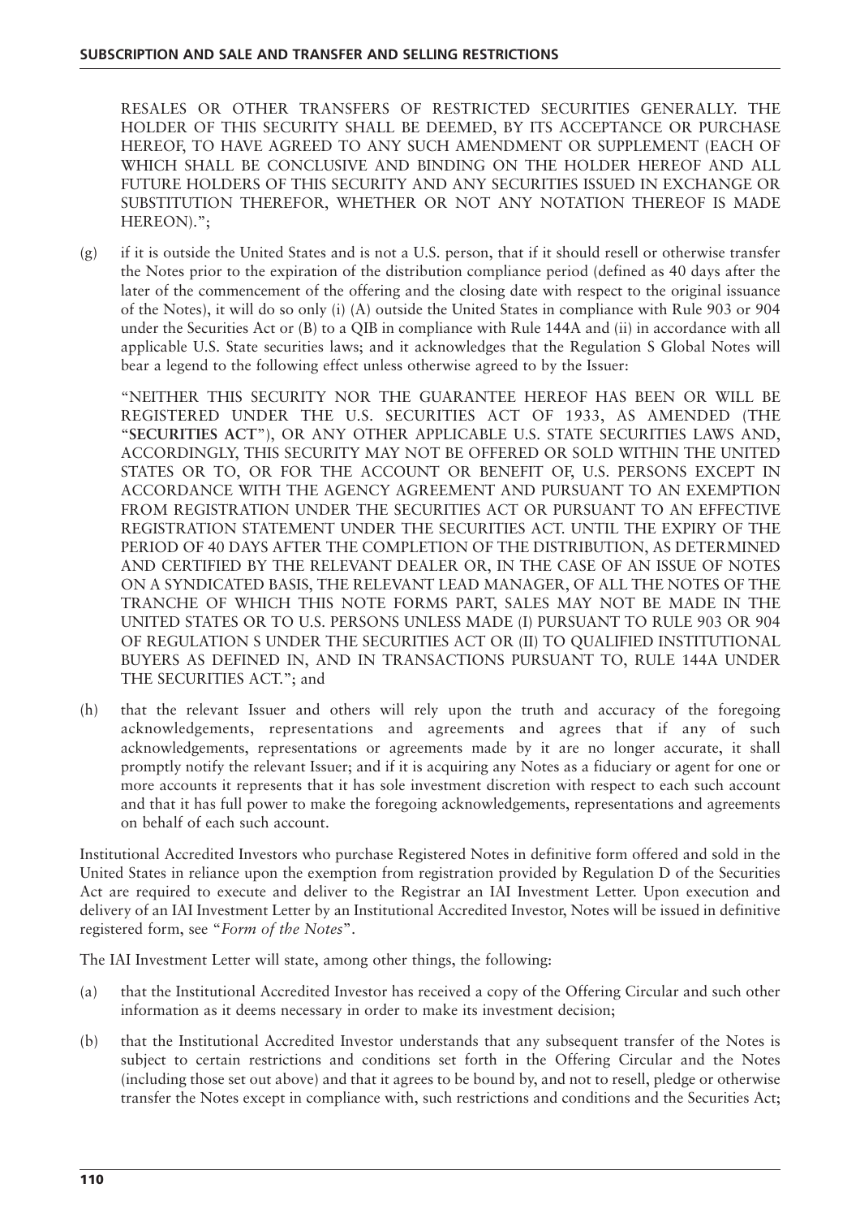RESALES OR OTHER TRANSFERS OF RESTRICTED SECURITIES GENERALLY. THE HOLDER OF THIS SECURITY SHALL BE DEEMED, BY ITS ACCEPTANCE OR PURCHASE HEREOF, TO HAVE AGREED TO ANY SUCH AMENDMENT OR SUPPLEMENT (EACH OF WHICH SHALL BE CONCLUSIVE AND BINDING ON THE HOLDER HEREOF AND ALL FUTURE HOLDERS OF THIS SECURITY AND ANY SECURITIES ISSUED IN EXCHANGE OR SUBSTITUTION THEREFOR, WHETHER OR NOT ANY NOTATION THEREOF IS MADE HEREON).";

(g) if it is outside the United States and is not a U.S. person, that if it should resell or otherwise transfer the Notes prior to the expiration of the distribution compliance period (defined as 40 days after the later of the commencement of the offering and the closing date with respect to the original issuance of the Notes), it will do so only (i) (A) outside the United States in compliance with Rule 903 or 904 under the Securities Act or (B) to a QIB in compliance with Rule 144A and (ii) in accordance with all applicable U.S. State securities laws; and it acknowledges that the Regulation S Global Notes will bear a legend to the following effect unless otherwise agreed to by the Issuer:

"NEITHER THIS SECURITY NOR THE GUARANTEE HEREOF HAS BEEN OR WILL BE REGISTERED UNDER THE U.S. SECURITIES ACT OF 1933, AS AMENDED (THE "**SECURITIES ACT**"), OR ANY OTHER APPLICABLE U.S. STATE SECURITIES LAWS AND, ACCORDINGLY, THIS SECURITY MAY NOT BE OFFERED OR SOLD WITHIN THE UNITED STATES OR TO, OR FOR THE ACCOUNT OR BENEFIT OF, U.S. PERSONS EXCEPT IN ACCORDANCE WITH THE AGENCY AGREEMENT AND PURSUANT TO AN EXEMPTION FROM REGISTRATION UNDER THE SECURITIES ACT OR PURSUANT TO AN EFFECTIVE REGISTRATION STATEMENT UNDER THE SECURITIES ACT. UNTIL THE EXPIRY OF THE PERIOD OF 40 DAYS AFTER THE COMPLETION OF THE DISTRIBUTION, AS DETERMINED AND CERTIFIED BY THE RELEVANT DEALER OR, IN THE CASE OF AN ISSUE OF NOTES ON A SYNDICATED BASIS, THE RELEVANT LEAD MANAGER, OF ALL THE NOTES OF THE TRANCHE OF WHICH THIS NOTE FORMS PART, SALES MAY NOT BE MADE IN THE UNITED STATES OR TO U.S. PERSONS UNLESS MADE (I) PURSUANT TO RULE 903 OR 904 OF REGULATION S UNDER THE SECURITIES ACT OR (II) TO QUALIFIED INSTITUTIONAL BUYERS AS DEFINED IN, AND IN TRANSACTIONS PURSUANT TO, RULE 144A UNDER THE SECURITIES ACT."; and

(h) that the relevant Issuer and others will rely upon the truth and accuracy of the foregoing acknowledgements, representations and agreements and agrees that if any of such acknowledgements, representations or agreements made by it are no longer accurate, it shall promptly notify the relevant Issuer; and if it is acquiring any Notes as a fiduciary or agent for one or more accounts it represents that it has sole investment discretion with respect to each such account and that it has full power to make the foregoing acknowledgements, representations and agreements on behalf of each such account.

Institutional Accredited Investors who purchase Registered Notes in definitive form offered and sold in the United States in reliance upon the exemption from registration provided by Regulation D of the Securities Act are required to execute and deliver to the Registrar an IAI Investment Letter. Upon execution and delivery of an IAI Investment Letter by an Institutional Accredited Investor, Notes will be issued in definitive registered form, see "*Form of the Notes*".

The IAI Investment Letter will state, among other things, the following:

(a) that the Institutional Accredited Investor has received a copy of the Offering Circular and such other information as it deems necessary in order to make its investment decision;

(b) that the Institutional Accredited Investor understands that any subsequent transfer of the Notes is subject to certain restrictions and conditions set forth in the Offering Circular and the Notes (including those set out above) and that it agrees to be bound by, and not to resell, pledge or otherwise transfer the Notes except in compliance with, such restrictions and conditions and the Securities Act;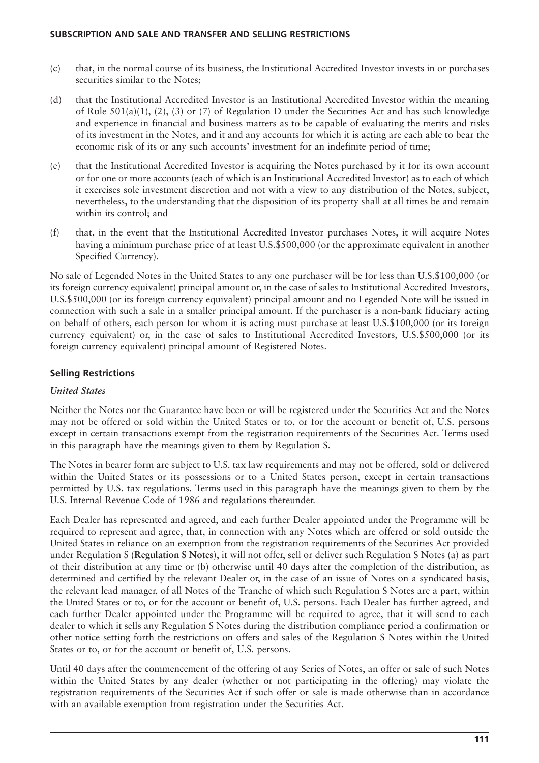(c) that, in the normal course of its business, the Institutional Accredited Investor invests in or purchases securities similar to the Notes;

(d) that the Institutional Accredited Investor is an Institutional Accredited Investor within the meaning of Rule 501(a)(1), (2), (3) or (7) of Regulation D under the Securities Act and has such knowledge and experience in financial and business matters as to be capable of evaluating the merits and risks of its investment in the Notes, and it and any accounts for which it is acting are each able to bear the economic risk of its or any such accounts' investment for an indefinite period of time;

(e) that the Institutional Accredited Investor is acquiring the Notes purchased by it for its own account or for one or more accounts (each of which is an Institutional Accredited Investor) as to each of which it exercises sole investment discretion and not with a view to any distribution of the Notes, subject, nevertheless, to the understanding that the disposition of its property shall at all times be and remain within its control; and

(f) that, in the event that the Institutional Accredited Investor purchases Notes, it will acquire Notes having a minimum purchase price of at least U.S.$500,000 (or the approximate equivalent in another Specified Currency).

No sale of Legended Notes in the United States to any one purchaser will be for less than U.S.$100,000 (or its foreign currency equivalent) principal amount or, in the case of sales to Institutional Accredited Investors, U.S.$500,000 (or its foreign currency equivalent) principal amount and no Legended Note will be issued in connection with such a sale in a smaller principal amount. If the purchaser is a non-bank fiduciary acting on behalf of others, each person for whom it is acting must purchase at least U.S.$100,000 (or its foreign currency equivalent) or, in the case of sales to Institutional Accredited Investors, U.S.$500,000 (or its foreign currency equivalent) principal amount of Registered Notes.

## Selling Restrictions

### *United States*

Neither the Notes nor the Guarantee have been or will be registered under the Securities Act and the Notes may not be offered or sold within the United States or to, or for the account or benefit of, U.S. persons except in certain transactions exempt from the registration requirements of the Securities Act. Terms used in this paragraph have the meanings given to them by Regulation S.

The Notes in bearer form are subject to U.S. tax law requirements and may not be offered, sold or delivered within the United States or its possessions or to a United States person, except in certain transactions permitted by U.S. tax regulations. Terms used in this paragraph have the meanings given to them by the U.S. Internal Revenue Code of 1986 and regulations thereunder.

Each Dealer has represented and agreed, and each further Dealer appointed under the Programme will be required to represent and agree, that, in connection with any Notes which are offered or sold outside the United States in reliance on an exemption from the registration requirements of the Securities Act provided under Regulation S (**Regulation S Notes**), it will not offer, sell or deliver such Regulation S Notes (a) as part of their distribution at any time or (b) otherwise until 40 days after the completion of the distribution, as determined and certified by the relevant Dealer or, in the case of an issue of Notes on a syndicated basis, the relevant lead manager, of all Notes of the Tranche of which such Regulation S Notes are a part, within the United States or to, or for the account or benefit of, U.S. persons. Each Dealer has further agreed, and each further Dealer appointed under the Programme will be required to agree, that it will send to each dealer to which it sells any Regulation S Notes during the distribution compliance period a confirmation or other notice setting forth the restrictions on offers and sales of the Regulation S Notes within the United States or to, or for the account or benefit of, U.S. persons.

Until 40 days after the commencement of the offering of any Series of Notes, an offer or sale of such Notes within the United States by any dealer (whether or not participating in the offering) may violate the registration requirements of the Securities Act if such offer or sale is made otherwise than in accordance with an available exemption from registration under the Securities Act.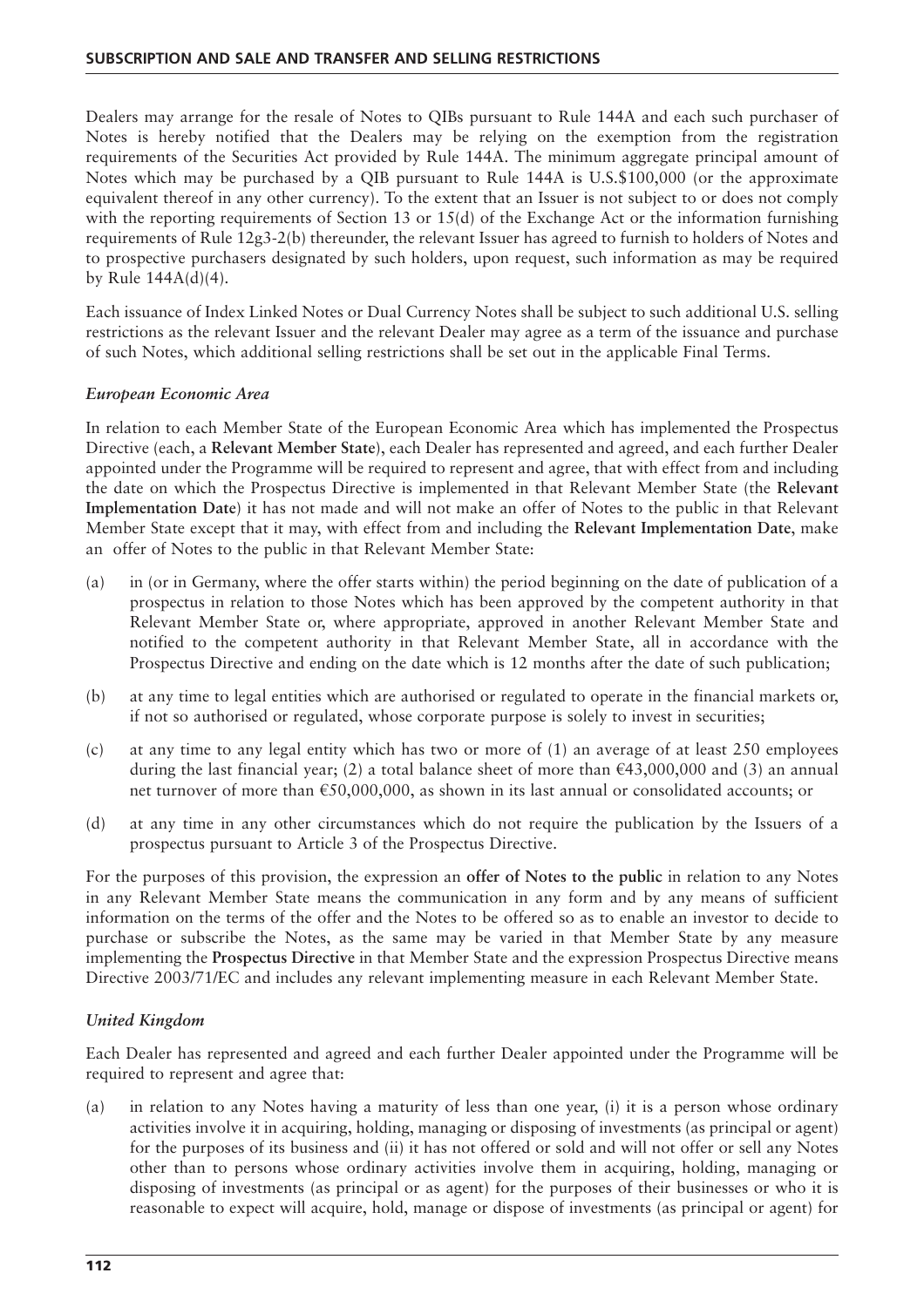Dealers may arrange for the resale of Notes to QIBs pursuant to Rule 144A and each such purchaser of Notes is hereby notified that the Dealers may be relying on the exemption from the registration requirements of the Securities Act provided by Rule 144A. The minimum aggregate principal amount of Notes which may be purchased by a QIB pursuant to Rule 144A is U.S.$100,000 (or the approximate equivalent thereof in any other currency). To the extent that an Issuer is not subject to or does not comply with the reporting requirements of Section 13 or 15(d) of the Exchange Act or the information furnishing requirements of Rule 12g3-2(b) thereunder, the relevant Issuer has agreed to furnish to holders of Notes and to prospective purchasers designated by such holders, upon request, such information as may be required by Rule 144A(d)(4).

Each issuance of Index Linked Notes or Dual Currency Notes shall be subject to such additional U.S. selling restrictions as the relevant Issuer and the relevant Dealer may agree as a term of the issuance and purchase of such Notes, which additional selling restrictions shall be set out in the applicable Final Terms.

### *European Economic Area*

In relation to each Member State of the European Economic Area which has implemented the Prospectus Directive (each, a **Relevant Member State**), each Dealer has represented and agreed, and each further Dealer appointed under the Programme will be required to represent and agree, that with effect from and including the date on which the Prospectus Directive is implemented in that Relevant Member State (the **Relevant Implementation Date**) it has not made and will not make an offer of Notes to the public in that Relevant Member State except that it may, with effect from and including the **Relevant Implementation Date**, make an offer of Notes to the public in that Relevant Member State:

(a) in (or in Germany, where the offer starts within) the period beginning on the date of publication of a prospectus in relation to those Notes which has been approved by the competent authority in that Relevant Member State or, where appropriate, approved in another Relevant Member State and notified to the competent authority in that Relevant Member State, all in accordance with the Prospectus Directive and ending on the date which is 12 months after the date of such publication;

(b) at any time to legal entities which are authorised or regulated to operate in the financial markets or, if not so authorised or regulated, whose corporate purpose is solely to invest in securities;

(c) at any time to any legal entity which has two or more of (1) an average of at least 250 employees during the last financial year; (2) a total balance sheet of more than €43,000,000 and (3) an annual net turnover of more than €50,000,000, as shown in its last annual or consolidated accounts; or

(d) at any time in any other circumstances which do not require the publication by the Issuers of a prospectus pursuant to Article 3 of the Prospectus Directive.

For the purposes of this provision, the expression an **offer of Notes to the public** in relation to any Notes in any Relevant Member State means the communication in any form and by any means of sufficient information on the terms of the offer and the Notes to be offered so as to enable an investor to decide to purchase or subscribe the Notes, as the same may be varied in that Member State by any measure implementing the **Prospectus Directive** in that Member State and the expression Prospectus Directive means Directive 2003/71/EC and includes any relevant implementing measure in each Relevant Member State.

### *United Kingdom*

Each Dealer has represented and agreed and each further Dealer appointed under the Programme will be required to represent and agree that:

(a) in relation to any Notes having a maturity of less than one year, (i) it is a person whose ordinary activities involve it in acquiring, holding, managing or disposing of investments (as principal or agent) for the purposes of its business and (ii) it has not offered or sold and will not offer or sell any Notes other than to persons whose ordinary activities involve them in acquiring, holding, managing or disposing of investments (as principal or as agent) for the purposes of their businesses or who it is reasonable to expect will acquire, hold, manage or dispose of investments (as principal or agent) for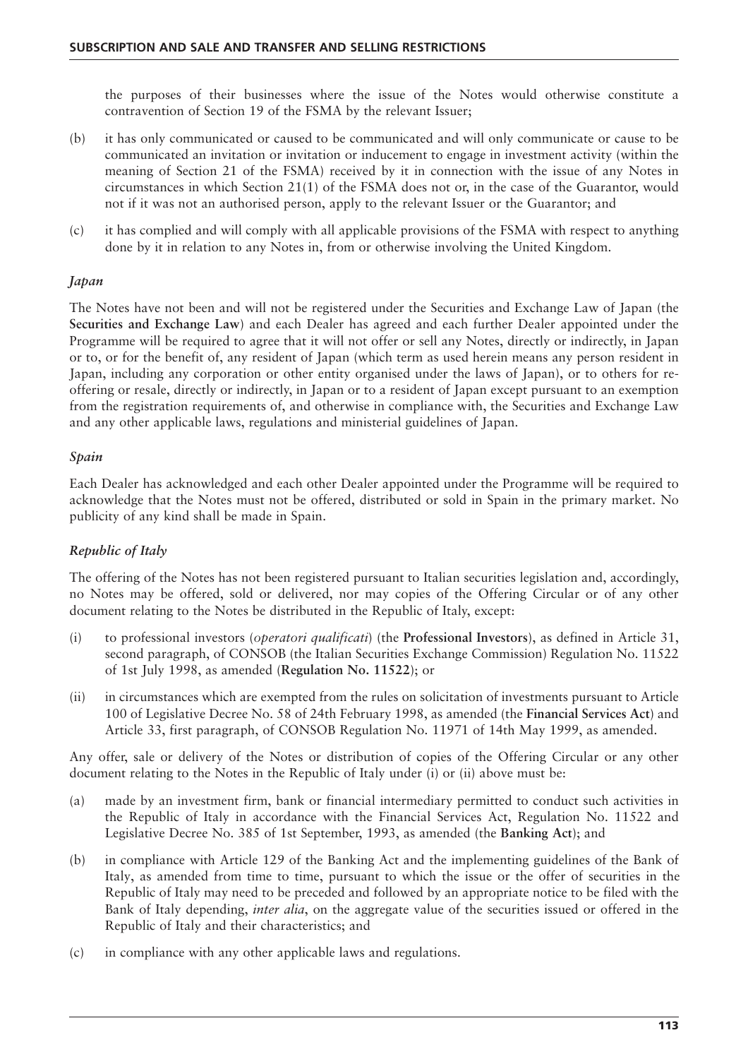the purposes of their businesses where the issue of the Notes would otherwise constitute a contravention of Section 19 of the FSMA by the relevant Issuer;

(b) it has only communicated or caused to be communicated and will only communicate or cause to be communicated an invitation or invitation or inducement to engage in investment activity (within the meaning of Section 21 of the FSMA) received by it in connection with the issue of any Notes in circumstances in which Section 21(1) of the FSMA does not or, in the case of the Guarantor, would not if it was not an authorised person, apply to the relevant Issuer or the Guarantor; and

(c) it has complied and will comply with all applicable provisions of the FSMA with respect to anything done by it in relation to any Notes in, from or otherwise involving the United Kingdom.

### *Japan*

The Notes have not been and will not be registered under the Securities and Exchange Law of Japan (the **Securities and Exchange Law**) and each Dealer has agreed and each further Dealer appointed under the Programme will be required to agree that it will not offer or sell any Notes, directly or indirectly, in Japan or to, or for the benefit of, any resident of Japan (which term as used herein means any person resident in Japan, including any corporation or other entity organised under the laws of Japan), or to others for re-offering or resale, directly or indirectly, in Japan or to a resident of Japan except pursuant to an exemption from the registration requirements of, and otherwise in compliance with, the Securities and Exchange Law and any other applicable laws, regulations and ministerial guidelines of Japan.

### *Spain*

Each Dealer has acknowledged and each other Dealer appointed under the Programme will be required to acknowledge that the Notes must not be offered, distributed or sold in Spain in the primary market. No publicity of any kind shall be made in Spain.

### *Republic of Italy*

The offering of the Notes has not been registered pursuant to Italian securities legislation and, accordingly, no Notes may be offered, sold or delivered, nor may copies of the Offering Circular or of any other document relating to the Notes be distributed in the Republic of Italy, except:

(i) to professional investors (*operatori qualificati*) (the **Professional Investors**), as defined in Article 31, second paragraph, of CONSOB (the Italian Securities Exchange Commission) Regulation No. 11522 of 1st July 1998, as amended (**Regulation No. 11522**); or

(ii) in circumstances which are exempted from the rules on solicitation of investments pursuant to Article 100 of Legislative Decree No. 58 of 24th February 1998, as amended (the **Financial Services Act**) and Article 33, first paragraph, of CONSOB Regulation No. 11971 of 14th May 1999, as amended.

Any offer, sale or delivery of the Notes or distribution of copies of the Offering Circular or any other document relating to the Notes in the Republic of Italy under (i) or (ii) above must be:

(a) made by an investment firm, bank or financial intermediary permitted to conduct such activities in the Republic of Italy in accordance with the Financial Services Act, Regulation No. 11522 and Legislative Decree No. 385 of 1st September, 1993, as amended (the **Banking Act**); and

(b) in compliance with Article 129 of the Banking Act and the implementing guidelines of the Bank of Italy, as amended from time to time, pursuant to which the issue or the offer of securities in the Republic of Italy may need to be preceded and followed by an appropriate notice to be filed with the Bank of Italy depending, *inter alia*, on the aggregate value of the securities issued or offered in the Republic of Italy and their characteristics; and

(c) in compliance with any other applicable laws and regulations.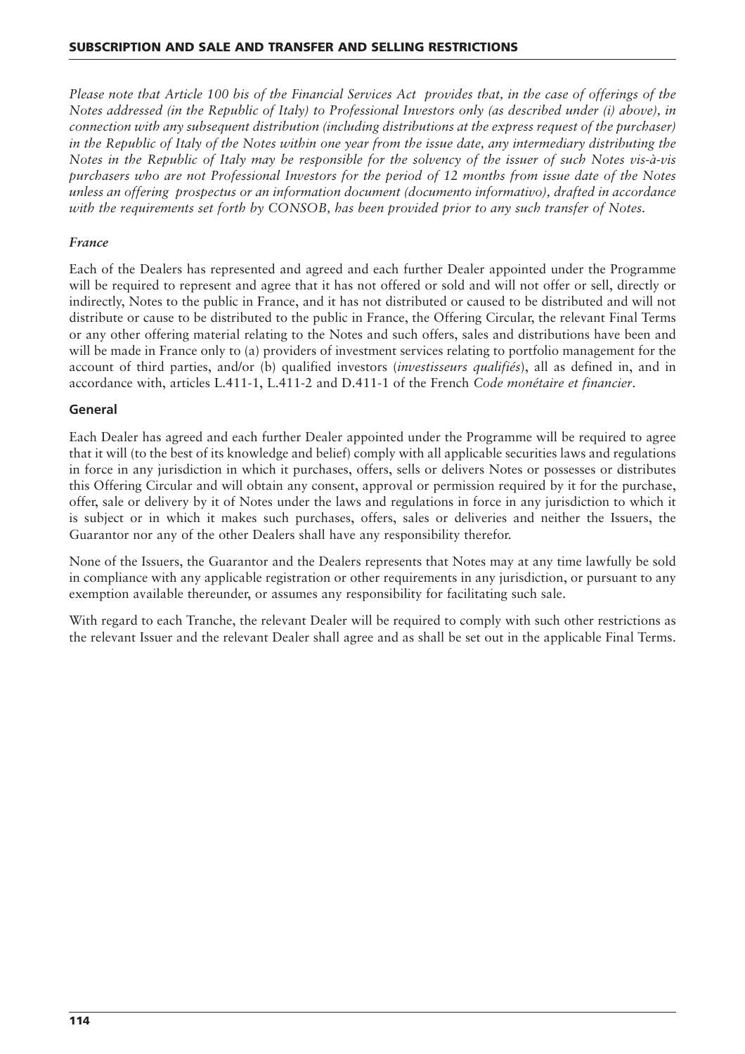*Please note that Article 100 bis of the Financial Services Act provides that, in the case of offerings of the Notes addressed (in the Republic of Italy) to Professional Investors only (as described under (i) above), in connection with any subsequent distribution (including distributions at the express request of the purchaser) in the Republic of Italy of the Notes within one year from the issue date, any intermediary distributing the Notes in the Republic of Italy may be responsible for the solvency of the issuer of such Notes vis-à-vis purchasers who are not Professional Investors for the period of 12 months from issue date of the Notes unless an offering prospectus or an information document (documento informativo), drafted in accordance with the requirements set forth by CONSOB, has been provided prior to any such transfer of Notes.*

### *France*

Each of the Dealers has represented and agreed and each further Dealer appointed under the Programme will be required to represent and agree that it has not offered or sold and will not offer or sell, directly or indirectly, Notes to the public in France, and it has not distributed or caused to be distributed and will not distribute or cause to be distributed to the public in France, the Offering Circular, the relevant Final Terms or any other offering material relating to the Notes and such offers, sales and distributions have been and will be made in France only to (a) providers of investment services relating to portfolio management for the account of third parties, and/or (b) qualified investors (*investisseurs qualifiés*), all as defined in, and in accordance with, articles L.411-1, L.411-2 and D.411-1 of the French *Code monétaire et financier*.

### General

Each Dealer has agreed and each further Dealer appointed under the Programme will be required to agree that it will (to the best of its knowledge and belief) comply with all applicable securities laws and regulations in force in any jurisdiction in which it purchases, offers, sells or delivers Notes or possesses or distributes this Offering Circular and will obtain any consent, approval or permission required by it for the purchase, offer, sale or delivery by it of Notes under the laws and regulations in force in any jurisdiction to which it is subject or in which it makes such purchases, offers, sales or deliveries and neither the Issuers, the Guarantor nor any of the other Dealers shall have any responsibility therefor.

None of the Issuers, the Guarantor and the Dealers represents that Notes may at any time lawfully be sold in compliance with any applicable registration or other requirements in any jurisdiction, or pursuant to any exemption available thereunder, or assumes any responsibility for facilitating such sale.

With regard to each Tranche, the relevant Dealer will be required to comply with such other restrictions as the relevant Issuer and the relevant Dealer shall agree and as shall be set out in the applicable Final Terms.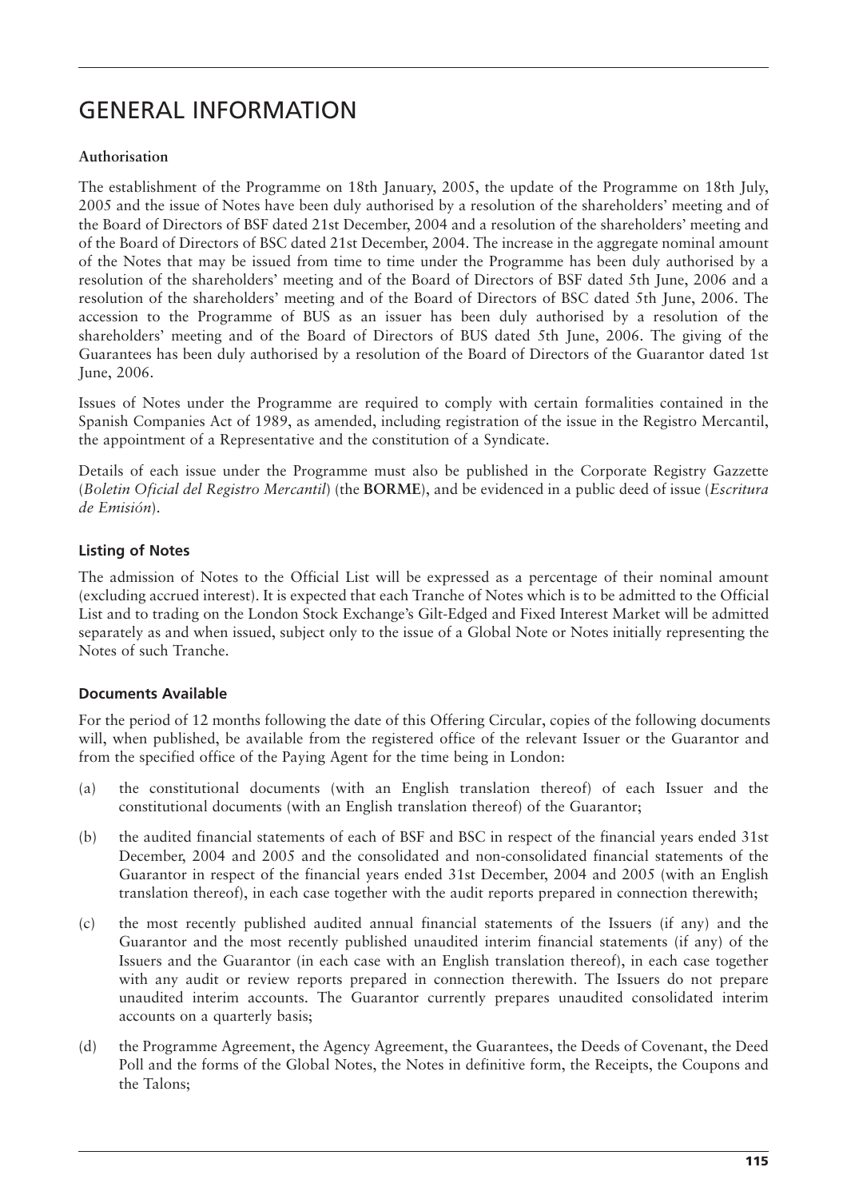# GENERAL INFORMATION

**Authorisation**

The establishment of the Programme on 18th January, 2005, the update of the Programme on 18th July, 2005 and the issue of Notes have been duly authorised by a resolution of the shareholders' meeting and of the Board of Directors of BSF dated 21st December, 2004 and a resolution of the shareholders' meeting and of the Board of Directors of BSC dated 21st December, 2004. The increase in the aggregate nominal amount of the Notes that may be issued from time to time under the Programme has been duly authorised by a resolution of the shareholders' meeting and of the Board of Directors of BSF dated 5th June, 2006 and a resolution of the shareholders' meeting and of the Board of Directors of BSC dated 5th June, 2006. The accession to the Programme of BUS as an issuer has been duly authorised by a resolution of the shareholders' meeting and of the Board of Directors of BUS dated 5th June, 2006. The giving of the Guarantees has been duly authorised by a resolution of the Board of Directors of the Guarantor dated 1st June, 2006.

Issues of Notes under the Programme are required to comply with certain formalities contained in the Spanish Companies Act of 1989, as amended, including registration of the issue in the Registro Mercantil, the appointment of a Representative and the constitution of a Syndicate.

Details of each issue under the Programme must also be published in the Corporate Registry Gazette (*Boletin Oficial del Registro Mercantil*) (the **BORME**), and be evidenced in a public deed of issue (*Escritura de Emisión*).

**Listing of Notes**

The admission of Notes to the Official List will be expressed as a percentage of their nominal amount (excluding accrued interest). It is expected that each Tranche of Notes which is to be admitted to the Official List and to trading on the London Stock Exchange's Gilt-Edged and Fixed Interest Market will be admitted separately as and when issued, subject only to the issue of a Global Note or Notes initially representing the Notes of such Tranche.

**Documents Available**

For the period of 12 months following the date of this Offering Circular, copies of the following documents will, when published, be available from the registered office of the relevant Issuer or the Guarantor and from the specified office of the Paying Agent for the time being in London:

(a) the constitutional documents (with an English translation thereof) of each Issuer and the constitutional documents (with an English translation thereof) of the Guarantor;

(b) the audited financial statements of each of BSF and BSC in respect of the financial years ended 31st December, 2004 and 2005 and the consolidated and non-consolidated financial statements of the Guarantor in respect of the financial years ended 31st December, 2004 and 2005 (with an English translation thereof), in each case together with the audit reports prepared in connection therewith;

(c) the most recently published audited annual financial statements of the Issuers (if any) and the Guarantor and the most recently published unaudited interim financial statements (if any) of the Issuers and the Guarantor (in each case with an English translation thereof), in each case together with any audit or review reports prepared in connection therewith. The Issuers do not prepare unaudited interim accounts. The Guarantor currently prepares unaudited consolidated interim accounts on a quarterly basis;

(d) the Programme Agreement, the Agency Agreement, the Guarantees, the Deeds of Covenant, the Deed Poll and the forms of the Global Notes, the Notes in definitive form, the Receipts, the Coupons and the Talons;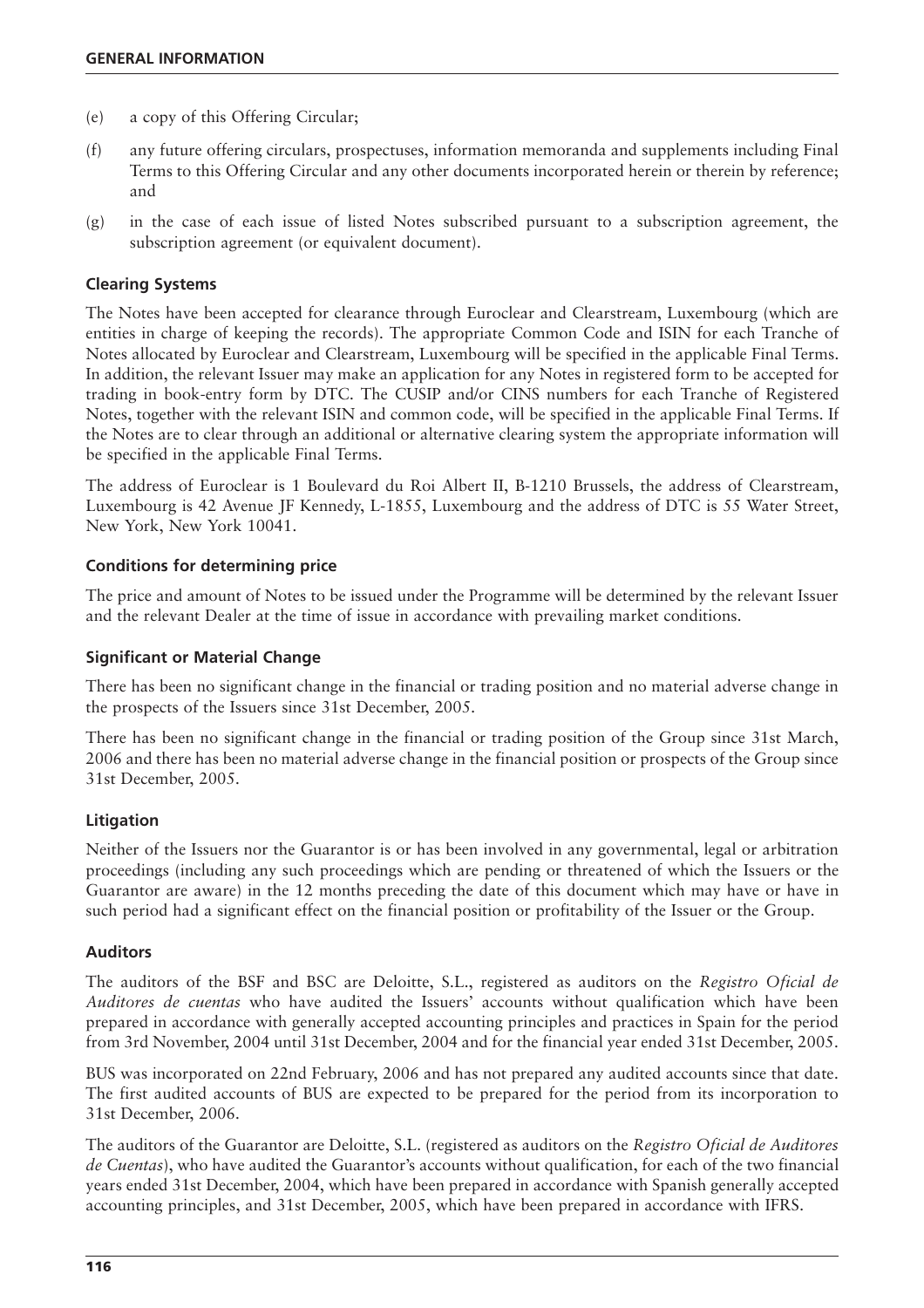(e) a copy of this Offering Circular;

(f) any future offering circulars, prospectuses, information memoranda and supplements including Final Terms to this Offering Circular and any other documents incorporated herein or therein by reference; and

(g) in the case of each issue of listed Notes subscribed pursuant to a subscription agreement, the subscription agreement (or equivalent document).

### Clearing Systems

The Notes have been accepted for clearance through Euroclear and Clearstream, Luxembourg (which are entities in charge of keeping the records). The appropriate Common Code and ISIN for each Tranche of Notes allocated by Euroclear and Clearstream, Luxembourg will be specified in the applicable Final Terms. In addition, the relevant Issuer may make an application for any Notes in registered form to be accepted for trading in book-entry form by DTC. The CUSIP and/or CINS numbers for each Tranche of Registered Notes, together with the relevant ISIN and common code, will be specified in the applicable Final Terms. If the Notes are to clear through an additional or alternative clearing system the appropriate information will be specified in the applicable Final Terms.

The address of Euroclear is 1 Boulevard du Roi Albert II, B-1210 Brussels, the address of Clearstream, Luxembourg is 42 Avenue JF Kennedy, L-1855, Luxembourg and the address of DTC is 55 Water Street, New York, New York 10041.

### Conditions for determining price

The price and amount of Notes to be issued under the Programme will be determined by the relevant Issuer and the relevant Dealer at the time of issue in accordance with prevailing market conditions.

### Significant or Material Change

There has been no significant change in the financial or trading position and no material adverse change in the prospects of the Issuers since 31st December, 2005.

There has been no significant change in the financial or trading position of the Group since 31st March, 2006 and there has been no material adverse change in the financial position or prospects of the Group since 31st December, 2005.

### Litigation

Neither of the Issuers nor the Guarantor is or has been involved in any governmental, legal or arbitration proceedings (including any such proceedings which are pending or threatened of which the Issuers or the Guarantor are aware) in the 12 months preceding the date of this document which may have or have in such period had a significant effect on the financial position or profitability of the Issuer or the Group.

### Auditors

The auditors of the BSF and BSC are Deloitte, S.L., registered as auditors on the *Registro Oficial de Auditores de cuentas* who have audited the Issuers' accounts without qualification which have been prepared in accordance with generally accepted accounting principles and practices in Spain for the period from 3rd November, 2004 until 31st December, 2004 and for the financial year ended 31st December, 2005.

BUS was incorporated on 22nd February, 2006 and has not prepared any audited accounts since that date. The first audited accounts of BUS are expected to be prepared for the period from its incorporation to 31st December, 2006.

The auditors of the Guarantor are Deloitte, S.L. (registered as auditors on the *Registro Oficial de Auditores de Cuentas*), who have audited the Guarantor's accounts without qualification, for each of the two financial years ended 31st December, 2004, which have been prepared in accordance with Spanish generally accepted accounting principles, and 31st December, 2005, which have been prepared in accordance with IFRS.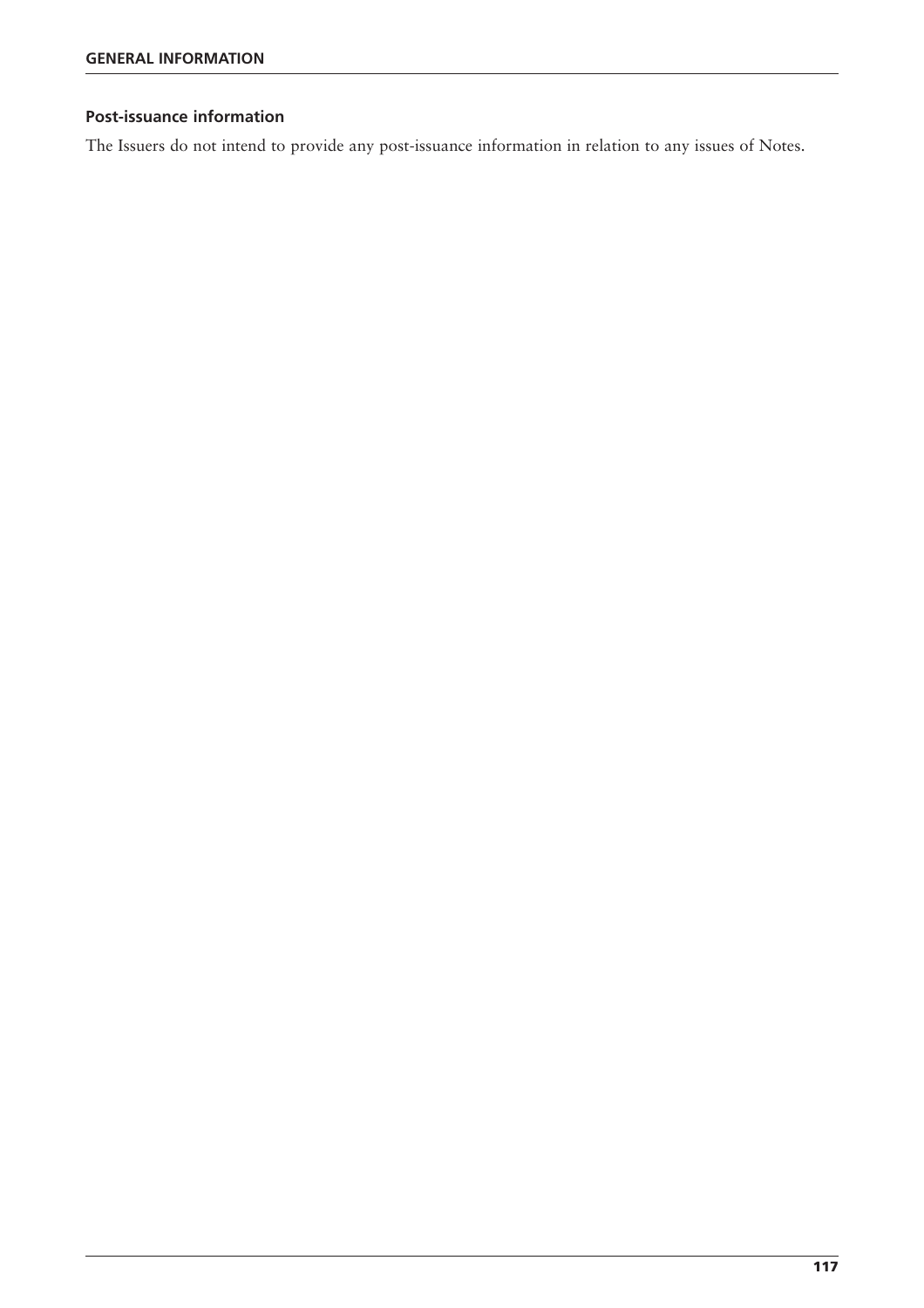## Post-issuance information

The Issuers do not intend to provide any post-issuance information in relation to any issues of Notes.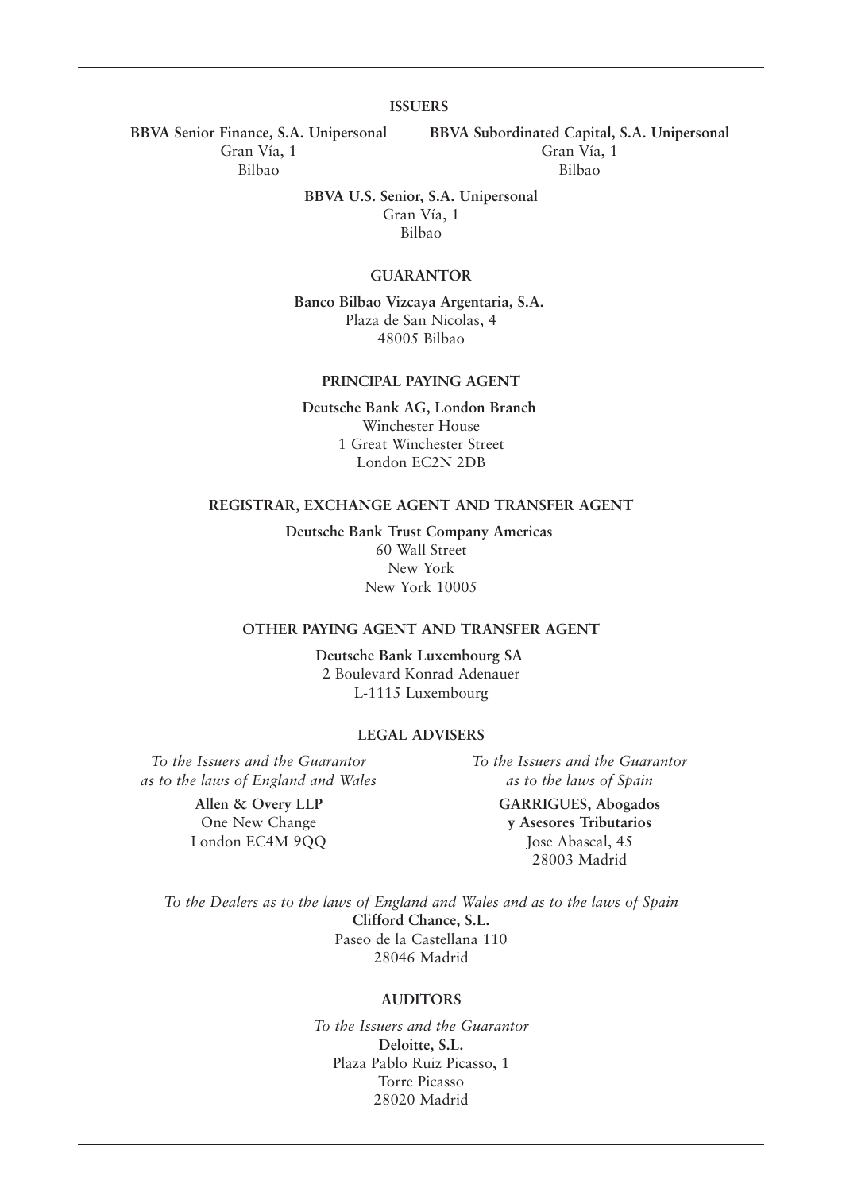## ISSUERS

**BBVA Senior Finance, S.A. Unipersonal**
Gran Vía, 1
Bilbao

**BBVA Subordinated Capital, S.A. Unipersonal**
Gran Vía, 1
Bilbao

**BBVA U.S. Senior, S.A. Unipersonal**
Gran Vía, 1
Bilbao

## GUARANTOR

**Banco Bilbao Vizcaya Argentaria, S.A.**
Plaza de San Nicolas, 4
48005 Bilbao

## PRINCIPAL PAYING AGENT

**Deutsche Bank AG, London Branch**
Winchester House
1 Great Winchester Street
London EC2N 2DB

## REGISTRAR, EXCHANGE AGENT AND TRANSFER AGENT

**Deutsche Bank Trust Company Americas**
60 Wall Street
New York
New York 10005

## OTHER PAYING AGENT AND TRANSFER AGENT

**Deutsche Bank Luxembourg SA**
2 Boulevard Konrad Adenauer
L-1115 Luxembourg

## LEGAL ADVISERS

*To the Issuers and the Guarantor as to the laws of England and Wales*

**Allen & Overy LLP**
One New Change
London EC4M 9QQ

*To the Issuers and the Guarantor as to the laws of Spain*

**GARRIGUES, Abogados y Asesores Tributarios**
Jose Abascal, 45
28003 Madrid

*To the Dealers as to the laws of England and Wales and as to the laws of Spain*

**Clifford Chance, S.L.**
Paseo de la Castellana 110
28046 Madrid

## AUDITORS

*To the Issuers and the Guarantor*

**Deloitte, S.L.**
Plaza Pablo Ruiz Picasso, 1
Torre Picasso
28020 Madrid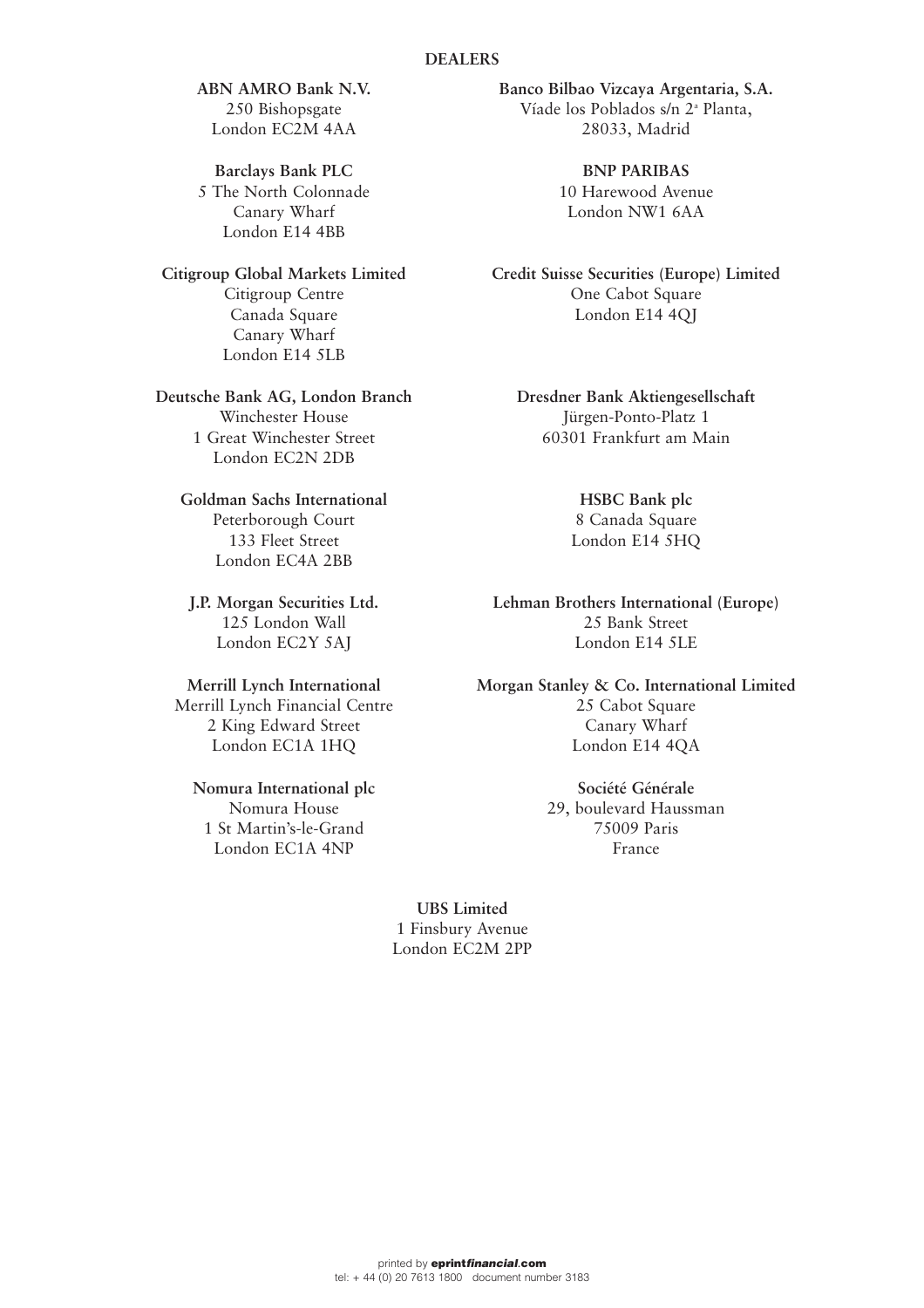## DEALERS

**ABN AMRO Bank N.V.**
250 Bishopsgate
London EC2M 4AA

**Banco Bilbao Vizcaya Argentaria, S.A.**
Víade los Poblados s/n 2ª Planta,
28033, Madrid

**Barclays Bank PLC**
5 The North Colonnade
Canary Wharf
London E14 4BB

**BNP PARIBAS**
10 Harewood Avenue
London NW1 6AA

**Citigroup Global Markets Limited**
Citigroup Centre
Canada Square
Canary Wharf
London E14 5LB

**Credit Suisse Securities (Europe) Limited**
One Cabot Square
London E14 4QJ

**Deutsche Bank AG, London Branch**
Winchester House
1 Great Winchester Street
London EC2N 2DB

**Dresdner Bank Aktiengesellschaft**
Jürgen-Ponto-Platz 1
60301 Frankfurt am Main

**Goldman Sachs International**
Peterborough Court
133 Fleet Street
London EC4A 2BB

**HSBC Bank plc**
8 Canada Square
London E14 5HQ

**J.P. Morgan Securities Ltd.**
125 London Wall
London EC2Y 5AJ

**Lehman Brothers International (Europe)**
25 Bank Street
London E14 5LE

**Merrill Lynch International**
Merrill Lynch Financial Centre
2 King Edward Street
London EC1A 1HQ

**Morgan Stanley & Co. International Limited**
25 Cabot Square
Canary Wharf
London E14 4QA

**Nomura International plc**
Nomura House
1 St Martin's-le-Grand
London EC1A 4NP

**Société Générale**
29, boulevard Haussman
75009 Paris
France

**UBS Limited**
1 Finsbury Avenue
London EC2M 2PP

printed by eprint*financial*.com
tel: + 44 (0) 20 7613 1800 document number 3183